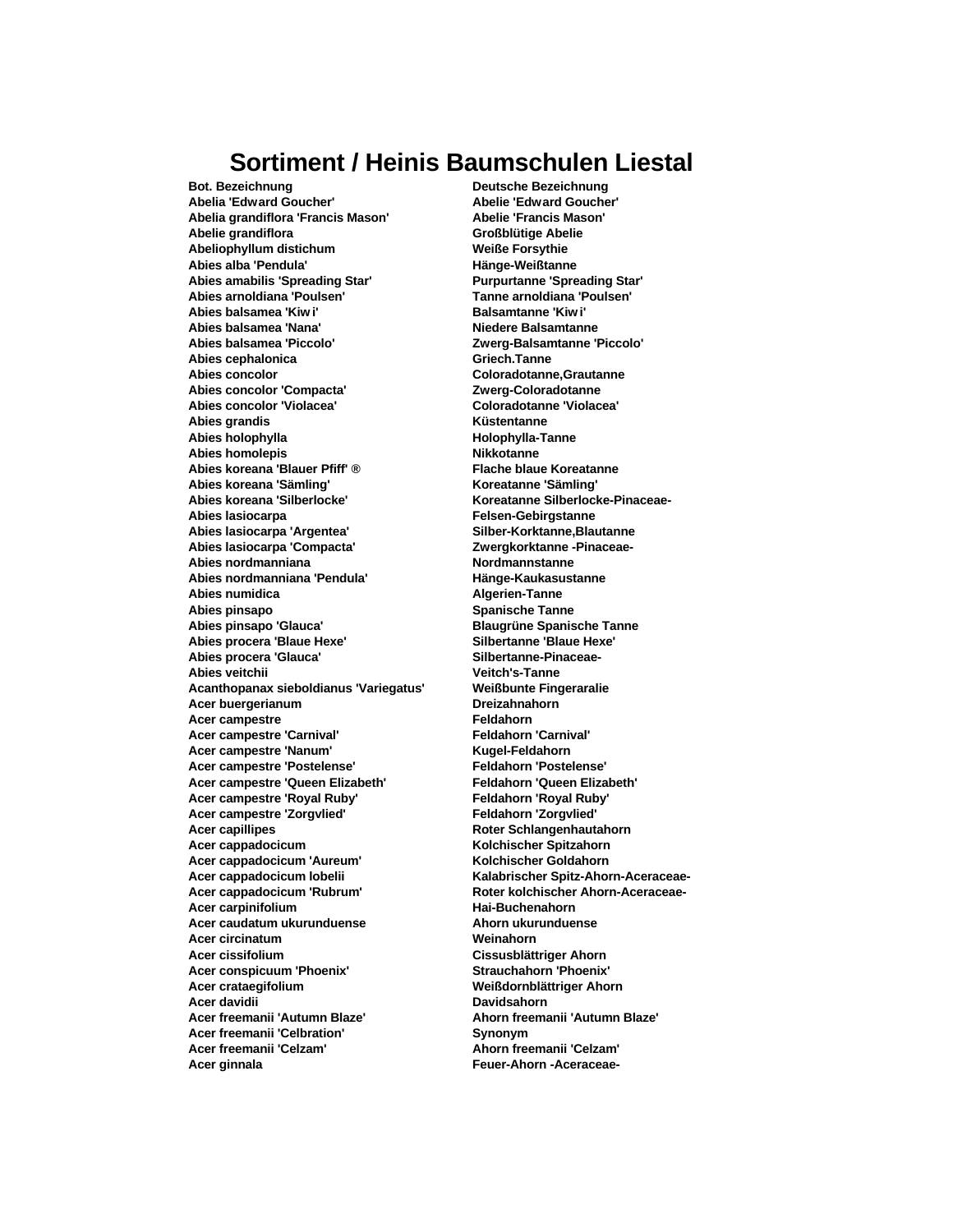# Sortiment / Heinis Baumschulen Liestal

| Bot. Bezeichnung | Deutsche Bezeichnung |
|---|---|
| Abelia 'Edward Goucher' | Abelie 'Edward Goucher' |
| Abelia grandiflora 'Francis Mason' | Abelie 'Francis Mason' |
| Abelie grandiflora | Großblütige Abelie |
| Abeliophyllum distichum | Weiße Forsythie |
| Abies alba 'Pendula' | Hänge-Weißtanne |
| Abies amabilis 'Spreading Star' | Purpurtanne 'Spreading Star' |
| Abies arnoldiana 'Poulsen' | Tanne arnoldiana 'Poulsen' |
| Abies balsamea 'Kiwi' | Balsamtanne 'Kiwi' |
| Abies balsamea 'Nana' | Niedere Balsamtanne |
| Abies balsamea 'Piccolo' | Zwerg-Balsamtanne 'Piccolo' |
| Abies cephalonica | Griech.Tanne |
| Abies concolor | Coloradotanne,Grautanne |
| Abies concolor 'Compacta' | Zwerg-Coloradotanne |
| Abies concolor 'Violacea' | Coloradotanne 'Violacea' |
| Abies grandis | Küstentanne |
| Abies holophylla | Holophylla-Tanne |
| Abies homolepis | Nikkotanne |
| Abies koreana 'Blauer Pfiff' ® | Flache blaue Koreatanne |
| Abies koreana 'Sämling' | Koreatanne 'Sämling' |
| Abies koreana 'Silberlocke' | Koreatanne Silberlocke-Pinaceae- |
| Abies lasiocarpa | Felsen-Gebirgstanne |
| Abies lasiocarpa 'Argentea' | Silber-Korktanne,Blautanne |
| Abies lasiocarpa 'Compacta' | Zwergkorktanne -Pinaceae- |
| Abies nordmanniana | Nordmannstanne |
| Abies nordmanniana 'Pendula' | Hänge-Kaukasustanne |
| Abies numidica | Algerien-Tanne |
| Abies pinsapo | Spanische Tanne |
| Abies pinsapo 'Glauca' | Blaugrüne Spanische Tanne |
| Abies procera 'Blaue Hexe' | Silbertanne 'Blaue Hexe' |
| Abies procera 'Glauca' | Silbertanne-Pinaceae- |
| Abies veitchii | Veitch's-Tanne |
| Acanthopanax sieboldianus 'Variegatus' | Weißbunte Fingeraralie |
| Acer buergerianum | Dreizahnahorn |
| Acer campestre | Feldahorn |
| Acer campestre 'Carnival' | Feldahorn 'Carnival' |
| Acer campestre 'Nanum' | Kugel-Feldahorn |
| Acer campestre 'Postelense' | Feldahorn 'Postelense' |
| Acer campestre 'Queen Elizabeth' | Feldahorn 'Queen Elizabeth' |
| Acer campestre 'Royal Ruby' | Feldahorn 'Royal Ruby' |
| Acer campestre 'Zorgvlied' | Feldahorn 'Zorgvlied' |
| Acer capillipes | Roter Schlangenhautahorn |
| Acer cappadocicum | Kolchischer Spitzahorn |
| Acer cappadocicum 'Aureum' | Kolchischer Goldahorn |
| Acer cappadocicum lobelii | Kalabrischer Spitz-Ahorn-Aceraceae- |
| Acer cappadocicum 'Rubrum' | Roter kolchischer Ahorn-Aceraceae- |
| Acer carpinifolium | Hai-Buchenahorn |
| Acer caudatum ukurunduense | Ahorn ukurunduense |
| Acer circinatum | Weinahorn |
| Acer cissifolium | Cissusblättriger Ahorn |
| Acer conspicuum 'Phoenix' | Strauchahorn 'Phoenix' |
| Acer crataegifolium | Weißdornblättriger Ahorn |
| Acer davidii | Davidsahorn |
| Acer freemanii 'Autumn Blaze' | Ahorn freemanii 'Autumn Blaze' |
| Acer freemanii 'Celbration' | Synonym |
| Acer freemanii 'Celzam' | Ahorn freemanii 'Celzam' |
| Acer ginnala | Feuer-Ahorn -Aceraceae- |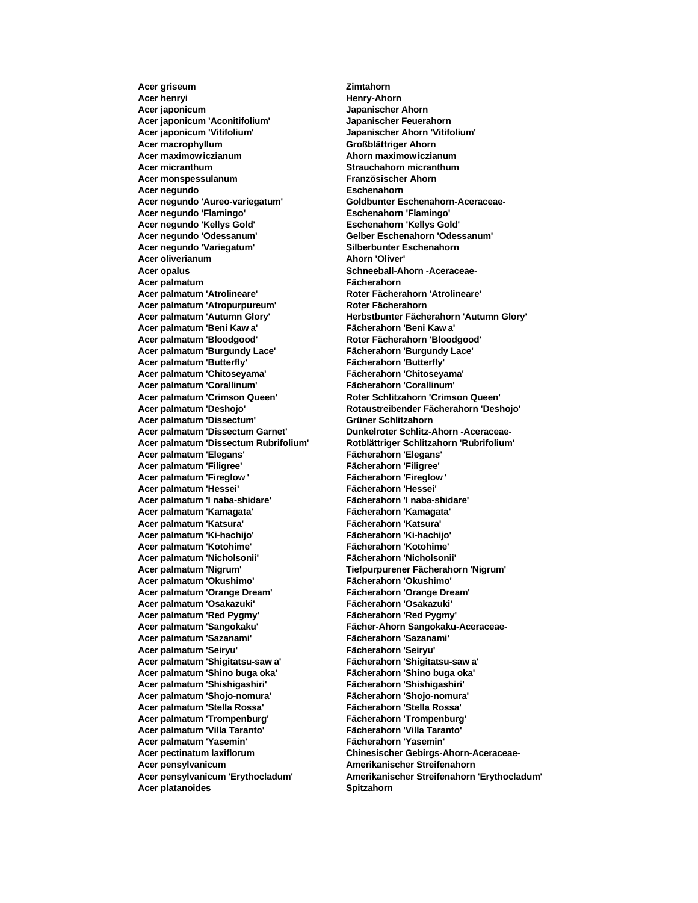| | |
|---|---|
| **Acer griseum** | **Zimtahorn** |
| **Acer henryi** | **Henry-Ahorn** |
| **Acer japonicum** | **Japanischer Ahorn** |
| **Acer japonicum 'Aconitifolium'** | **Japanischer Feuerahorn** |
| **Acer japonicum 'Vitifolium'** | **Japanischer Ahorn 'Vitifolium'** |
| **Acer macrophyllum** | **Großblättriger Ahorn** |
| **Acer maximowiczianum** | **Ahorn maximowiczianum** |
| **Acer micranthum** | **Strauchahorn micranthum** |
| **Acer monspessulanum** | **Französischer Ahorn** |
| **Acer negundo** | **Eschenahorn** |
| **Acer negundo 'Aureo-variegatum'** | **Goldbunter Eschenahorn-Aceraceae-** |
| **Acer negundo 'Flamingo'** | **Eschenahorn 'Flamingo'** |
| **Acer negundo 'Kellys Gold'** | **Eschenahorn 'Kellys Gold'** |
| **Acer negundo 'Odessanum'** | **Gelber Eschenahorn 'Odessanum'** |
| **Acer negundo 'Variegatum'** | **Silberbunter Eschenahorn** |
| **Acer oliverianum** | **Ahorn 'Oliver'** |
| **Acer opalus** | **Schneeball-Ahorn -Aceraceae-** |
| **Acer palmatum** | **Fächerahorn** |
| **Acer palmatum 'Atrolineare'** | **Roter Fächerahorn 'Atrolineare'** |
| **Acer palmatum 'Atropurpureum'** | **Roter Fächerahorn** |
| **Acer palmatum 'Autumn Glory'** | **Herbstbunter Fächerahorn 'Autumn Glory'** |
| **Acer palmatum 'Beni Kawa'** | **Fächerahorn 'Beni Kawa'** |
| **Acer palmatum 'Bloodgood'** | **Roter Fächerahorn 'Bloodgood'** |
| **Acer palmatum 'Burgundy Lace'** | **Fächerahorn 'Burgundy Lace'** |
| **Acer palmatum 'Butterfly'** | **Fächerahorn 'Butterfly'** |
| **Acer palmatum 'Chitoseyama'** | **Fächerahorn 'Chitoseyama'** |
| **Acer palmatum 'Corallinum'** | **Fächerahorn 'Corallinum'** |
| **Acer palmatum 'Crimson Queen'** | **Roter Schlitzahorn 'Crimson Queen'** |
| **Acer palmatum 'Deshojo'** | **Rotaustreibender Fächerahorn 'Deshojo'** |
| **Acer palmatum 'Dissectum'** | **Grüner Schlitzahorn** |
| **Acer palmatum 'Dissectum Garnet'** | **Dunkelroter Schlitz-Ahorn -Aceraceae-** |
| **Acer palmatum 'Dissectum Rubrifolium'** | **Rotblättriger Schlitzahorn 'Rubrifolium'** |
| **Acer palmatum 'Elegans'** | **Fächerahorn 'Elegans'** |
| **Acer palmatum 'Filigree'** | **Fächerahorn 'Filigree'** |
| **Acer palmatum 'Fireglow'** | **Fächerahorn 'Fireglow'** |
| **Acer palmatum 'Hessei'** | **Fächerahorn 'Hessei'** |
| **Acer palmatum 'I naba-shidare'** | **Fächerahorn 'I naba-shidare'** |
| **Acer palmatum 'Kamagata'** | **Fächerahorn 'Kamagata'** |
| **Acer palmatum 'Katsura'** | **Fächerahorn 'Katsura'** |
| **Acer palmatum 'Ki-hachijo'** | **Fächerahorn 'Ki-hachijo'** |
| **Acer palmatum 'Kotohime'** | **Fächerahorn 'Kotohime'** |
| **Acer palmatum 'Nicholsonii'** | **Fächerahorn 'Nicholsonii'** |
| **Acer palmatum 'Nigrum'** | **Tiefpurpurener Fächerahorn 'Nigrum'** |
| **Acer palmatum 'Okushimo'** | **Fächerahorn 'Okushimo'** |
| **Acer palmatum 'Orange Dream'** | **Fächerahorn 'Orange Dream'** |
| **Acer palmatum 'Osakazuki'** | **Fächerahorn 'Osakazuki'** |
| **Acer palmatum 'Red Pygmy'** | **Fächerahorn 'Red Pygmy'** |
| **Acer palmatum 'Sangokaku'** | **Fächer-Ahorn Sangokaku-Aceraceae-** |
| **Acer palmatum 'Sazanami'** | **Fächerahorn 'Sazanami'** |
| **Acer palmatum 'Seiryu'** | **Fächerahorn 'Seiryu'** |
| **Acer palmatum 'Shigitatsu-sawa'** | **Fächerahorn 'Shigitatsu-sawa'** |
| **Acer palmatum 'Shino buga oka'** | **Fächerahorn 'Shino buga oka'** |
| **Acer palmatum 'Shishigashiri'** | **Fächerahorn 'Shishigashiri'** |
| **Acer palmatum 'Shojo-nomura'** | **Fächerahorn 'Shojo-nomura'** |
| **Acer palmatum 'Stella Rossa'** | **Fächerahorn 'Stella Rossa'** |
| **Acer palmatum 'Trompenburg'** | **Fächerahorn 'Trompenburg'** |
| **Acer palmatum 'Villa Taranto'** | **Fächerahorn 'Villa Taranto'** |
| **Acer palmatum 'Yasemin'** | **Fächerahorn 'Yasemin'** |
| **Acer pectinatum laxiflorum** | **Chinesischer Gebirgs-Ahorn-Aceraceae-** |
| **Acer pensylvanicum** | **Amerikanischer Streifenahorn** |
| **Acer pensylvanicum 'Erythocladum'** | **Amerikanischer Streifenahorn 'Erythocladum'** |
| **Acer platanoides** | **Spitzahorn** |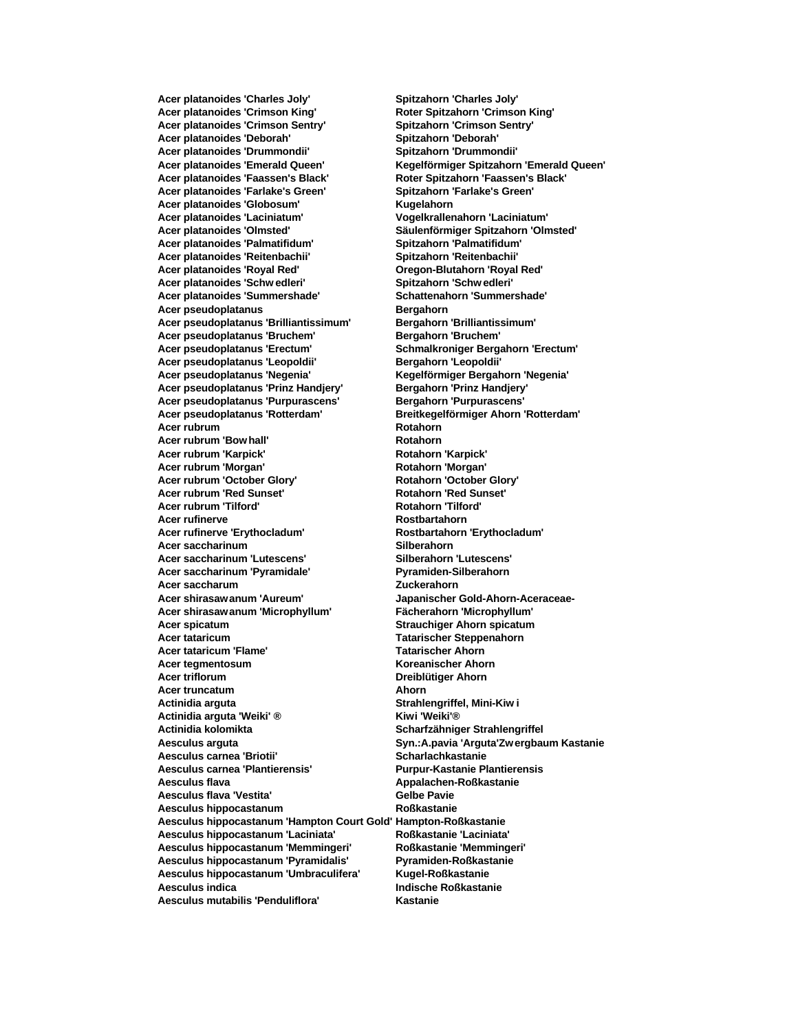| | |
|---|---|
| **Acer platanoides 'Charles Joly'** | **Spitzahorn 'Charles Joly'** |
| **Acer platanoides 'Crimson King'** | **Roter Spitzahorn 'Crimson King'** |
| **Acer platanoides 'Crimson Sentry'** | **Spitzahorn 'Crimson Sentry'** |
| **Acer platanoides 'Deborah'** | **Spitzahorn 'Deborah'** |
| **Acer platanoides 'Drummondii'** | **Spitzahorn 'Drummondii'** |
| **Acer platanoides 'Emerald Queen'** | **Kegelförmiger Spitzahorn 'Emerald Queen'** |
| **Acer platanoides 'Faassen's Black'** | **Roter Spitzahorn 'Faassen's Black'** |
| **Acer platanoides 'Farlake's Green'** | **Spitzahorn 'Farlake's Green'** |
| **Acer platanoides 'Globosum'** | **Kugelahorn** |
| **Acer platanoides 'Laciniatum'** | **Vogelkrallenahorn 'Laciniatum'** |
| **Acer platanoides 'Olmsted'** | **Säulenförmiger Spitzahorn 'Olmsted'** |
| **Acer platanoides 'Palmatifidum'** | **Spitzahorn 'Palmatifidum'** |
| **Acer platanoides 'Reitenbachii'** | **Spitzahorn 'Reitenbachii'** |
| **Acer platanoides 'Royal Red'** | **Oregon-Blutahorn 'Royal Red'** |
| **Acer platanoides 'Schw edleri'** | **Spitzahorn 'Schw edleri'** |
| **Acer platanoides 'Summershade'** | **Schattenahorn 'Summershade'** |
| **Acer pseudoplatanus** | **Bergahorn** |
| **Acer pseudoplatanus 'Brilliantissimum'** | **Bergahorn 'Brilliantissimum'** |
| **Acer pseudoplatanus 'Bruchem'** | **Bergahorn 'Bruchem'** |
| **Acer pseudoplatanus 'Erectum'** | **Schmalkroniger Bergahorn 'Erectum'** |
| **Acer pseudoplatanus 'Leopoldii'** | **Bergahorn 'Leopoldii'** |
| **Acer pseudoplatanus 'Negenia'** | **Kegelförmiger Bergahorn 'Negenia'** |
| **Acer pseudoplatanus 'Prinz Handjery'** | **Bergahorn 'Prinz Handjery'** |
| **Acer pseudoplatanus 'Purpurascens'** | **Bergahorn 'Purpurascens'** |
| **Acer pseudoplatanus 'Rotterdam'** | **Breitkegelförmiger Ahorn 'Rotterdam'** |
| **Acer rubrum** | **Rotahorn** |
| **Acer rubrum 'Bow hall'** | **Rotahorn** |
| **Acer rubrum 'Karpick'** | **Rotahorn 'Karpick'** |
| **Acer rubrum 'Morgan'** | **Rotahorn 'Morgan'** |
| **Acer rubrum 'October Glory'** | **Rotahorn 'October Glory'** |
| **Acer rubrum 'Red Sunset'** | **Rotahorn 'Red Sunset'** |
| **Acer rubrum 'Tilford'** | **Rotahorn 'Tilford'** |
| **Acer rufinerve** | **Rostbartahorn** |
| **Acer rufinerve 'Erythocladum'** | **Rostbartahorn 'Erythocladum'** |
| **Acer saccharinum** | **Silberahorn** |
| **Acer saccharinum 'Lutescens'** | **Silberahorn 'Lutescens'** |
| **Acer saccharinum 'Pyramidale'** | **Pyramiden-Silberahorn** |
| **Acer saccharum** | **Zuckerahorn** |
| **Acer shirasaw anum 'Aureum'** | **Japanischer Gold-Ahorn-Aceraceae-** |
| **Acer shirasaw anum 'Microphyllum'** | **Fächerahorn 'Microphyllum'** |
| **Acer spicatum** | **Strauchiger Ahorn spicatum** |
| **Acer tataricum** | **Tatarischer Steppenahorn** |
| **Acer tataricum 'Flame'** | **Tatarischer Ahorn** |
| **Acer tegmentosum** | **Koreanischer Ahorn** |
| **Acer triflorum** | **Dreiblütiger Ahorn** |
| **Acer truncatum** | **Ahorn** |
| **Actinidia arguta** | **Strahlengriffel, Mini-Kiw i** |
| **Actinidia arguta 'Weiki' ®** | **Kiwi 'Weiki'®** |
| **Actinidia kolomikta** | **Scharfzähniger Strahlengriffel** |
| **Aesculus arguta** | **Syn.:A.pavia 'Arguta'Zw ergbaum Kastanie** |
| **Aesculus carnea 'Briotii'** | **Scharlachkastanie** |
| **Aesculus carnea 'Plantierensis'** | **Purpur-Kastanie Plantierensis** |
| **Aesculus flava** | **Appalachen-Roßkastanie** |
| **Aesculus flava 'Vestita'** | **Gelbe Pavie** |
| **Aesculus hippocastanum** | **Roßkastanie** |
| **Aesculus hippocastanum 'Hampton Court Gold'** | **Hampton-Roßkastanie** |
| **Aesculus hippocastanum 'Laciniata'** | **Roßkastanie 'Laciniata'** |
| **Aesculus hippocastanum 'Memmingeri'** | **Roßkastanie 'Memmingeri'** |
| **Aesculus hippocastanum 'Pyramidalis'** | **Pyramiden-Roßkastanie** |
| **Aesculus hippocastanum 'Umbraculifera'** | **Kugel-Roßkastanie** |
| **Aesculus indica** | **Indische Roßkastanie** |
| **Aesculus mutabilis 'Penduliflora'** | **Kastanie** |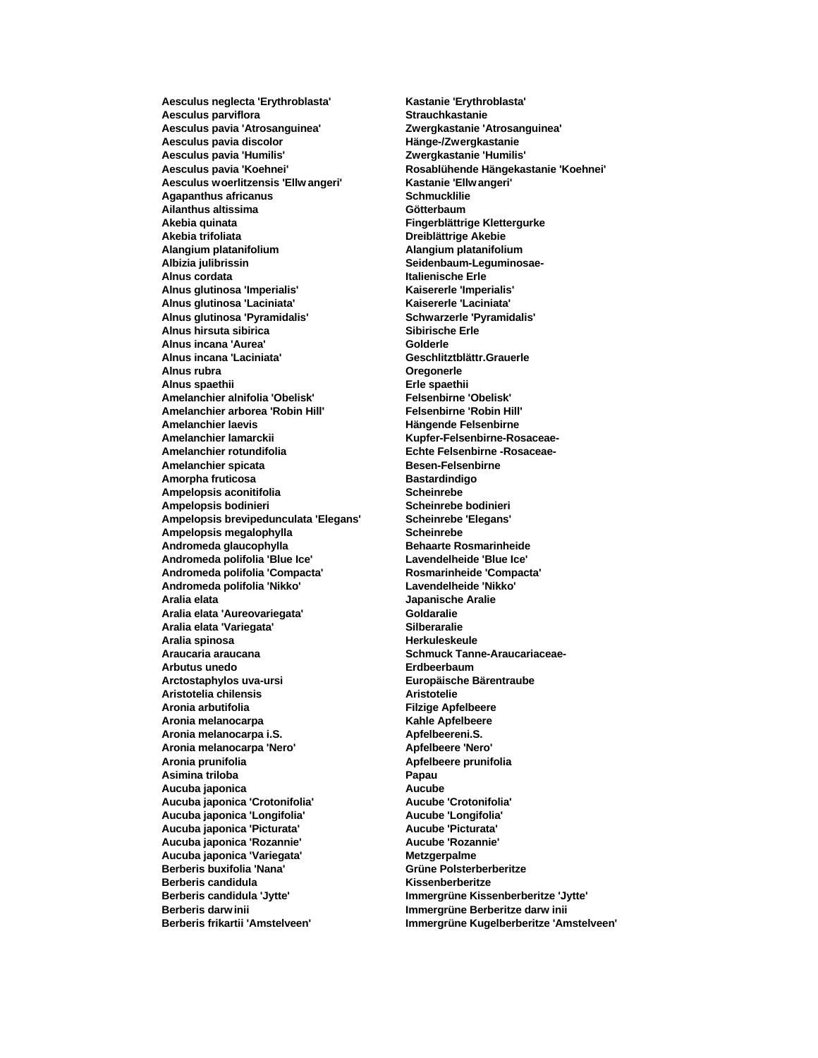| | |
|---|---|
| **Aesculus neglecta 'Erythroblasta'** | **Kastanie 'Erythroblasta'** |
| **Aesculus parviflora** | **Strauchkastanie** |
| **Aesculus pavia 'Atrosanguinea'** | **Zwergkastanie 'Atrosanguinea'** |
| **Aesculus pavia discolor** | **Hänge-/Zwergkastanie** |
| **Aesculus pavia 'Humilis'** | **Zwergkastanie 'Humilis'** |
| **Aesculus pavia 'Koehnei'** | **Rosablühende Hängekastanie 'Koehnei'** |
| **Aesculus woerlitzensis 'Ellwangeri'** | **Kastanie 'Ellwangeri'** |
| **Agapanthus africanus** | **Schmucklilie** |
| **Ailanthus altissima** | **Götterbaum** |
| **Akebia quinata** | **Fingerblättrige Klettergurke** |
| **Akebia trifoliata** | **Dreiblättrige Akebie** |
| **Alangium platanifolium** | **Alangium platanifolium** |
| **Albizia julibrissin** | **Seidenbaum-Leguminosae-** |
| **Alnus cordata** | **Italienische Erle** |
| **Alnus glutinosa 'Imperialis'** | **Kaisererle 'Imperialis'** |
| **Alnus glutinosa 'Laciniata'** | **Kaisererle 'Laciniata'** |
| **Alnus glutinosa 'Pyramidalis'** | **Schwarzerle 'Pyramidalis'** |
| **Alnus hirsuta sibirica** | **Sibirische Erle** |
| **Alnus incana 'Aurea'** | **Golderle** |
| **Alnus incana 'Laciniata'** | **Geschlitztblättr.Grauerle** |
| **Alnus rubra** | **Oregonerle** |
| **Alnus spaethii** | **Erle spaethii** |
| **Amelanchier alnifolia 'Obelisk'** | **Felsenbirne 'Obelisk'** |
| **Amelanchier arborea 'Robin Hill'** | **Felsenbirne 'Robin Hill'** |
| **Amelanchier laevis** | **Hängende Felsenbirne** |
| **Amelanchier lamarckii** | **Kupfer-Felsenbirne-Rosaceae-** |
| **Amelanchier rotundifolia** | **Echte Felsenbirne -Rosaceae-** |
| **Amelanchier spicata** | **Besen-Felsenbirne** |
| **Amorpha fruticosa** | **Bastardindigo** |
| **Ampelopsis aconitifolia** | **Scheinrebe** |
| **Ampelopsis bodinieri** | **Scheinrebe bodinieri** |
| **Ampelopsis brevipedunculata 'Elegans'** | **Scheinrebe 'Elegans'** |
| **Ampelopsis megalophylla** | **Scheinrebe** |
| **Andromeda glaucophylla** | **Behaarte Rosmarinheide** |
| **Andromeda polifolia 'Blue Ice'** | **Lavendelheide 'Blue Ice'** |
| **Andromeda polifolia 'Compacta'** | **Rosmarinheide 'Compacta'** |
| **Andromeda polifolia 'Nikko'** | **Lavendelheide 'Nikko'** |
| **Aralia elata** | **Japanische Aralie** |
| **Aralia elata 'Aureovariegata'** | **Goldaralie** |
| **Aralia elata 'Variegata'** | **Silberaralie** |
| **Aralia spinosa** | **Herkuleskeule** |
| **Araucaria araucana** | **Schmuck Tanne-Araucariaceae-** |
| **Arbutus unedo** | **Erdbeerbaum** |
| **Arctostaphylos uva-ursi** | **Europäische Bärentraube** |
| **Aristotelia chilensis** | **Aristotelie** |
| **Aronia arbutifolia** | **Filzige Apfelbeere** |
| **Aronia melanocarpa** | **Kahle Apfelbeere** |
| **Aronia melanocarpa i.S.** | **Apfelbeereni.S.** |
| **Aronia melanocarpa 'Nero'** | **Apfelbeere 'Nero'** |
| **Aronia prunifolia** | **Apfelbeere prunifolia** |
| **Asimina triloba** | **Papau** |
| **Aucuba japonica** | **Aucube** |
| **Aucuba japonica 'Crotonifolia'** | **Aucube 'Crotonifolia'** |
| **Aucuba japonica 'Longifolia'** | **Aucube 'Longifolia'** |
| **Aucuba japonica 'Picturata'** | **Aucube 'Picturata'** |
| **Aucuba japonica 'Rozannie'** | **Aucube 'Rozannie'** |
| **Aucuba japonica 'Variegata'** | **Metzgerpalme** |
| **Berberis buxifolia 'Nana'** | **Grüne Polsterberberitze** |
| **Berberis candidula** | **Kissenberberitze** |
| **Berberis candidula 'Jytte'** | **Immergrüne Kissenberberitze 'Jytte'** |
| **Berberis darwinii** | **Immergrüne Berberitze darwinii** |
| **Berberis frikartii 'Amstelveen'** | **Immergrüne Kugelberberitze 'Amstelveen'** |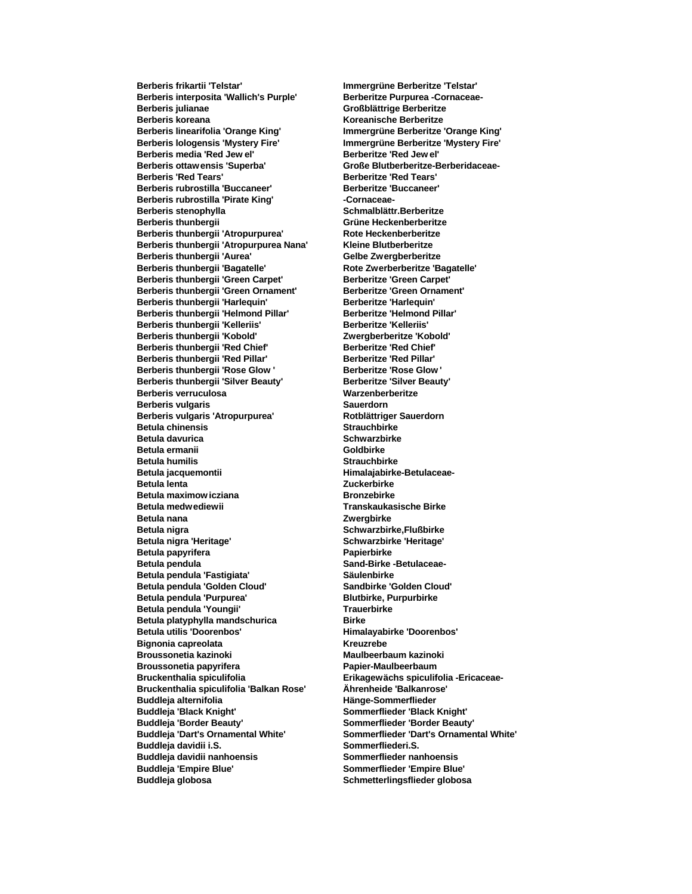| | |
|---|---|
| **Berberis frikartii 'Telstar'** | **Immergrüne Berberitze 'Telstar'** |
| **Berberis interposita 'Wallich's Purple'** | **Berberitze Purpurea -Cornaceae-** |
| **Berberis julianae** | **Großblättrige Berberitze** |
| **Berberis koreana** | **Koreanische Berberitze** |
| **Berberis linearifolia 'Orange King'** | **Immergrüne Berberitze 'Orange King'** |
| **Berberis lologensis 'Mystery Fire'** | **Immergrüne Berberitze 'Mystery Fire'** |
| **Berberis media 'Red Jewel'** | **Berberitze 'Red Jewel'** |
| **Berberis ottawensis 'Superba'** | **Große Blutberberitze-Berberidaceae-** |
| **Berberis 'Red Tears'** | **Berberitze 'Red Tears'** |
| **Berberis rubrostilla 'Buccaneer'** | **Berberitze 'Buccaneer'** |
| **Berberis rubrostilla 'Pirate King'** | **-Cornaceae-** |
| **Berberis stenophylla** | **Schmalblättr.Berberitze** |
| **Berberis thunbergii** | **Grüne Heckenberberitze** |
| **Berberis thunbergii 'Atropurpurea'** | **Rote Heckenberberitze** |
| **Berberis thunbergii 'Atropurpurea Nana'** | **Kleine Blutberberitze** |
| **Berberis thunbergii 'Aurea'** | **Gelbe Zwergberberitze** |
| **Berberis thunbergii 'Bagatelle'** | **Rote Zwerberberitze 'Bagatelle'** |
| **Berberis thunbergii 'Green Carpet'** | **Berberitze 'Green Carpet'** |
| **Berberis thunbergii 'Green Ornament'** | **Berberitze 'Green Ornament'** |
| **Berberis thunbergii 'Harlequin'** | **Berberitze 'Harlequin'** |
| **Berberis thunbergii 'Helmond Pillar'** | **Berberitze 'Helmond Pillar'** |
| **Berberis thunbergii 'Kelleriis'** | **Berberitze 'Kelleriis'** |
| **Berberis thunbergii 'Kobold'** | **Zwergberberitze 'Kobold'** |
| **Berberis thunbergii 'Red Chief'** | **Berberitze 'Red Chief'** |
| **Berberis thunbergii 'Red Pillar'** | **Berberitze 'Red Pillar'** |
| **Berberis thunbergii 'Rose Glow '** | **Berberitze 'Rose Glow '** |
| **Berberis thunbergii 'Silver Beauty'** | **Berberitze 'Silver Beauty'** |
| **Berberis verruculosa** | **Warzenberberitze** |
| **Berberis vulgaris** | **Sauerdorn** |
| **Berberis vulgaris 'Atropurpurea'** | **Rotblättriger Sauerdorn** |
| **Betula chinensis** | **Strauchbirke** |
| **Betula davurica** | **Schwarzbirke** |
| **Betula ermanii** | **Goldbirke** |
| **Betula humilis** | **Strauchbirke** |
| **Betula jacquemontii** | **Himalajabirke-Betulaceae-** |
| **Betula lenta** | **Zuckerbirke** |
| **Betula maximowicziana** | **Bronzebirke** |
| **Betula medwediewii** | **Transkaukasische Birke** |
| **Betula nana** | **Zwergbirke** |
| **Betula nigra** | **Schwarzbirke,Flußbirke** |
| **Betula nigra 'Heritage'** | **Schwarzbirke 'Heritage'** |
| **Betula papyrifera** | **Papierbirke** |
| **Betula pendula** | **Sand-Birke -Betulaceae-** |
| **Betula pendula 'Fastigiata'** | **Säulenbirke** |
| **Betula pendula 'Golden Cloud'** | **Sandbirke 'Golden Cloud'** |
| **Betula pendula 'Purpurea'** | **Blutbirke, Purpurbirke** |
| **Betula pendula 'Youngii'** | **Trauerbirke** |
| **Betula platyphylla mandschurica** | **Birke** |
| **Betula utilis 'Doorenbos'** | **Himalayabirke 'Doorenbos'** |
| **Bignonia capreolata** | **Kreuzrebe** |
| **Broussonetia kazinoki** | **Maulbeerbaum kazinoki** |
| **Broussonetia papyrifera** | **Papier-Maulbeerbaum** |
| **Bruckenthalia spiculifolia** | **Erikagewächs spiculifolia -Ericaceae-** |
| **Bruckenthalia spiculifolia 'Balkan Rose'** | **Ährenheide 'Balkanrose'** |
| **Buddleja alternifolia** | **Hänge-Sommerflieder** |
| **Buddleja 'Black Knight'** | **Sommerflieder 'Black Knight'** |
| **Buddleja 'Border Beauty'** | **Sommerflieder 'Border Beauty'** |
| **Buddleja 'Dart's Ornamental White'** | **Sommerflieder 'Dart's Ornamental White'** |
| **Buddleja davidii i.S.** | **Sommerfliederi.S.** |
| **Buddleja davidii nanhoensis** | **Sommerflieder nanhoensis** |
| **Buddleja 'Empire Blue'** | **Sommerflieder 'Empire Blue'** |
| **Buddleja globosa** | **Schmetterlingsflieder globosa** |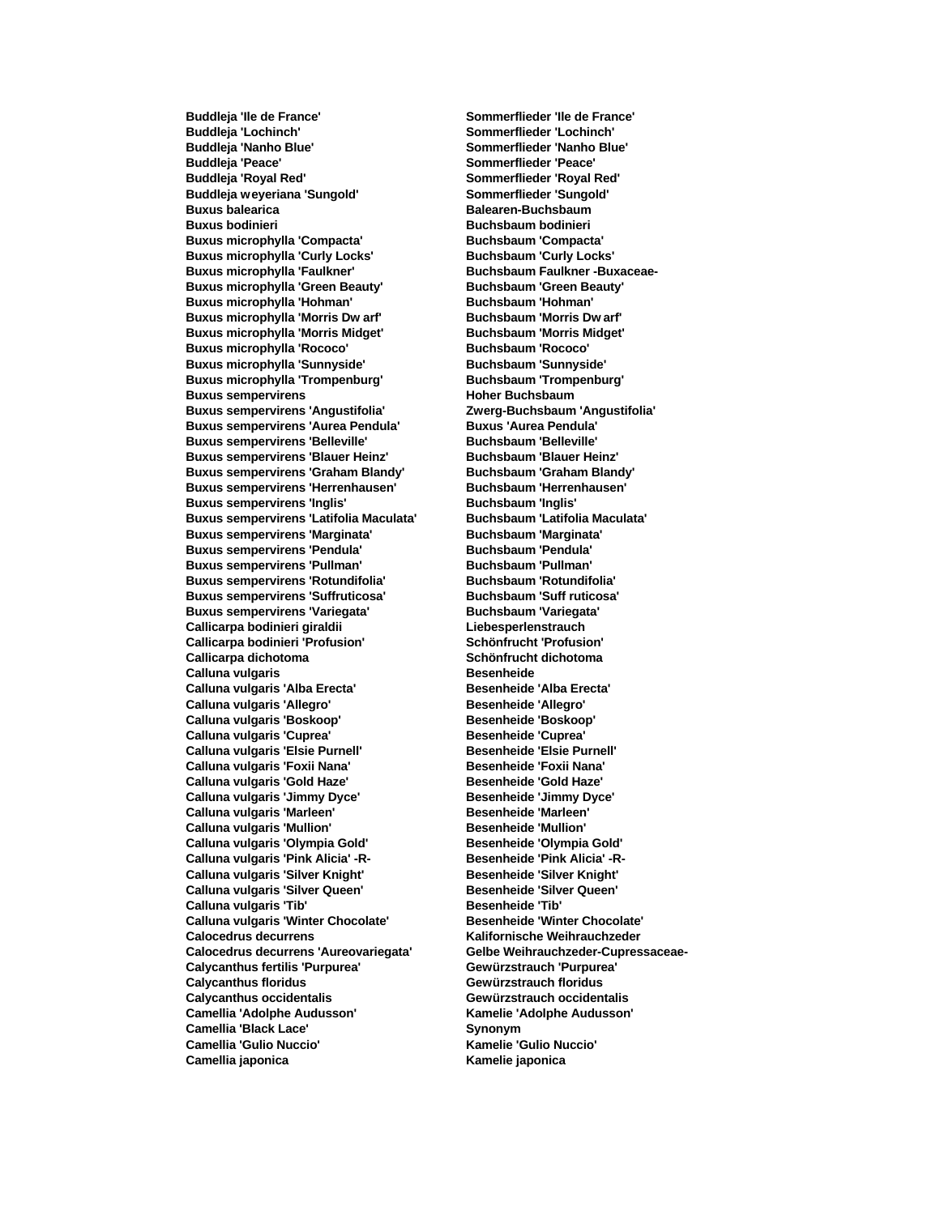| | |
|---|---|
| **Buddleja 'Ile de France'** | **Sommerflieder 'Ile de France'** |
| **Buddleja 'Lochinch'** | **Sommerflieder 'Lochinch'** |
| **Buddleja 'Nanho Blue'** | **Sommerflieder 'Nanho Blue'** |
| **Buddleja 'Peace'** | **Sommerflieder 'Peace'** |
| **Buddleja 'Royal Red'** | **Sommerflieder 'Royal Red'** |
| **Buddleja weyeriana 'Sungold'** | **Sommerflieder 'Sungold'** |
| **Buxus balearica** | **Balearen-Buchsbaum** |
| **Buxus bodinieri** | **Buchsbaum bodinieri** |
| **Buxus microphylla 'Compacta'** | **Buchsbaum 'Compacta'** |
| **Buxus microphylla 'Curly Locks'** | **Buchsbaum 'Curly Locks'** |
| **Buxus microphylla 'Faulkner'** | **Buchsbaum Faulkner -Buxaceae-** |
| **Buxus microphylla 'Green Beauty'** | **Buchsbaum 'Green Beauty'** |
| **Buxus microphylla 'Hohman'** | **Buchsbaum 'Hohman'** |
| **Buxus microphylla 'Morris Dw arf'** | **Buchsbaum 'Morris Dw arf'** |
| **Buxus microphylla 'Morris Midget'** | **Buchsbaum 'Morris Midget'** |
| **Buxus microphylla 'Rococo'** | **Buchsbaum 'Rococo'** |
| **Buxus microphylla 'Sunnyside'** | **Buchsbaum 'Sunnyside'** |
| **Buxus microphylla 'Trompenburg'** | **Buchsbaum 'Trompenburg'** |
| **Buxus sempervirens** | **Hoher Buchsbaum** |
| **Buxus sempervirens 'Angustifolia'** | **Zwerg-Buchsbaum 'Angustifolia'** |
| **Buxus sempervirens 'Aurea Pendula'** | **Buxus 'Aurea Pendula'** |
| **Buxus sempervirens 'Belleville'** | **Buchsbaum 'Belleville'** |
| **Buxus sempervirens 'Blauer Heinz'** | **Buchsbaum 'Blauer Heinz'** |
| **Buxus sempervirens 'Graham Blandy'** | **Buchsbaum 'Graham Blandy'** |
| **Buxus sempervirens 'Herrenhausen'** | **Buchsbaum 'Herrenhausen'** |
| **Buxus sempervirens 'Inglis'** | **Buchsbaum 'Inglis'** |
| **Buxus sempervirens 'Latifolia Maculata'** | **Buchsbaum 'Latifolia Maculata'** |
| **Buxus sempervirens 'Marginata'** | **Buchsbaum 'Marginata'** |
| **Buxus sempervirens 'Pendula'** | **Buchsbaum 'Pendula'** |
| **Buxus sempervirens 'Pullman'** | **Buchsbaum 'Pullman'** |
| **Buxus sempervirens 'Rotundifolia'** | **Buchsbaum 'Rotundifolia'** |
| **Buxus sempervirens 'Suffruticosa'** | **Buchsbaum 'Suff ruticosa'** |
| **Buxus sempervirens 'Variegata'** | **Buchsbaum 'Variegata'** |
| **Callicarpa bodinieri giraldii** | **Liebesperlenstrauch** |
| **Callicarpa bodinieri 'Profusion'** | **Schönfrucht 'Profusion'** |
| **Callicarpa dichotoma** | **Schönfrucht dichotoma** |
| **Calluna vulgaris** | **Besenheide** |
| **Calluna vulgaris 'Alba Erecta'** | **Besenheide 'Alba Erecta'** |
| **Calluna vulgaris 'Allegro'** | **Besenheide 'Allegro'** |
| **Calluna vulgaris 'Boskoop'** | **Besenheide 'Boskoop'** |
| **Calluna vulgaris 'Cuprea'** | **Besenheide 'Cuprea'** |
| **Calluna vulgaris 'Elsie Purnell'** | **Besenheide 'Elsie Purnell'** |
| **Calluna vulgaris 'Foxii Nana'** | **Besenheide 'Foxii Nana'** |
| **Calluna vulgaris 'Gold Haze'** | **Besenheide 'Gold Haze'** |
| **Calluna vulgaris 'Jimmy Dyce'** | **Besenheide 'Jimmy Dyce'** |
| **Calluna vulgaris 'Marleen'** | **Besenheide 'Marleen'** |
| **Calluna vulgaris 'Mullion'** | **Besenheide 'Mullion'** |
| **Calluna vulgaris 'Olympia Gold'** | **Besenheide 'Olympia Gold'** |
| **Calluna vulgaris 'Pink Alicia' -R-** | **Besenheide 'Pink Alicia' -R-** |
| **Calluna vulgaris 'Silver Knight'** | **Besenheide 'Silver Knight'** |
| **Calluna vulgaris 'Silver Queen'** | **Besenheide 'Silver Queen'** |
| **Calluna vulgaris 'Tib'** | **Besenheide 'Tib'** |
| **Calluna vulgaris 'Winter Chocolate'** | **Besenheide 'Winter Chocolate'** |
| **Calocedrus decurrens** | **Kalifornische Weihrauchzeder** |
| **Calocedrus decurrens 'Aureovariegata'** | **Gelbe Weihrauchzeder-Cupressaceae-** |
| **Calycanthus fertilis 'Purpurea'** | **Gewürzstrauch 'Purpurea'** |
| **Calycanthus floridus** | **Gewürzstrauch floridus** |
| **Calycanthus occidentalis** | **Gewürzstrauch occidentalis** |
| **Camellia 'Adolphe Audusson'** | **Kamelie 'Adolphe Audusson'** |
| **Camellia 'Black Lace'** | **Synonym** |
| **Camellia 'Gulio Nuccio'** | **Kamelie 'Gulio Nuccio'** |
| **Camellia japonica** | **Kamelie japonica** |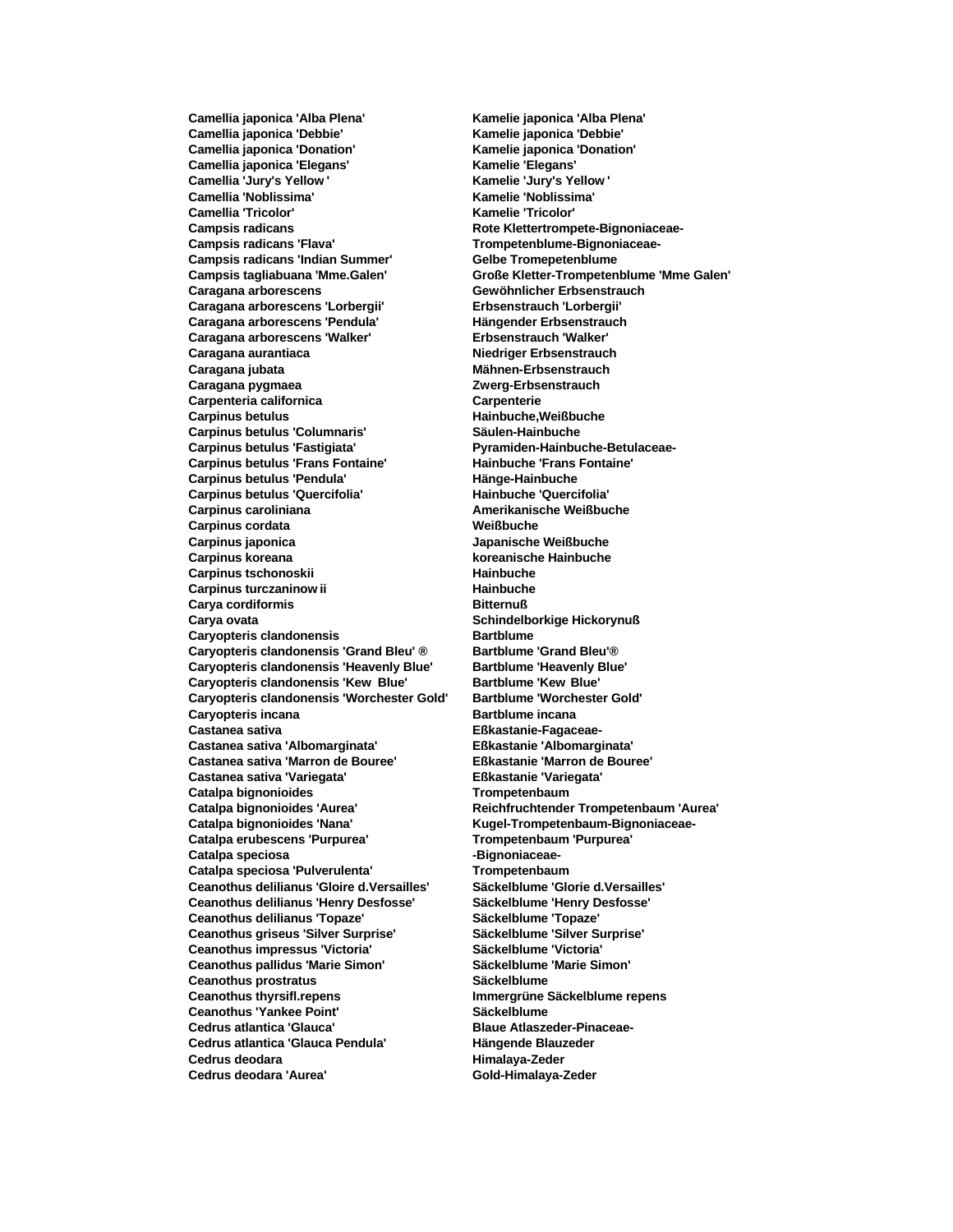| | |
|---|---|
| **Camellia japonica 'Alba Plena'** | **Kamelie japonica 'Alba Plena'** |
| **Camellia japonica 'Debbie'** | **Kamelie japonica 'Debbie'** |
| **Camellia japonica 'Donation'** | **Kamelie japonica 'Donation'** |
| **Camellia japonica 'Elegans'** | **Kamelie 'Elegans'** |
| **Camellia 'Jury's Yellow '** | **Kamelie 'Jury's Yellow '** |
| **Camellia 'Noblissima'** | **Kamelie 'Noblissima'** |
| **Camellia 'Tricolor'** | **Kamelie 'Tricolor'** |
| **Campsis radicans** | **Rote Klettertrompete-Bignoniaceae-** |
| **Campsis radicans 'Flava'** | **Trompetenblume-Bignoniaceae-** |
| **Campsis radicans 'Indian Summer'** | **Gelbe Tromepetenblume** |
| **Campsis tagliabuana 'Mme.Galen'** | **Große Kletter-Trompetenblume 'Mme Galen'** |
| **Caragana arborescens** | **Gewöhnlicher Erbsenstrauch** |
| **Caragana arborescens 'Lorbergii'** | **Erbsenstrauch 'Lorbergii'** |
| **Caragana arborescens 'Pendula'** | **Hängender Erbsenstrauch** |
| **Caragana arborescens 'Walker'** | **Erbsenstrauch 'Walker'** |
| **Caragana aurantiaca** | **Niedriger Erbsenstrauch** |
| **Caragana jubata** | **Mähnen-Erbsenstrauch** |
| **Caragana pygmaea** | **Zwerg-Erbsenstrauch** |
| **Carpenteria californica** | **Carpenterie** |
| **Carpinus betulus** | **Hainbuche,Weißbuche** |
| **Carpinus betulus 'Columnaris'** | **Säulen-Hainbuche** |
| **Carpinus betulus 'Fastigiata'** | **Pyramiden-Hainbuche-Betulaceae-** |
| **Carpinus betulus 'Frans Fontaine'** | **Hainbuche 'Frans Fontaine'** |
| **Carpinus betulus 'Pendula'** | **Hänge-Hainbuche** |
| **Carpinus betulus 'Quercifolia'** | **Hainbuche 'Quercifolia'** |
| **Carpinus caroliniana** | **Amerikanische Weißbuche** |
| **Carpinus cordata** | **Weißbuche** |
| **Carpinus japonica** | **Japanische Weißbuche** |
| **Carpinus koreana** | **koreanische Hainbuche** |
| **Carpinus tschonoskii** | **Hainbuche** |
| **Carpinus turczaninow ii** | **Hainbuche** |
| **Carya cordiformis** | **Bitternuß** |
| **Carya ovata** | **Schindelborkige Hickorynuß** |
| **Caryopteris clandonensis** | **Bartblume** |
| **Caryopteris clandonensis 'Grand Bleu' ®** | **Bartblume 'Grand Bleu'®** |
| **Caryopteris clandonensis 'Heavenly Blue'** | **Bartblume 'Heavenly Blue'** |
| **Caryopteris clandonensis 'Kew Blue'** | **Bartblume 'Kew Blue'** |
| **Caryopteris clandonensis 'Worchester Gold'** | **Bartblume 'Worchester Gold'** |
| **Caryopteris incana** | **Bartblume incana** |
| **Castanea sativa** | **Eßkastanie-Fagaceae-** |
| **Castanea sativa 'Albomarginata'** | **Eßkastanie 'Albomarginata'** |
| **Castanea sativa 'Marron de Bouree'** | **Eßkastanie 'Marron de Bouree'** |
| **Castanea sativa 'Variegata'** | **Eßkastanie 'Variegata'** |
| **Catalpa bignonioides** | **Trompetenbaum** |
| **Catalpa bignonioides 'Aurea'** | **Reichfruchtender Trompetenbaum 'Aurea'** |
| **Catalpa bignonioides 'Nana'** | **Kugel-Trompetenbaum-Bignoniaceae-** |
| **Catalpa erubescens 'Purpurea'** | **Trompetenbaum 'Purpurea'** |
| **Catalpa speciosa** | **-Bignoniaceae-** |
| **Catalpa speciosa 'Pulverulenta'** | **Trompetenbaum** |
| **Ceanothus delilianus 'Gloire d.Versailles'** | **Säckelblume 'Glorie d.Versailles'** |
| **Ceanothus delilianus 'Henry Desfosse'** | **Säckelblume 'Henry Desfosse'** |
| **Ceanothus delilianus 'Topaze'** | **Säckelblume 'Topaze'** |
| **Ceanothus griseus 'Silver Surprise'** | **Säckelblume 'Silver Surprise'** |
| **Ceanothus impressus 'Victoria'** | **Säckelblume 'Victoria'** |
| **Ceanothus pallidus 'Marie Simon'** | **Säckelblume 'Marie Simon'** |
| **Ceanothus prostratus** | **Säckelblume** |
| **Ceanothus thyrsifl.repens** | **Immergrüne Säckelblume repens** |
| **Ceanothus 'Yankee Point'** | **Säckelblume** |
| **Cedrus atlantica 'Glauca'** | **Blaue Atlaszeder-Pinaceae-** |
| **Cedrus atlantica 'Glauca Pendula'** | **Hängende Blauzeder** |
| **Cedrus deodara** | **Himalaya-Zeder** |
| **Cedrus deodara 'Aurea'** | **Gold-Himalaya-Zeder** |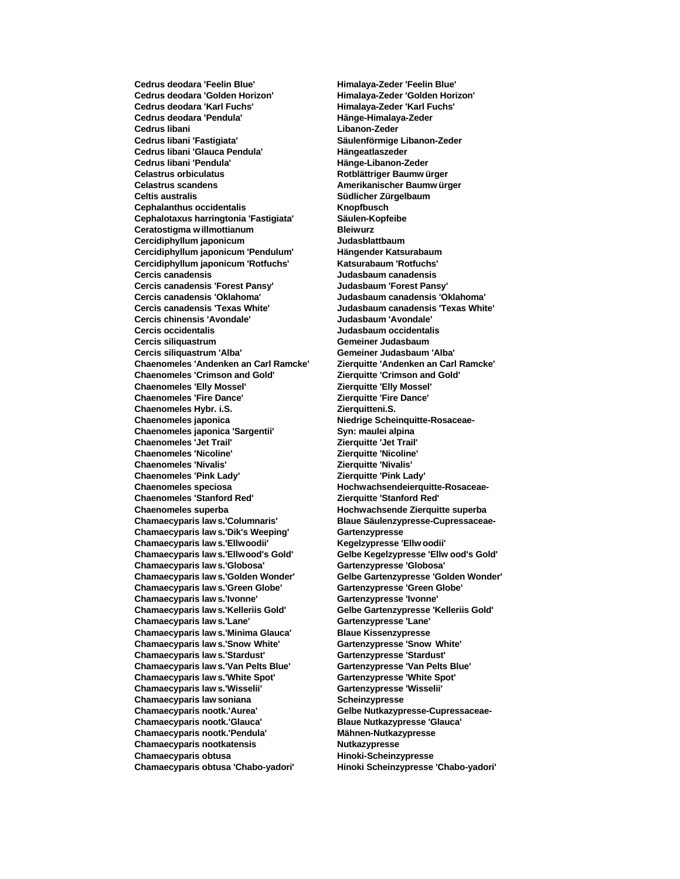| | |
|---|---|
| **Cedrus deodara 'Feelin Blue'** | **Himalaya-Zeder 'Feelin Blue'** |
| **Cedrus deodara 'Golden Horizon'** | **Himalaya-Zeder 'Golden Horizon'** |
| **Cedrus deodara 'Karl Fuchs'** | **Himalaya-Zeder 'Karl Fuchs'** |
| **Cedrus deodara 'Pendula'** | **Hänge-Himalaya-Zeder** |
| **Cedrus libani** | **Libanon-Zeder** |
| **Cedrus libani 'Fastigiata'** | **Säulenförmige Libanon-Zeder** |
| **Cedrus libani 'Glauca Pendula'** | **Hängeatlaszeder** |
| **Cedrus libani 'Pendula'** | **Hänge-Libanon-Zeder** |
| **Celastrus orbiculatus** | **Rotblättriger Baumw ürger** |
| **Celastrus scandens** | **Amerikanischer Baumw ürger** |
| **Celtis australis** | **Südlicher Zürgelbaum** |
| **Cephalanthus occidentalis** | **Knopfbusch** |
| **Cephalotaxus harringtonia 'Fastigiata'** | **Säulen-Kopfeibe** |
| **Ceratostigma w illmottianum** | **Bleiwurz** |
| **Cercidiphyllum japonicum** | **Judasblattbaum** |
| **Cercidiphyllum japonicum 'Pendulum'** | **Hängender Katsurabaum** |
| **Cercidiphyllum japonicum 'Rotfuchs'** | **Katsurabaum 'Rotfuchs'** |
| **Cercis canadensis** | **Judasbaum canadensis** |
| **Cercis canadensis 'Forest Pansy'** | **Judasbaum 'Forest Pansy'** |
| **Cercis canadensis 'Oklahoma'** | **Judasbaum canadensis 'Oklahoma'** |
| **Cercis canadensis 'Texas White'** | **Judasbaum canadensis 'Texas White'** |
| **Cercis chinensis 'Avondale'** | **Judasbaum 'Avondale'** |
| **Cercis occidentalis** | **Judasbaum occidentalis** |
| **Cercis siliquastrum** | **Gemeiner Judasbaum** |
| **Cercis siliquastrum 'Alba'** | **Gemeiner Judasbaum 'Alba'** |
| **Chaenomeles 'Andenken an Carl Ramcke'** | **Zierquitte 'Andenken an Carl Ramcke'** |
| **Chaenomeles 'Crimson and Gold'** | **Zierquitte 'Crimson and Gold'** |
| **Chaenomeles 'Elly Mossel'** | **Zierquitte 'Elly Mossel'** |
| **Chaenomeles 'Fire Dance'** | **Zierquitte 'Fire Dance'** |
| **Chaenomeles Hybr. i.S.** | **Zierquitteni.S.** |
| **Chaenomeles japonica** | **Niedrige Scheinquitte-Rosaceae-** |
| **Chaenomeles japonica 'Sargentii'** | **Syn: maulei alpina** |
| **Chaenomeles 'Jet Trail'** | **Zierquitte 'Jet Trail'** |
| **Chaenomeles 'Nicoline'** | **Zierquitte 'Nicoline'** |
| **Chaenomeles 'Nivalis'** | **Zierquitte 'Nivalis'** |
| **Chaenomeles 'Pink Lady'** | **Zierquitte 'Pink Lady'** |
| **Chaenomeles speciosa** | **Hochwachsendeierquitte-Rosaceae-** |
| **Chaenomeles 'Stanford Red'** | **Zierquitte 'Stanford Red'** |
| **Chaenomeles superba** | **Hochwachsende Zierquitte superba** |
| **Chamaecyparis law s.'Columnaris'** | **Blaue Säulenzypresse-Cupressaceae-** |
| **Chamaecyparis law s.'Dik's Weeping'** | **Gartenzypresse** |
| **Chamaecyparis law s.'Ellwoodii'** | **Kegelzypresse 'Ellw oodii'** |
| **Chamaecyparis law s.'Ellwood's Gold'** | **Gelbe Kegelzypresse 'Ellw ood's Gold'** |
| **Chamaecyparis law s.'Globosa'** | **Gartenzypresse 'Globosa'** |
| **Chamaecyparis law s.'Golden Wonder'** | **Gelbe Gartenzypresse 'Golden Wonder'** |
| **Chamaecyparis law s.'Green Globe'** | **Gartenzypresse 'Green Globe'** |
| **Chamaecyparis law s.'Ivonne'** | **Gartenzypresse 'Ivonne'** |
| **Chamaecyparis law s.'Kelleriis Gold'** | **Gelbe Gartenzypresse 'Kelleriis Gold'** |
| **Chamaecyparis law s.'Lane'** | **Gartenzypresse 'Lane'** |
| **Chamaecyparis law s.'Minima Glauca'** | **Blaue Kissenzypresse** |
| **Chamaecyparis law s.'Snow White'** | **Gartenzypresse 'Snow White'** |
| **Chamaecyparis law s.'Stardust'** | **Gartenzypresse 'Stardust'** |
| **Chamaecyparis law s.'Van Pelts Blue'** | **Gartenzypresse 'Van Pelts Blue'** |
| **Chamaecyparis law s.'White Spot'** | **Gartenzypresse 'White Spot'** |
| **Chamaecyparis law s.'Wisselii'** | **Gartenzypresse 'Wisselii'** |
| **Chamaecyparis law soniana** | **Scheinzypresse** |
| **Chamaecyparis nootk.'Aurea'** | **Gelbe Nutkazypresse-Cupressaceae-** |
| **Chamaecyparis nootk.'Glauca'** | **Blaue Nutkazypresse 'Glauca'** |
| **Chamaecyparis nootk.'Pendula'** | **Mähnen-Nutkazypresse** |
| **Chamaecyparis nootkatensis** | **Nutkazypresse** |
| **Chamaecyparis obtusa** | **Hinoki-Scheinzypresse** |
| **Chamaecyparis obtusa 'Chabo-yadori'** | **Hinoki Scheinzypresse 'Chabo-yadori'** |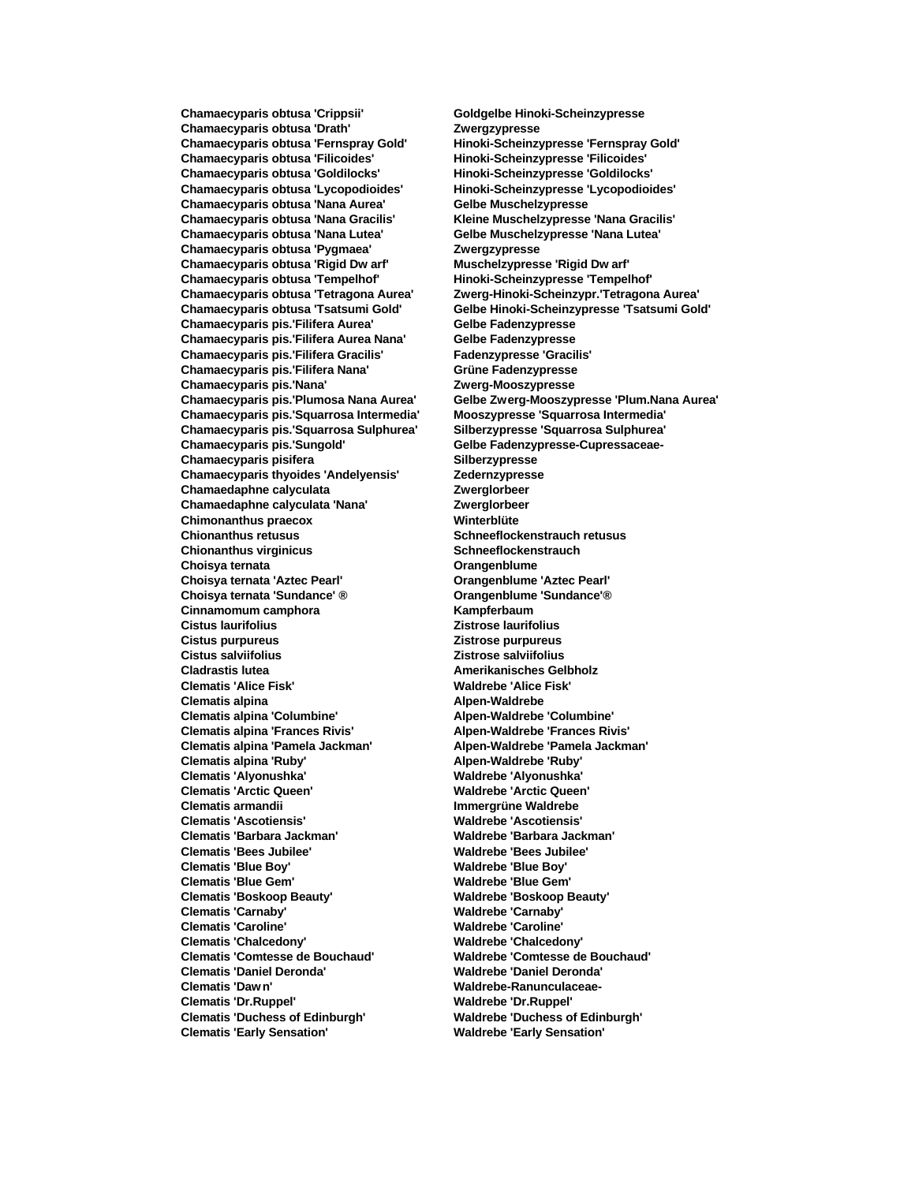| | |
|---|---|
| **Chamaecyparis obtusa 'Crippsii'** | **Goldgelbe Hinoki-Scheinzypresse** |
| **Chamaecyparis obtusa 'Drath'** | **Zwergzypresse** |
| **Chamaecyparis obtusa 'Fernspray Gold'** | **Hinoki-Scheinzypresse 'Fernspray Gold'** |
| **Chamaecyparis obtusa 'Filicoides'** | **Hinoki-Scheinzypresse 'Filicoides'** |
| **Chamaecyparis obtusa 'Goldilocks'** | **Hinoki-Scheinzypresse 'Goldilocks'** |
| **Chamaecyparis obtusa 'Lycopodioides'** | **Hinoki-Scheinzypresse 'Lycopodioides'** |
| **Chamaecyparis obtusa 'Nana Aurea'** | **Gelbe Muschelzypresse** |
| **Chamaecyparis obtusa 'Nana Gracilis'** | **Kleine Muschelzypresse 'Nana Gracilis'** |
| **Chamaecyparis obtusa 'Nana Lutea'** | **Gelbe Muschelzypresse 'Nana Lutea'** |
| **Chamaecyparis obtusa 'Pygmaea'** | **Zwergzypresse** |
| **Chamaecyparis obtusa 'Rigid Dw arf'** | **Muschelzypresse 'Rigid Dw arf'** |
| **Chamaecyparis obtusa 'Tempelhof'** | **Hinoki-Scheinzypresse 'Tempelhof'** |
| **Chamaecyparis obtusa 'Tetragona Aurea'** | **Zwerg-Hinoki-Scheinzypr.'Tetragona Aurea'** |
| **Chamaecyparis obtusa 'Tsatsumi Gold'** | **Gelbe Hinoki-Scheinzypresse 'Tsatsumi Gold'** |
| **Chamaecyparis pis.'Filifera Aurea'** | **Gelbe Fadenzypresse** |
| **Chamaecyparis pis.'Filifera Aurea Nana'** | **Gelbe Fadenzypresse** |
| **Chamaecyparis pis.'Filifera Gracilis'** | **Fadenzypresse 'Gracilis'** |
| **Chamaecyparis pis.'Filifera Nana'** | **Grüne Fadenzypresse** |
| **Chamaecyparis pis.'Nana'** | **Zwerg-Mooszypresse** |
| **Chamaecyparis pis.'Plumosa Nana Aurea'** | **Gelbe Zwerg-Mooszypresse 'Plum.Nana Aurea'** |
| **Chamaecyparis pis.'Squarrosa Intermedia'** | **Mooszypresse 'Squarrosa Intermedia'** |
| **Chamaecyparis pis.'Squarrosa Sulphurea'** | **Silberzypresse 'Squarrosa Sulphurea'** |
| **Chamaecyparis pis.'Sungold'** | **Gelbe Fadenzypresse-Cupressaceae-** |
| **Chamaecyparis pisifera** | **Silberzypresse** |
| **Chamaecyparis thyoides 'Andelyensis'** | **Zedernzypresse** |
| **Chamaedaphne calyculata** | **Zwerglorbeer** |
| **Chamaedaphne calyculata 'Nana'** | **Zwerglorbeer** |
| **Chimonanthus praecox** | **Winterblüte** |
| **Chionanthus retusus** | **Schneeflockenstrauch retusus** |
| **Chionanthus virginicus** | **Schneeflockenstrauch** |
| **Choisya ternata** | **Orangenblume** |
| **Choisya ternata 'Aztec Pearl'** | **Orangenblume 'Aztec Pearl'** |
| **Choisya ternata 'Sundance' ®** | **Orangenblume 'Sundance'®** |
| **Cinnamomum camphora** | **Kampferbaum** |
| **Cistus laurifolius** | **Zistrose laurifolius** |
| **Cistus purpureus** | **Zistrose purpureus** |
| **Cistus salviifolius** | **Zistrose salviifolius** |
| **Cladrastis lutea** | **Amerikanisches Gelbholz** |
| **Clematis 'Alice Fisk'** | **Waldrebe 'Alice Fisk'** |
| **Clematis alpina** | **Alpen-Waldrebe** |
| **Clematis alpina 'Columbine'** | **Alpen-Waldrebe 'Columbine'** |
| **Clematis alpina 'Frances Rivis'** | **Alpen-Waldrebe 'Frances Rivis'** |
| **Clematis alpina 'Pamela Jackman'** | **Alpen-Waldrebe 'Pamela Jackman'** |
| **Clematis alpina 'Ruby'** | **Alpen-Waldrebe 'Ruby'** |
| **Clematis 'Alyonushka'** | **Waldrebe 'Alyonushka'** |
| **Clematis 'Arctic Queen'** | **Waldrebe 'Arctic Queen'** |
| **Clematis armandii** | **Immergrüne Waldrebe** |
| **Clematis 'Ascotiensis'** | **Waldrebe 'Ascotiensis'** |
| **Clematis 'Barbara Jackman'** | **Waldrebe 'Barbara Jackman'** |
| **Clematis 'Bees Jubilee'** | **Waldrebe 'Bees Jubilee'** |
| **Clematis 'Blue Boy'** | **Waldrebe 'Blue Boy'** |
| **Clematis 'Blue Gem'** | **Waldrebe 'Blue Gem'** |
| **Clematis 'Boskoop Beauty'** | **Waldrebe 'Boskoop Beauty'** |
| **Clematis 'Carnaby'** | **Waldrebe 'Carnaby'** |
| **Clematis 'Caroline'** | **Waldrebe 'Caroline'** |
| **Clematis 'Chalcedony'** | **Waldrebe 'Chalcedony'** |
| **Clematis 'Comtesse de Bouchaud'** | **Waldrebe 'Comtesse de Bouchaud'** |
| **Clematis 'Daniel Deronda'** | **Waldrebe 'Daniel Deronda'** |
| **Clematis 'Daw n'** | **Waldrebe-Ranunculaceae-** |
| **Clematis 'Dr.Ruppel'** | **Waldrebe 'Dr.Ruppel'** |
| **Clematis 'Duchess of Edinburgh'** | **Waldrebe 'Duchess of Edinburgh'** |
| **Clematis 'Early Sensation'** | **Waldrebe 'Early Sensation'** |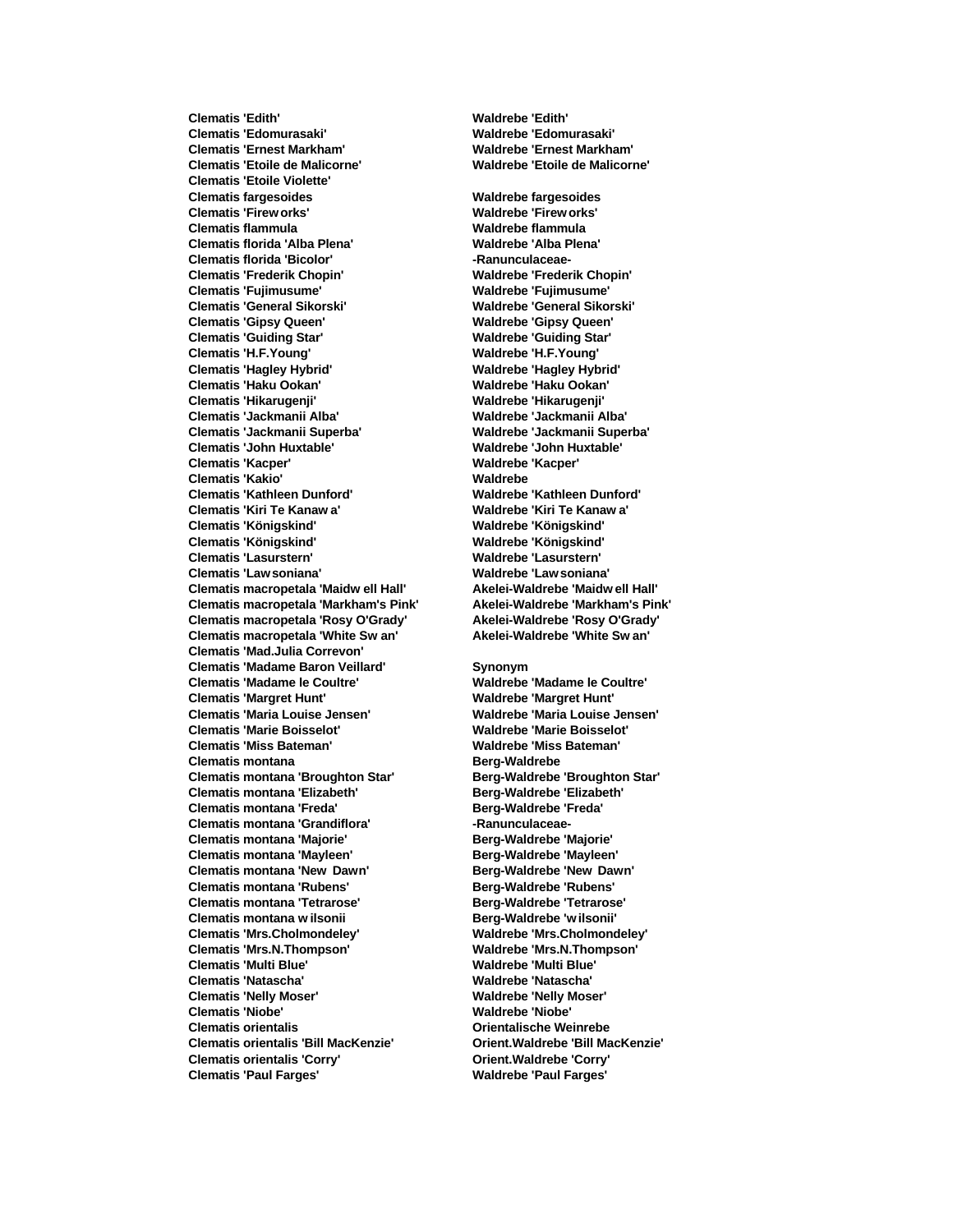| | |
|---|---|
| **Clematis 'Edith'** | **Waldrebe 'Edith'** |
| **Clematis 'Edomurasaki'** | **Waldrebe 'Edomurasaki'** |
| **Clematis 'Ernest Markham'** | **Waldrebe 'Ernest Markham'** |
| **Clematis 'Etoile de Malicorne'** | **Waldrebe 'Etoile de Malicorne'** |
| **Clematis 'Etoile Violette'** | |
| **Clematis fargesoides** | **Waldrebe fargesoides** |
| **Clematis 'Fireworks'** | **Waldrebe 'Fireworks'** |
| **Clematis flammula** | **Waldrebe flammula** |
| **Clematis florida 'Alba Plena'** | **Waldrebe 'Alba Plena'** |
| **Clematis florida 'Bicolor'** | **-Ranunculaceae-** |
| **Clematis 'Frederik Chopin'** | **Waldrebe 'Frederik Chopin'** |
| **Clematis 'Fujimusume'** | **Waldrebe 'Fujimusume'** |
| **Clematis 'General Sikorski'** | **Waldrebe 'General Sikorski'** |
| **Clematis 'Gipsy Queen'** | **Waldrebe 'Gipsy Queen'** |
| **Clematis 'Guiding Star'** | **Waldrebe 'Guiding Star'** |
| **Clematis 'H.F.Young'** | **Waldrebe 'H.F.Young'** |
| **Clematis 'Hagley Hybrid'** | **Waldrebe 'Hagley Hybrid'** |
| **Clematis 'Haku Ookan'** | **Waldrebe 'Haku Ookan'** |
| **Clematis 'Hikarugenji'** | **Waldrebe 'Hikarugenji'** |
| **Clematis 'Jackmanii Alba'** | **Waldrebe 'Jackmanii Alba'** |
| **Clematis 'Jackmanii Superba'** | **Waldrebe 'Jackmanii Superba'** |
| **Clematis 'John Huxtable'** | **Waldrebe 'John Huxtable'** |
| **Clematis 'Kacper'** | **Waldrebe 'Kacper'** |
| **Clematis 'Kakio'** | **Waldrebe** |
| **Clematis 'Kathleen Dunford'** | **Waldrebe 'Kathleen Dunford'** |
| **Clematis 'Kiri Te Kanawa'** | **Waldrebe 'Kiri Te Kanawa'** |
| **Clematis 'Königskind'** | **Waldrebe 'Königskind'** |
| **Clematis 'Königskind'** | **Waldrebe 'Königskind'** |
| **Clematis 'Lasurstern'** | **Waldrebe 'Lasurstern'** |
| **Clematis 'Lawsoniana'** | **Waldrebe 'Lawsoniana'** |
| **Clematis macropetala 'Maidwell Hall'** | **Akelei-Waldrebe 'Maidwell Hall'** |
| **Clematis macropetala 'Markham's Pink'** | **Akelei-Waldrebe 'Markham's Pink'** |
| **Clematis macropetala 'Rosy O'Grady'** | **Akelei-Waldrebe 'Rosy O'Grady'** |
| **Clematis macropetala 'White Swan'** | **Akelei-Waldrebe 'White Swan'** |
| **Clematis 'Mad.Julia Correvon'** | |
| **Clematis 'Madame Baron Veillard'** | **Synonym** |
| **Clematis 'Madame le Coultre'** | **Waldrebe 'Madame le Coultre'** |
| **Clematis 'Margret Hunt'** | **Waldrebe 'Margret Hunt'** |
| **Clematis 'Maria Louise Jensen'** | **Waldrebe 'Maria Louise Jensen'** |
| **Clematis 'Marie Boisselot'** | **Waldrebe 'Marie Boisselot'** |
| **Clematis 'Miss Bateman'** | **Waldrebe 'Miss Bateman'** |
| **Clematis montana** | **Berg-Waldrebe** |
| **Clematis montana 'Broughton Star'** | **Berg-Waldrebe 'Broughton Star'** |
| **Clematis montana 'Elizabeth'** | **Berg-Waldrebe 'Elizabeth'** |
| **Clematis montana 'Freda'** | **Berg-Waldrebe 'Freda'** |
| **Clematis montana 'Grandiflora'** | **-Ranunculaceae-** |
| **Clematis montana 'Majorie'** | **Berg-Waldrebe 'Majorie'** |
| **Clematis montana 'Mayleen'** | **Berg-Waldrebe 'Mayleen'** |
| **Clematis montana 'New Dawn'** | **Berg-Waldrebe 'New Dawn'** |
| **Clematis montana 'Rubens'** | **Berg-Waldrebe 'Rubens'** |
| **Clematis montana 'Tetrarose'** | **Berg-Waldrebe 'Tetrarose'** |
| **Clematis montana wilsonii** | **Berg-Waldrebe 'wilsonii'** |
| **Clematis 'Mrs.Cholmondeley'** | **Waldrebe 'Mrs.Cholmondeley'** |
| **Clematis 'Mrs.N.Thompson'** | **Waldrebe 'Mrs.N.Thompson'** |
| **Clematis 'Multi Blue'** | **Waldrebe 'Multi Blue'** |
| **Clematis 'Natascha'** | **Waldrebe 'Natascha'** |
| **Clematis 'Nelly Moser'** | **Waldrebe 'Nelly Moser'** |
| **Clematis 'Niobe'** | **Waldrebe 'Niobe'** |
| **Clematis orientalis** | **Orientalische Weinrebe** |
| **Clematis orientalis 'Bill MacKenzie'** | **Orient.Waldrebe 'Bill MacKenzie'** |
| **Clematis orientalis 'Corry'** | **Orient.Waldrebe 'Corry'** |
| **Clematis 'Paul Farges'** | **Waldrebe 'Paul Farges'** |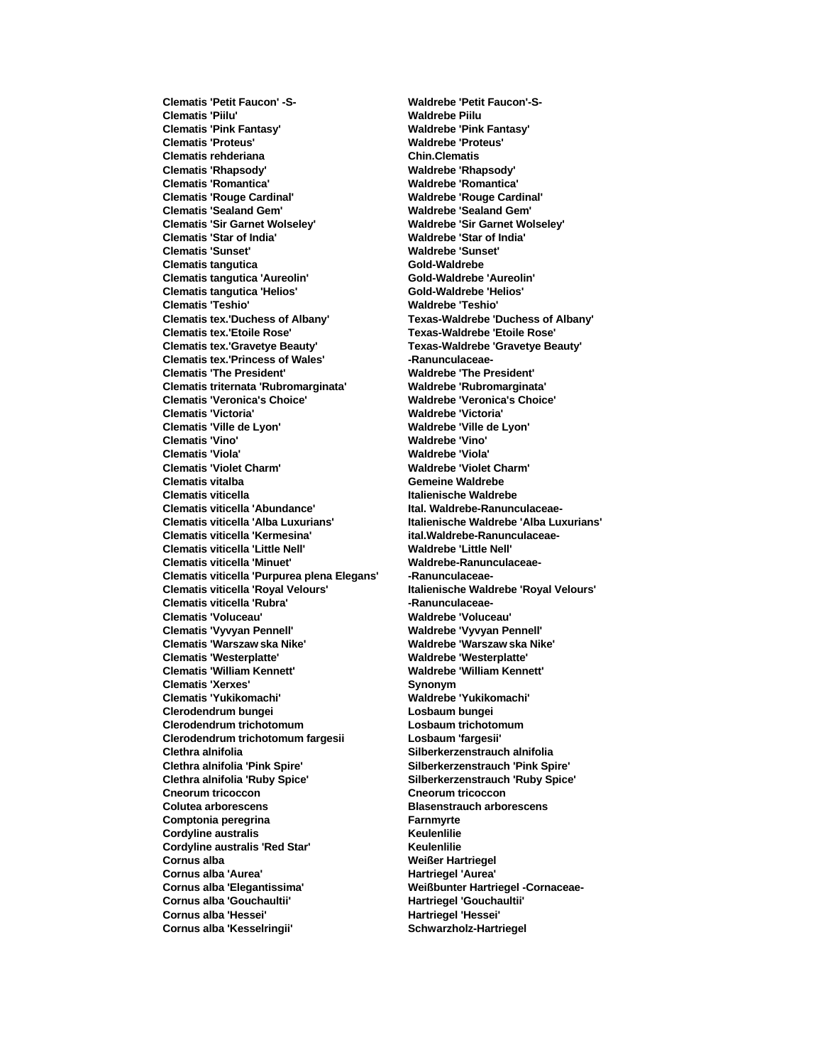| | |
|---|---|
| **Clematis 'Petit Faucon' -S-** | **Waldrebe 'Petit Faucon'-S-** |
| **Clematis 'Piilu'** | **Waldrebe Piilu** |
| **Clematis 'Pink Fantasy'** | **Waldrebe 'Pink Fantasy'** |
| **Clematis 'Proteus'** | **Waldrebe 'Proteus'** |
| **Clematis rehderiana** | **Chin.Clematis** |
| **Clematis 'Rhapsody'** | **Waldrebe 'Rhapsody'** |
| **Clematis 'Romantica'** | **Waldrebe 'Romantica'** |
| **Clematis 'Rouge Cardinal'** | **Waldrebe 'Rouge Cardinal'** |
| **Clematis 'Sealand Gem'** | **Waldrebe 'Sealand Gem'** |
| **Clematis 'Sir Garnet Wolseley'** | **Waldrebe 'Sir Garnet Wolseley'** |
| **Clematis 'Star of India'** | **Waldrebe 'Star of India'** |
| **Clematis 'Sunset'** | **Waldrebe 'Sunset'** |
| **Clematis tangutica** | **Gold-Waldrebe** |
| **Clematis tangutica 'Aureolin'** | **Gold-Waldrebe 'Aureolin'** |
| **Clematis tangutica 'Helios'** | **Gold-Waldrebe 'Helios'** |
| **Clematis 'Teshio'** | **Waldrebe 'Teshio'** |
| **Clematis tex.'Duchess of Albany'** | **Texas-Waldrebe 'Duchess of Albany'** |
| **Clematis tex.'Etoile Rose'** | **Texas-Waldrebe 'Etoile Rose'** |
| **Clematis tex.'Gravetye Beauty'** | **Texas-Waldrebe 'Gravetye Beauty'** |
| **Clematis tex.'Princess of Wales'** | **-Ranunculaceae-** |
| **Clematis 'The President'** | **Waldrebe 'The President'** |
| **Clematis triternata 'Rubromarginata'** | **Waldrebe 'Rubromarginata'** |
| **Clematis 'Veronica's Choice'** | **Waldrebe 'Veronica's Choice'** |
| **Clematis 'Victoria'** | **Waldrebe 'Victoria'** |
| **Clematis 'Ville de Lyon'** | **Waldrebe 'Ville de Lyon'** |
| **Clematis 'Vino'** | **Waldrebe 'Vino'** |
| **Clematis 'Viola'** | **Waldrebe 'Viola'** |
| **Clematis 'Violet Charm'** | **Waldrebe 'Violet Charm'** |
| **Clematis vitalba** | **Gemeine Waldrebe** |
| **Clematis viticella** | **Italienische Waldrebe** |
| **Clematis viticella 'Abundance'** | **Ital. Waldrebe-Ranunculaceae-** |
| **Clematis viticella 'Alba Luxurians'** | **Italienische Waldrebe 'Alba Luxurians'** |
| **Clematis viticella 'Kermesina'** | **ital.Waldrebe-Ranunculaceae-** |
| **Clematis viticella 'Little Nell'** | **Waldrebe 'Little Nell'** |
| **Clematis viticella 'Minuet'** | **Waldrebe-Ranunculaceae-** |
| **Clematis viticella 'Purpurea plena Elegans'** | **-Ranunculaceae-** |
| **Clematis viticella 'Royal Velours'** | **Italienische Waldrebe 'Royal Velours'** |
| **Clematis viticella 'Rubra'** | **-Ranunculaceae-** |
| **Clematis 'Voluceau'** | **Waldrebe 'Voluceau'** |
| **Clematis 'Vyvyan Pennell'** | **Waldrebe 'Vyvyan Pennell'** |
| **Clematis 'Warszaw ska Nike'** | **Waldrebe 'Warszaw ska Nike'** |
| **Clematis 'Westerplatte'** | **Waldrebe 'Westerplatte'** |
| **Clematis 'William Kennett'** | **Waldrebe 'William Kennett'** |
| **Clematis 'Xerxes'** | **Synonym** |
| **Clematis 'Yukikomachi'** | **Waldrebe 'Yukikomachi'** |
| **Clerodendrum bungei** | **Losbaum bungei** |
| **Clerodendrum trichotomum** | **Losbaum trichotomum** |
| **Clerodendrum trichotomum fargesii** | **Losbaum 'fargesii'** |
| **Clethra alnifolia** | **Silberkerzenstrauch alnifolia** |
| **Clethra alnifolia 'Pink Spire'** | **Silberkerzenstrauch 'Pink Spire'** |
| **Clethra alnifolia 'Ruby Spice'** | **Silberkerzenstrauch 'Ruby Spice'** |
| **Cneorum tricoccon** | **Cneorum tricoccon** |
| **Colutea arborescens** | **Blasenstrauch arborescens** |
| **Comptonia peregrina** | **Farnmyrte** |
| **Cordyline australis** | **Keulenlilie** |
| **Cordyline australis 'Red Star'** | **Keulenlilie** |
| **Cornus alba** | **Weißer Hartriegel** |
| **Cornus alba 'Aurea'** | **Hartriegel 'Aurea'** |
| **Cornus alba 'Elegantissima'** | **Weißbunter Hartriegel -Cornaceae-** |
| **Cornus alba 'Gouchaultii'** | **Hartriegel 'Gouchaultii'** |
| **Cornus alba 'Hessei'** | **Hartriegel 'Hessei'** |
| **Cornus alba 'Kesselringii'** | **Schwarzholz-Hartriegel** |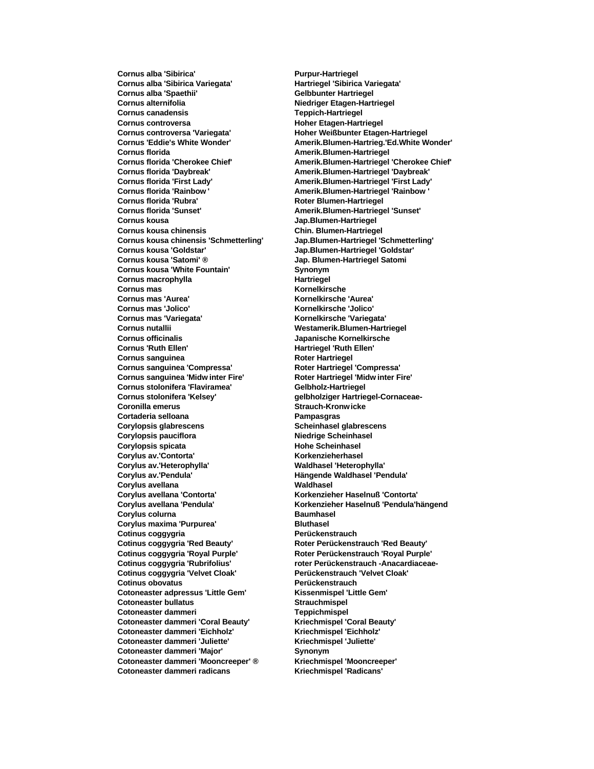| | |
|---|---|
| **Cornus alba 'Sibirica'** | **Purpur-Hartriegel** |
| **Cornus alba 'Sibirica Variegata'** | **Hartriegel 'Sibirica Variegata'** |
| **Cornus alba 'Spaethii'** | **Gelbbunter Hartriegel** |
| **Cornus alternifolia** | **Niedriger Etagen-Hartriegel** |
| **Cornus canadensis** | **Teppich-Hartriegel** |
| **Cornus controversa** | **Hoher Etagen-Hartriegel** |
| **Cornus controversa 'Variegata'** | **Hoher Weißbunter Etagen-Hartriegel** |
| **Cornus 'Eddie's White Wonder'** | **Amerik.Blumen-Hartrieg.'Ed.White Wonder'** |
| **Cornus florida** | **Amerik.Blumen-Hartriegel** |
| **Cornus florida 'Cherokee Chief'** | **Amerik.Blumen-Hartriegel 'Cherokee Chief'** |
| **Cornus florida 'Daybreak'** | **Amerik.Blumen-Hartriegel 'Daybreak'** |
| **Cornus florida 'First Lady'** | **Amerik.Blumen-Hartriegel 'First Lady'** |
| **Cornus florida 'Rainbow '** | **Amerik.Blumen-Hartriegel 'Rainbow '** |
| **Cornus florida 'Rubra'** | **Roter Blumen-Hartriegel** |
| **Cornus florida 'Sunset'** | **Amerik.Blumen-Hartriegel 'Sunset'** |
| **Cornus kousa** | **Jap.Blumen-Hartriegel** |
| **Cornus kousa chinensis** | **Chin. Blumen-Hartriegel** |
| **Cornus kousa chinensis 'Schmetterling'** | **Jap.Blumen-Hartriegel 'Schmetterling'** |
| **Cornus kousa 'Goldstar'** | **Jap.Blumen-Hartriegel 'Goldstar'** |
| **Cornus kousa 'Satomi' ®** | **Jap. Blumen-Hartriegel Satomi** |
| **Cornus kousa 'White Fountain'** | **Synonym** |
| **Cornus macrophylla** | **Hartriegel** |
| **Cornus mas** | **Kornelkirsche** |
| **Cornus mas 'Aurea'** | **Kornelkirsche 'Aurea'** |
| **Cornus mas 'Jolico'** | **Kornelkirsche 'Jolico'** |
| **Cornus mas 'Variegata'** | **Kornelkirsche 'Variegata'** |
| **Cornus nutallii** | **Westamerik.Blumen-Hartriegel** |
| **Cornus officinalis** | **Japanische Kornelkirsche** |
| **Cornus 'Ruth Ellen'** | **Hartriegel 'Ruth Ellen'** |
| **Cornus sanguinea** | **Roter Hartriegel** |
| **Cornus sanguinea 'Compressa'** | **Roter Hartriegel 'Compressa'** |
| **Cornus sanguinea 'Midw inter Fire'** | **Roter Hartriegel 'Midw inter Fire'** |
| **Cornus stolonifera 'Flaviramea'** | **Gelbholz-Hartriegel** |
| **Cornus stolonifera 'Kelsey'** | **gelbholziger Hartriegel-Cornaceae-** |
| **Coronilla emerus** | **Strauch-Kronw icke** |
| **Cortaderia selloana** | **Pampasgras** |
| **Corylopsis glabrescens** | **Scheinhasel glabrescens** |
| **Corylopsis pauciflora** | **Niedrige Scheinhasel** |
| **Corylopsis spicata** | **Hohe Scheinhasel** |
| **Corylus av.'Contorta'** | **Korkenzieherhasel** |
| **Corylus av.'Heterophylla'** | **Waldhasel 'Heterophylla'** |
| **Corylus av.'Pendula'** | **Hängende Waldhasel 'Pendula'** |
| **Corylus avellana** | **Waldhasel** |
| **Corylus avellana 'Contorta'** | **Korkenzieher Haselnuß 'Contorta'** |
| **Corylus avellana 'Pendula'** | **Korkenzieher Haselnuß 'Pendula'hängend** |
| **Corylus colurna** | **Baumhasel** |
| **Corylus maxima 'Purpurea'** | **Bluthasel** |
| **Cotinus coggygria** | **Perückenstrauch** |
| **Cotinus coggygria 'Red Beauty'** | **Roter Perückenstrauch 'Red Beauty'** |
| **Cotinus coggygria 'Royal Purple'** | **Roter Perückenstrauch 'Royal Purple'** |
| **Cotinus coggygria 'Rubrifolius'** | **roter Perückenstrauch -Anacardiaceae-** |
| **Cotinus coggygria 'Velvet Cloak'** | **Perückenstrauch 'Velvet Cloak'** |
| **Cotinus obovatus** | **Perückenstrauch** |
| **Cotoneaster adpressus 'Little Gem'** | **Kissenmispel 'Little Gem'** |
| **Cotoneaster bullatus** | **Strauchmispel** |
| **Cotoneaster dammeri** | **Teppichmispel** |
| **Cotoneaster dammeri 'Coral Beauty'** | **Kriechmispel 'Coral Beauty'** |
| **Cotoneaster dammeri 'Eichholz'** | **Kriechmispel 'Eichholz'** |
| **Cotoneaster dammeri 'Juliette'** | **Kriechmispel 'Juliette'** |
| **Cotoneaster dammeri 'Major'** | **Synonym** |
| **Cotoneaster dammeri 'Mooncreeper' ®** | **Kriechmispel 'Mooncreeper'** |
| **Cotoneaster dammeri radicans** | **Kriechmispel 'Radicans'** |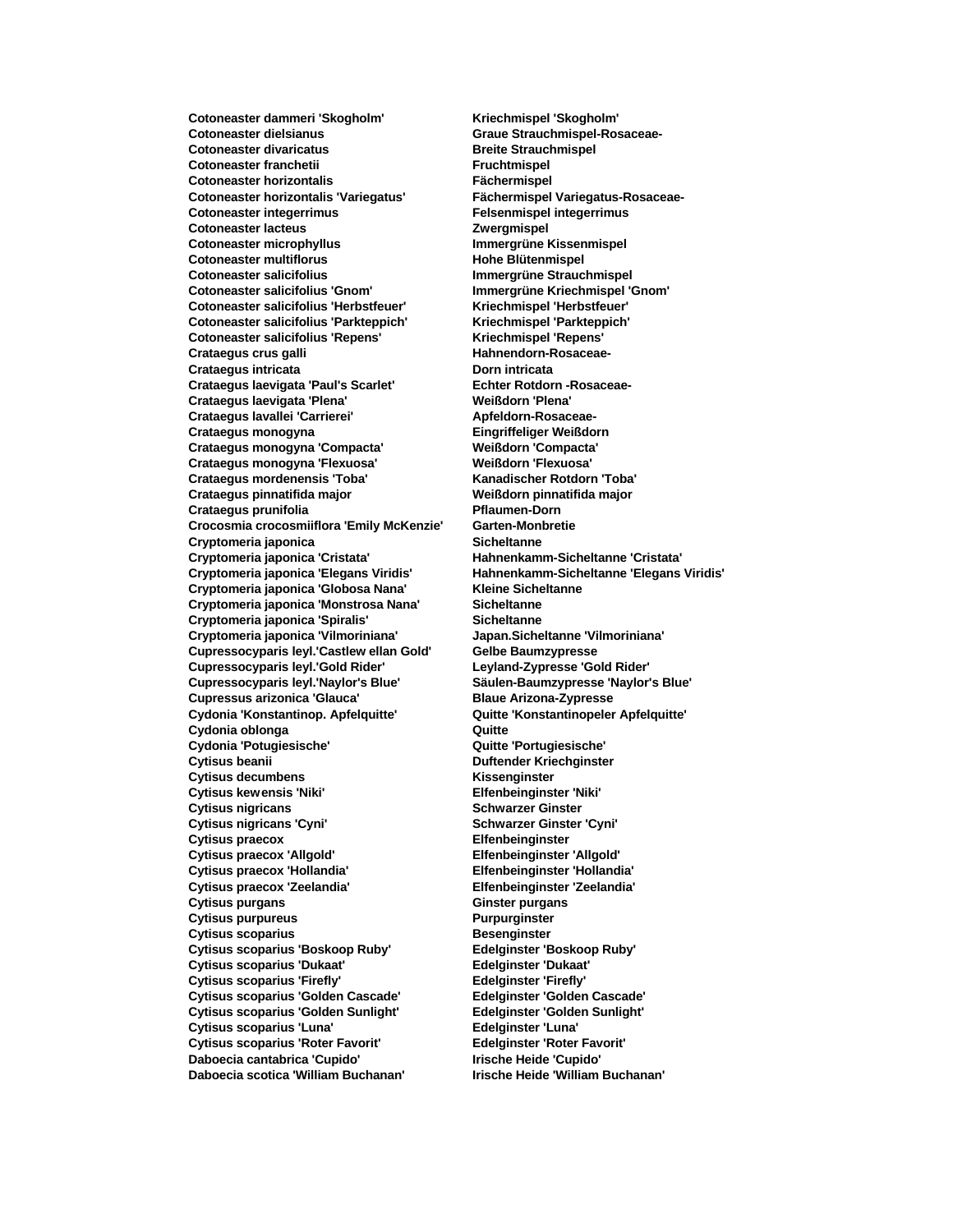| | |
|---|---|
| **Cotoneaster dammeri 'Skogholm'** | **Kriechmispel 'Skogholm'** |
| **Cotoneaster dielsianus** | **Graue Strauchmispel-Rosaceae-** |
| **Cotoneaster divaricatus** | **Breite Strauchmispel** |
| **Cotoneaster franchetii** | **Fruchtmispel** |
| **Cotoneaster horizontalis** | **Fächermispel** |
| **Cotoneaster horizontalis 'Variegatus'** | **Fächermispel Variegatus-Rosaceae-** |
| **Cotoneaster integerrimus** | **Felsenmispel integerrimus** |
| **Cotoneaster lacteus** | **Zwergmispel** |
| **Cotoneaster microphyllus** | **Immergrüne Kissenmispel** |
| **Cotoneaster multiflorus** | **Hohe Blütenmispel** |
| **Cotoneaster salicifolius** | **Immergrüne Strauchmispel** |
| **Cotoneaster salicifolius 'Gnom'** | **Immergrüne Kriechmispel 'Gnom'** |
| **Cotoneaster salicifolius 'Herbstfeuer'** | **Kriechmispel 'Herbstfeuer'** |
| **Cotoneaster salicifolius 'Parkteppich'** | **Kriechmispel 'Parkteppich'** |
| **Cotoneaster salicifolius 'Repens'** | **Kriechmispel 'Repens'** |
| **Crataegus crus galli** | **Hahnendorn-Rosaceae-** |
| **Crataegus intricata** | **Dorn intricata** |
| **Crataegus laevigata 'Paul's Scarlet'** | **Echter Rotdorn -Rosaceae-** |
| **Crataegus laevigata 'Plena'** | **Weißdorn 'Plena'** |
| **Crataegus lavallei 'Carrierei'** | **Apfeldorn-Rosaceae-** |
| **Crataegus monogyna** | **Eingriffeliger Weißdorn** |
| **Crataegus monogyna 'Compacta'** | **Weißdorn 'Compacta'** |
| **Crataegus monogyna 'Flexuosa'** | **Weißdorn 'Flexuosa'** |
| **Crataegus mordenensis 'Toba'** | **Kanadischer Rotdorn 'Toba'** |
| **Crataegus pinnatifida major** | **Weißdorn pinnatifida major** |
| **Crataegus prunifolia** | **Pflaumen-Dorn** |
| **Crocosmia crocosmiiflora 'Emily McKenzie'** | **Garten-Monbretie** |
| **Cryptomeria japonica** | **Sicheltanne** |
| **Cryptomeria japonica 'Cristata'** | **Hahnenkamm-Sicheltanne 'Cristata'** |
| **Cryptomeria japonica 'Elegans Viridis'** | **Hahnenkamm-Sicheltanne 'Elegans Viridis'** |
| **Cryptomeria japonica 'Globosa Nana'** | **Kleine Sicheltanne** |
| **Cryptomeria japonica 'Monstrosa Nana'** | **Sicheltanne** |
| **Cryptomeria japonica 'Spiralis'** | **Sicheltanne** |
| **Cryptomeria japonica 'Vilmoriniana'** | **Japan.Sicheltanne 'Vilmoriniana'** |
| **Cupressocyparis leyl.'Castlew ellan Gold'** | **Gelbe Baumzypresse** |
| **Cupressocyparis leyl.'Gold Rider'** | **Leyland-Zypresse 'Gold Rider'** |
| **Cupressocyparis leyl.'Naylor's Blue'** | **Säulen-Baumzypresse 'Naylor's Blue'** |
| **Cupressus arizonica 'Glauca'** | **Blaue Arizona-Zypresse** |
| **Cydonia 'Konstantinop. Apfelquitte'** | **Quitte 'Konstantinopeler Apfelquitte'** |
| **Cydonia oblonga** | **Quitte** |
| **Cydonia 'Potugiesische'** | **Quitte 'Portugiesische'** |
| **Cytisus beanii** | **Duftender Kriechginster** |
| **Cytisus decumbens** | **Kissenginster** |
| **Cytisus kewensis 'Niki'** | **Elfenbeinginster 'Niki'** |
| **Cytisus nigricans** | **Schwarzer Ginster** |
| **Cytisus nigricans 'Cyni'** | **Schwarzer Ginster 'Cyni'** |
| **Cytisus praecox** | **Elfenbeinginster** |
| **Cytisus praecox 'Allgold'** | **Elfenbeinginster 'Allgold'** |
| **Cytisus praecox 'Hollandia'** | **Elfenbeinginster 'Hollandia'** |
| **Cytisus praecox 'Zeelandia'** | **Elfenbeinginster 'Zeelandia'** |
| **Cytisus purgans** | **Ginster purgans** |
| **Cytisus purpureus** | **Purpurginster** |
| **Cytisus scoparius** | **Besenginster** |
| **Cytisus scoparius 'Boskoop Ruby'** | **Edelginster 'Boskoop Ruby'** |
| **Cytisus scoparius 'Dukaat'** | **Edelginster 'Dukaat'** |
| **Cytisus scoparius 'Firefly'** | **Edelginster 'Firefly'** |
| **Cytisus scoparius 'Golden Cascade'** | **Edelginster 'Golden Cascade'** |
| **Cytisus scoparius 'Golden Sunlight'** | **Edelginster 'Golden Sunlight'** |
| **Cytisus scoparius 'Luna'** | **Edelginster 'Luna'** |
| **Cytisus scoparius 'Roter Favorit'** | **Edelginster 'Roter Favorit'** |
| **Daboecia cantabrica 'Cupido'** | **Irische Heide 'Cupido'** |
| **Daboecia scotica 'William Buchanan'** | **Irische Heide 'William Buchanan'** |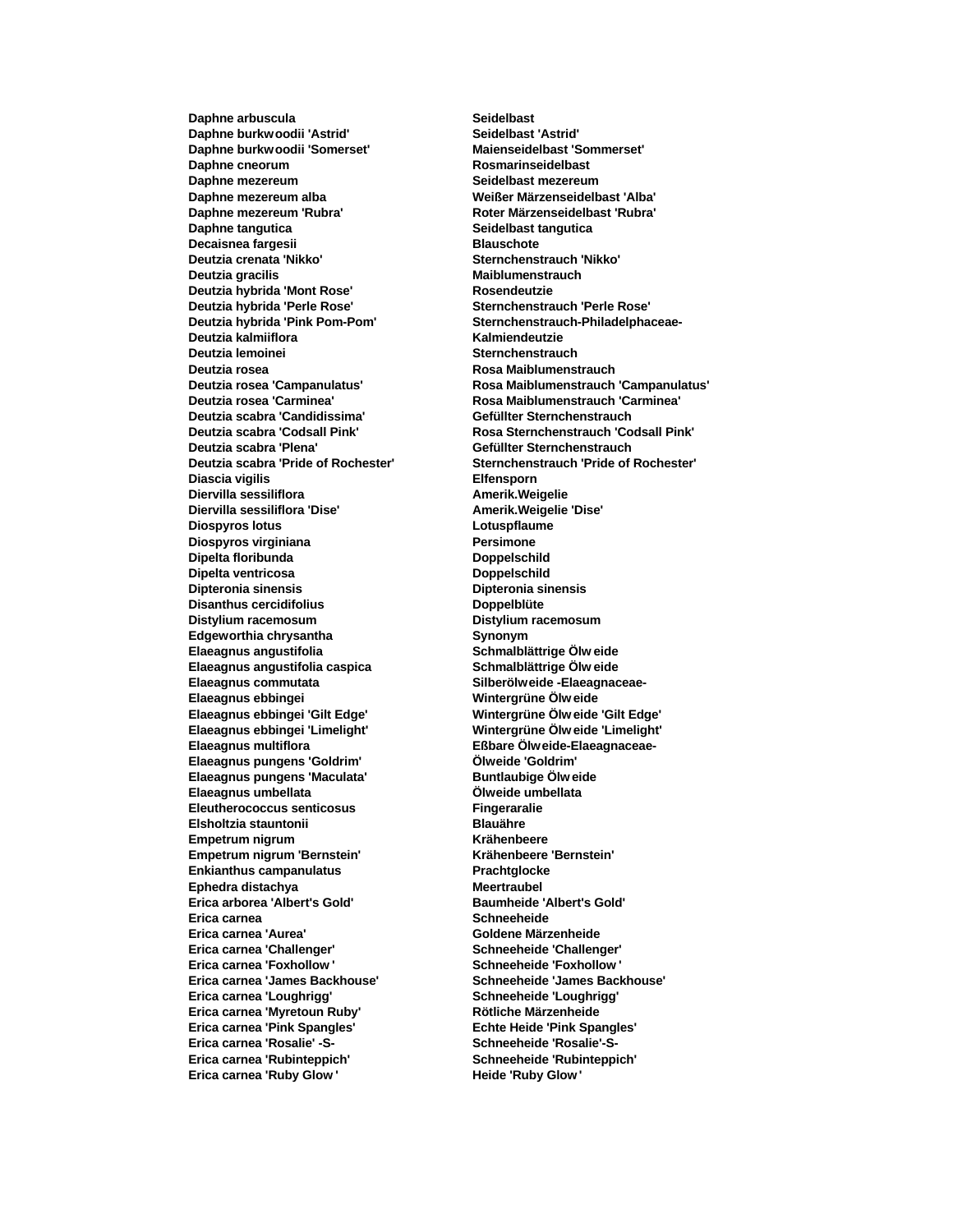| | |
|---|---|
| **Daphne arbuscula** | **Seidelbast** |
| **Daphne burkwoodii 'Astrid'** | **Seidelbast 'Astrid'** |
| **Daphne burkwoodii 'Somerset'** | **Maienseidelbast 'Sommerset'** |
| **Daphne cneorum** | **Rosmarinseidelbast** |
| **Daphne mezereum** | **Seidelbast mezereum** |
| **Daphne mezereum alba** | **Weißer Märzenseidelbast 'Alba'** |
| **Daphne mezereum 'Rubra'** | **Roter Märzenseidelbast 'Rubra'** |
| **Daphne tangutica** | **Seidelbast tangutica** |
| **Decaisnea fargesii** | **Blauschote** |
| **Deutzia crenata 'Nikko'** | **Sternchenstrauch 'Nikko'** |
| **Deutzia gracilis** | **Maiblumenstrauch** |
| **Deutzia hybrida 'Mont Rose'** | **Rosendeutzie** |
| **Deutzia hybrida 'Perle Rose'** | **Sternchenstrauch 'Perle Rose'** |
| **Deutzia hybrida 'Pink Pom-Pom'** | **Sternchenstrauch-Philadelphaceae-** |
| **Deutzia kalmiiflora** | **Kalmiendeutzie** |
| **Deutzia lemoinei** | **Sternchenstrauch** |
| **Deutzia rosea** | **Rosa Maiblumenstrauch** |
| **Deutzia rosea 'Campanulatus'** | **Rosa Maiblumenstrauch 'Campanulatus'** |
| **Deutzia rosea 'Carminea'** | **Rosa Maiblumenstrauch 'Carminea'** |
| **Deutzia scabra 'Candidissima'** | **Gefüllter Sternchenstrauch** |
| **Deutzia scabra 'Codsall Pink'** | **Rosa Sternchenstrauch 'Codsall Pink'** |
| **Deutzia scabra 'Plena'** | **Gefüllter Sternchenstrauch** |
| **Deutzia scabra 'Pride of Rochester'** | **Sternchenstrauch 'Pride of Rochester'** |
| **Diascia vigilis** | **Elfensporn** |
| **Diervilla sessiliflora** | **Amerik.Weigelie** |
| **Diervilla sessiliflora 'Dise'** | **Amerik.Weigelie 'Dise'** |
| **Diospyros lotus** | **Lotuspflaume** |
| **Diospyros virginiana** | **Persimone** |
| **Dipelta floribunda** | **Doppelschild** |
| **Dipelta ventricosa** | **Doppelschild** |
| **Dipteronia sinensis** | **Dipteronia sinensis** |
| **Disanthus cercidifolius** | **Doppelblüte** |
| **Distylium racemosum** | **Distylium racemosum** |
| **Edgeworthia chrysantha** | **Synonym** |
| **Elaeagnus angustifolia** | **Schmalblättrige Ölweide** |
| **Elaeagnus angustifolia caspica** | **Schmalblättrige Ölweide** |
| **Elaeagnus commutata** | **Silberölweide -Elaeagnaceae-** |
| **Elaeagnus ebbingei** | **Wintergrüne Ölweide** |
| **Elaeagnus ebbingei 'Gilt Edge'** | **Wintergrüne Ölweide 'Gilt Edge'** |
| **Elaeagnus ebbingei 'Limelight'** | **Wintergrüne Ölweide 'Limelight'** |
| **Elaeagnus multiflora** | **Eßbare Ölweide-Elaeagnaceae-** |
| **Elaeagnus pungens 'Goldrim'** | **Ölweide 'Goldrim'** |
| **Elaeagnus pungens 'Maculata'** | **Buntlaubige Ölweide** |
| **Elaeagnus umbellata** | **Ölweide umbellata** |
| **Eleutherococcus senticosus** | **Fingeraralie** |
| **Elsholtzia stauntonii** | **Blauähre** |
| **Empetrum nigrum** | **Krähenbeere** |
| **Empetrum nigrum 'Bernstein'** | **Krähenbeere 'Bernstein'** |
| **Enkianthus campanulatus** | **Prachtglocke** |
| **Ephedra distachya** | **Meertraubel** |
| **Erica arborea 'Albert's Gold'** | **Baumheide 'Albert's Gold'** |
| **Erica carnea** | **Schneeheide** |
| **Erica carnea 'Aurea'** | **Goldene Märzenheide** |
| **Erica carnea 'Challenger'** | **Schneeheide 'Challenger'** |
| **Erica carnea 'Foxhollow'** | **Schneeheide 'Foxhollow'** |
| **Erica carnea 'James Backhouse'** | **Schneeheide 'James Backhouse'** |
| **Erica carnea 'Loughrigg'** | **Schneeheide 'Loughrigg'** |
| **Erica carnea 'Myretoun Ruby'** | **Rötliche Märzenheide** |
| **Erica carnea 'Pink Spangles'** | **Echte Heide 'Pink Spangles'** |
| **Erica carnea 'Rosalie' -S-** | **Schneeheide 'Rosalie'-S-** |
| **Erica carnea 'Rubinteppich'** | **Schneeheide 'Rubinteppich'** |
| **Erica carnea 'Ruby Glow'** | **Heide 'Ruby Glow'** |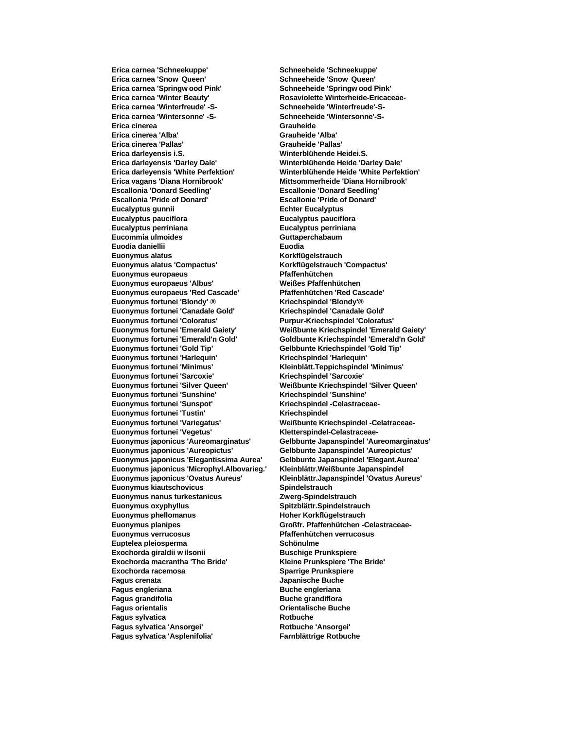| | |
|---|---|
| **Erica carnea 'Schneekuppe'** | **Schneeheide 'Schneekuppe'** |
| **Erica carnea 'Snow Queen'** | **Schneeheide 'Snow Queen'** |
| **Erica carnea 'Springw ood Pink'** | **Schneeheide 'Springw ood Pink'** |
| **Erica carnea 'Winter Beauty'** | **Rosaviolette Winterheide-Ericaceae-** |
| **Erica carnea 'Winterfreude' -S-** | **Schneeheide 'Winterfreude'-S-** |
| **Erica carnea 'Wintersonne' -S-** | **Schneeheide 'Wintersonne'-S-** |
| **Erica cinerea** | **Grauheide** |
| **Erica cinerea 'Alba'** | **Grauheide 'Alba'** |
| **Erica cinerea 'Pallas'** | **Grauheide 'Pallas'** |
| **Erica darleyensis i.S.** | **Winterblühende Heidei.S.** |
| **Erica darleyensis 'Darley Dale'** | **Winterblühende Heide 'Darley Dale'** |
| **Erica darleyensis 'White Perfektion'** | **Winterblühende Heide 'White Perfektion'** |
| **Erica vagans 'Diana Hornibrook'** | **Mittsommerheide 'Diana Hornibrook'** |
| **Escallonia 'Donard Seedling'** | **Escallonie 'Donard Seedling'** |
| **Escallonia 'Pride of Donard'** | **Escallonie 'Pride of Donard'** |
| **Eucalyptus gunnii** | **Echter Eucalyptus** |
| **Eucalyptus pauciflora** | **Eucalyptus pauciflora** |
| **Eucalyptus perriniana** | **Eucalyptus perriniana** |
| **Eucommia ulmoides** | **Guttaperchabaum** |
| **Euodia daniellii** | **Euodia** |
| **Euonymus alatus** | **Korkflügelstrauch** |
| **Euonymus alatus 'Compactus'** | **Korkflügelstrauch 'Compactus'** |
| **Euonymus europaeus** | **Pfaffenhütchen** |
| **Euonymus europaeus 'Albus'** | **Weißes Pfaffenhütchen** |
| **Euonymus europaeus 'Red Cascade'** | **Pfaffenhütchen 'Red Cascade'** |
| **Euonymus fortunei 'Blondy' ®** | **Kriechspindel 'Blondy'®** |
| **Euonymus fortunei 'Canadale Gold'** | **Kriechspindel 'Canadale Gold'** |
| **Euonymus fortunei 'Coloratus'** | **Purpur-Kriechspindel 'Coloratus'** |
| **Euonymus fortunei 'Emerald Gaiety'** | **Weißbunte Kriechspindel 'Emerald Gaiety'** |
| **Euonymus fortunei 'Emerald'n Gold'** | **Goldbunte Kriechspindel 'Emerald'n Gold'** |
| **Euonymus fortunei 'Gold Tip'** | **Gelbbunte Kriechspindel 'Gold Tip'** |
| **Euonymus fortunei 'Harlequin'** | **Kriechspindel 'Harlequin'** |
| **Euonymus fortunei 'Minimus'** | **Kleinblätt.Teppichspindel 'Minimus'** |
| **Euonymus fortunei 'Sarcoxie'** | **Kriechspindel 'Sarcoxie'** |
| **Euonymus fortunei 'Silver Queen'** | **Weißbunte Kriechspindel 'Silver Queen'** |
| **Euonymus fortunei 'Sunshine'** | **Kriechspindel 'Sunshine'** |
| **Euonymus fortunei 'Sunspot'** | **Kriechspindel -Celastraceae-** |
| **Euonymus fortunei 'Tustin'** | **Kriechspindel** |
| **Euonymus fortunei 'Variegatus'** | **Weißbunte Kriechspindel -Celatraceae-** |
| **Euonymus fortunei 'Vegetus'** | **Kletterspindel-Celastraceae-** |
| **Euonymus japonicus 'Aureomarginatus'** | **Gelbbunte Japanspindel 'Aureomarginatus'** |
| **Euonymus japonicus 'Aureopictus'** | **Gelbbunte Japanspindel 'Aureopictus'** |
| **Euonymus japonicus 'Elegantissima Aurea'** | **Gelbbunte Japanspindel 'Elegant.Aurea'** |
| **Euonymus japonicus 'Microphyl.Albovarieg.'** | **Kleinblättr.Weißbunte Japanspindel** |
| **Euonymus japonicus 'Ovatus Aureus'** | **Kleinblättr.Japanspindel 'Ovatus Aureus'** |
| **Euonymus kiautschovicus** | **Spindelstrauch** |
| **Euonymus nanus turkestanicus** | **Zwerg-Spindelstrauch** |
| **Euonymus oxyphyllus** | **Spitzblättr.Spindelstrauch** |
| **Euonymus phellomanus** | **Hoher Korkflügelstrauch** |
| **Euonymus planipes** | **Großfr. Pfaffenhütchen -Celastraceae-** |
| **Euonymus verrucosus** | **Pfaffenhütchen verrucosus** |
| **Euptelea pleiosperma** | **Schönulme** |
| **Exochorda giraldii w ilsonii** | **Buschige Prunkspiere** |
| **Exochorda macrantha 'The Bride'** | **Kleine Prunkspiere 'The Bride'** |
| **Exochorda racemosa** | **Sparrige Prunkspiere** |
| **Fagus crenata** | **Japanische Buche** |
| **Fagus engleriana** | **Buche engleriana** |
| **Fagus grandifolia** | **Buche grandiflora** |
| **Fagus orientalis** | **Orientalische Buche** |
| **Fagus sylvatica** | **Rotbuche** |
| **Fagus sylvatica 'Ansorgei'** | **Rotbuche 'Ansorgei'** |
| **Fagus sylvatica 'Asplenifolia'** | **Farnblättrige Rotbuche** |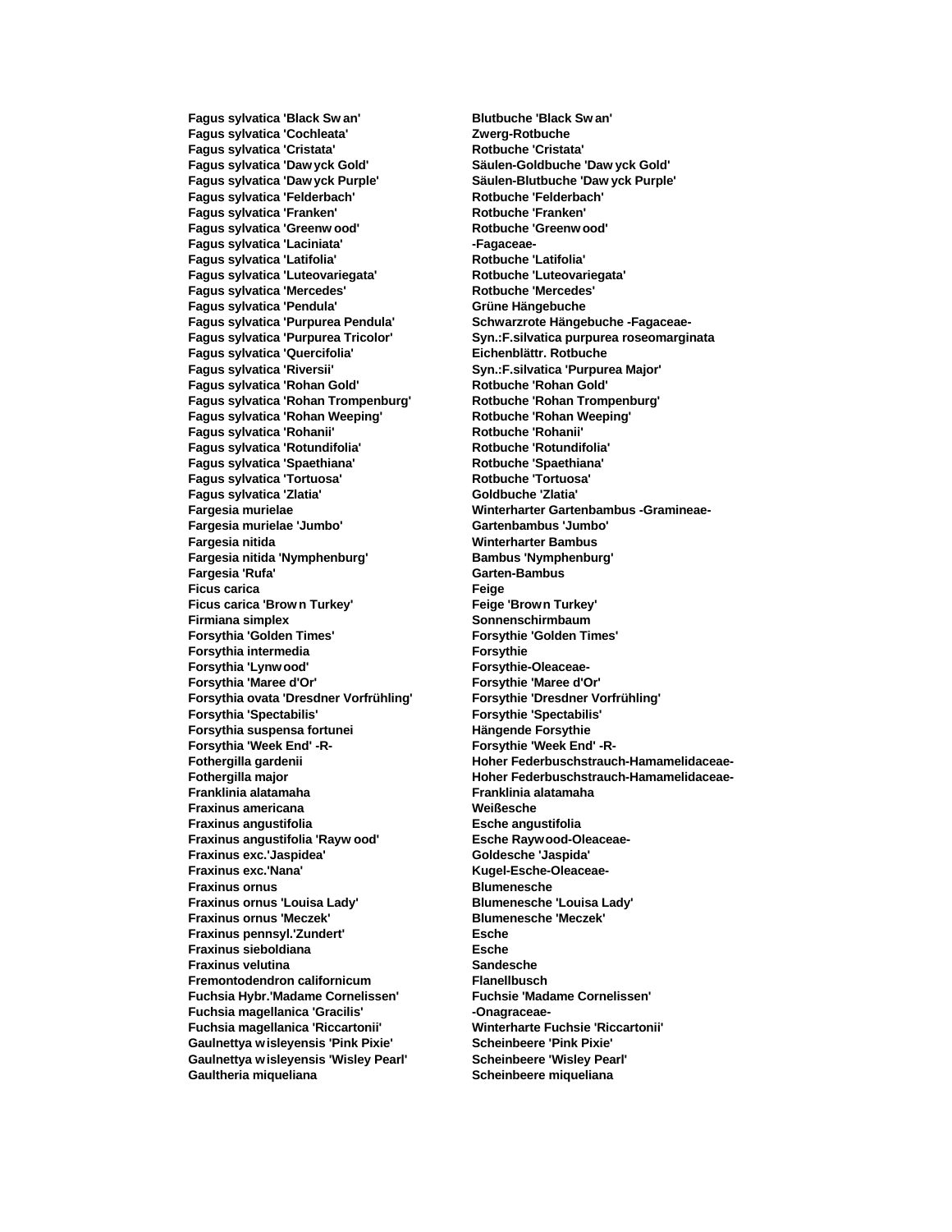| | |
|---|---|
| **Fagus sylvatica 'Black Swan'** | **Blutbuche 'Black Swan'** |
| **Fagus sylvatica 'Cochleata'** | **Zwerg-Rotbuche** |
| **Fagus sylvatica 'Cristata'** | **Rotbuche 'Cristata'** |
| **Fagus sylvatica 'Dawyck Gold'** | **Säulen-Goldbuche 'Dawyck Gold'** |
| **Fagus sylvatica 'Dawyck Purple'** | **Säulen-Blutbuche 'Dawyck Purple'** |
| **Fagus sylvatica 'Felderbach'** | **Rotbuche 'Felderbach'** |
| **Fagus sylvatica 'Franken'** | **Rotbuche 'Franken'** |
| **Fagus sylvatica 'Greenwood'** | **Rotbuche 'Greenwood'** |
| **Fagus sylvatica 'Laciniata'** | **-Fagaceae-** |
| **Fagus sylvatica 'Latifolia'** | **Rotbuche 'Latifolia'** |
| **Fagus sylvatica 'Luteovariegata'** | **Rotbuche 'Luteovariegata'** |
| **Fagus sylvatica 'Mercedes'** | **Rotbuche 'Mercedes'** |
| **Fagus sylvatica 'Pendula'** | **Grüne Hängebuche** |
| **Fagus sylvatica 'Purpurea Pendula'** | **Schwarzrote Hängebuche -Fagaceae-** |
| **Fagus sylvatica 'Purpurea Tricolor'** | **Syn.:F.silvatica purpurea roseomarginata** |
| **Fagus sylvatica 'Quercifolia'** | **Eichenblättr. Rotbuche** |
| **Fagus sylvatica 'Riversii'** | **Syn.:F.silvatica 'Purpurea Major'** |
| **Fagus sylvatica 'Rohan Gold'** | **Rotbuche 'Rohan Gold'** |
| **Fagus sylvatica 'Rohan Trompenburg'** | **Rotbuche 'Rohan Trompenburg'** |
| **Fagus sylvatica 'Rohan Weeping'** | **Rotbuche 'Rohan Weeping'** |
| **Fagus sylvatica 'Rohanii'** | **Rotbuche 'Rohanii'** |
| **Fagus sylvatica 'Rotundifolia'** | **Rotbuche 'Rotundifolia'** |
| **Fagus sylvatica 'Spaethiana'** | **Rotbuche 'Spaethiana'** |
| **Fagus sylvatica 'Tortuosa'** | **Rotbuche 'Tortuosa'** |
| **Fagus sylvatica 'Zlatia'** | **Goldbuche 'Zlatia'** |
| **Fargesia murielae** | **Winterharter Gartenbambus -Gramineae-** |
| **Fargesia murielae 'Jumbo'** | **Gartenbambus 'Jumbo'** |
| **Fargesia nitida** | **Winterharter Bambus** |
| **Fargesia nitida 'Nymphenburg'** | **Bambus 'Nymphenburg'** |
| **Fargesia 'Rufa'** | **Garten-Bambus** |
| **Ficus carica** | **Feige** |
| **Ficus carica 'Brown Turkey'** | **Feige 'Brown Turkey'** |
| **Firmiana simplex** | **Sonnenschirmbaum** |
| **Forsythia 'Golden Times'** | **Forsythie 'Golden Times'** |
| **Forsythia intermedia** | **Forsythie** |
| **Forsythia 'Lynwood'** | **Forsythie-Oleaceae-** |
| **Forsythia 'Maree d'Or'** | **Forsythie 'Maree d'Or'** |
| **Forsythia ovata 'Dresdner Vorfrühling'** | **Forsythie 'Dresdner Vorfrühling'** |
| **Forsythia 'Spectabilis'** | **Forsythie 'Spectabilis'** |
| **Forsythia suspensa fortunei** | **Hängende Forsythie** |
| **Forsythia 'Week End' -R-** | **Forsythie 'Week End' -R-** |
| **Fothergilla gardenii** | **Hoher Federbuschstrauch-Hamamelidaceae-** |
| **Fothergilla major** | **Hoher Federbuschstrauch-Hamamelidaceae-** |
| **Franklinia alatamaha** | **Franklinia alatamaha** |
| **Fraxinus americana** | **Weißesche** |
| **Fraxinus angustifolia** | **Esche angustifolia** |
| **Fraxinus angustifolia 'Raywood'** | **Esche Raywood-Oleaceae-** |
| **Fraxinus exc.'Jaspidea'** | **Goldesche 'Jaspida'** |
| **Fraxinus exc.'Nana'** | **Kugel-Esche-Oleaceae-** |
| **Fraxinus ornus** | **Blumenesche** |
| **Fraxinus ornus 'Louisa Lady'** | **Blumenesche 'Louisa Lady'** |
| **Fraxinus ornus 'Meczek'** | **Blumenesche 'Meczek'** |
| **Fraxinus pennsyl.'Zundert'** | **Esche** |
| **Fraxinus sieboldiana** | **Esche** |
| **Fraxinus velutina** | **Sandesche** |
| **Fremontodendron californicum** | **Flanellbusch** |
| **Fuchsia Hybr.'Madame Cornelissen'** | **Fuchsie 'Madame Cornelissen'** |
| **Fuchsia magellanica 'Gracilis'** | **-Onagraceae-** |
| **Fuchsia magellanica 'Riccartonii'** | **Winterharte Fuchsie 'Riccartonii'** |
| **Gaulnettya wisleyensis 'Pink Pixie'** | **Scheinbeere 'Pink Pixie'** |
| **Gaulnettya wisleyensis 'Wisley Pearl'** | **Scheinbeere 'Wisley Pearl'** |
| **Gaultheria miqueliana** | **Scheinbeere miqueliana** |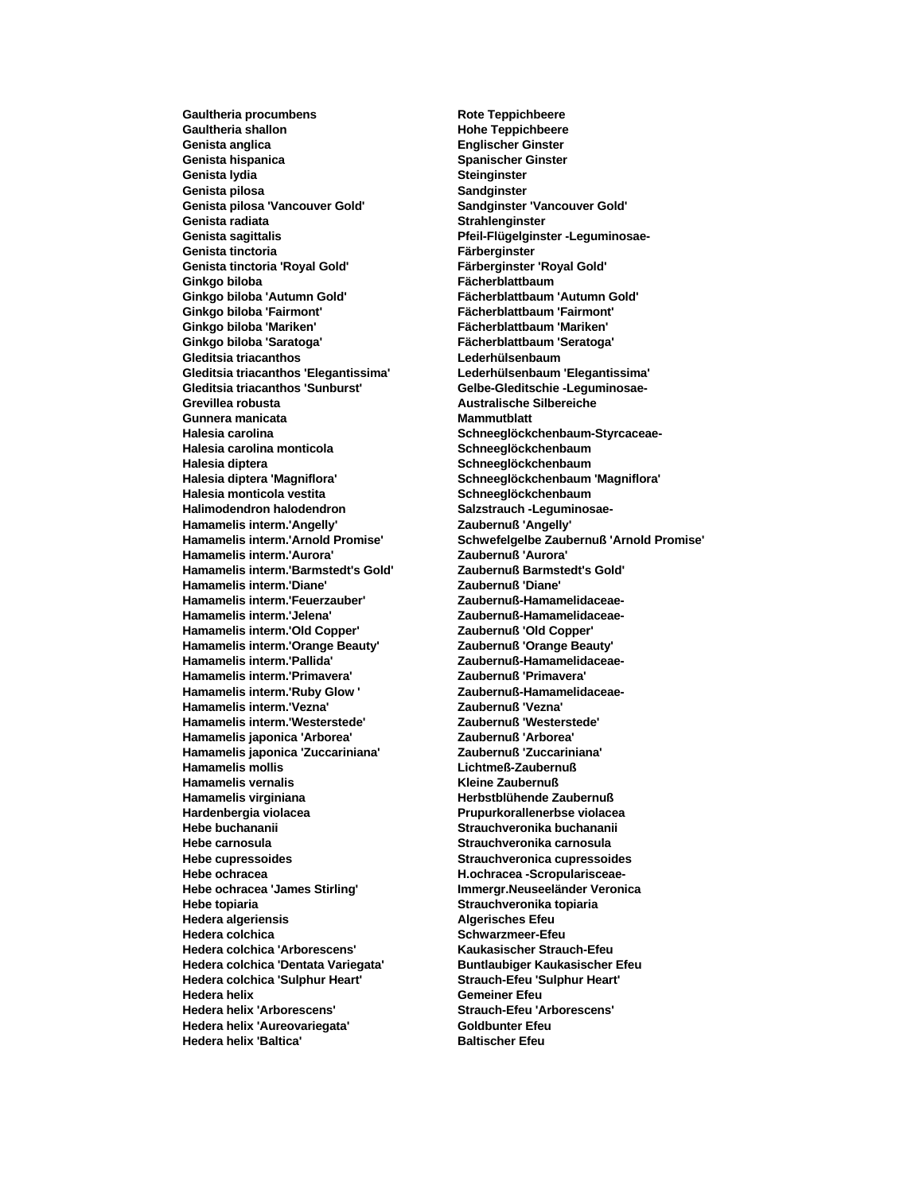| | |
|---|---|
| **Gaultheria procumbens** | **Rote Teppichbeere** |
| **Gaultheria shallon** | **Hohe Teppichbeere** |
| **Genista anglica** | **Englischer Ginster** |
| **Genista hispanica** | **Spanischer Ginster** |
| **Genista lydia** | **Steinginster** |
| **Genista pilosa** | **Sandginster** |
| **Genista pilosa 'Vancouver Gold'** | **Sandginster 'Vancouver Gold'** |
| **Genista radiata** | **Strahlenginster** |
| **Genista sagittalis** | **Pfeil-Flügelginster -Leguminosae-** |
| **Genista tinctoria** | **Färberginster** |
| **Genista tinctoria 'Royal Gold'** | **Färberginster 'Royal Gold'** |
| **Ginkgo biloba** | **Fächerblattbaum** |
| **Ginkgo biloba 'Autumn Gold'** | **Fächerblattbaum 'Autumn Gold'** |
| **Ginkgo biloba 'Fairmont'** | **Fächerblattbaum 'Fairmont'** |
| **Ginkgo biloba 'Mariken'** | **Fächerblattbaum 'Mariken'** |
| **Ginkgo biloba 'Saratoga'** | **Fächerblattbaum 'Seratoga'** |
| **Gleditsia triacanthos** | **Lederhülsenbaum** |
| **Gleditsia triacanthos 'Elegantissima'** | **Lederhülsenbaum 'Elegantissima'** |
| **Gleditsia triacanthos 'Sunburst'** | **Gelbe-Gleditschie -Leguminosae-** |
| **Grevillea robusta** | **Australische Silbereiche** |
| **Gunnera manicata** | **Mammutblatt** |
| **Halesia carolina** | **Schneeglöckchenbaum-Styrcaceae-** |
| **Halesia carolina monticola** | **Schneeglöckchenbaum** |
| **Halesia diptera** | **Schneeglöckchenbaum** |
| **Halesia diptera 'Magniflora'** | **Schneeglöckchenbaum 'Magniflora'** |
| **Halesia monticola vestita** | **Schneeglöckchenbaum** |
| **Halimodendron halodendron** | **Salzstrauch -Leguminosae-** |
| **Hamamelis interm.'Angelly'** | **Zaubernuß 'Angelly'** |
| **Hamamelis interm.'Arnold Promise'** | **Schwefelgelbe Zaubernuß 'Arnold Promise'** |
| **Hamamelis interm.'Aurora'** | **Zaubernuß 'Aurora'** |
| **Hamamelis interm.'Barmstedt's Gold'** | **Zaubernuß Barmstedt's Gold'** |
| **Hamamelis interm.'Diane'** | **Zaubernuß 'Diane'** |
| **Hamamelis interm.'Feuerzauber'** | **Zaubernuß-Hamamelidaceae-** |
| **Hamamelis interm.'Jelena'** | **Zaubernuß-Hamamelidaceae-** |
| **Hamamelis interm.'Old Copper'** | **Zaubernuß 'Old Copper'** |
| **Hamamelis interm.'Orange Beauty'** | **Zaubernuß 'Orange Beauty'** |
| **Hamamelis interm.'Pallida'** | **Zaubernuß-Hamamelidaceae-** |
| **Hamamelis interm.'Primavera'** | **Zaubernuß 'Primavera'** |
| **Hamamelis interm.'Ruby Glow '** | **Zaubernuß-Hamamelidaceae-** |
| **Hamamelis interm.'Vezna'** | **Zaubernuß 'Vezna'** |
| **Hamamelis interm.'Westerstede'** | **Zaubernuß 'Westerstede'** |
| **Hamamelis japonica 'Arborea'** | **Zaubernuß 'Arborea'** |
| **Hamamelis japonica 'Zuccariniana'** | **Zaubernuß 'Zuccariniana'** |
| **Hamamelis mollis** | **Lichtmeß-Zaubernuß** |
| **Hamamelis vernalis** | **Kleine Zaubernuß** |
| **Hamamelis virginiana** | **Herbstblühende Zaubernuß** |
| **Hardenbergia violacea** | **Prupurkorallenerbse violacea** |
| **Hebe buchananii** | **Strauchveronika buchananii** |
| **Hebe carnosula** | **Strauchveronika carnosula** |
| **Hebe cupressoides** | **Strauchveronica cupressoides** |
| **Hebe ochracea** | **H.ochracea -Scropularisceae-** |
| **Hebe ochracea 'James Stirling'** | **Immergr.Neuseeländer Veronica** |
| **Hebe topiaria** | **Strauchveronika topiaria** |
| **Hedera algeriensis** | **Algerisches Efeu** |
| **Hedera colchica** | **Schwarzmeer-Efeu** |
| **Hedera colchica 'Arborescens'** | **Kaukasischer Strauch-Efeu** |
| **Hedera colchica 'Dentata Variegata'** | **Buntlaubiger Kaukasischer Efeu** |
| **Hedera colchica 'Sulphur Heart'** | **Strauch-Efeu 'Sulphur Heart'** |
| **Hedera helix** | **Gemeiner Efeu** |
| **Hedera helix 'Arborescens'** | **Strauch-Efeu 'Arborescens'** |
| **Hedera helix 'Aureovariegata'** | **Goldbunter Efeu** |
| **Hedera helix 'Baltica'** | **Baltischer Efeu** |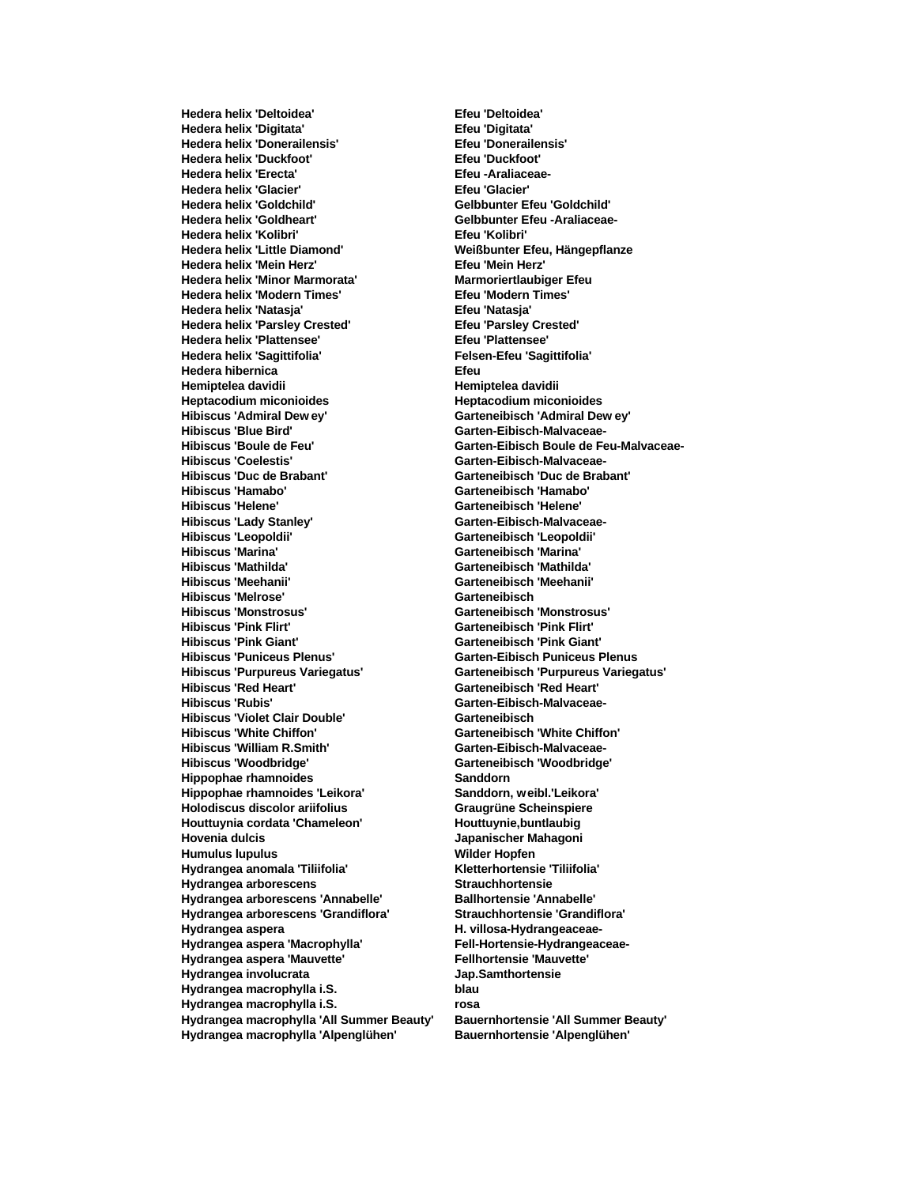| | |
|---|---|
| **Hedera helix 'Deltoidea'** | **Efeu 'Deltoidea'** |
| **Hedera helix 'Digitata'** | **Efeu 'Digitata'** |
| **Hedera helix 'Donerailensis'** | **Efeu 'Donerailensis'** |
| **Hedera helix 'Duckfoot'** | **Efeu 'Duckfoot'** |
| **Hedera helix 'Erecta'** | **Efeu -Araliaceae-** |
| **Hedera helix 'Glacier'** | **Efeu 'Glacier'** |
| **Hedera helix 'Goldchild'** | **Gelbbunter Efeu 'Goldchild'** |
| **Hedera helix 'Goldheart'** | **Gelbbunter Efeu -Araliaceae-** |
| **Hedera helix 'Kolibri'** | **Efeu 'Kolibri'** |
| **Hedera helix 'Little Diamond'** | **Weißbunter Efeu, Hängepflanze** |
| **Hedera helix 'Mein Herz'** | **Efeu 'Mein Herz'** |
| **Hedera helix 'Minor Marmorata'** | **Marmoriertlaubiger Efeu** |
| **Hedera helix 'Modern Times'** | **Efeu 'Modern Times'** |
| **Hedera helix 'Natasja'** | **Efeu 'Natasja'** |
| **Hedera helix 'Parsley Crested'** | **Efeu 'Parsley Crested'** |
| **Hedera helix 'Plattensee'** | **Efeu 'Plattensee'** |
| **Hedera helix 'Sagittifolia'** | **Felsen-Efeu 'Sagittifolia'** |
| **Hedera hibernica** | **Efeu** |
| **Hemiptelea davidii** | **Hemiptelea davidii** |
| **Heptacodium miconioides** | **Heptacodium miconioides** |
| **Hibiscus 'Admiral Dewey'** | **Garteneibisch 'Admiral Dewey'** |
| **Hibiscus 'Blue Bird'** | **Garten-Eibisch-Malvaceae-** |
| **Hibiscus 'Boule de Feu'** | **Garten-Eibisch Boule de Feu-Malvaceae-** |
| **Hibiscus 'Coelestis'** | **Garten-Eibisch-Malvaceae-** |
| **Hibiscus 'Duc de Brabant'** | **Garteneibisch 'Duc de Brabant'** |
| **Hibiscus 'Hamabo'** | **Garteneibisch 'Hamabo'** |
| **Hibiscus 'Helene'** | **Garteneibisch 'Helene'** |
| **Hibiscus 'Lady Stanley'** | **Garten-Eibisch-Malvaceae-** |
| **Hibiscus 'Leopoldii'** | **Garteneibisch 'Leopoldii'** |
| **Hibiscus 'Marina'** | **Garteneibisch 'Marina'** |
| **Hibiscus 'Mathilda'** | **Garteneibisch 'Mathilda'** |
| **Hibiscus 'Meehanii'** | **Garteneibisch 'Meehanii'** |
| **Hibiscus 'Melrose'** | **Garteneibisch** |
| **Hibiscus 'Monstrosus'** | **Garteneibisch 'Monstrosus'** |
| **Hibiscus 'Pink Flirt'** | **Garteneibisch 'Pink Flirt'** |
| **Hibiscus 'Pink Giant'** | **Garteneibisch 'Pink Giant'** |
| **Hibiscus 'Puniceus Plenus'** | **Garten-Eibisch Puniceus Plenus** |
| **Hibiscus 'Purpureus Variegatus'** | **Garteneibisch 'Purpureus Variegatus'** |
| **Hibiscus 'Red Heart'** | **Garteneibisch 'Red Heart'** |
| **Hibiscus 'Rubis'** | **Garten-Eibisch-Malvaceae-** |
| **Hibiscus 'Violet Clair Double'** | **Garteneibisch** |
| **Hibiscus 'White Chiffon'** | **Garteneibisch 'White Chiffon'** |
| **Hibiscus 'William R.Smith'** | **Garten-Eibisch-Malvaceae-** |
| **Hibiscus 'Woodbridge'** | **Garteneibisch 'Woodbridge'** |
| **Hippophae rhamnoides** | **Sanddorn** |
| **Hippophae rhamnoides 'Leikora'** | **Sanddorn, weibl.'Leikora'** |
| **Holodiscus discolor ariifolius** | **Graugrüne Scheinspiere** |
| **Houttuynia cordata 'Chameleon'** | **Houttuynie,buntlaubig** |
| **Hovenia dulcis** | **Japanischer Mahagoni** |
| **Humulus lupulus** | **Wilder Hopfen** |
| **Hydrangea anomala 'Tiliifolia'** | **Kletterhortensie 'Tiliifolia'** |
| **Hydrangea arborescens** | **Strauchhortensie** |
| **Hydrangea arborescens 'Annabelle'** | **Ballhortensie 'Annabelle'** |
| **Hydrangea arborescens 'Grandiflora'** | **Strauchhortensie 'Grandiflora'** |
| **Hydrangea aspera** | **H. villosa-Hydrangeaceae-** |
| **Hydrangea aspera 'Macrophylla'** | **Fell-Hortensie-Hydrangeaceae-** |
| **Hydrangea aspera 'Mauvette'** | **Fellhortensie 'Mauvette'** |
| **Hydrangea involucrata** | **Jap.Samthortensie** |
| **Hydrangea macrophylla i.S.** | **blau** |
| **Hydrangea macrophylla i.S.** | **rosa** |
| **Hydrangea macrophylla 'All Summer Beauty'** | **Bauernhortensie 'All Summer Beauty'** |
| **Hydrangea macrophylla 'Alpenglühen'** | **Bauernhortensie 'Alpenglühen'** |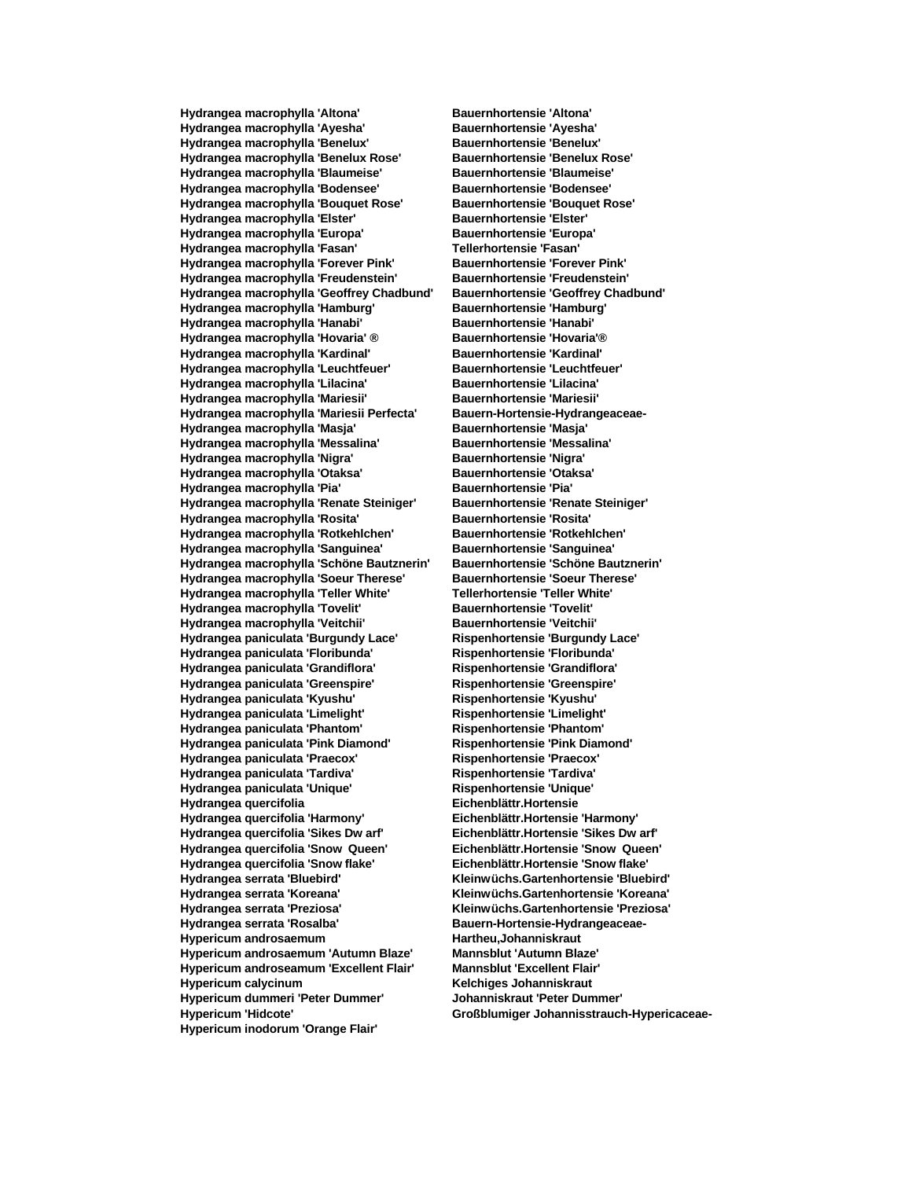| | |
|---|---|
| **Hydrangea macrophylla 'Altona'** | **Bauernhortensie 'Altona'** |
| **Hydrangea macrophylla 'Ayesha'** | **Bauernhortensie 'Ayesha'** |
| **Hydrangea macrophylla 'Benelux'** | **Bauernhortensie 'Benelux'** |
| **Hydrangea macrophylla 'Benelux Rose'** | **Bauernhortensie 'Benelux Rose'** |
| **Hydrangea macrophylla 'Blaumeise'** | **Bauernhortensie 'Blaumeise'** |
| **Hydrangea macrophylla 'Bodensee'** | **Bauernhortensie 'Bodensee'** |
| **Hydrangea macrophylla 'Bouquet Rose'** | **Bauernhortensie 'Bouquet Rose'** |
| **Hydrangea macrophylla 'Elster'** | **Bauernhortensie 'Elster'** |
| **Hydrangea macrophylla 'Europa'** | **Bauernhortensie 'Europa'** |
| **Hydrangea macrophylla 'Fasan'** | **Tellerhortensie 'Fasan'** |
| **Hydrangea macrophylla 'Forever Pink'** | **Bauernhortensie 'Forever Pink'** |
| **Hydrangea macrophylla 'Freudenstein'** | **Bauernhortensie 'Freudenstein'** |
| **Hydrangea macrophylla 'Geoffrey Chadbund'** | **Bauernhortensie 'Geoffrey Chadbund'** |
| **Hydrangea macrophylla 'Hamburg'** | **Bauernhortensie 'Hamburg'** |
| **Hydrangea macrophylla 'Hanabi'** | **Bauernhortensie 'Hanabi'** |
| **Hydrangea macrophylla 'Hovaria' ®** | **Bauernhortensie 'Hovaria'®** |
| **Hydrangea macrophylla 'Kardinal'** | **Bauernhortensie 'Kardinal'** |
| **Hydrangea macrophylla 'Leuchtfeuer'** | **Bauernhortensie 'Leuchtfeuer'** |
| **Hydrangea macrophylla 'Lilacina'** | **Bauernhortensie 'Lilacina'** |
| **Hydrangea macrophylla 'Mariesii'** | **Bauernhortensie 'Mariesii'** |
| **Hydrangea macrophylla 'Mariesii Perfecta'** | **Bauern-Hortensie-Hydrangeaceae-** |
| **Hydrangea macrophylla 'Masja'** | **Bauernhortensie 'Masja'** |
| **Hydrangea macrophylla 'Messalina'** | **Bauernhortensie 'Messalina'** |
| **Hydrangea macrophylla 'Nigra'** | **Bauernhortensie 'Nigra'** |
| **Hydrangea macrophylla 'Otaksa'** | **Bauernhortensie 'Otaksa'** |
| **Hydrangea macrophylla 'Pia'** | **Bauernhortensie 'Pia'** |
| **Hydrangea macrophylla 'Renate Steiniger'** | **Bauernhortensie 'Renate Steiniger'** |
| **Hydrangea macrophylla 'Rosita'** | **Bauernhortensie 'Rosita'** |
| **Hydrangea macrophylla 'Rotkehlchen'** | **Bauernhortensie 'Rotkehlchen'** |
| **Hydrangea macrophylla 'Sanguinea'** | **Bauernhortensie 'Sanguinea'** |
| **Hydrangea macrophylla 'Schöne Bautznerin'** | **Bauernhortensie 'Schöne Bautznerin'** |
| **Hydrangea macrophylla 'Soeur Therese'** | **Bauernhortensie 'Soeur Therese'** |
| **Hydrangea macrophylla 'Teller White'** | **Tellerhortensie 'Teller White'** |
| **Hydrangea macrophylla 'Tovelit'** | **Bauernhortensie 'Tovelit'** |
| **Hydrangea macrophylla 'Veitchii'** | **Bauernhortensie 'Veitchii'** |
| **Hydrangea paniculata 'Burgundy Lace'** | **Rispenhortensie 'Burgundy Lace'** |
| **Hydrangea paniculata 'Floribunda'** | **Rispenhortensie 'Floribunda'** |
| **Hydrangea paniculata 'Grandiflora'** | **Rispenhortensie 'Grandiflora'** |
| **Hydrangea paniculata 'Greenspire'** | **Rispenhortensie 'Greenspire'** |
| **Hydrangea paniculata 'Kyushu'** | **Rispenhortensie 'Kyushu'** |
| **Hydrangea paniculata 'Limelight'** | **Rispenhortensie 'Limelight'** |
| **Hydrangea paniculata 'Phantom'** | **Rispenhortensie 'Phantom'** |
| **Hydrangea paniculata 'Pink Diamond'** | **Rispenhortensie 'Pink Diamond'** |
| **Hydrangea paniculata 'Praecox'** | **Rispenhortensie 'Praecox'** |
| **Hydrangea paniculata 'Tardiva'** | **Rispenhortensie 'Tardiva'** |
| **Hydrangea paniculata 'Unique'** | **Rispenhortensie 'Unique'** |
| **Hydrangea quercifolia** | **Eichenblättr.Hortensie** |
| **Hydrangea quercifolia 'Harmony'** | **Eichenblättr.Hortensie 'Harmony'** |
| **Hydrangea quercifolia 'Sikes Dw arf'** | **Eichenblättr.Hortensie 'Sikes Dw arf'** |
| **Hydrangea quercifolia 'Snow  Queen'** | **Eichenblättr.Hortensie 'Snow  Queen'** |
| **Hydrangea quercifolia 'Snow flake'** | **Eichenblättr.Hortensie 'Snow flake'** |
| **Hydrangea serrata 'Bluebird'** | **Kleinwüchs.Gartenhortensie 'Bluebird'** |
| **Hydrangea serrata 'Koreana'** | **Kleinwüchs.Gartenhortensie 'Koreana'** |
| **Hydrangea serrata 'Preziosa'** | **Kleinwüchs.Gartenhortensie 'Preziosa'** |
| **Hydrangea serrata 'Rosalba'** | **Bauern-Hortensie-Hydrangeaceae-** |
| **Hypericum androsaemum** | **Hartheu,Johanniskraut** |
| **Hypericum androsaemum 'Autumn Blaze'** | **Mannsblut 'Autumn Blaze'** |
| **Hypericum androseamum 'Excellent Flair'** | **Mannsblut 'Excellent Flair'** |
| **Hypericum calycinum** | **Kelchiges Johanniskraut** |
| **Hypericum dummeri 'Peter Dummer'** | **Johanniskraut 'Peter Dummer'** |
| **Hypericum 'Hidcote'** | **Großblumiger Johannisstrauch-Hypericaceae-** |
| **Hypericum inodorum 'Orange Flair'** | |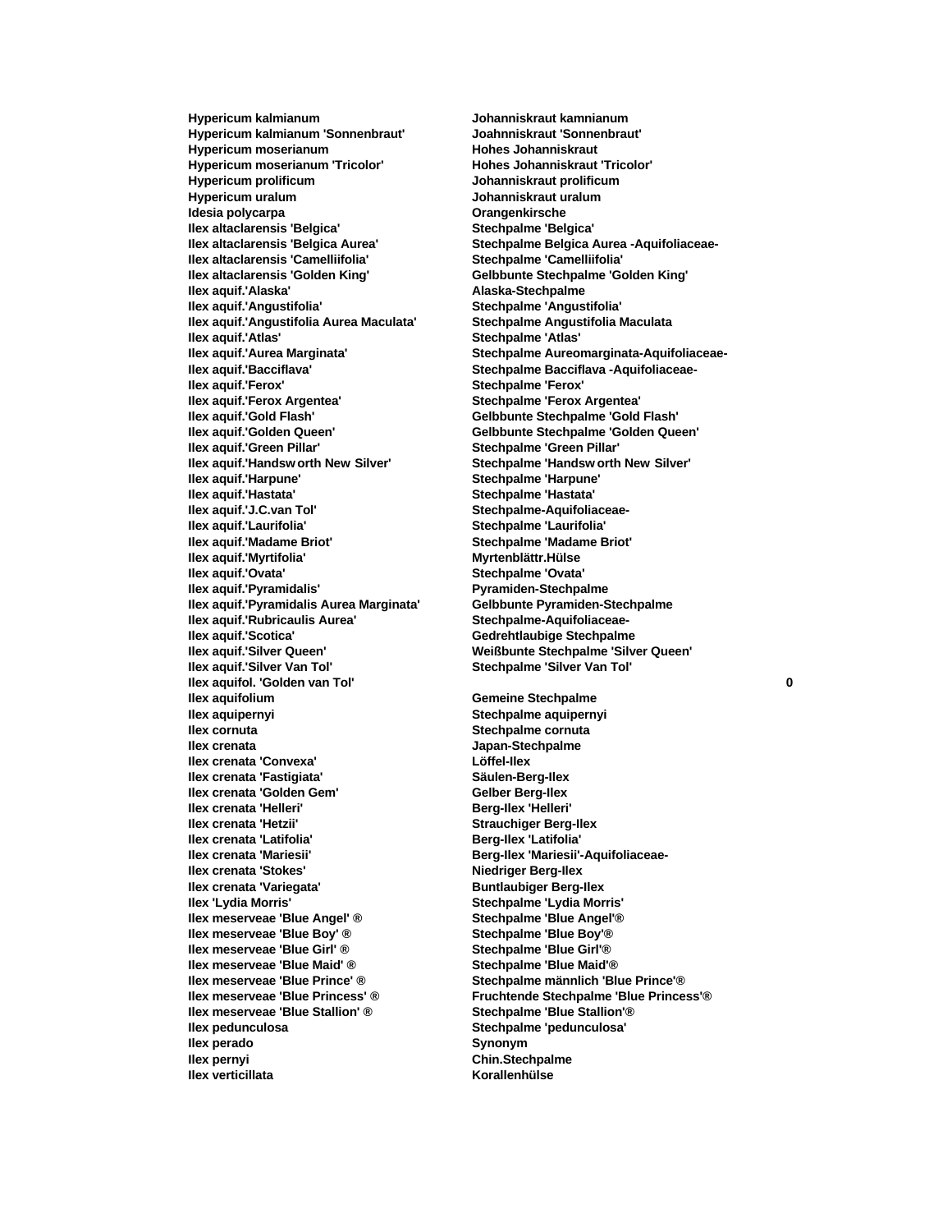| | | |
|---|---|---|
| **Hypericum kalmianum** | **Johanniskraut kamnianum** | |
| **Hypericum kalmianum 'Sonnenbraut'** | **Joahnniskraut 'Sonnenbraut'** | |
| **Hypericum moserianum** | **Hohes Johanniskraut** | |
| **Hypericum moserianum 'Tricolor'** | **Hohes Johanniskraut 'Tricolor'** | |
| **Hypericum prolificum** | **Johanniskraut prolificum** | |
| **Hypericum uralum** | **Johanniskraut uralum** | |
| **Idesia polycarpa** | **Orangenkirsche** | |
| **Ilex altaclarensis 'Belgica'** | **Stechpalme 'Belgica'** | |
| **Ilex altaclarensis 'Belgica Aurea'** | **Stechpalme Belgica Aurea -Aquifoliaceae-** | |
| **Ilex altaclarensis 'Camelliifolia'** | **Stechpalme 'Camelliifolia'** | |
| **Ilex altaclarensis 'Golden King'** | **Gelbbunte Stechpalme 'Golden King'** | |
| **Ilex aquif.'Alaska'** | **Alaska-Stechpalme** | |
| **Ilex aquif.'Angustifolia'** | **Stechpalme 'Angustifolia'** | |
| **Ilex aquif.'Angustifolia Aurea Maculata'** | **Stechpalme Angustifolia Maculata** | |
| **Ilex aquif.'Atlas'** | **Stechpalme 'Atlas'** | |
| **Ilex aquif.'Aurea Marginata'** | **Stechpalme Aureomarginata-Aquifoliaceae-** | |
| **Ilex aquif.'Bacciflava'** | **Stechpalme Bacciflava -Aquifoliaceae-** | |
| **Ilex aquif.'Ferox'** | **Stechpalme 'Ferox'** | |
| **Ilex aquif.'Ferox Argentea'** | **Stechpalme 'Ferox Argentea'** | |
| **Ilex aquif.'Gold Flash'** | **Gelbbunte Stechpalme 'Gold Flash'** | |
| **Ilex aquif.'Golden Queen'** | **Gelbbunte Stechpalme 'Golden Queen'** | |
| **Ilex aquif.'Green Pillar'** | **Stechpalme 'Green Pillar'** | |
| **Ilex aquif.'Handsw orth New Silver'** | **Stechpalme 'Handsw orth New Silver'** | |
| **Ilex aquif.'Harpune'** | **Stechpalme 'Harpune'** | |
| **Ilex aquif.'Hastata'** | **Stechpalme 'Hastata'** | |
| **Ilex aquif.'J.C.van Tol'** | **Stechpalme-Aquifoliaceae-** | |
| **Ilex aquif.'Laurifolia'** | **Stechpalme 'Laurifolia'** | |
| **Ilex aquif.'Madame Briot'** | **Stechpalme 'Madame Briot'** | |
| **Ilex aquif.'Myrtifolia'** | **Myrtenblättr.Hülse** | |
| **Ilex aquif.'Ovata'** | **Stechpalme 'Ovata'** | |
| **Ilex aquif.'Pyramidalis'** | **Pyramiden-Stechpalme** | |
| **Ilex aquif.'Pyramidalis Aurea Marginata'** | **Gelbbunte Pyramiden-Stechpalme** | |
| **Ilex aquif.'Rubricaulis Aurea'** | **Stechpalme-Aquifoliaceae-** | |
| **Ilex aquif.'Scotica'** | **Gedrehtlaubige Stechpalme** | |
| **Ilex aquif.'Silver Queen'** | **Weißbunte Stechpalme 'Silver Queen'** | |
| **Ilex aquif.'Silver Van Tol'** | **Stechpalme 'Silver Van Tol'** | |
| **Ilex aquifol. 'Golden van Tol'** | | **0** |
| **Ilex aquifolium** | **Gemeine Stechpalme** | |
| **Ilex aquipernyi** | **Stechpalme aquipernyi** | |
| **Ilex cornuta** | **Stechpalme cornuta** | |
| **Ilex crenata** | **Japan-Stechpalme** | |
| **Ilex crenata 'Convexa'** | **Löffel-Ilex** | |
| **Ilex crenata 'Fastigiata'** | **Säulen-Berg-Ilex** | |
| **Ilex crenata 'Golden Gem'** | **Gelber Berg-Ilex** | |
| **Ilex crenata 'Helleri'** | **Berg-Ilex 'Helleri'** | |
| **Ilex crenata 'Hetzii'** | **Strauchiger Berg-Ilex** | |
| **Ilex crenata 'Latifolia'** | **Berg-Ilex 'Latifolia'** | |
| **Ilex crenata 'Mariesii'** | **Berg-Ilex 'Mariesii'-Aquifoliaceae-** | |
| **Ilex crenata 'Stokes'** | **Niedriger Berg-Ilex** | |
| **Ilex crenata 'Variegata'** | **Buntlaubiger Berg-Ilex** | |
| **Ilex 'Lydia Morris'** | **Stechpalme 'Lydia Morris'** | |
| **Ilex meserveae 'Blue Angel' ®** | **Stechpalme 'Blue Angel'®** | |
| **Ilex meserveae 'Blue Boy' ®** | **Stechpalme 'Blue Boy'®** | |
| **Ilex meserveae 'Blue Girl' ®** | **Stechpalme 'Blue Girl'®** | |
| **Ilex meserveae 'Blue Maid' ®** | **Stechpalme 'Blue Maid'®** | |
| **Ilex meserveae 'Blue Prince' ®** | **Stechpalme männlich 'Blue Prince'®** | |
| **Ilex meserveae 'Blue Princess' ®** | **Fruchtende Stechpalme 'Blue Princess'®** | |
| **Ilex meserveae 'Blue Stallion' ®** | **Stechpalme 'Blue Stallion'®** | |
| **Ilex pedunculosa** | **Stechpalme 'pedunculosa'** | |
| **Ilex perado** | **Synonym** | |
| **Ilex pernyi** | **Chin.Stechpalme** | |
| **Ilex verticillata** | **Korallenhülse** | |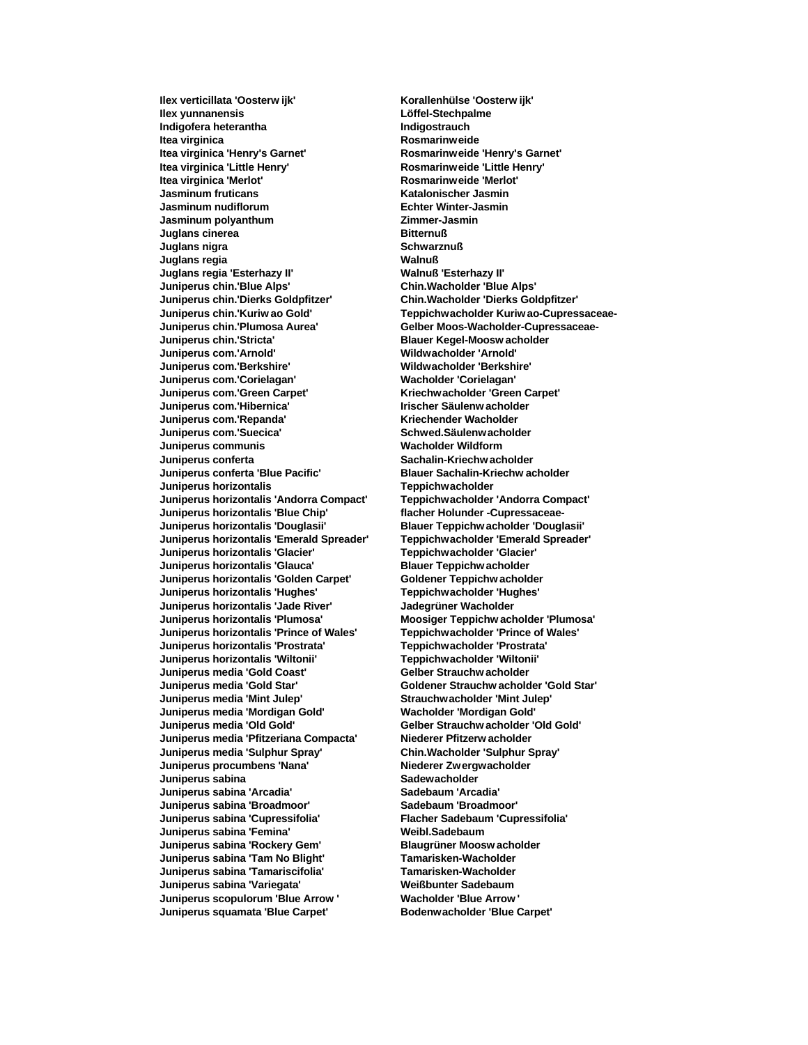| | |
|---|---|
| **Ilex verticillata 'Oosterw ijk'** | **Korallenhülse 'Oosterw ijk'** |
| **Ilex yunnanensis** | **Löffel-Stechpalme** |
| **Indigofera heterantha** | **Indigostrauch** |
| **Itea virginica** | **Rosmarinweide** |
| **Itea virginica 'Henry's Garnet'** | **Rosmarinweide 'Henry's Garnet'** |
| **Itea virginica 'Little Henry'** | **Rosmarinweide 'Little Henry'** |
| **Itea virginica 'Merlot'** | **Rosmarinweide 'Merlot'** |
| **Jasminum fruticans** | **Katalonischer Jasmin** |
| **Jasminum nudiflorum** | **Echter Winter-Jasmin** |
| **Jasminum polyanthum** | **Zimmer-Jasmin** |
| **Juglans cinerea** | **Bitternuß** |
| **Juglans nigra** | **Schwarznuß** |
| **Juglans regia** | **Walnuß** |
| **Juglans regia 'Esterhazy II'** | **Walnuß 'Esterhazy II'** |
| **Juniperus chin.'Blue Alps'** | **Chin.Wacholder 'Blue Alps'** |
| **Juniperus chin.'Dierks Goldpfitzer'** | **Chin.Wacholder 'Dierks Goldpfitzer'** |
| **Juniperus chin.'Kuriw ao Gold'** | **Teppichwacholder Kuriw ao-Cupressaceae-** |
| **Juniperus chin.'Plumosa Aurea'** | **Gelber Moos-Wacholder-Cupressaceae-** |
| **Juniperus chin.'Stricta'** | **Blauer Kegel-Moosw acholder** |
| **Juniperus com.'Arnold'** | **Wildwacholder 'Arnold'** |
| **Juniperus com.'Berkshire'** | **Wildwacholder 'Berkshire'** |
| **Juniperus com.'Corielagan'** | **Wacholder 'Corielagan'** |
| **Juniperus com.'Green Carpet'** | **Kriechwacholder 'Green Carpet'** |
| **Juniperus com.'Hibernica'** | **Irischer Säulenw acholder** |
| **Juniperus com.'Repanda'** | **Kriechender Wacholder** |
| **Juniperus com.'Suecica'** | **Schwed.Säulenwacholder** |
| **Juniperus communis** | **Wacholder Wildform** |
| **Juniperus conferta** | **Sachalin-Kriechw acholder** |
| **Juniperus conferta 'Blue Pacific'** | **Blauer Sachalin-Kriechw acholder** |
| **Juniperus horizontalis** | **Teppichwacholder** |
| **Juniperus horizontalis 'Andorra Compact'** | **Teppichwacholder 'Andorra Compact'** |
| **Juniperus horizontalis 'Blue Chip'** | **flacher Holunder -Cupressaceae-** |
| **Juniperus horizontalis 'Douglasii'** | **Blauer Teppichw acholder 'Douglasii'** |
| **Juniperus horizontalis 'Emerald Spreader'** | **Teppichwacholder 'Emerald Spreader'** |
| **Juniperus horizontalis 'Glacier'** | **Teppichwacholder 'Glacier'** |
| **Juniperus horizontalis 'Glauca'** | **Blauer Teppichw acholder** |
| **Juniperus horizontalis 'Golden Carpet'** | **Goldener Teppichw acholder** |
| **Juniperus horizontalis 'Hughes'** | **Teppichwacholder 'Hughes'** |
| **Juniperus horizontalis 'Jade River'** | **Jadegrüner Wacholder** |
| **Juniperus horizontalis 'Plumosa'** | **Moosiger Teppichw acholder 'Plumosa'** |
| **Juniperus horizontalis 'Prince of Wales'** | **Teppichwacholder 'Prince of Wales'** |
| **Juniperus horizontalis 'Prostrata'** | **Teppichwacholder 'Prostrata'** |
| **Juniperus horizontalis 'Wiltonii'** | **Teppichwacholder 'Wiltonii'** |
| **Juniperus media 'Gold Coast'** | **Gelber Strauchw acholder** |
| **Juniperus media 'Gold Star'** | **Goldener Strauchw acholder 'Gold Star'** |
| **Juniperus media 'Mint Julep'** | **Strauchwacholder 'Mint Julep'** |
| **Juniperus media 'Mordigan Gold'** | **Wacholder 'Mordigan Gold'** |
| **Juniperus media 'Old Gold'** | **Gelber Strauchw acholder 'Old Gold'** |
| **Juniperus media 'Pfitzeriana Compacta'** | **Niederer Pfitzerw acholder** |
| **Juniperus media 'Sulphur Spray'** | **Chin.Wacholder 'Sulphur Spray'** |
| **Juniperus procumbens 'Nana'** | **Niederer Zwergwacholder** |
| **Juniperus sabina** | **Sadewacholder** |
| **Juniperus sabina 'Arcadia'** | **Sadebaum 'Arcadia'** |
| **Juniperus sabina 'Broadmoor'** | **Sadebaum 'Broadmoor'** |
| **Juniperus sabina 'Cupressifolia'** | **Flacher Sadebaum 'Cupressifolia'** |
| **Juniperus sabina 'Femina'** | **Weibl.Sadebaum** |
| **Juniperus sabina 'Rockery Gem'** | **Blaugrüner Moosw acholder** |
| **Juniperus sabina 'Tam No Blight'** | **Tamarisken-Wacholder** |
| **Juniperus sabina 'Tamariscifolia'** | **Tamarisken-Wacholder** |
| **Juniperus sabina 'Variegata'** | **Weißbunter Sadebaum** |
| **Juniperus scopulorum 'Blue Arrow '** | **Wacholder 'Blue Arrow '** |
| **Juniperus squamata 'Blue Carpet'** | **Bodenwacholder 'Blue Carpet'** |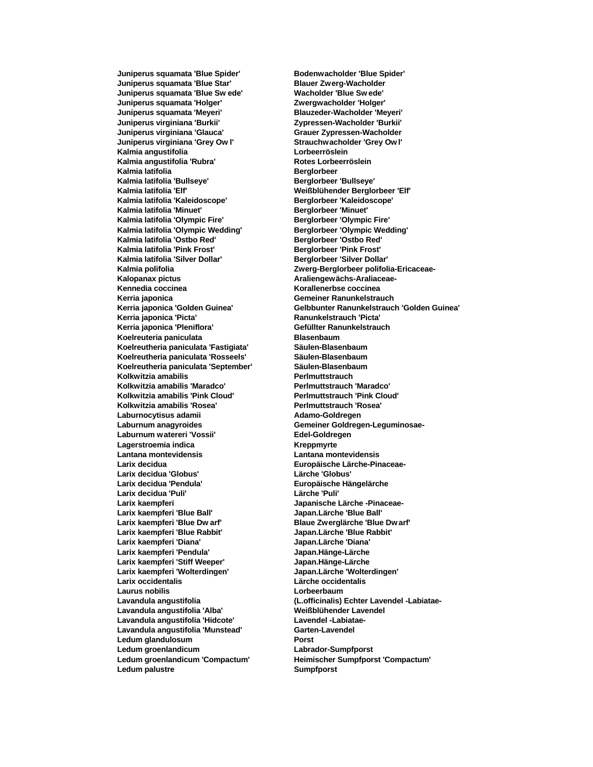| | |
|---|---|
| **Juniperus squamata 'Blue Spider'** | **Bodenwacholder 'Blue Spider'** |
| **Juniperus squamata 'Blue Star'** | **Blauer Zwerg-Wacholder** |
| **Juniperus squamata 'Blue Sw ede'** | **Wacholder 'Blue Sw ede'** |
| **Juniperus squamata 'Holger'** | **Zwergwacholder 'Holger'** |
| **Juniperus squamata 'Meyeri'** | **Blauzeder-Wacholder 'Meyeri'** |
| **Juniperus virginiana 'Burkii'** | **Zypressen-Wacholder 'Burkii'** |
| **Juniperus virginiana 'Glauca'** | **Grauer Zypressen-Wacholder** |
| **Juniperus virginiana 'Grey Ow l'** | **Strauchwacholder 'Grey Ow l'** |
| **Kalmia angustifolia** | **Lorbeerröslein** |
| **Kalmia angustifolia 'Rubra'** | **Rotes Lorbeerröslein** |
| **Kalmia latifolia** | **Berglorbeer** |
| **Kalmia latifolia 'Bullseye'** | **Berglorbeer 'Bullseye'** |
| **Kalmia latifolia 'Elf'** | **Weißblühender Berglorbeer 'Elf'** |
| **Kalmia latifolia 'Kaleidoscope'** | **Berglorbeer 'Kaleidoscope'** |
| **Kalmia latifolia 'Minuet'** | **Berglorbeer 'Minuet'** |
| **Kalmia latifolia 'Olympic Fire'** | **Berglorbeer 'Olympic Fire'** |
| **Kalmia latifolia 'Olympic Wedding'** | **Berglorbeer 'Olympic Wedding'** |
| **Kalmia latifolia 'Ostbo Red'** | **Berglorbeer 'Ostbo Red'** |
| **Kalmia latifolia 'Pink Frost'** | **Berglorbeer 'Pink Frost'** |
| **Kalmia latifolia 'Silver Dollar'** | **Berglorbeer 'Silver Dollar'** |
| **Kalmia polifolia** | **Zwerg-Berglorbeer polifolia-Ericaceae-** |
| **Kalopanax pictus** | **Araliengewächs-Araliaceae-** |
| **Kennedia coccinea** | **Korallenerbse coccinea** |
| **Kerria japonica** | **Gemeiner Ranunkelstrauch** |
| **Kerria japonica 'Golden Guinea'** | **Gelbbunter Ranunkelstrauch 'Golden Guinea'** |
| **Kerria japonica 'Picta'** | **Ranunkelstrauch 'Picta'** |
| **Kerria japonica 'Pleniflora'** | **Gefüllter Ranunkelstrauch** |
| **Koelreuteria paniculata** | **Blasenbaum** |
| **Koelreutheria paniculata 'Fastigiata'** | **Säulen-Blasenbaum** |
| **Koelreutheria paniculata 'Rosseels'** | **Säulen-Blasenbaum** |
| **Koelreutheria paniculata 'September'** | **Säulen-Blasenbaum** |
| **Kolkwitzia amabilis** | **Perlmuttstrauch** |
| **Kolkwitzia amabilis 'Maradco'** | **Perlmuttstrauch 'Maradco'** |
| **Kolkwitzia amabilis 'Pink Cloud'** | **Perlmuttstrauch 'Pink Cloud'** |
| **Kolkwitzia amabilis 'Rosea'** | **Perlmuttstrauch 'Rosea'** |
| **Laburnocytisus adamii** | **Adamo-Goldregen** |
| **Laburnum anagyroides** | **Gemeiner Goldregen-Leguminosae-** |
| **Laburnum watereri 'Vossii'** | **Edel-Goldregen** |
| **Lagerstroemia indica** | **Kreppmyrte** |
| **Lantana montevidensis** | **Lantana montevidensis** |
| **Larix decidua** | **Europäische Lärche-Pinaceae-** |
| **Larix decidua 'Globus'** | **Lärche 'Globus'** |
| **Larix decidua 'Pendula'** | **Europäische Hängelärche** |
| **Larix decidua 'Puli'** | **Lärche 'Puli'** |
| **Larix kaempferi** | **Japanische Lärche -Pinaceae-** |
| **Larix kaempferi 'Blue Ball'** | **Japan.Lärche 'Blue Ball'** |
| **Larix kaempferi 'Blue Dw arf'** | **Blaue Zwerglärche 'Blue Dw arf'** |
| **Larix kaempferi 'Blue Rabbit'** | **Japan.Lärche 'Blue Rabbit'** |
| **Larix kaempferi 'Diana'** | **Japan.Lärche 'Diana'** |
| **Larix kaempferi 'Pendula'** | **Japan.Hänge-Lärche** |
| **Larix kaempferi 'Stiff Weeper'** | **Japan.Hänge-Lärche** |
| **Larix kaempferi 'Wolterdingen'** | **Japan.Lärche 'Wolterdingen'** |
| **Larix occidentalis** | **Lärche occidentalis** |
| **Laurus nobilis** | **Lorbeerbaum** |
| **Lavandula angustifolia** | **(L.officinalis) Echter Lavendel -Labiatae-** |
| **Lavandula angustifolia 'Alba'** | **Weißblühender Lavendel** |
| **Lavandula angustifolia 'Hidcote'** | **Lavendel -Labiatae-** |
| **Lavandula angustifolia 'Munstead'** | **Garten-Lavendel** |
| **Ledum glandulosum** | **Porst** |
| **Ledum groenlandicum** | **Labrador-Sumpfporst** |
| **Ledum groenlandicum 'Compactum'** | **Heimischer Sumpfporst 'Compactum'** |
| **Ledum palustre** | **Sumpfporst** |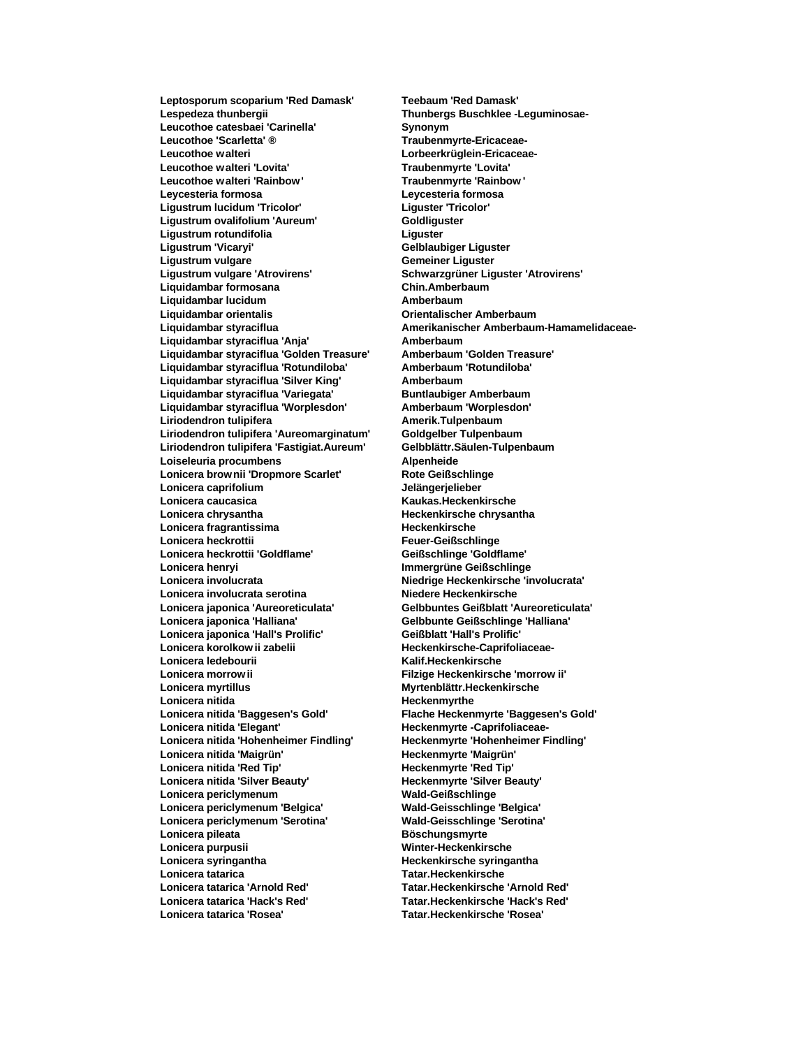| | |
|---|---|
| **Leptosporum scoparium 'Red Damask'** | **Teebaum 'Red Damask'** |
| **Lespedeza thunbergii** | **Thunbergs Buschklee -Leguminosae-** |
| **Leucothoe catesbaei 'Carinella'** | **Synonym** |
| **Leucothoe 'Scarletta' ®** | **Traubenmyrte-Ericaceae-** |
| **Leucothoe walteri** | **Lorbeerkrüglein-Ericaceae-** |
| **Leucothoe walteri 'Lovita'** | **Traubenmyrte 'Lovita'** |
| **Leucothoe walteri 'Rainbow'** | **Traubenmyrte 'Rainbow'** |
| **Leycesteria formosa** | **Leycesteria formosa** |
| **Ligustrum lucidum 'Tricolor'** | **Liguster 'Tricolor'** |
| **Ligustrum ovalifolium 'Aureum'** | **Goldliguster** |
| **Ligustrum rotundifolia** | **Liguster** |
| **Ligustrum 'Vicaryi'** | **Gelblaubiger Liguster** |
| **Ligustrum vulgare** | **Gemeiner Liguster** |
| **Ligustrum vulgare 'Atrovirens'** | **Schwarzgrüner Liguster 'Atrovirens'** |
| **Liquidambar formosana** | **Chin.Amberbaum** |
| **Liquidambar lucidum** | **Amberbaum** |
| **Liquidambar orientalis** | **Orientalischer Amberbaum** |
| **Liquidambar styraciflua** | **Amerikanischer Amberbaum-Hamamelidaceae-** |
| **Liquidambar styraciflua 'Anja'** | **Amberbaum** |
| **Liquidambar styraciflua 'Golden Treasure'** | **Amberbaum 'Golden Treasure'** |
| **Liquidambar styraciflua 'Rotundiloba'** | **Amberbaum 'Rotundiloba'** |
| **Liquidambar styraciflua 'Silver King'** | **Amberbaum** |
| **Liquidambar styraciflua 'Variegata'** | **Buntlaubiger Amberbaum** |
| **Liquidambar styraciflua 'Worplesdon'** | **Amberbaum 'Worplesdon'** |
| **Liriodendron tulipifera** | **Amerik.Tulpenbaum** |
| **Liriodendron tulipifera 'Aureomarginatum'** | **Goldgelber Tulpenbaum** |
| **Liriodendron tulipifera 'Fastigiat.Aureum'** | **Gelbblättr.Säulen-Tulpenbaum** |
| **Loiseleuria procumbens** | **Alpenheide** |
| **Lonicera brownii 'Dropmore Scarlet'** | **Rote Geißschlinge** |
| **Lonicera caprifolium** | **Jelängerjelieber** |
| **Lonicera caucasica** | **Kaukas.Heckenkirsche** |
| **Lonicera chrysantha** | **Heckenkirsche chrysantha** |
| **Lonicera fragrantissima** | **Heckenkirsche** |
| **Lonicera heckrottii** | **Feuer-Geißschlinge** |
| **Lonicera heckrottii 'Goldflame'** | **Geißschlinge 'Goldflame'** |
| **Lonicera henryi** | **Immergrüne Geißschlinge** |
| **Lonicera involucrata** | **Niedrige Heckenkirsche 'involucrata'** |
| **Lonicera involucrata serotina** | **Niedere Heckenkirsche** |
| **Lonicera japonica 'Aureoreticulata'** | **Gelbbuntes Geißblatt 'Aureoreticulata'** |
| **Lonicera japonica 'Halliana'** | **Gelbbunte Geißschlinge 'Halliana'** |
| **Lonicera japonica 'Hall's Prolific'** | **Geißblatt 'Hall's Prolific'** |
| **Lonicera korolkowii zabelii** | **Heckenkirsche-Caprifoliaceae-** |
| **Lonicera ledebourii** | **Kalif.Heckenkirsche** |
| **Lonicera morrowii** | **Filzige Heckenkirsche 'morrowii'** |
| **Lonicera myrtillus** | **Myrtenblättr.Heckenkirsche** |
| **Lonicera nitida** | **Heckenmyrthe** |
| **Lonicera nitida 'Baggesen's Gold'** | **Flache Heckenmyrte 'Baggesen's Gold'** |
| **Lonicera nitida 'Elegant'** | **Heckenmyrte -Caprifoliaceae-** |
| **Lonicera nitida 'Hohenheimer Findling'** | **Heckenmyrte 'Hohenheimer Findling'** |
| **Lonicera nitida 'Maigrün'** | **Heckenmyrte 'Maigrün'** |
| **Lonicera nitida 'Red Tip'** | **Heckenmyrte 'Red Tip'** |
| **Lonicera nitida 'Silver Beauty'** | **Heckenmyrte 'Silver Beauty'** |
| **Lonicera periclymenum** | **Wald-Geißschlinge** |
| **Lonicera periclymenum 'Belgica'** | **Wald-Geisschlinge 'Belgica'** |
| **Lonicera periclymenum 'Serotina'** | **Wald-Geisschlinge 'Serotina'** |
| **Lonicera pileata** | **Böschungsmyrte** |
| **Lonicera purpusii** | **Winter-Heckenkirsche** |
| **Lonicera syringantha** | **Heckenkirsche syringantha** |
| **Lonicera tatarica** | **Tatar.Heckenkirsche** |
| **Lonicera tatarica 'Arnold Red'** | **Tatar.Heckenkirsche 'Arnold Red'** |
| **Lonicera tatarica 'Hack's Red'** | **Tatar.Heckenkirsche 'Hack's Red'** |
| **Lonicera tatarica 'Rosea'** | **Tatar.Heckenkirsche 'Rosea'** |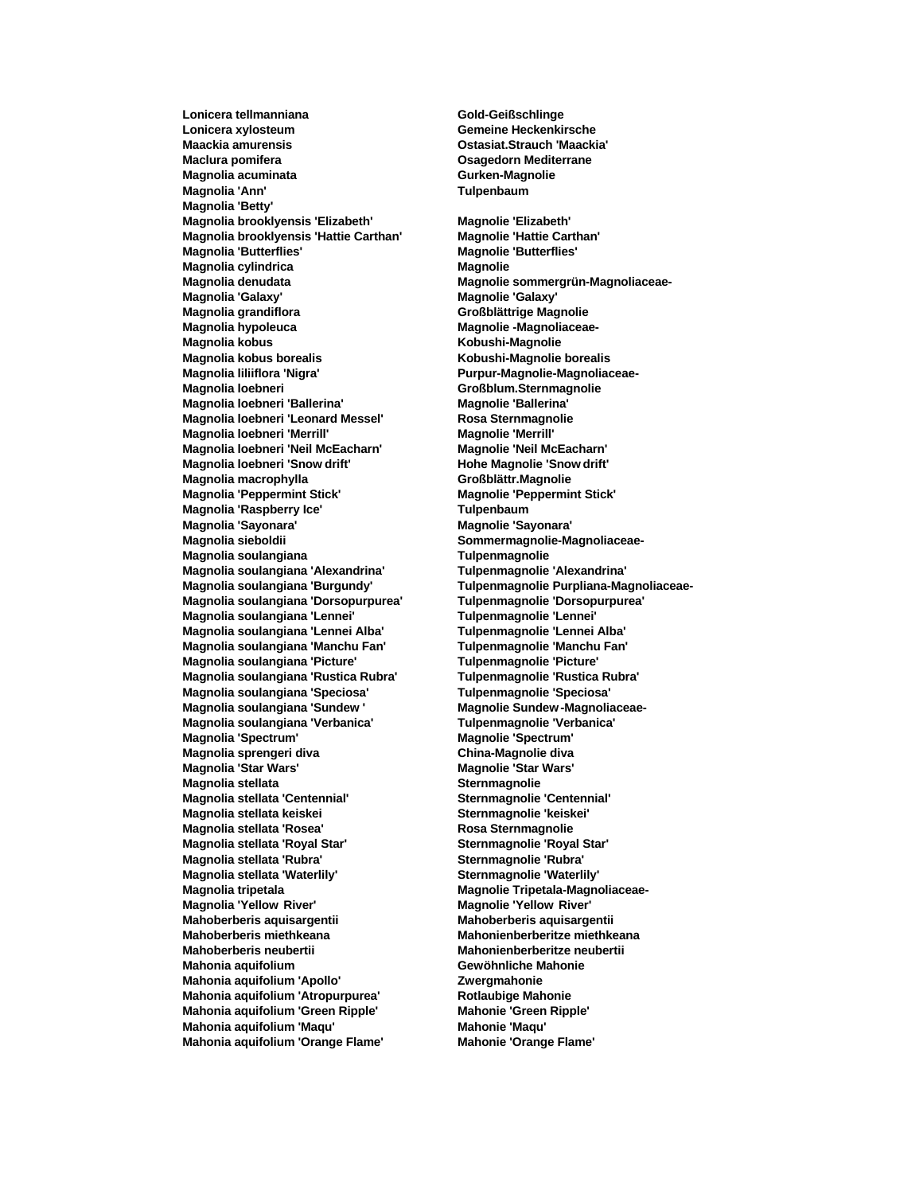| | |
|---|---|
| **Lonicera tellmanniana** | **Gold-Geißschlinge** |
| **Lonicera xylosteum** | **Gemeine Heckenkirsche** |
| **Maackia amurensis** | **Ostasiat.Strauch 'Maackia'** |
| **Maclura pomifera** | **Osagedorn Mediterrane** |
| **Magnolia acuminata** | **Gurken-Magnolie** |
| **Magnolia 'Ann'** | **Tulpenbaum** |
| **Magnolia 'Betty'** | |
| **Magnolia brooklyensis 'Elizabeth'** | **Magnolie 'Elizabeth'** |
| **Magnolia brooklyensis 'Hattie Carthan'** | **Magnolie 'Hattie Carthan'** |
| **Magnolia 'Butterflies'** | **Magnolie 'Butterflies'** |
| **Magnolia cylindrica** | **Magnolie** |
| **Magnolia denudata** | **Magnolie sommergrün-Magnoliaceae-** |
| **Magnolia 'Galaxy'** | **Magnolie 'Galaxy'** |
| **Magnolia grandiflora** | **Großblättrige Magnolie** |
| **Magnolia hypoleuca** | **Magnolie -Magnoliaceae-** |
| **Magnolia kobus** | **Kobushi-Magnolie** |
| **Magnolia kobus borealis** | **Kobushi-Magnolie borealis** |
| **Magnolia liliiflora 'Nigra'** | **Purpur-Magnolie-Magnoliaceae-** |
| **Magnolia loebneri** | **Großblum.Sternmagnolie** |
| **Magnolia loebneri 'Ballerina'** | **Magnolie 'Ballerina'** |
| **Magnolia loebneri 'Leonard Messel'** | **Rosa Sternmagnolie** |
| **Magnolia loebneri 'Merrill'** | **Magnolie 'Merrill'** |
| **Magnolia loebneri 'Neil McEacharn'** | **Magnolie 'Neil McEacharn'** |
| **Magnolia loebneri 'Snow drift'** | **Hohe Magnolie 'Snow drift'** |
| **Magnolia macrophylla** | **Großblättr.Magnolie** |
| **Magnolia 'Peppermint Stick'** | **Magnolie 'Peppermint Stick'** |
| **Magnolia 'Raspberry Ice'** | **Tulpenbaum** |
| **Magnolia 'Sayonara'** | **Magnolie 'Sayonara'** |
| **Magnolia sieboldii** | **Sommermagnolie-Magnoliaceae-** |
| **Magnolia soulangiana** | **Tulpenmagnolie** |
| **Magnolia soulangiana 'Alexandrina'** | **Tulpenmagnolie 'Alexandrina'** |
| **Magnolia soulangiana 'Burgundy'** | **Tulpenmagnolie Purpliana-Magnoliaceae-** |
| **Magnolia soulangiana 'Dorsopurpurea'** | **Tulpenmagnolie 'Dorsopurpurea'** |
| **Magnolia soulangiana 'Lennei'** | **Tulpenmagnolie 'Lennei'** |
| **Magnolia soulangiana 'Lennei Alba'** | **Tulpenmagnolie 'Lennei Alba'** |
| **Magnolia soulangiana 'Manchu Fan'** | **Tulpenmagnolie 'Manchu Fan'** |
| **Magnolia soulangiana 'Picture'** | **Tulpenmagnolie 'Picture'** |
| **Magnolia soulangiana 'Rustica Rubra'** | **Tulpenmagnolie 'Rustica Rubra'** |
| **Magnolia soulangiana 'Speciosa'** | **Tulpenmagnolie 'Speciosa'** |
| **Magnolia soulangiana 'Sundew '** | **Magnolie Sundew -Magnoliaceae-** |
| **Magnolia soulangiana 'Verbanica'** | **Tulpenmagnolie 'Verbanica'** |
| **Magnolia 'Spectrum'** | **Magnolie 'Spectrum'** |
| **Magnolia sprengeri diva** | **China-Magnolie diva** |
| **Magnolia 'Star Wars'** | **Magnolie 'Star Wars'** |
| **Magnolia stellata** | **Sternmagnolie** |
| **Magnolia stellata 'Centennial'** | **Sternmagnolie 'Centennial'** |
| **Magnolia stellata keiskei** | **Sternmagnolie 'keiskei'** |
| **Magnolia stellata 'Rosea'** | **Rosa Sternmagnolie** |
| **Magnolia stellata 'Royal Star'** | **Sternmagnolie 'Royal Star'** |
| **Magnolia stellata 'Rubra'** | **Sternmagnolie 'Rubra'** |
| **Magnolia stellata 'Waterlily'** | **Sternmagnolie 'Waterlily'** |
| **Magnolia tripetala** | **Magnolie Tripetala-Magnoliaceae-** |
| **Magnolia 'Yellow River'** | **Magnolie 'Yellow River'** |
| **Mahoberberis aquisargentii** | **Mahoberberis aquisargentii** |
| **Mahoberberis miethkeana** | **Mahonienberberitze miethkeana** |
| **Mahoberberis neubertii** | **Mahonienberberitze neubertii** |
| **Mahonia aquifolium** | **Gewöhnliche Mahonie** |
| **Mahonia aquifolium 'Apollo'** | **Zwergmahonie** |
| **Mahonia aquifolium 'Atropurpurea'** | **Rotlaubige Mahonie** |
| **Mahonia aquifolium 'Green Ripple'** | **Mahonie 'Green Ripple'** |
| **Mahonia aquifolium 'Maqu'** | **Mahonie 'Maqu'** |
| **Mahonia aquifolium 'Orange Flame'** | **Mahonie 'Orange Flame'** |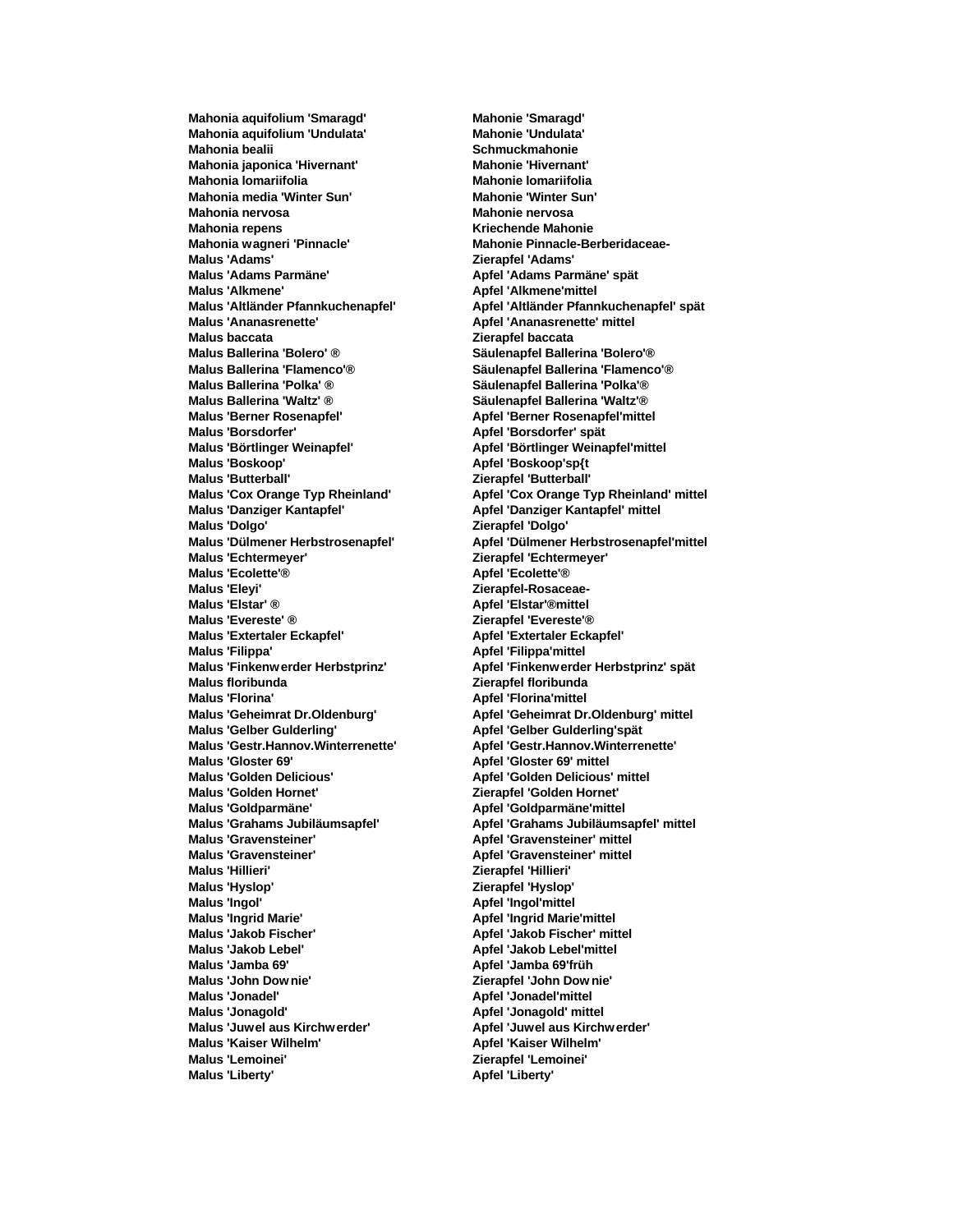| | |
|---|---|
| **Mahonia aquifolium 'Smaragd'** | **Mahonie 'Smaragd'** |
| **Mahonia aquifolium 'Undulata'** | **Mahonie 'Undulata'** |
| **Mahonia bealii** | **Schmuckmahonie** |
| **Mahonia japonica 'Hivernant'** | **Mahonie 'Hivernant'** |
| **Mahonia lomariifolia** | **Mahonie lomariifolia** |
| **Mahonia media 'Winter Sun'** | **Mahonie 'Winter Sun'** |
| **Mahonia nervosa** | **Mahonie nervosa** |
| **Mahonia repens** | **Kriechende Mahonie** |
| **Mahonia wagneri 'Pinnacle'** | **Mahonie Pinnacle-Berberidaceae-** |
| **Malus 'Adams'** | **Zierapfel 'Adams'** |
| **Malus 'Adams Parmäne'** | **Apfel 'Adams Parmäne' spät** |
| **Malus 'Alkmene'** | **Apfel 'Alkmene'mittel** |
| **Malus 'Altländer Pfannkuchenapfel'** | **Apfel 'Altländer Pfannkuchenapfel' spät** |
| **Malus 'Ananasrenette'** | **Apfel 'Ananasrenette' mittel** |
| **Malus baccata** | **Zierapfel baccata** |
| **Malus Ballerina 'Bolero' ®** | **Säulenapfel Ballerina 'Bolero'®** |
| **Malus Ballerina 'Flamenco'®** | **Säulenapfel Ballerina 'Flamenco'®** |
| **Malus Ballerina 'Polka' ®** | **Säulenapfel Ballerina 'Polka'®** |
| **Malus Ballerina 'Waltz' ®** | **Säulenapfel Ballerina 'Waltz'®** |
| **Malus 'Berner Rosenapfel'** | **Apfel 'Berner Rosenapfel'mittel** |
| **Malus 'Borsdorfer'** | **Apfel 'Borsdorfer' spät** |
| **Malus 'Börtlinger Weinapfel'** | **Apfel 'Börtlinger Weinapfel'mittel** |
| **Malus 'Boskoop'** | **Apfel 'Boskoop'sp{t** |
| **Malus 'Butterball'** | **Zierapfel 'Butterball'** |
| **Malus 'Cox Orange Typ Rheinland'** | **Apfel 'Cox Orange Typ Rheinland' mittel** |
| **Malus 'Danziger Kantapfel'** | **Apfel 'Danziger Kantapfel' mittel** |
| **Malus 'Dolgo'** | **Zierapfel 'Dolgo'** |
| **Malus 'Dülmener Herbstrosenapfel'** | **Apfel 'Dülmener Herbstrosenapfel'mittel** |
| **Malus 'Echtermeyer'** | **Zierapfel 'Echtermeyer'** |
| **Malus 'Ecolette'®** | **Apfel 'Ecolette'®** |
| **Malus 'Eleyi'** | **Zierapfel-Rosaceae-** |
| **Malus 'Elstar' ®** | **Apfel 'Elstar'®mittel** |
| **Malus 'Evereste' ®** | **Zierapfel 'Evereste'®** |
| **Malus 'Extertaler Eckapfel'** | **Apfel 'Extertaler Eckapfel'** |
| **Malus 'Filippa'** | **Apfel 'Filippa'mittel** |
| **Malus 'Finkenwerder Herbstprinz'** | **Apfel 'Finkenwerder Herbstprinz' spät** |
| **Malus floribunda** | **Zierapfel floribunda** |
| **Malus 'Florina'** | **Apfel 'Florina'mittel** |
| **Malus 'Geheimrat Dr.Oldenburg'** | **Apfel 'Geheimrat Dr.Oldenburg' mittel** |
| **Malus 'Gelber Gulderling'** | **Apfel 'Gelber Gulderling'spät** |
| **Malus 'Gestr.Hannov.Winterrenette'** | **Apfel 'Gestr.Hannov.Winterrenette'** |
| **Malus 'Gloster 69'** | **Apfel 'Gloster 69' mittel** |
| **Malus 'Golden Delicious'** | **Apfel 'Golden Delicious' mittel** |
| **Malus 'Golden Hornet'** | **Zierapfel 'Golden Hornet'** |
| **Malus 'Goldparmäne'** | **Apfel 'Goldparmäne'mittel** |
| **Malus 'Grahams Jubiläumsapfel'** | **Apfel 'Grahams Jubiläumsapfel' mittel** |
| **Malus 'Gravensteiner'** | **Apfel 'Gravensteiner' mittel** |
| **Malus 'Gravensteiner'** | **Apfel 'Gravensteiner' mittel** |
| **Malus 'Hillieri'** | **Zierapfel 'Hillieri'** |
| **Malus 'Hyslop'** | **Zierapfel 'Hyslop'** |
| **Malus 'Ingol'** | **Apfel 'Ingol'mittel** |
| **Malus 'Ingrid Marie'** | **Apfel 'Ingrid Marie'mittel** |
| **Malus 'Jakob Fischer'** | **Apfel 'Jakob Fischer' mittel** |
| **Malus 'Jakob Lebel'** | **Apfel 'Jakob Lebel'mittel** |
| **Malus 'Jamba 69'** | **Apfel 'Jamba 69'früh** |
| **Malus 'John Downie'** | **Zierapfel 'John Downie'** |
| **Malus 'Jonadel'** | **Apfel 'Jonadel'mittel** |
| **Malus 'Jonagold'** | **Apfel 'Jonagold' mittel** |
| **Malus 'Juwel aus Kirchwerder'** | **Apfel 'Juwel aus Kirchwerder'** |
| **Malus 'Kaiser Wilhelm'** | **Apfel 'Kaiser Wilhelm'** |
| **Malus 'Lemoinei'** | **Zierapfel 'Lemoinei'** |
| **Malus 'Liberty'** | **Apfel 'Liberty'** |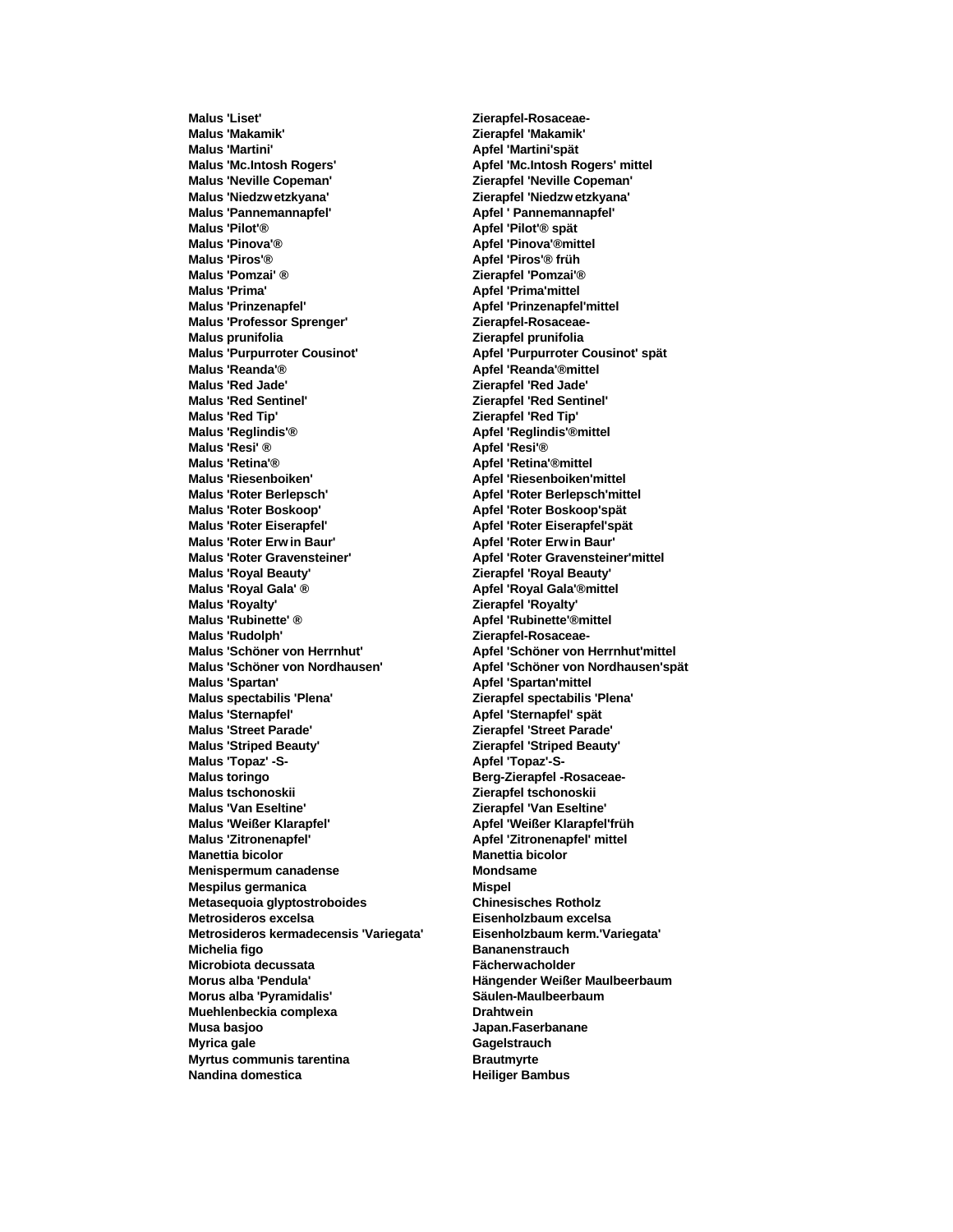| | |
|---|---|
| **Malus 'Liset'** | **Zierapfel-Rosaceae-** |
| **Malus 'Makamik'** | **Zierapfel 'Makamik'** |
| **Malus 'Martini'** | **Apfel 'Martini'spät** |
| **Malus 'Mc.Intosh Rogers'** | **Apfel 'Mc.Intosh Rogers' mittel** |
| **Malus 'Neville Copeman'** | **Zierapfel 'Neville Copeman'** |
| **Malus 'Niedzwetzkyana'** | **Zierapfel 'Niedzwetzkyana'** |
| **Malus 'Pannemannapfel'** | **Apfel ' Pannemannapfel'** |
| **Malus 'Pilot'®** | **Apfel 'Pilot'® spät** |
| **Malus 'Pinova'®** | **Apfel 'Pinova'®mittel** |
| **Malus 'Piros'®** | **Apfel 'Piros'® früh** |
| **Malus 'Pomzai' ®** | **Zierapfel 'Pomzai'®** |
| **Malus 'Prima'** | **Apfel 'Prima'mittel** |
| **Malus 'Prinzenapfel'** | **Apfel 'Prinzenapfel'mittel** |
| **Malus 'Professor Sprenger'** | **Zierapfel-Rosaceae-** |
| **Malus prunifolia** | **Zierapfel prunifolia** |
| **Malus 'Purpurroter Cousinot'** | **Apfel 'Purpurroter Cousinot' spät** |
| **Malus 'Reanda'®** | **Apfel 'Reanda'®mittel** |
| **Malus 'Red Jade'** | **Zierapfel 'Red Jade'** |
| **Malus 'Red Sentinel'** | **Zierapfel 'Red Sentinel'** |
| **Malus 'Red Tip'** | **Zierapfel 'Red Tip'** |
| **Malus 'Reglindis'®** | **Apfel 'Reglindis'®mittel** |
| **Malus 'Resi' ®** | **Apfel 'Resi'®** |
| **Malus 'Retina'®** | **Apfel 'Retina'®mittel** |
| **Malus 'Riesenboiken'** | **Apfel 'Riesenboiken'mittel** |
| **Malus 'Roter Berlepsch'** | **Apfel 'Roter Berlepsch'mittel** |
| **Malus 'Roter Boskoop'** | **Apfel 'Roter Boskoop'spät** |
| **Malus 'Roter Eiserapfel'** | **Apfel 'Roter Eiserapfel'spät** |
| **Malus 'Roter Erwin Baur'** | **Apfel 'Roter Erwin Baur'** |
| **Malus 'Roter Gravensteiner'** | **Apfel 'Roter Gravensteiner'mittel** |
| **Malus 'Royal Beauty'** | **Zierapfel 'Royal Beauty'** |
| **Malus 'Royal Gala' ®** | **Apfel 'Royal Gala'®mittel** |
| **Malus 'Royalty'** | **Zierapfel 'Royalty'** |
| **Malus 'Rubinette' ®** | **Apfel 'Rubinette'®mittel** |
| **Malus 'Rudolph'** | **Zierapfel-Rosaceae-** |
| **Malus 'Schöner von Herrnhut'** | **Apfel 'Schöner von Herrnhut'mittel** |
| **Malus 'Schöner von Nordhausen'** | **Apfel 'Schöner von Nordhausen'spät** |
| **Malus 'Spartan'** | **Apfel 'Spartan'mittel** |
| **Malus spectabilis 'Plena'** | **Zierapfel spectabilis 'Plena'** |
| **Malus 'Sternapfel'** | **Apfel 'Sternapfel' spät** |
| **Malus 'Street Parade'** | **Zierapfel 'Street Parade'** |
| **Malus 'Striped Beauty'** | **Zierapfel 'Striped Beauty'** |
| **Malus 'Topaz' -S-** | **Apfel 'Topaz'-S-** |
| **Malus toringo** | **Berg-Zierapfel -Rosaceae-** |
| **Malus tschonoskii** | **Zierapfel tschonoskii** |
| **Malus 'Van Eseltine'** | **Zierapfel 'Van Eseltine'** |
| **Malus 'Weißer Klarapfel'** | **Apfel 'Weißer Klarapfel'früh** |
| **Malus 'Zitronenapfel'** | **Apfel 'Zitronenapfel' mittel** |
| **Manettia bicolor** | **Manettia bicolor** |
| **Menispermum canadense** | **Mondsame** |
| **Mespilus germanica** | **Mispel** |
| **Metasequoia glyptostroboides** | **Chinesisches Rotholz** |
| **Metrosideros excelsa** | **Eisenholzbaum excelsa** |
| **Metrosideros kermadecensis 'Variegata'** | **Eisenholzbaum kerm.'Variegata'** |
| **Michelia figo** | **Bananenstrauch** |
| **Microbiota decussata** | **Fächerwacholder** |
| **Morus alba 'Pendula'** | **Hängender Weißer Maulbeerbaum** |
| **Morus alba 'Pyramidalis'** | **Säulen-Maulbeerbaum** |
| **Muehlenbeckia complexa** | **Drahtwein** |
| **Musa basjoo** | **Japan.Faserbanane** |
| **Myrica gale** | **Gagelstrauch** |
| **Myrtus communis tarentina** | **Brautmyrte** |
| **Nandina domestica** | **Heiliger Bambus** |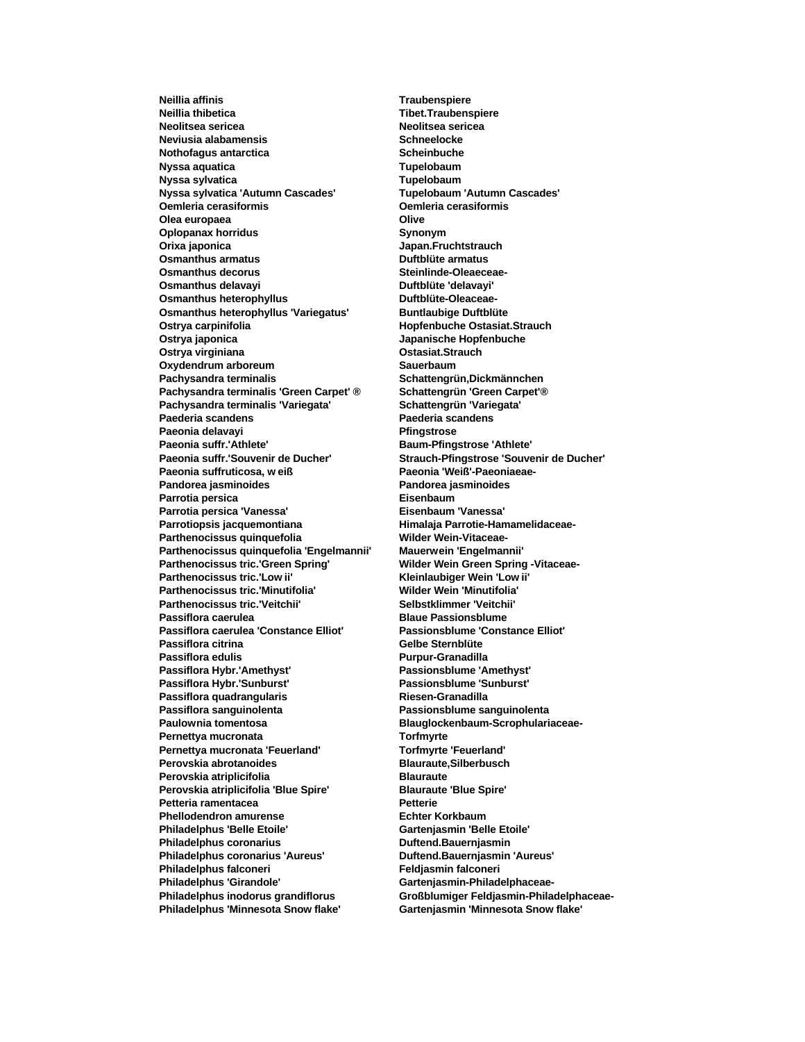| | |
|---|---|
| **Neillia affinis** | **Traubenspiere** |
| **Neillia thibetica** | **Tibet.Traubenspiere** |
| **Neolitsea sericea** | **Neolitsea sericea** |
| **Neviusia alabamensis** | **Schneelocke** |
| **Nothofagus antarctica** | **Scheinbuche** |
| **Nyssa aquatica** | **Tupelobaum** |
| **Nyssa sylvatica** | **Tupelobaum** |
| **Nyssa sylvatica 'Autumn Cascades'** | **Tupelobaum 'Autumn Cascades'** |
| **Oemleria cerasiformis** | **Oemleria cerasiformis** |
| **Olea europaea** | **Olive** |
| **Oplopanax horridus** | **Synonym** |
| **Orixa japonica** | **Japan.Fruchtstrauch** |
| **Osmanthus armatus** | **Duftblüte armatus** |
| **Osmanthus decorus** | **Steinlinde-Oleaeceae-** |
| **Osmanthus delavayi** | **Duftblüte 'delavayi'** |
| **Osmanthus heterophyllus** | **Duftblüte-Oleaceae-** |
| **Osmanthus heterophyllus 'Variegatus'** | **Buntlaubige Duftblüte** |
| **Ostrya carpinifolia** | **Hopfenbuche Ostasiat.Strauch** |
| **Ostrya japonica** | **Japanische Hopfenbuche** |
| **Ostrya virginiana** | **Ostasiat.Strauch** |
| **Oxydendrum arboreum** | **Sauerbaum** |
| **Pachysandra terminalis** | **Schattengrün,Dickmännchen** |
| **Pachysandra terminalis 'Green Carpet' ®** | **Schattengrün 'Green Carpet'®** |
| **Pachysandra terminalis 'Variegata'** | **Schattengrün 'Variegata'** |
| **Paederia scandens** | **Paederia scandens** |
| **Paeonia delavayi** | **Pfingstrose** |
| **Paeonia suffr.'Athlete'** | **Baum-Pfingstrose 'Athlete'** |
| **Paeonia suffr.'Souvenir de Ducher'** | **Strauch-Pfingstrose 'Souvenir de Ducher'** |
| **Paeonia suffruticosa, w eiß** | **Paeonia 'Weiß'-Paeoniaeae-** |
| **Pandorea jasminoides** | **Pandorea jasminoides** |
| **Parrotia persica** | **Eisenbaum** |
| **Parrotia persica 'Vanessa'** | **Eisenbaum 'Vanessa'** |
| **Parrotiopsis jacquemontiana** | **Himalaja Parrotie-Hamamelidaceae-** |
| **Parthenocissus quinquefolia** | **Wilder Wein-Vitaceae-** |
| **Parthenocissus quinquefolia 'Engelmannii'** | **Mauerwein 'Engelmannii'** |
| **Parthenocissus tric.'Green Spring'** | **Wilder Wein Green Spring -Vitaceae-** |
| **Parthenocissus tric.'Low ii'** | **Kleinlaubiger Wein 'Low ii'** |
| **Parthenocissus tric.'Minutifolia'** | **Wilder Wein 'Minutifolia'** |
| **Parthenocissus tric.'Veitchii'** | **Selbstklimmer 'Veitchii'** |
| **Passiflora caerulea** | **Blaue Passionsblume** |
| **Passiflora caerulea 'Constance Elliot'** | **Passionsblume 'Constance Elliot'** |
| **Passiflora citrina** | **Gelbe Sternblüte** |
| **Passiflora edulis** | **Purpur-Granadilla** |
| **Passiflora Hybr.'Amethyst'** | **Passionsblume 'Amethyst'** |
| **Passiflora Hybr.'Sunburst'** | **Passionsblume 'Sunburst'** |
| **Passiflora quadrangularis** | **Riesen-Granadilla** |
| **Passiflora sanguinolenta** | **Passionsblume sanguinolenta** |
| **Paulownia tomentosa** | **Blauglockenbaum-Scrophulariaceae-** |
| **Pernettya mucronata** | **Torfmyrte** |
| **Pernettya mucronata 'Feuerland'** | **Torfmyrte 'Feuerland'** |
| **Perovskia abrotanoides** | **Blauraute,Silberbusch** |
| **Perovskia atriplicifolia** | **Blauraute** |
| **Perovskia atriplicifolia 'Blue Spire'** | **Blauraute 'Blue Spire'** |
| **Petteria ramentacea** | **Petterie** |
| **Phellodendron amurense** | **Echter Korkbaum** |
| **Philadelphus 'Belle Etoile'** | **Gartenjasmin 'Belle Etoile'** |
| **Philadelphus coronarius** | **Duftend.Bauernjasmin** |
| **Philadelphus coronarius 'Aureus'** | **Duftend.Bauernjasmin 'Aureus'** |
| **Philadelphus falconeri** | **Feldjasmin falconeri** |
| **Philadelphus 'Girandole'** | **Gartenjasmin-Philadelphaceae-** |
| **Philadelphus inodorus grandiflorus** | **Großblumiger Feldjasmin-Philadelphaceae-** |
| **Philadelphus 'Minnesota Snow flake'** | **Gartenjasmin 'Minnesota Snow flake'** |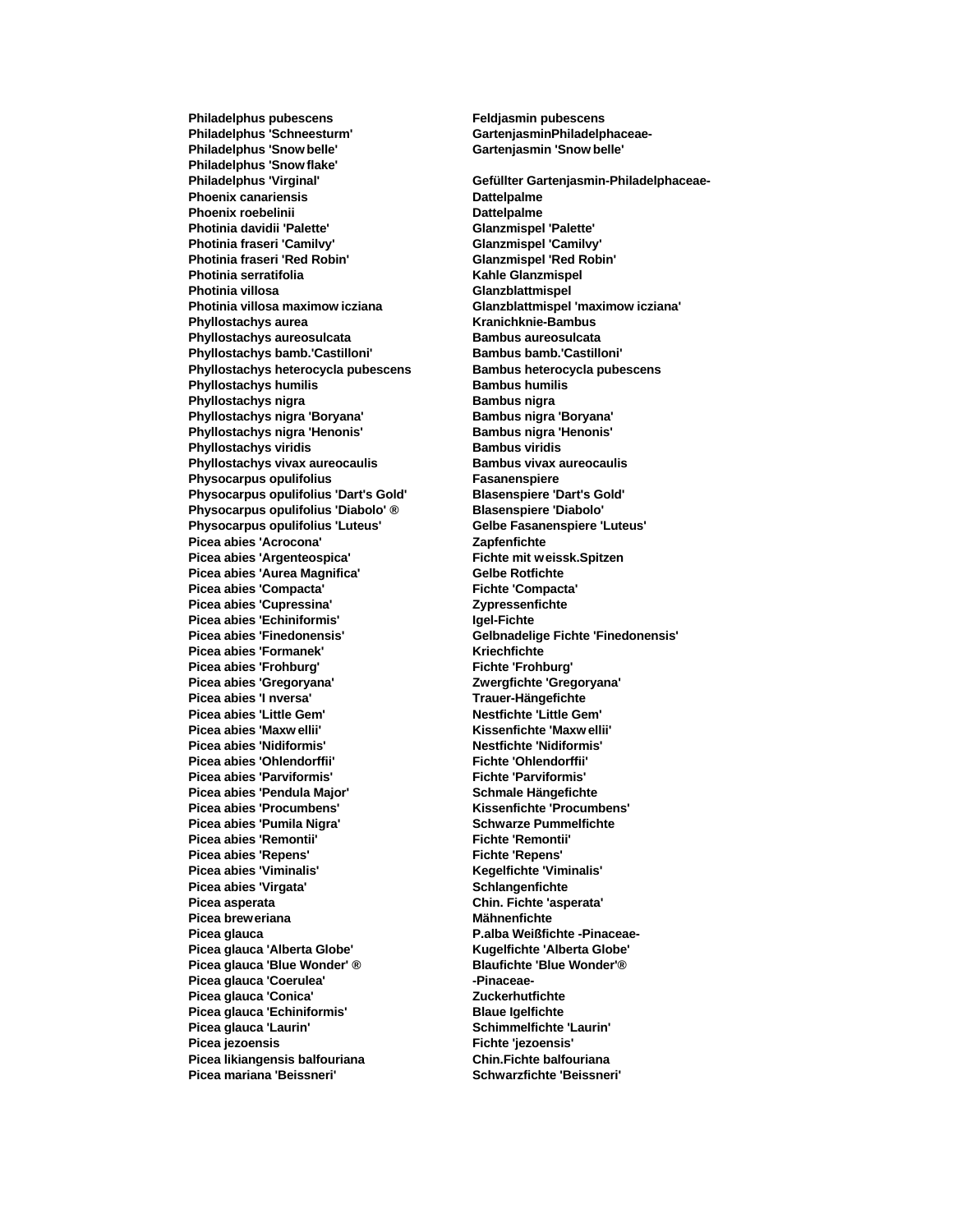| | |
|---|---|
| **Philadelphus pubescens** | **Feldjasmin pubescens** |
| **Philadelphus 'Schneesturm'** | **GartenjasminPhiladelphaceae-** |
| **Philadelphus 'Snow belle'** | **Gartenjasmin 'Snow belle'** |
| **Philadelphus 'Snow flake'** | |
| **Philadelphus 'Virginal'** | **Gefüllter Gartenjasmin-Philadelphaceae-** |
| **Phoenix canariensis** | **Dattelpalme** |
| **Phoenix roebelinii** | **Dattelpalme** |
| **Photinia davidii 'Palette'** | **Glanzmispel 'Palette'** |
| **Photinia fraseri 'Camilvy'** | **Glanzmispel 'Camilvy'** |
| **Photinia fraseri 'Red Robin'** | **Glanzmispel 'Red Robin'** |
| **Photinia serratifolia** | **Kahle Glanzmispel** |
| **Photinia villosa** | **Glanzblattmispel** |
| **Photinia villosa maximow icziana** | **Glanzblattmispel 'maximow icziana'** |
| **Phyllostachys aurea** | **Kranichknie-Bambus** |
| **Phyllostachys aureosulcata** | **Bambus aureosulcata** |
| **Phyllostachys bamb.'Castilloni'** | **Bambus bamb.'Castilloni'** |
| **Phyllostachys heterocycla pubescens** | **Bambus heterocycla pubescens** |
| **Phyllostachys humilis** | **Bambus humilis** |
| **Phyllostachys nigra** | **Bambus nigra** |
| **Phyllostachys nigra 'Boryana'** | **Bambus nigra 'Boryana'** |
| **Phyllostachys nigra 'Henonis'** | **Bambus nigra 'Henonis'** |
| **Phyllostachys viridis** | **Bambus viridis** |
| **Phyllostachys vivax aureocaulis** | **Bambus vivax aureocaulis** |
| **Physocarpus opulifolius** | **Fasanenspiere** |
| **Physocarpus opulifolius 'Dart's Gold'** | **Blasenspiere 'Dart's Gold'** |
| **Physocarpus opulifolius 'Diabolo' ®** | **Blasenspiere 'Diabolo'** |
| **Physocarpus opulifolius 'Luteus'** | **Gelbe Fasanenspiere 'Luteus'** |
| **Picea abies 'Acrocona'** | **Zapfenfichte** |
| **Picea abies 'Argenteospica'** | **Fichte mit weissk.Spitzen** |
| **Picea abies 'Aurea Magnifica'** | **Gelbe Rotfichte** |
| **Picea abies 'Compacta'** | **Fichte 'Compacta'** |
| **Picea abies 'Cupressina'** | **Zypressenfichte** |
| **Picea abies 'Echiniformis'** | **Igel-Fichte** |
| **Picea abies 'Finedonensis'** | **Gelbnadelige Fichte 'Finedonensis'** |
| **Picea abies 'Formanek'** | **Kriechfichte** |
| **Picea abies 'Frohburg'** | **Fichte 'Frohburg'** |
| **Picea abies 'Gregoryana'** | **Zwergfichte 'Gregoryana'** |
| **Picea abies 'I nversa'** | **Trauer-Hängefichte** |
| **Picea abies 'Little Gem'** | **Nestfichte 'Little Gem'** |
| **Picea abies 'Maxw ellii'** | **Kissenfichte 'Maxw ellii'** |
| **Picea abies 'Nidiformis'** | **Nestfichte 'Nidiformis'** |
| **Picea abies 'Ohlendorffii'** | **Fichte 'Ohlendorffii'** |
| **Picea abies 'Parviformis'** | **Fichte 'Parviformis'** |
| **Picea abies 'Pendula Major'** | **Schmale Hängefichte** |
| **Picea abies 'Procumbens'** | **Kissenfichte 'Procumbens'** |
| **Picea abies 'Pumila Nigra'** | **Schwarze Pummelfichte** |
| **Picea abies 'Remontii'** | **Fichte 'Remontii'** |
| **Picea abies 'Repens'** | **Fichte 'Repens'** |
| **Picea abies 'Viminalis'** | **Kegelfichte 'Viminalis'** |
| **Picea abies 'Virgata'** | **Schlangenfichte** |
| **Picea asperata** | **Chin. Fichte 'asperata'** |
| **Picea breweriana** | **Mähnenfichte** |
| **Picea glauca** | **P.alba Weißfichte -Pinaceae-** |
| **Picea glauca 'Alberta Globe'** | **Kugelfichte 'Alberta Globe'** |
| **Picea glauca 'Blue Wonder' ®** | **Blaufichte 'Blue Wonder'®** |
| **Picea glauca 'Coerulea'** | **-Pinaceae-** |
| **Picea glauca 'Conica'** | **Zuckerhutfichte** |
| **Picea glauca 'Echiniformis'** | **Blaue Igelfichte** |
| **Picea glauca 'Laurin'** | **Schimmelfichte 'Laurin'** |
| **Picea jezoensis** | **Fichte 'jezoensis'** |
| **Picea likiangensis balfouriana** | **Chin.Fichte balfouriana** |
| **Picea mariana 'Beissneri'** | **Schwarzfichte 'Beissneri'** |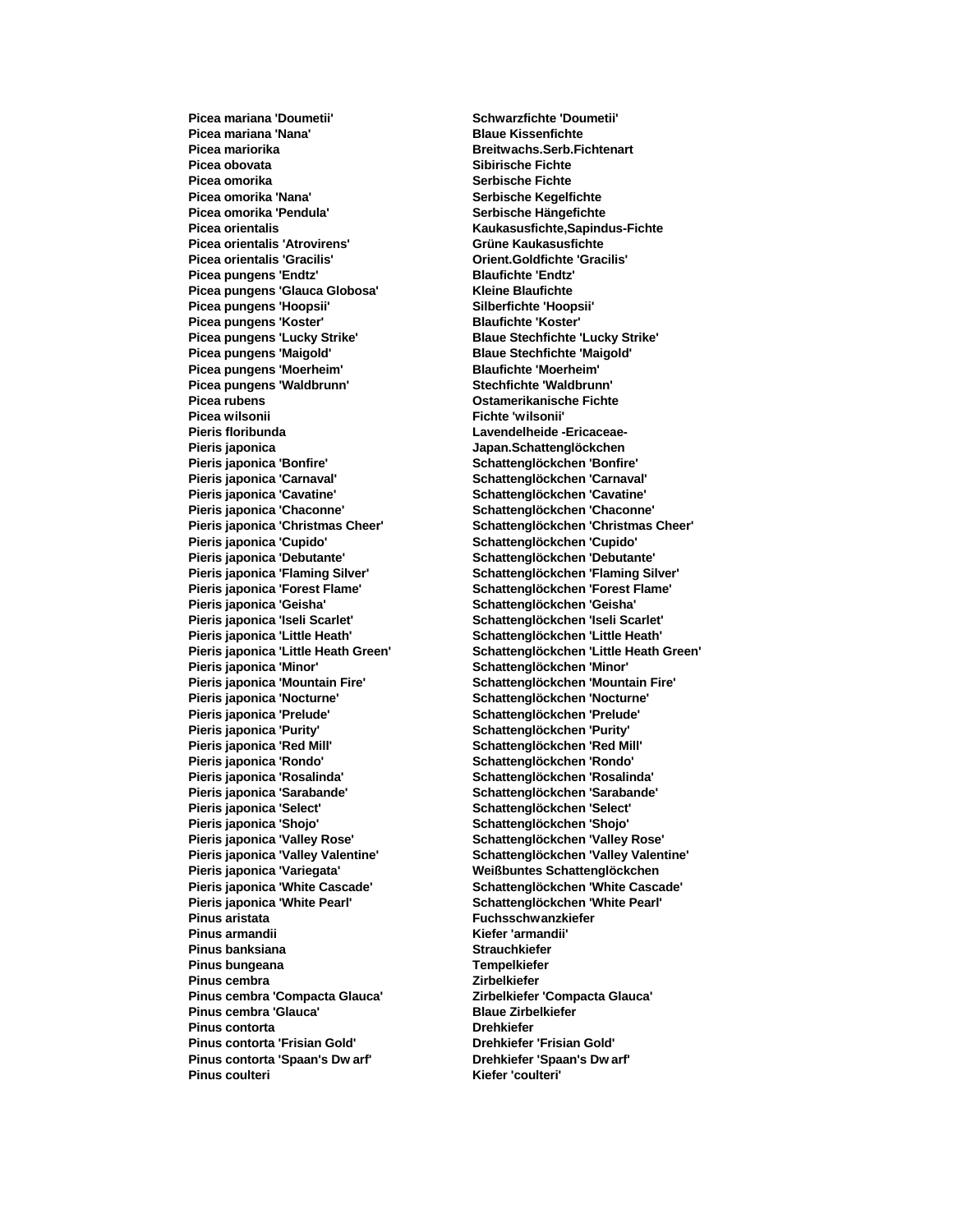| | |
|---|---|
| **Picea mariana 'Doumetii'** | **Schwarzfichte 'Doumetii'** |
| **Picea mariana 'Nana'** | **Blaue Kissenfichte** |
| **Picea mariorika** | **Breitwachs.Serb.Fichtenart** |
| **Picea obovata** | **Sibirische Fichte** |
| **Picea omorika** | **Serbische Fichte** |
| **Picea omorika 'Nana'** | **Serbische Kegelfichte** |
| **Picea omorika 'Pendula'** | **Serbische Hängefichte** |
| **Picea orientalis** | **Kaukasusfichte,Sapindus-Fichte** |
| **Picea orientalis 'Atrovirens'** | **Grüne Kaukasusfichte** |
| **Picea orientalis 'Gracilis'** | **Orient.Goldfichte 'Gracilis'** |
| **Picea pungens 'Endtz'** | **Blaufichte 'Endtz'** |
| **Picea pungens 'Glauca Globosa'** | **Kleine Blaufichte** |
| **Picea pungens 'Hoopsii'** | **Silberfichte 'Hoopsii'** |
| **Picea pungens 'Koster'** | **Blaufichte 'Koster'** |
| **Picea pungens 'Lucky Strike'** | **Blaue Stechfichte 'Lucky Strike'** |
| **Picea pungens 'Maigold'** | **Blaue Stechfichte 'Maigold'** |
| **Picea pungens 'Moerheim'** | **Blaufichte 'Moerheim'** |
| **Picea pungens 'Waldbrunn'** | **Stechfichte 'Waldbrunn'** |
| **Picea rubens** | **Ostamerikanische Fichte** |
| **Picea wilsonii** | **Fichte 'wilsonii'** |
| **Pieris floribunda** | **Lavendelheide -Ericaceae-** |
| **Pieris japonica** | **Japan.Schattenglöckchen** |
| **Pieris japonica 'Bonfire'** | **Schattenglöckchen 'Bonfire'** |
| **Pieris japonica 'Carnaval'** | **Schattenglöckchen 'Carnaval'** |
| **Pieris japonica 'Cavatine'** | **Schattenglöckchen 'Cavatine'** |
| **Pieris japonica 'Chaconne'** | **Schattenglöckchen 'Chaconne'** |
| **Pieris japonica 'Christmas Cheer'** | **Schattenglöckchen 'Christmas Cheer'** |
| **Pieris japonica 'Cupido'** | **Schattenglöckchen 'Cupido'** |
| **Pieris japonica 'Debutante'** | **Schattenglöckchen 'Debutante'** |
| **Pieris japonica 'Flaming Silver'** | **Schattenglöckchen 'Flaming Silver'** |
| **Pieris japonica 'Forest Flame'** | **Schattenglöckchen 'Forest Flame'** |
| **Pieris japonica 'Geisha'** | **Schattenglöckchen 'Geisha'** |
| **Pieris japonica 'Iseli Scarlet'** | **Schattenglöckchen 'Iseli Scarlet'** |
| **Pieris japonica 'Little Heath'** | **Schattenglöckchen 'Little Heath'** |
| **Pieris japonica 'Little Heath Green'** | **Schattenglöckchen 'Little Heath Green'** |
| **Pieris japonica 'Minor'** | **Schattenglöckchen 'Minor'** |
| **Pieris japonica 'Mountain Fire'** | **Schattenglöckchen 'Mountain Fire'** |
| **Pieris japonica 'Nocturne'** | **Schattenglöckchen 'Nocturne'** |
| **Pieris japonica 'Prelude'** | **Schattenglöckchen 'Prelude'** |
| **Pieris japonica 'Purity'** | **Schattenglöckchen 'Purity'** |
| **Pieris japonica 'Red Mill'** | **Schattenglöckchen 'Red Mill'** |
| **Pieris japonica 'Rondo'** | **Schattenglöckchen 'Rondo'** |
| **Pieris japonica 'Rosalinda'** | **Schattenglöckchen 'Rosalinda'** |
| **Pieris japonica 'Sarabande'** | **Schattenglöckchen 'Sarabande'** |
| **Pieris japonica 'Select'** | **Schattenglöckchen 'Select'** |
| **Pieris japonica 'Shojo'** | **Schattenglöckchen 'Shojo'** |
| **Pieris japonica 'Valley Rose'** | **Schattenglöckchen 'Valley Rose'** |
| **Pieris japonica 'Valley Valentine'** | **Schattenglöckchen 'Valley Valentine'** |
| **Pieris japonica 'Variegata'** | **Weißbuntes Schattenglöckchen** |
| **Pieris japonica 'White Cascade'** | **Schattenglöckchen 'White Cascade'** |
| **Pieris japonica 'White Pearl'** | **Schattenglöckchen 'White Pearl'** |
| **Pinus aristata** | **Fuchsschwanzkiefer** |
| **Pinus armandii** | **Kiefer 'armandii'** |
| **Pinus banksiana** | **Strauchkiefer** |
| **Pinus bungeana** | **Tempelkiefer** |
| **Pinus cembra** | **Zirbelkiefer** |
| **Pinus cembra 'Compacta Glauca'** | **Zirbelkiefer 'Compacta Glauca'** |
| **Pinus cembra 'Glauca'** | **Blaue Zirbelkiefer** |
| **Pinus contorta** | **Drehkiefer** |
| **Pinus contorta 'Frisian Gold'** | **Drehkiefer 'Frisian Gold'** |
| **Pinus contorta 'Spaan's Dwarf'** | **Drehkiefer 'Spaan's Dwarf'** |
| **Pinus coulteri** | **Kiefer 'coulteri'** |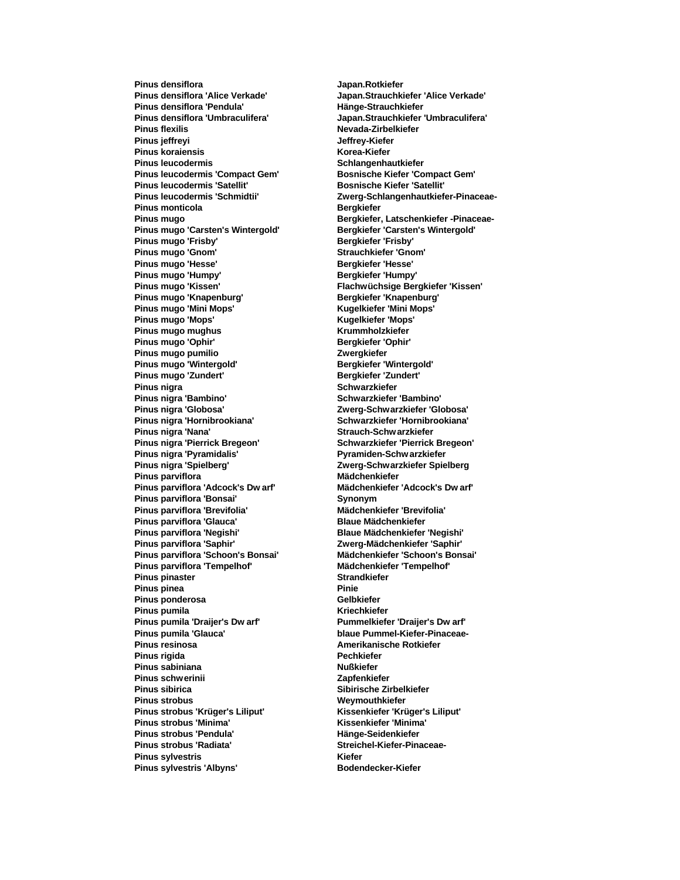| | |
|---|---|
| **Pinus densiflora** | **Japan.Rotkiefer** |
| **Pinus densiflora 'Alice Verkade'** | **Japan.Strauchkiefer 'Alice Verkade'** |
| **Pinus densiflora 'Pendula'** | **Hänge-Strauchkiefer** |
| **Pinus densiflora 'Umbraculifera'** | **Japan.Strauchkiefer 'Umbraculifera'** |
| **Pinus flexilis** | **Nevada-Zirbelkiefer** |
| **Pinus jeffreyi** | **Jeffrey-Kiefer** |
| **Pinus koraiensis** | **Korea-Kiefer** |
| **Pinus leucodermis** | **Schlangenhautkiefer** |
| **Pinus leucodermis 'Compact Gem'** | **Bosnische Kiefer 'Compact Gem'** |
| **Pinus leucodermis 'Satellit'** | **Bosnische Kiefer 'Satellit'** |
| **Pinus leucodermis 'Schmidtii'** | **Zwerg-Schlangenhautkiefer-Pinaceae-** |
| **Pinus monticola** | **Bergkiefer** |
| **Pinus mugo** | **Bergkiefer, Latschenkiefer -Pinaceae-** |
| **Pinus mugo 'Carsten's Wintergold'** | **Bergkiefer 'Carsten's Wintergold'** |
| **Pinus mugo 'Frisby'** | **Bergkiefer 'Frisby'** |
| **Pinus mugo 'Gnom'** | **Strauchkiefer 'Gnom'** |
| **Pinus mugo 'Hesse'** | **Bergkiefer 'Hesse'** |
| **Pinus mugo 'Humpy'** | **Bergkiefer 'Humpy'** |
| **Pinus mugo 'Kissen'** | **Flachwüchsige Bergkiefer 'Kissen'** |
| **Pinus mugo 'Knapenburg'** | **Bergkiefer 'Knapenburg'** |
| **Pinus mugo 'Mini Mops'** | **Kugelkiefer 'Mini Mops'** |
| **Pinus mugo 'Mops'** | **Kugelkiefer 'Mops'** |
| **Pinus mugo mughus** | **Krummholzkiefer** |
| **Pinus mugo 'Ophir'** | **Bergkiefer 'Ophir'** |
| **Pinus mugo pumilio** | **Zwergkiefer** |
| **Pinus mugo 'Wintergold'** | **Bergkiefer 'Wintergold'** |
| **Pinus mugo 'Zundert'** | **Bergkiefer 'Zundert'** |
| **Pinus nigra** | **Schwarzkiefer** |
| **Pinus nigra 'Bambino'** | **Schwarzkiefer 'Bambino'** |
| **Pinus nigra 'Globosa'** | **Zwerg-Schwarzkiefer 'Globosa'** |
| **Pinus nigra 'Hornibrookiana'** | **Schwarzkiefer 'Hornibrookiana'** |
| **Pinus nigra 'Nana'** | **Strauch-Schwarzkiefer** |
| **Pinus nigra 'Pierrick Bregeon'** | **Schwarzkiefer 'Pierrick Bregeon'** |
| **Pinus nigra 'Pyramidalis'** | **Pyramiden-Schwarzkiefer** |
| **Pinus nigra 'Spielberg'** | **Zwerg-Schwarzkiefer Spielberg** |
| **Pinus parviflora** | **Mädchenkiefer** |
| **Pinus parviflora 'Adcock's Dwarf'** | **Mädchenkiefer 'Adcock's Dwarf'** |
| **Pinus parviflora 'Bonsai'** | **Synonym** |
| **Pinus parviflora 'Brevifolia'** | **Mädchenkiefer 'Brevifolia'** |
| **Pinus parviflora 'Glauca'** | **Blaue Mädchenkiefer** |
| **Pinus parviflora 'Negishi'** | **Blaue Mädchenkiefer 'Negishi'** |
| **Pinus parviflora 'Saphir'** | **Zwerg-Mädchenkiefer 'Saphir'** |
| **Pinus parviflora 'Schoon's Bonsai'** | **Mädchenkiefer 'Schoon's Bonsai'** |
| **Pinus parviflora 'Tempelhof'** | **Mädchenkiefer 'Tempelhof'** |
| **Pinus pinaster** | **Strandkiefer** |
| **Pinus pinea** | **Pinie** |
| **Pinus ponderosa** | **Gelbkiefer** |
| **Pinus pumila** | **Kriechkiefer** |
| **Pinus pumila 'Draijer's Dwarf'** | **Pummelkiefer 'Draijer's Dwarf'** |
| **Pinus pumila 'Glauca'** | **blaue Pummel-Kiefer-Pinaceae-** |
| **Pinus resinosa** | **Amerikanische Rotkiefer** |
| **Pinus rigida** | **Pechkiefer** |
| **Pinus sabiniana** | **Nußkiefer** |
| **Pinus schwerinii** | **Zapfenkiefer** |
| **Pinus sibirica** | **Sibirische Zirbelkiefer** |
| **Pinus strobus** | **Weymouthkiefer** |
| **Pinus strobus 'Krüger's Liliput'** | **Kissenkiefer 'Krüger's Liliput'** |
| **Pinus strobus 'Minima'** | **Kissenkiefer 'Minima'** |
| **Pinus strobus 'Pendula'** | **Hänge-Seidenkiefer** |
| **Pinus strobus 'Radiata'** | **Streichel-Kiefer-Pinaceae-** |
| **Pinus sylvestris** | **Kiefer** |
| **Pinus sylvestris 'Albyns'** | **Bodendecker-Kiefer** |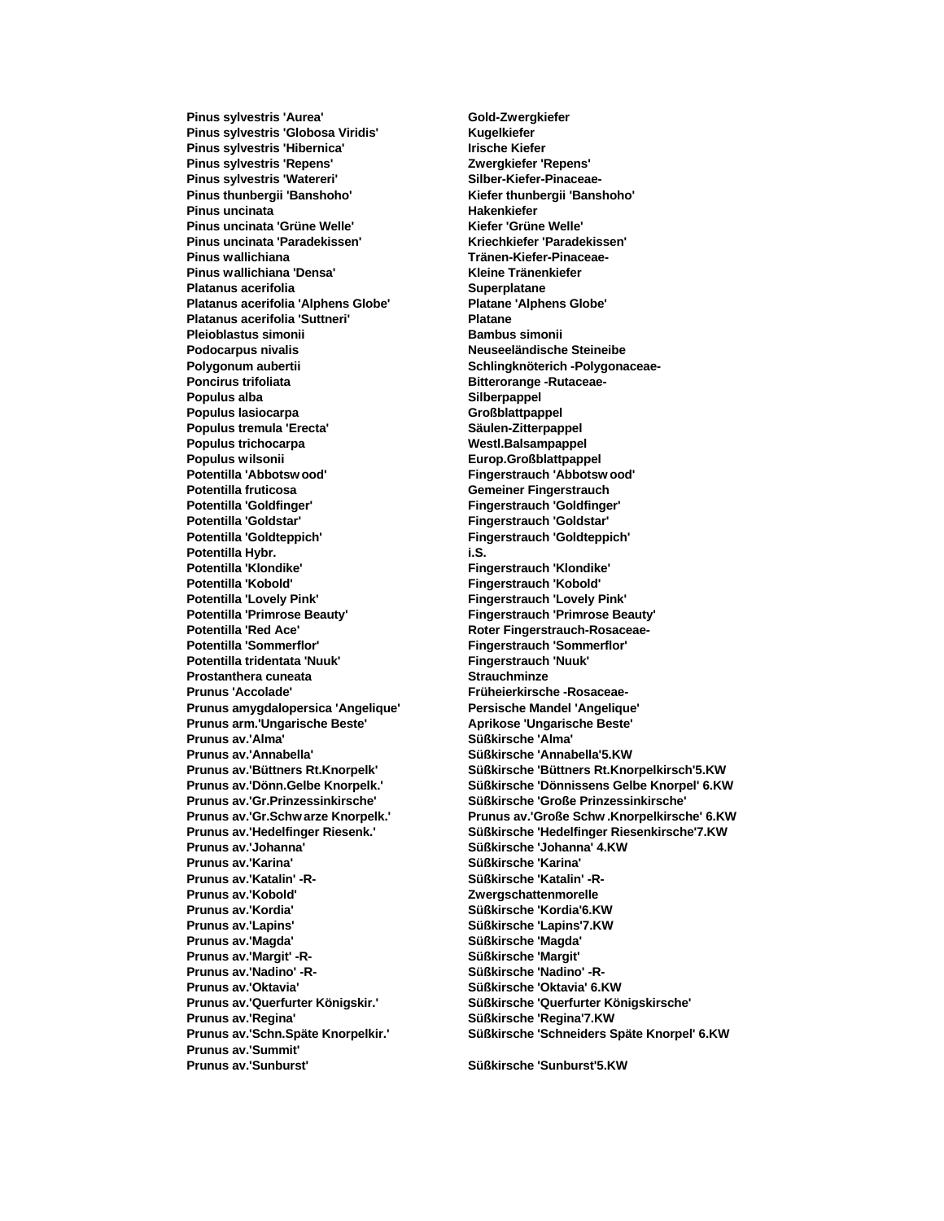| | |
|---|---|
| **Pinus sylvestris 'Aurea'** | **Gold-Zwergkiefer** |
| **Pinus sylvestris 'Globosa Viridis'** | **Kugelkiefer** |
| **Pinus sylvestris 'Hibernica'** | **Irische Kiefer** |
| **Pinus sylvestris 'Repens'** | **Zwergkiefer 'Repens'** |
| **Pinus sylvestris 'Watereri'** | **Silber-Kiefer-Pinaceae-** |
| **Pinus thunbergii 'Banshoho'** | **Kiefer thunbergii 'Banshoho'** |
| **Pinus uncinata** | **Hakenkiefer** |
| **Pinus uncinata 'Grüne Welle'** | **Kiefer 'Grüne Welle'** |
| **Pinus uncinata 'Paradekissen'** | **Kriechkiefer 'Paradekissen'** |
| **Pinus wallichiana** | **Tränen-Kiefer-Pinaceae-** |
| **Pinus wallichiana 'Densa'** | **Kleine Tränenkiefer** |
| **Platanus acerifolia** | **Superplatane** |
| **Platanus acerifolia 'Alphens Globe'** | **Platane 'Alphens Globe'** |
| **Platanus acerifolia 'Suttneri'** | **Platane** |
| **Pleioblastus simonii** | **Bambus simonii** |
| **Podocarpus nivalis** | **Neuseeländische Steineibe** |
| **Polygonum aubertii** | **Schlingknöterich -Polygonaceae-** |
| **Poncirus trifoliata** | **Bitterorange -Rutaceae-** |
| **Populus alba** | **Silberpappel** |
| **Populus lasiocarpa** | **Großblattpappel** |
| **Populus tremula 'Erecta'** | **Säulen-Zitterpappel** |
| **Populus trichocarpa** | **Westl.Balsampappel** |
| **Populus wilsonii** | **Europ.Großblattpappel** |
| **Potentilla 'Abbotswood'** | **Fingerstrauch 'Abbotswood'** |
| **Potentilla fruticosa** | **Gemeiner Fingerstrauch** |
| **Potentilla 'Goldfinger'** | **Fingerstrauch 'Goldfinger'** |
| **Potentilla 'Goldstar'** | **Fingerstrauch 'Goldstar'** |
| **Potentilla 'Goldteppich'** | **Fingerstrauch 'Goldteppich'** |
| **Potentilla Hybr.** | **i.S.** |
| **Potentilla 'Klondike'** | **Fingerstrauch 'Klondike'** |
| **Potentilla 'Kobold'** | **Fingerstrauch 'Kobold'** |
| **Potentilla 'Lovely Pink'** | **Fingerstrauch 'Lovely Pink'** |
| **Potentilla 'Primrose Beauty'** | **Fingerstrauch 'Primrose Beauty'** |
| **Potentilla 'Red Ace'** | **Roter Fingerstrauch-Rosaceae-** |
| **Potentilla 'Sommerflor'** | **Fingerstrauch 'Sommerflor'** |
| **Potentilla tridentata 'Nuuk'** | **Fingerstrauch 'Nuuk'** |
| **Prostanthera cuneata** | **Strauchminze** |
| **Prunus 'Accolade'** | **Früheierkirsche -Rosaceae-** |
| **Prunus amygdalopersica 'Angelique'** | **Persische Mandel 'Angelique'** |
| **Prunus arm.'Ungarische Beste'** | **Aprikose 'Ungarische Beste'** |
| **Prunus av.'Alma'** | **Süßkirsche 'Alma'** |
| **Prunus av.'Annabella'** | **Süßkirsche 'Annabella'5.KW** |
| **Prunus av.'Büttners Rt.Knorpelk'** | **Süßkirsche 'Büttners Rt.Knorpelkirsch'5.KW** |
| **Prunus av.'Dönn.Gelbe Knorpelk.'** | **Süßkirsche 'Dönnissens Gelbe Knorpel' 6.KW** |
| **Prunus av.'Gr.Prinzessinkirsche'** | **Süßkirsche 'Große Prinzessinkirsche'** |
| **Prunus av.'Gr.Schwarze Knorpelk.'** | **Prunus av.'Große Schw.Knorpelkirsche' 6.KW** |
| **Prunus av.'Hedelfinger Riesenk.'** | **Süßkirsche 'Hedelfinger Riesenkirsche'7.KW** |
| **Prunus av.'Johanna'** | **Süßkirsche 'Johanna' 4.KW** |
| **Prunus av.'Karina'** | **Süßkirsche 'Karina'** |
| **Prunus av.'Katalin' -R-** | **Süßkirsche 'Katalin' -R-** |
| **Prunus av.'Kobold'** | **Zwergschattenmorelle** |
| **Prunus av.'Kordia'** | **Süßkirsche 'Kordia'6.KW** |
| **Prunus av.'Lapins'** | **Süßkirsche 'Lapins'7.KW** |
| **Prunus av.'Magda'** | **Süßkirsche 'Magda'** |
| **Prunus av.'Margit' -R-** | **Süßkirsche 'Margit'** |
| **Prunus av.'Nadino' -R-** | **Süßkirsche 'Nadino' -R-** |
| **Prunus av.'Oktavia'** | **Süßkirsche 'Oktavia' 6.KW** |
| **Prunus av.'Querfurter Königskir.'** | **Süßkirsche 'Querfurter Königskirsche'** |
| **Prunus av.'Regina'** | **Süßkirsche 'Regina'7.KW** |
| **Prunus av.'Schn.Späte Knorpelkir.'** | **Süßkirsche 'Schneiders Späte Knorpel' 6.KW** |
| **Prunus av.'Summit'** | |
| **Prunus av.'Sunburst'** | **Süßkirsche 'Sunburst'5.KW** |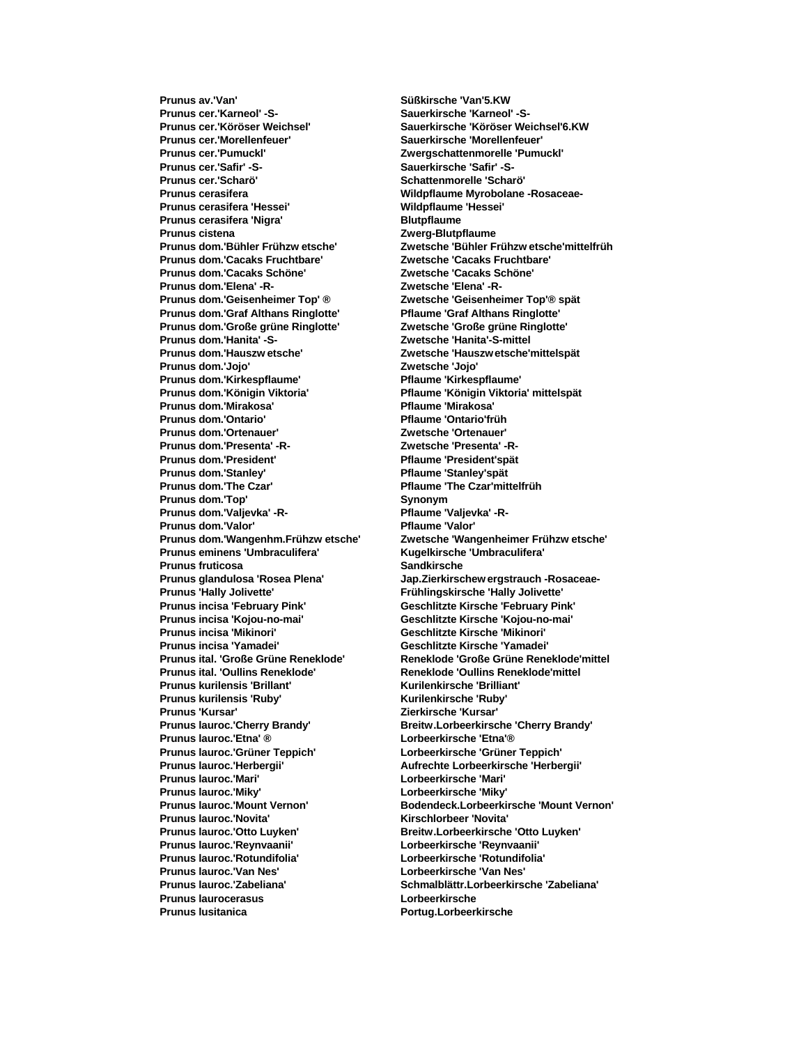| | |
|---|---|
| **Prunus av.'Van'** | **Süßkirsche 'Van'5.KW** |
| **Prunus cer.'Karneol' -S-** | **Sauerkirsche 'Karneol' -S-** |
| **Prunus cer.'Köröser Weichsel'** | **Sauerkirsche 'Köröser Weichsel'6.KW** |
| **Prunus cer.'Morellenfeuer'** | **Sauerkirsche 'Morellenfeuer'** |
| **Prunus cer.'Pumuckl'** | **Zwergschattenmorelle 'Pumuckl'** |
| **Prunus cer.'Safir' -S-** | **Sauerkirsche 'Safir' -S-** |
| **Prunus cer.'Scharö'** | **Schattenmorelle 'Scharö'** |
| **Prunus cerasifera** | **Wildpflaume Myrobolane -Rosaceae-** |
| **Prunus cerasifera 'Hessei'** | **Wildpflaume 'Hessei'** |
| **Prunus cerasifera 'Nigra'** | **Blutpflaume** |
| **Prunus cistena** | **Zwerg-Blutpflaume** |
| **Prunus dom.'Bühler Frühzw etsche'** | **Zwetsche 'Bühler Frühzw etsche'mittelfrüh** |
| **Prunus dom.'Cacaks Fruchtbare'** | **Zwetsche 'Cacaks Fruchtbare'** |
| **Prunus dom.'Cacaks Schöne'** | **Zwetsche 'Cacaks Schöne'** |
| **Prunus dom.'Elena' -R-** | **Zwetsche 'Elena' -R-** |
| **Prunus dom.'Geisenheimer Top' ®** | **Zwetsche 'Geisenheimer Top'® spät** |
| **Prunus dom.'Graf Althans Ringlotte'** | **Pflaume 'Graf Althans Ringlotte'** |
| **Prunus dom.'Große grüne Ringlotte'** | **Zwetsche 'Große grüne Ringlotte'** |
| **Prunus dom.'Hanita' -S-** | **Zwetsche 'Hanita'-S-mittel** |
| **Prunus dom.'Hauszw etsche'** | **Zwetsche 'Hauszw etsche'mittelspät** |
| **Prunus dom.'Jojo'** | **Zwetsche 'Jojo'** |
| **Prunus dom.'Kirkespflaume'** | **Pflaume 'Kirkespflaume'** |
| **Prunus dom.'Königin Viktoria'** | **Pflaume 'Königin Viktoria' mittelspät** |
| **Prunus dom.'Mirakosa'** | **Pflaume 'Mirakosa'** |
| **Prunus dom.'Ontario'** | **Pflaume 'Ontario'früh** |
| **Prunus dom.'Ortenauer'** | **Zwetsche 'Ortenauer'** |
| **Prunus dom.'Presenta' -R-** | **Zwetsche 'Presenta' -R-** |
| **Prunus dom.'President'** | **Pflaume 'President'spät** |
| **Prunus dom.'Stanley'** | **Pflaume 'Stanley'spät** |
| **Prunus dom.'The Czar'** | **Pflaume 'The Czar'mittelfrüh** |
| **Prunus dom.'Top'** | **Synonym** |
| **Prunus dom.'Valjevka' -R-** | **Pflaume 'Valjevka' -R-** |
| **Prunus dom.'Valor'** | **Pflaume 'Valor'** |
| **Prunus dom.'Wangenhm.Frühzw etsche'** | **Zwetsche 'Wangenheimer Frühzw etsche'** |
| **Prunus eminens 'Umbraculifera'** | **Kugelkirsche 'Umbraculifera'** |
| **Prunus fruticosa** | **Sandkirsche** |
| **Prunus glandulosa 'Rosea Plena'** | **Jap.Zierkirschew ergstrauch -Rosaceae-** |
| **Prunus 'Hally Jolivette'** | **Frühlingskirsche 'Hally Jolivette'** |
| **Prunus incisa 'February Pink'** | **Geschlitzte Kirsche 'February Pink'** |
| **Prunus incisa 'Kojou-no-mai'** | **Geschlitzte Kirsche 'Kojou-no-mai'** |
| **Prunus incisa 'Mikinori'** | **Geschlitzte Kirsche 'Mikinori'** |
| **Prunus incisa 'Yamadei'** | **Geschlitzte Kirsche 'Yamadei'** |
| **Prunus ital. 'Große Grüne Reneklode'** | **Reneklode 'Große Grüne Reneklode'mittel** |
| **Prunus ital. 'Oullins Reneklode'** | **Reneklode 'Oullins Reneklode'mittel** |
| **Prunus kurilensis 'Brillant'** | **Kurilenkirsche 'Brilliant'** |
| **Prunus kurilensis 'Ruby'** | **Kurilenkirsche 'Ruby'** |
| **Prunus 'Kursar'** | **Zierkirsche 'Kursar'** |
| **Prunus lauroc.'Cherry Brandy'** | **Breitw.Lorbeerkirsche 'Cherry Brandy'** |
| **Prunus lauroc.'Etna' ®** | **Lorbeerkirsche 'Etna'®** |
| **Prunus lauroc.'Grüner Teppich'** | **Lorbeerkirsche 'Grüner Teppich'** |
| **Prunus lauroc.'Herbergii'** | **Aufrechte Lorbeerkirsche 'Herbergii'** |
| **Prunus lauroc.'Mari'** | **Lorbeerkirsche 'Mari'** |
| **Prunus lauroc.'Miky'** | **Lorbeerkirsche 'Miky'** |
| **Prunus lauroc.'Mount Vernon'** | **Bodendeck.Lorbeerkirsche 'Mount Vernon'** |
| **Prunus lauroc.'Novita'** | **Kirschlorbeer 'Novita'** |
| **Prunus lauroc.'Otto Luyken'** | **Breitw.Lorbeerkirsche 'Otto Luyken'** |
| **Prunus lauroc.'Reynvaanii'** | **Lorbeerkirsche 'Reynvaanii'** |
| **Prunus lauroc.'Rotundifolia'** | **Lorbeerkirsche 'Rotundifolia'** |
| **Prunus lauroc.'Van Nes'** | **Lorbeerkirsche 'Van Nes'** |
| **Prunus lauroc.'Zabeliana'** | **Schmalblättr.Lorbeerkirsche 'Zabeliana'** |
| **Prunus laurocerasus** | **Lorbeerkirsche** |
| **Prunus lusitanica** | **Portug.Lorbeerkirsche** |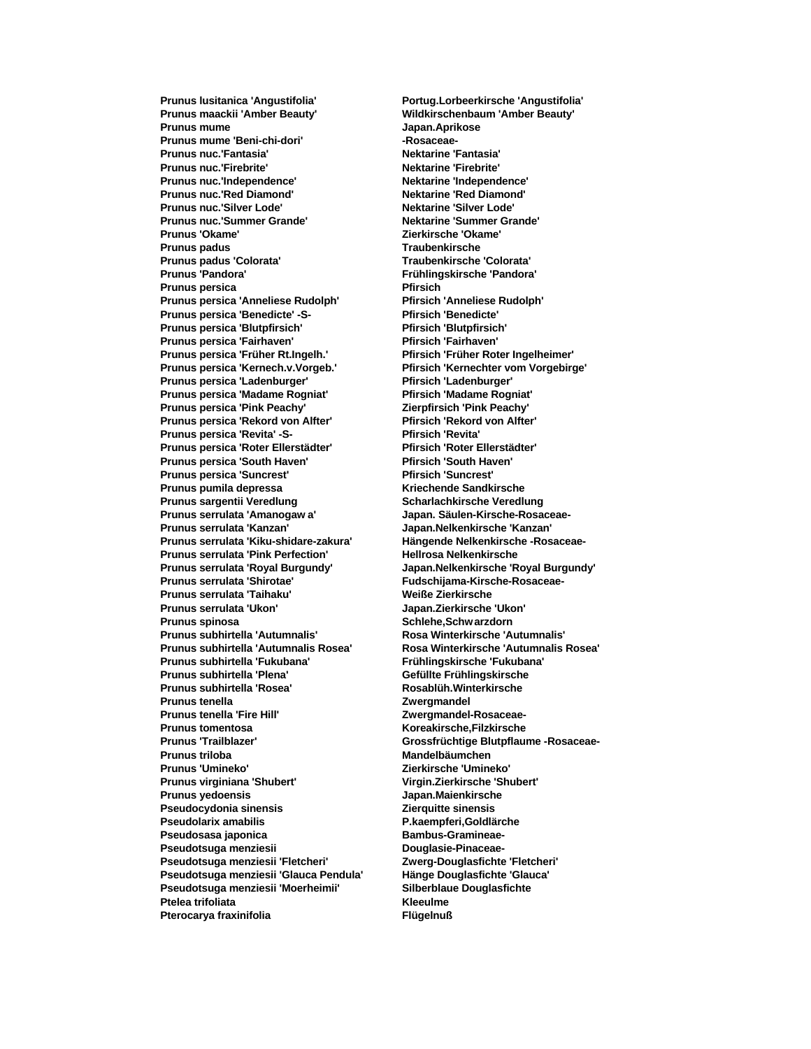| | |
|---|---|
| **Prunus lusitanica 'Angustifolia'** | **Portug.Lorbeerkirsche 'Angustifolia'** |
| **Prunus maackii 'Amber Beauty'** | **Wildkirschenbaum 'Amber Beauty'** |
| **Prunus mume** | **Japan.Aprikose** |
| **Prunus mume 'Beni-chi-dori'** | **-Rosaceae-** |
| **Prunus nuc.'Fantasia'** | **Nektarine 'Fantasia'** |
| **Prunus nuc.'Firebrite'** | **Nektarine 'Firebrite'** |
| **Prunus nuc.'Independence'** | **Nektarine 'Independence'** |
| **Prunus nuc.'Red Diamond'** | **Nektarine 'Red Diamond'** |
| **Prunus nuc.'Silver Lode'** | **Nektarine 'Silver Lode'** |
| **Prunus nuc.'Summer Grande'** | **Nektarine 'Summer Grande'** |
| **Prunus 'Okame'** | **Zierkirsche 'Okame'** |
| **Prunus padus** | **Traubenkirsche** |
| **Prunus padus 'Colorata'** | **Traubenkirsche 'Colorata'** |
| **Prunus 'Pandora'** | **Frühlingskirsche 'Pandora'** |
| **Prunus persica** | **Pfirsich** |
| **Prunus persica 'Anneliese Rudolph'** | **Pfirsich 'Anneliese Rudolph'** |
| **Prunus persica 'Benedicte' -S-** | **Pfirsich 'Benedicte'** |
| **Prunus persica 'Blutpfirsich'** | **Pfirsich 'Blutpfirsich'** |
| **Prunus persica 'Fairhaven'** | **Pfirsich 'Fairhaven'** |
| **Prunus persica 'Früher Rt.Ingelh.'** | **Pfirsich 'Früher Roter Ingelheimer'** |
| **Prunus persica 'Kernech.v.Vorgeb.'** | **Pfirsich 'Kernechter vom Vorgebirge'** |
| **Prunus persica 'Ladenburger'** | **Pfirsich 'Ladenburger'** |
| **Prunus persica 'Madame Rogniat'** | **Pfirsich 'Madame Rogniat'** |
| **Prunus persica 'Pink Peachy'** | **Zierpfirsich 'Pink Peachy'** |
| **Prunus persica 'Rekord von Alfter'** | **Pfirsich 'Rekord von Alfter'** |
| **Prunus persica 'Revita' -S-** | **Pfirsich 'Revita'** |
| **Prunus persica 'Roter Ellerstädter'** | **Pfirsich 'Roter Ellerstädter'** |
| **Prunus persica 'South Haven'** | **Pfirsich 'South Haven'** |
| **Prunus persica 'Suncrest'** | **Pfirsich 'Suncrest'** |
| **Prunus pumila depressa** | **Kriechende Sandkirsche** |
| **Prunus sargentii Veredlung** | **Scharlachkirsche Veredlung** |
| **Prunus serrulata 'Amanogaw a'** | **Japan. Säulen-Kirsche-Rosaceae-** |
| **Prunus serrulata 'Kanzan'** | **Japan.Nelkenkirsche 'Kanzan'** |
| **Prunus serrulata 'Kiku-shidare-zakura'** | **Hängende Nelkenkirsche -Rosaceae-** |
| **Prunus serrulata 'Pink Perfection'** | **Hellrosa Nelkenkirsche** |
| **Prunus serrulata 'Royal Burgundy'** | **Japan.Nelkenkirsche 'Royal Burgundy'** |
| **Prunus serrulata 'Shirotae'** | **Fudschijama-Kirsche-Rosaceae-** |
| **Prunus serrulata 'Taihaku'** | **Weiße Zierkirsche** |
| **Prunus serrulata 'Ukon'** | **Japan.Zierkirsche 'Ukon'** |
| **Prunus spinosa** | **Schlehe,Schw arzdorn** |
| **Prunus subhirtella 'Autumnalis'** | **Rosa Winterkirsche 'Autumnalis'** |
| **Prunus subhirtella 'Autumnalis Rosea'** | **Rosa Winterkirsche 'Autumnalis Rosea'** |
| **Prunus subhirtella 'Fukubana'** | **Frühlingskirsche 'Fukubana'** |
| **Prunus subhirtella 'Plena'** | **Gefüllte Frühlingskirsche** |
| **Prunus subhirtella 'Rosea'** | **Rosablüh.Winterkirsche** |
| **Prunus tenella** | **Zwergmandel** |
| **Prunus tenella 'Fire Hill'** | **Zwergmandel-Rosaceae-** |
| **Prunus tomentosa** | **Koreakirsche,Filzkirsche** |
| **Prunus 'Trailblazer'** | **Grossfrüchtige Blutpflaume -Rosaceae-** |
| **Prunus triloba** | **Mandelbäumchen** |
| **Prunus 'Umineko'** | **Zierkirsche 'Umineko'** |
| **Prunus virginiana 'Shubert'** | **Virgin.Zierkirsche 'Shubert'** |
| **Prunus yedoensis** | **Japan.Maienkirsche** |
| **Pseudocydonia sinensis** | **Zierquitte sinensis** |
| **Pseudolarix amabilis** | **P.kaempferi,Goldlärche** |
| **Pseudosasa japonica** | **Bambus-Gramineae-** |
| **Pseudotsuga menziesii** | **Douglasie-Pinaceae-** |
| **Pseudotsuga menziesii 'Fletcheri'** | **Zwerg-Douglasfichte 'Fletcheri'** |
| **Pseudotsuga menziesii 'Glauca Pendula'** | **Hänge Douglasfichte 'Glauca'** |
| **Pseudotsuga menziesii 'Moerheimii'** | **Silberblaue Douglasfichte** |
| **Ptelea trifoliata** | **Kleeulme** |
| **Pterocarya fraxinifolia** | **Flügelnuß** |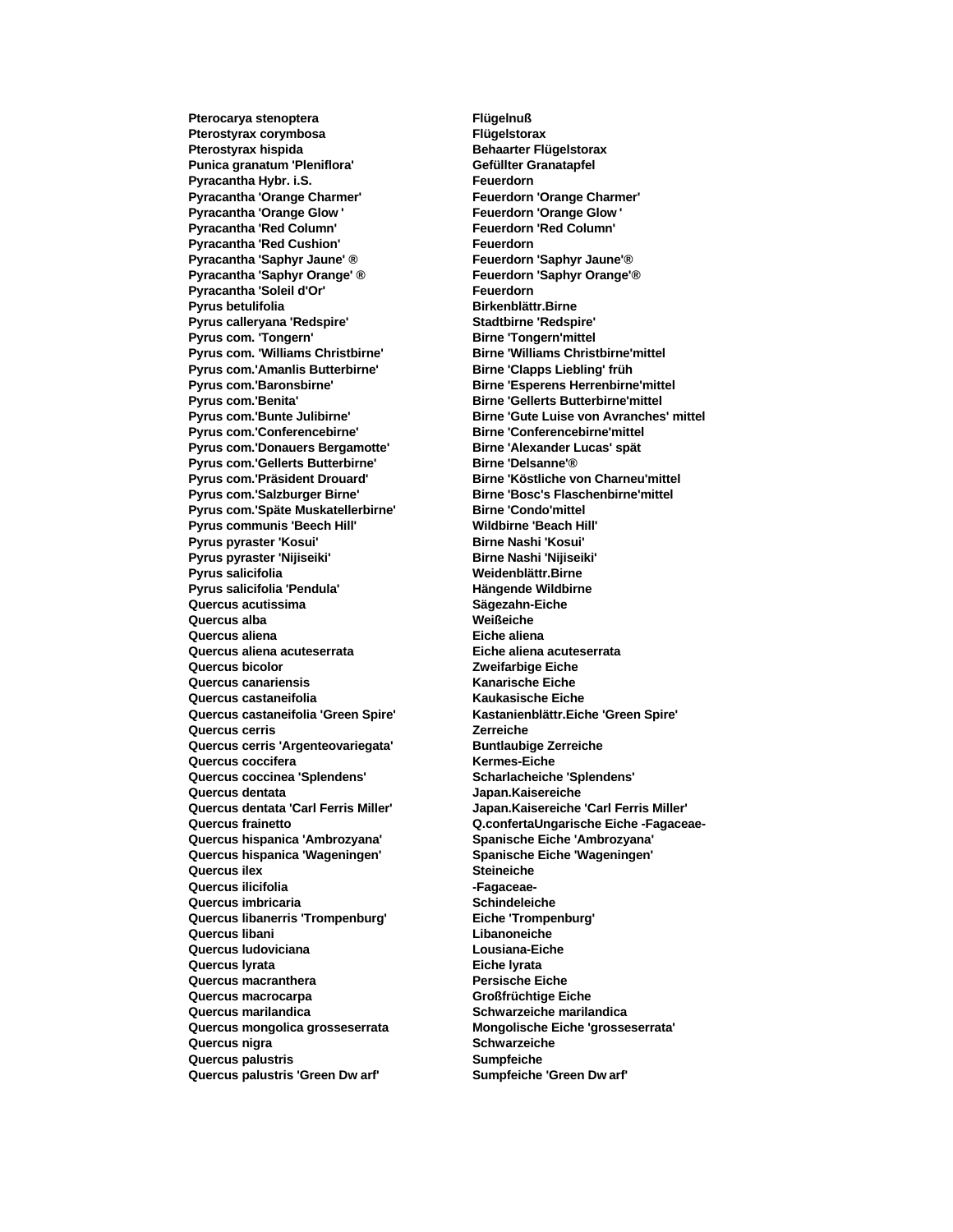| | |
|---|---|
| **Pterocarya stenoptera** | **Flügelnuß** |
| **Pterostyrax corymbosa** | **Flügelstorax** |
| **Pterostyrax hispida** | **Behaarter Flügelstorax** |
| **Punica granatum 'Pleniflora'** | **Gefüllter Granatapfel** |
| **Pyracantha Hybr. i.S.** | **Feuerdorn** |
| **Pyracantha 'Orange Charmer'** | **Feuerdorn 'Orange Charmer'** |
| **Pyracantha 'Orange Glow '** | **Feuerdorn 'Orange Glow '** |
| **Pyracantha 'Red Column'** | **Feuerdorn 'Red Column'** |
| **Pyracantha 'Red Cushion'** | **Feuerdorn** |
| **Pyracantha 'Saphyr Jaune' ®** | **Feuerdorn 'Saphyr Jaune'®** |
| **Pyracantha 'Saphyr Orange' ®** | **Feuerdorn 'Saphyr Orange'®** |
| **Pyracantha 'Soleil d'Or'** | **Feuerdorn** |
| **Pyrus betulifolia** | **Birkenblättr.Birne** |
| **Pyrus calleryana 'Redspire'** | **Stadtbirne 'Redspire'** |
| **Pyrus com. 'Tongern'** | **Birne 'Tongern'mittel** |
| **Pyrus com. 'Williams Christbirne'** | **Birne 'Williams Christbirne'mittel** |
| **Pyrus com.'Amanlis Butterbirne'** | **Birne 'Clapps Liebling' früh** |
| **Pyrus com.'Baronsbirne'** | **Birne 'Esperens Herrenbirne'mittel** |
| **Pyrus com.'Benita'** | **Birne 'Gellerts Butterbirne'mittel** |
| **Pyrus com.'Bunte Julibirne'** | **Birne 'Gute Luise von Avranches' mittel** |
| **Pyrus com.'Conferencebirne'** | **Birne 'Conferencebirne'mittel** |
| **Pyrus com.'Donauers Bergamotte'** | **Birne 'Alexander Lucas' spät** |
| **Pyrus com.'Gellerts Butterbirne'** | **Birne 'Delsanne'®** |
| **Pyrus com.'Präsident Drouard'** | **Birne 'Köstliche von Charneu'mittel** |
| **Pyrus com.'Salzburger Birne'** | **Birne 'Bosc's Flaschenbirne'mittel** |
| **Pyrus com.'Späte Muskatellerbirne'** | **Birne 'Condo'mittel** |
| **Pyrus communis 'Beech Hill'** | **Wildbirne 'Beach Hill'** |
| **Pyrus pyraster 'Kosui'** | **Birne Nashi 'Kosui'** |
| **Pyrus pyraster 'Nijiseiki'** | **Birne Nashi 'Nijiseiki'** |
| **Pyrus salicifolia** | **Weidenblättr.Birne** |
| **Pyrus salicifolia 'Pendula'** | **Hängende Wildbirne** |
| **Quercus acutissima** | **Sägezahn-Eiche** |
| **Quercus alba** | **Weißeiche** |
| **Quercus aliena** | **Eiche aliena** |
| **Quercus aliena acuteserrata** | **Eiche aliena acuteserrata** |
| **Quercus bicolor** | **Zweifarbige Eiche** |
| **Quercus canariensis** | **Kanarische Eiche** |
| **Quercus castaneifolia** | **Kaukasische Eiche** |
| **Quercus castaneifolia 'Green Spire'** | **Kastanienblättr.Eiche 'Green Spire'** |
| **Quercus cerris** | **Zerreiche** |
| **Quercus cerris 'Argenteovariegata'** | **Buntlaubige Zerreiche** |
| **Quercus coccifera** | **Kermes-Eiche** |
| **Quercus coccinea 'Splendens'** | **Scharlacheiche 'Splendens'** |
| **Quercus dentata** | **Japan.Kaisereiche** |
| **Quercus dentata 'Carl Ferris Miller'** | **Japan.Kaisereiche 'Carl Ferris Miller'** |
| **Quercus frainetto** | **Q.confertaUngarische Eiche -Fagaceae-** |
| **Quercus hispanica 'Ambrozyana'** | **Spanische Eiche 'Ambrozyana'** |
| **Quercus hispanica 'Wageningen'** | **Spanische Eiche 'Wageningen'** |
| **Quercus ilex** | **Steineiche** |
| **Quercus ilicifolia** | **-Fagaceae-** |
| **Quercus imbricaria** | **Schindeleiche** |
| **Quercus libanerris 'Trompenburg'** | **Eiche 'Trompenburg'** |
| **Quercus libani** | **Libanoneiche** |
| **Quercus ludoviciana** | **Lousiana-Eiche** |
| **Quercus lyrata** | **Eiche lyrata** |
| **Quercus macranthera** | **Persische Eiche** |
| **Quercus macrocarpa** | **Großfrüchtige Eiche** |
| **Quercus marilandica** | **Schwarzeiche marilandica** |
| **Quercus mongolica grosseserrata** | **Mongolische Eiche 'grosseserrata'** |
| **Quercus nigra** | **Schwarzeiche** |
| **Quercus palustris** | **Sumpfeiche** |
| **Quercus palustris 'Green Dw arf'** | **Sumpfeiche 'Green Dw arf'** |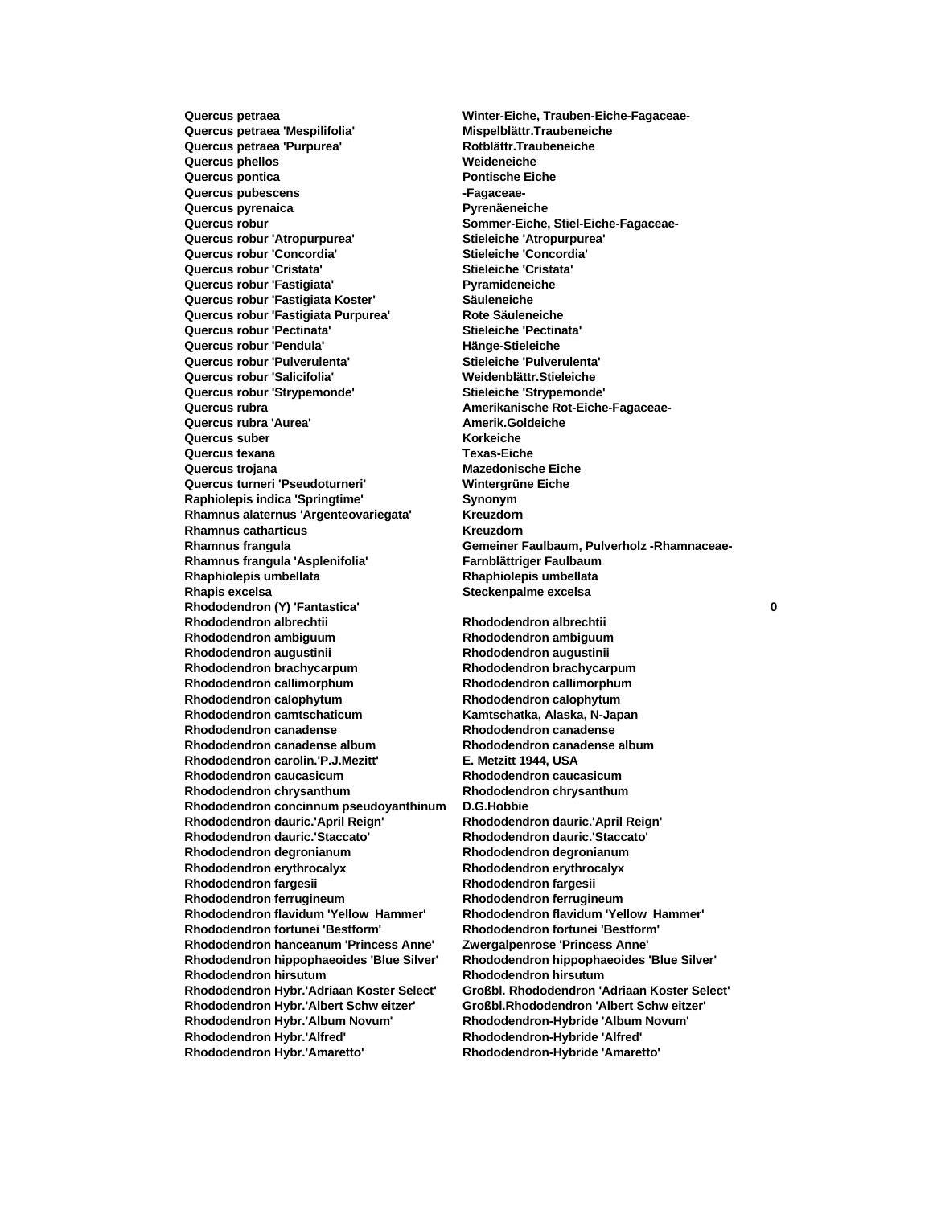| | | |
|---|---|---|
| **Quercus petraea** | **Winter-Eiche, Trauben-Eiche-Fagaceae-** | |
| **Quercus petraea 'Mespilifolia'** | **Mispelblättr.Traubeneiche** | |
| **Quercus petraea 'Purpurea'** | **Rotblättr.Traubeneiche** | |
| **Quercus phellos** | **Weideneiche** | |
| **Quercus pontica** | **Pontische Eiche** | |
| **Quercus pubescens** | **-Fagaceae-** | |
| **Quercus pyrenaica** | **Pyrenäeneiche** | |
| **Quercus robur** | **Sommer-Eiche, Stiel-Eiche-Fagaceae-** | |
| **Quercus robur 'Atropurpurea'** | **Stieleiche 'Atropurpurea'** | |
| **Quercus robur 'Concordia'** | **Stieleiche 'Concordia'** | |
| **Quercus robur 'Cristata'** | **Stieleiche 'Cristata'** | |
| **Quercus robur 'Fastigiata'** | **Pyramideneiche** | |
| **Quercus robur 'Fastigiata Koster'** | **Säuleneiche** | |
| **Quercus robur 'Fastigiata Purpurea'** | **Rote Säuleneiche** | |
| **Quercus robur 'Pectinata'** | **Stieleiche 'Pectinata'** | |
| **Quercus robur 'Pendula'** | **Hänge-Stieleiche** | |
| **Quercus robur 'Pulverulenta'** | **Stieleiche 'Pulverulenta'** | |
| **Quercus robur 'Salicifolia'** | **Weidenblättr.Stieleiche** | |
| **Quercus robur 'Strypemonde'** | **Stieleiche 'Strypemonde'** | |
| **Quercus rubra** | **Amerikanische Rot-Eiche-Fagaceae-** | |
| **Quercus rubra 'Aurea'** | **Amerik.Goldeiche** | |
| **Quercus suber** | **Korkeiche** | |
| **Quercus texana** | **Texas-Eiche** | |
| **Quercus trojana** | **Mazedonische Eiche** | |
| **Quercus turneri 'Pseudoturneri'** | **Wintergrüne Eiche** | |
| **Raphiolepis indica 'Springtime'** | **Synonym** | |
| **Rhamnus alaternus 'Argenteovariegata'** | **Kreuzdorn** | |
| **Rhamnus catharticus** | **Kreuzdorn** | |
| **Rhamnus frangula** | **Gemeiner Faulbaum, Pulverholz -Rhamnaceae-** | |
| **Rhamnus frangula 'Asplenifolia'** | **Farnblättriger Faulbaum** | |
| **Rhaphiolepis umbellata** | **Rhaphiolepis umbellata** | |
| **Rhapis excelsa** | **Steckenpalme excelsa** | |
| **Rhododendron (Y) 'Fantastica'** | | **0** |
| **Rhododendron albrechtii** | **Rhododendron albrechtii** | |
| **Rhododendron ambiguum** | **Rhododendron ambiguum** | |
| **Rhododendron augustinii** | **Rhododendron augustinii** | |
| **Rhododendron brachycarpum** | **Rhododendron brachycarpum** | |
| **Rhododendron callimorphum** | **Rhododendron callimorphum** | |
| **Rhododendron calophytum** | **Rhododendron calophytum** | |
| **Rhododendron camtschaticum** | **Kamtschatka, Alaska, N-Japan** | |
| **Rhododendron canadense** | **Rhododendron canadense** | |
| **Rhododendron canadense album** | **Rhododendron canadense album** | |
| **Rhododendron carolin.'P.J.Mezitt'** | **E. Metzitt 1944, USA** | |
| **Rhododendron caucasicum** | **Rhododendron caucasicum** | |
| **Rhododendron chrysanthum** | **Rhododendron chrysanthum** | |
| **Rhododendron concinnum pseudoyanthinum** | **D.G.Hobbie** | |
| **Rhododendron dauric.'April Reign'** | **Rhododendron dauric.'April Reign'** | |
| **Rhododendron dauric.'Staccato'** | **Rhododendron dauric.'Staccato'** | |
| **Rhododendron degronianum** | **Rhododendron degronianum** | |
| **Rhododendron erythrocalyx** | **Rhododendron erythrocalyx** | |
| **Rhododendron fargesii** | **Rhododendron fargesii** | |
| **Rhododendron ferrugineum** | **Rhododendron ferrugineum** | |
| **Rhododendron flavidum 'Yellow Hammer'** | **Rhododendron flavidum 'Yellow Hammer'** | |
| **Rhododendron fortunei 'Bestform'** | **Rhododendron fortunei 'Bestform'** | |
| **Rhododendron hanceanum 'Princess Anne'** | **Zwergalpenrose 'Princess Anne'** | |
| **Rhododendron hippophaeoides 'Blue Silver'** | **Rhododendron hippophaeoides 'Blue Silver'** | |
| **Rhododendron hirsutum** | **Rhododendron hirsutum** | |
| **Rhododendron Hybr.'Adriaan Koster Select'** | **Großbl. Rhododendron 'Adriaan Koster Select'** | |
| **Rhododendron Hybr.'Albert Schw eitzer'** | **Großbl.Rhododendron 'Albert Schw eitzer'** | |
| **Rhododendron Hybr.'Album Novum'** | **Rhododendron-Hybride 'Album Novum'** | |
| **Rhododendron Hybr.'Alfred'** | **Rhododendron-Hybride 'Alfred'** | |
| **Rhododendron Hybr.'Amaretto'** | **Rhododendron-Hybride 'Amaretto'** | |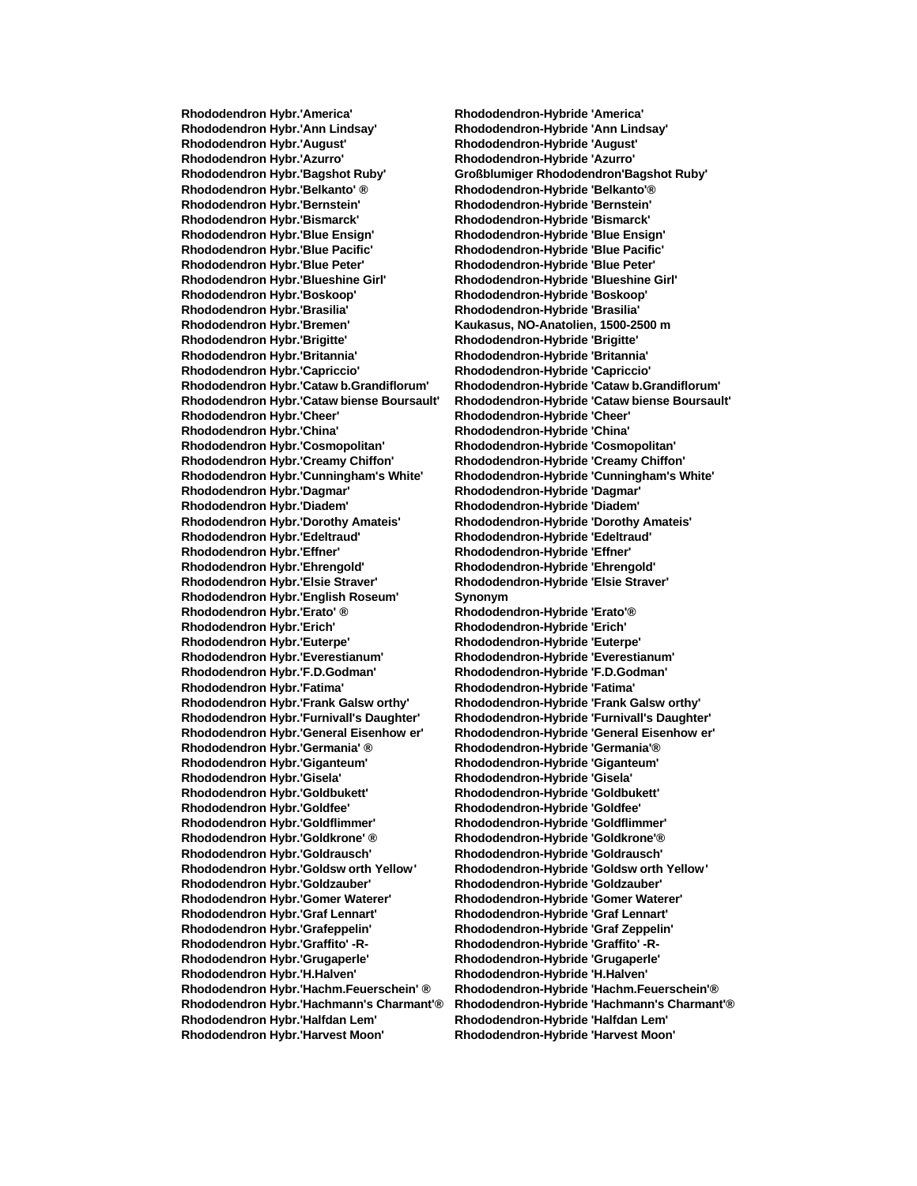| | |
|---|---|
| **Rhododendron Hybr.'America'** | **Rhododendron-Hybride 'America'** |
| **Rhododendron Hybr.'Ann Lindsay'** | **Rhododendron-Hybride 'Ann Lindsay'** |
| **Rhododendron Hybr.'August'** | **Rhododendron-Hybride 'August'** |
| **Rhododendron Hybr.'Azurro'** | **Rhododendron-Hybride 'Azurro'** |
| **Rhododendron Hybr.'Bagshot Ruby'** | **Großblumiger Rhododendron'Bagshot Ruby'** |
| **Rhododendron Hybr.'Belkanto' ®** | **Rhododendron-Hybride 'Belkanto'®** |
| **Rhododendron Hybr.'Bernstein'** | **Rhododendron-Hybride 'Bernstein'** |
| **Rhododendron Hybr.'Bismarck'** | **Rhododendron-Hybride 'Bismarck'** |
| **Rhododendron Hybr.'Blue Ensign'** | **Rhododendron-Hybride 'Blue Ensign'** |
| **Rhododendron Hybr.'Blue Pacific'** | **Rhododendron-Hybride 'Blue Pacific'** |
| **Rhododendron Hybr.'Blue Peter'** | **Rhododendron-Hybride 'Blue Peter'** |
| **Rhododendron Hybr.'Blueshine Girl'** | **Rhododendron-Hybride 'Blueshine Girl'** |
| **Rhododendron Hybr.'Boskoop'** | **Rhododendron-Hybride 'Boskoop'** |
| **Rhododendron Hybr.'Brasilia'** | **Rhododendron-Hybride 'Brasilia'** |
| **Rhododendron Hybr.'Bremen'** | **Kaukasus, NO-Anatolien, 1500-2500 m** |
| **Rhododendron Hybr.'Brigitte'** | **Rhododendron-Hybride 'Brigitte'** |
| **Rhododendron Hybr.'Britannia'** | **Rhododendron-Hybride 'Britannia'** |
| **Rhododendron Hybr.'Capriccio'** | **Rhododendron-Hybride 'Capriccio'** |
| **Rhododendron Hybr.'Cataw b.Grandiflorum'** | **Rhododendron-Hybride 'Cataw b.Grandiflorum'** |
| **Rhododendron Hybr.'Cataw biense Boursault'** | **Rhododendron-Hybride 'Cataw biense Boursault'** |
| **Rhododendron Hybr.'Cheer'** | **Rhododendron-Hybride 'Cheer'** |
| **Rhododendron Hybr.'China'** | **Rhododendron-Hybride 'China'** |
| **Rhododendron Hybr.'Cosmopolitan'** | **Rhododendron-Hybride 'Cosmopolitan'** |
| **Rhododendron Hybr.'Creamy Chiffon'** | **Rhododendron-Hybride 'Creamy Chiffon'** |
| **Rhododendron Hybr.'Cunningham's White'** | **Rhododendron-Hybride 'Cunningham's White'** |
| **Rhododendron Hybr.'Dagmar'** | **Rhododendron-Hybride 'Dagmar'** |
| **Rhododendron Hybr.'Diadem'** | **Rhododendron-Hybride 'Diadem'** |
| **Rhododendron Hybr.'Dorothy Amateis'** | **Rhododendron-Hybride 'Dorothy Amateis'** |
| **Rhododendron Hybr.'Edeltraud'** | **Rhododendron-Hybride 'Edeltraud'** |
| **Rhododendron Hybr.'Effner'** | **Rhododendron-Hybride 'Effner'** |
| **Rhododendron Hybr.'Ehrengold'** | **Rhododendron-Hybride 'Ehrengold'** |
| **Rhododendron Hybr.'Elsie Straver'** | **Rhododendron-Hybride 'Elsie Straver'** |
| **Rhododendron Hybr.'English Roseum'** | **Synonym** |
| **Rhododendron Hybr.'Erato' ®** | **Rhododendron-Hybride 'Erato'®** |
| **Rhododendron Hybr.'Erich'** | **Rhododendron-Hybride 'Erich'** |
| **Rhododendron Hybr.'Euterpe'** | **Rhododendron-Hybride 'Euterpe'** |
| **Rhododendron Hybr.'Everestianum'** | **Rhododendron-Hybride 'Everestianum'** |
| **Rhododendron Hybr.'F.D.Godman'** | **Rhododendron-Hybride 'F.D.Godman'** |
| **Rhododendron Hybr.'Fatima'** | **Rhododendron-Hybride 'Fatima'** |
| **Rhododendron Hybr.'Frank Galsw orthy'** | **Rhododendron-Hybride 'Frank Galsw orthy'** |
| **Rhododendron Hybr.'Furnivall's Daughter'** | **Rhododendron-Hybride 'Furnivall's Daughter'** |
| **Rhododendron Hybr.'General Eisenhow er'** | **Rhododendron-Hybride 'General Eisenhow er'** |
| **Rhododendron Hybr.'Germania' ®** | **Rhododendron-Hybride 'Germania'®** |
| **Rhododendron Hybr.'Giganteum'** | **Rhododendron-Hybride 'Giganteum'** |
| **Rhododendron Hybr.'Gisela'** | **Rhododendron-Hybride 'Gisela'** |
| **Rhododendron Hybr.'Goldbukett'** | **Rhododendron-Hybride 'Goldbukett'** |
| **Rhododendron Hybr.'Goldfee'** | **Rhododendron-Hybride 'Goldfee'** |
| **Rhododendron Hybr.'Goldflimmer'** | **Rhododendron-Hybride 'Goldflimmer'** |
| **Rhododendron Hybr.'Goldkrone' ®** | **Rhododendron-Hybride 'Goldkrone'®** |
| **Rhododendron Hybr.'Goldrausch'** | **Rhododendron-Hybride 'Goldrausch'** |
| **Rhododendron Hybr.'Goldsw orth Yellow'** | **Rhododendron-Hybride 'Goldsw orth Yellow'** |
| **Rhododendron Hybr.'Goldzauber'** | **Rhododendron-Hybride 'Goldzauber'** |
| **Rhododendron Hybr.'Gomer Waterer'** | **Rhododendron-Hybride 'Gomer Waterer'** |
| **Rhododendron Hybr.'Graf Lennart'** | **Rhododendron-Hybride 'Graf Lennart'** |
| **Rhododendron Hybr.'Grafeppelin'** | **Rhododendron-Hybride 'Graf Zeppelin'** |
| **Rhododendron Hybr.'Graffito' -R-** | **Rhododendron-Hybride 'Graffito' -R-** |
| **Rhododendron Hybr.'Grugaperle'** | **Rhododendron-Hybride 'Grugaperle'** |
| **Rhododendron Hybr.'H.Halven'** | **Rhododendron-Hybride 'H.Halven'** |
| **Rhododendron Hybr.'Hachm.Feuerschein' ®** | **Rhododendron-Hybride 'Hachm.Feuerschein'®** |
| **Rhododendron Hybr.'Hachmann's Charmant'®** | **Rhododendron-Hybride 'Hachmann's Charmant'®** |
| **Rhododendron Hybr.'Halfdan Lem'** | **Rhododendron-Hybride 'Halfdan Lem'** |
| **Rhododendron Hybr.'Harvest Moon'** | **Rhododendron-Hybride 'Harvest Moon'** |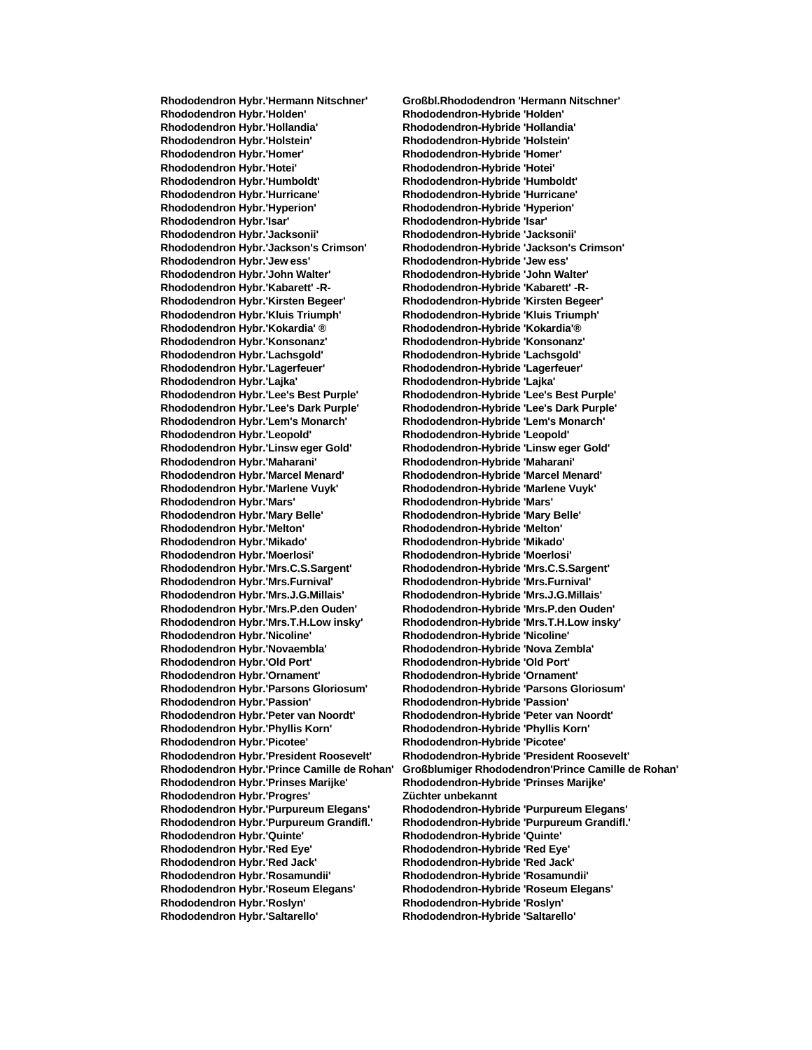| | |
|---|---|
| **Rhododendron Hybr.'Hermann Nitschner'** | **Großbl.Rhododendron 'Hermann Nitschner'** |
| **Rhododendron Hybr.'Holden'** | **Rhododendron-Hybride 'Holden'** |
| **Rhododendron Hybr.'Hollandia'** | **Rhododendron-Hybride 'Hollandia'** |
| **Rhododendron Hybr.'Holstein'** | **Rhododendron-Hybride 'Holstein'** |
| **Rhododendron Hybr.'Homer'** | **Rhododendron-Hybride 'Homer'** |
| **Rhododendron Hybr.'Hotei'** | **Rhododendron-Hybride 'Hotei'** |
| **Rhododendron Hybr.'Humboldt'** | **Rhododendron-Hybride 'Humboldt'** |
| **Rhododendron Hybr.'Hurricane'** | **Rhododendron-Hybride 'Hurricane'** |
| **Rhododendron Hybr.'Hyperion'** | **Rhododendron-Hybride 'Hyperion'** |
| **Rhododendron Hybr.'Isar'** | **Rhododendron-Hybride 'Isar'** |
| **Rhododendron Hybr.'Jacksonii'** | **Rhododendron-Hybride 'Jacksonii'** |
| **Rhododendron Hybr.'Jackson's Crimson'** | **Rhododendron-Hybride 'Jackson's Crimson'** |
| **Rhododendron Hybr.'Jew ess'** | **Rhododendron-Hybride 'Jew ess'** |
| **Rhododendron Hybr.'John Walter'** | **Rhododendron-Hybride 'John Walter'** |
| **Rhododendron Hybr.'Kabarett' -R-** | **Rhododendron-Hybride 'Kabarett' -R-** |
| **Rhododendron Hybr.'Kirsten Begeer'** | **Rhododendron-Hybride 'Kirsten Begeer'** |
| **Rhododendron Hybr.'Kluis Triumph'** | **Rhododendron-Hybride 'Kluis Triumph'** |
| **Rhododendron Hybr.'Kokardia' ®** | **Rhododendron-Hybride 'Kokardia'®** |
| **Rhododendron Hybr.'Konsonanz'** | **Rhododendron-Hybride 'Konsonanz'** |
| **Rhododendron Hybr.'Lachsgold'** | **Rhododendron-Hybride 'Lachsgold'** |
| **Rhododendron Hybr.'Lagerfeuer'** | **Rhododendron-Hybride 'Lagerfeuer'** |
| **Rhododendron Hybr.'Lajka'** | **Rhododendron-Hybride 'Lajka'** |
| **Rhododendron Hybr.'Lee's Best Purple'** | **Rhododendron-Hybride 'Lee's Best Purple'** |
| **Rhododendron Hybr.'Lee's Dark Purple'** | **Rhododendron-Hybride 'Lee's Dark Purple'** |
| **Rhododendron Hybr.'Lem's Monarch'** | **Rhododendron-Hybride 'Lem's Monarch'** |
| **Rhododendron Hybr.'Leopold'** | **Rhododendron-Hybride 'Leopold'** |
| **Rhododendron Hybr.'Linsw eger Gold'** | **Rhododendron-Hybride 'Linsw eger Gold'** |
| **Rhododendron Hybr.'Maharani'** | **Rhododendron-Hybride 'Maharani'** |
| **Rhododendron Hybr.'Marcel Menard'** | **Rhododendron-Hybride 'Marcel Menard'** |
| **Rhododendron Hybr.'Marlene Vuyk'** | **Rhododendron-Hybride 'Marlene Vuyk'** |
| **Rhododendron Hybr.'Mars'** | **Rhododendron-Hybride 'Mars'** |
| **Rhododendron Hybr.'Mary Belle'** | **Rhododendron-Hybride 'Mary Belle'** |
| **Rhododendron Hybr.'Melton'** | **Rhododendron-Hybride 'Melton'** |
| **Rhododendron Hybr.'Mikado'** | **Rhododendron-Hybride 'Mikado'** |
| **Rhododendron Hybr.'Moerlosi'** | **Rhododendron-Hybride 'Moerlosi'** |
| **Rhododendron Hybr.'Mrs.C.S.Sargent'** | **Rhododendron-Hybride 'Mrs.C.S.Sargent'** |
| **Rhododendron Hybr.'Mrs.Furnival'** | **Rhododendron-Hybride 'Mrs.Furnival'** |
| **Rhododendron Hybr.'Mrs.J.G.Millais'** | **Rhododendron-Hybride 'Mrs.J.G.Millais'** |
| **Rhododendron Hybr.'Mrs.P.den Ouden'** | **Rhododendron-Hybride 'Mrs.P.den Ouden'** |
| **Rhododendron Hybr.'Mrs.T.H.Low insky'** | **Rhododendron-Hybride 'Mrs.T.H.Low insky'** |
| **Rhododendron Hybr.'Nicoline'** | **Rhododendron-Hybride 'Nicoline'** |
| **Rhododendron Hybr.'Novaembla'** | **Rhododendron-Hybride 'Nova Zembla'** |
| **Rhododendron Hybr.'Old Port'** | **Rhododendron-Hybride 'Old Port'** |
| **Rhododendron Hybr.'Ornament'** | **Rhododendron-Hybride 'Ornament'** |
| **Rhododendron Hybr.'Parsons Gloriosum'** | **Rhododendron-Hybride 'Parsons Gloriosum'** |
| **Rhododendron Hybr.'Passion'** | **Rhododendron-Hybride 'Passion'** |
| **Rhododendron Hybr.'Peter van Noordt'** | **Rhododendron-Hybride 'Peter van Noordt'** |
| **Rhododendron Hybr.'Phyllis Korn'** | **Rhododendron-Hybride 'Phyllis Korn'** |
| **Rhododendron Hybr.'Picotee'** | **Rhododendron-Hybride 'Picotee'** |
| **Rhododendron Hybr.'President Roosevelt'** | **Rhododendron-Hybride 'President Roosevelt'** |
| **Rhododendron Hybr.'Prince Camille de Rohan'** | **Großblumiger Rhododendron'Prince Camille de Rohan'** |
| **Rhododendron Hybr.'Prinses Marijke'** | **Rhododendron-Hybride 'Prinses Marijke'** |
| **Rhododendron Hybr.'Progres'** | **Züchter unbekannt** |
| **Rhododendron Hybr.'Purpureum Elegans'** | **Rhododendron-Hybride 'Purpureum Elegans'** |
| **Rhododendron Hybr.'Purpureum Grandifl.'** | **Rhododendron-Hybride 'Purpureum Grandifl.'** |
| **Rhododendron Hybr.'Quinte'** | **Rhododendron-Hybride 'Quinte'** |
| **Rhododendron Hybr.'Red Eye'** | **Rhododendron-Hybride 'Red Eye'** |
| **Rhododendron Hybr.'Red Jack'** | **Rhododendron-Hybride 'Red Jack'** |
| **Rhododendron Hybr.'Rosamundii'** | **Rhododendron-Hybride 'Rosamundii'** |
| **Rhododendron Hybr.'Roseum Elegans'** | **Rhododendron-Hybride 'Roseum Elegans'** |
| **Rhododendron Hybr.'Roslyn'** | **Rhododendron-Hybride 'Roslyn'** |
| **Rhododendron Hybr.'Saltarello'** | **Rhododendron-Hybride 'Saltarello'** |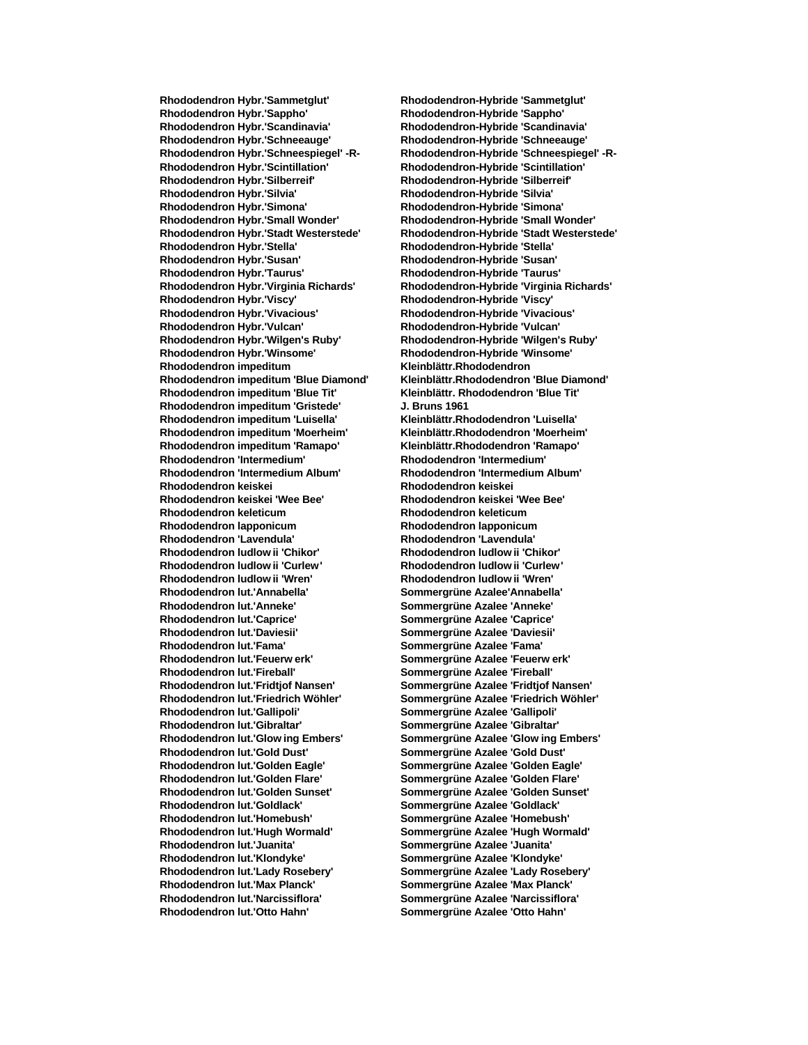| | |
|---|---|
| **Rhododendron Hybr.'Sammetglut'** | **Rhododendron-Hybride 'Sammetglut'** |
| **Rhododendron Hybr.'Sappho'** | **Rhododendron-Hybride 'Sappho'** |
| **Rhododendron Hybr.'Scandinavia'** | **Rhododendron-Hybride 'Scandinavia'** |
| **Rhododendron Hybr.'Schneeauge'** | **Rhododendron-Hybride 'Schneeauge'** |
| **Rhododendron Hybr.'Schneespiegel' -R-** | **Rhododendron-Hybride 'Schneespiegel' -R-** |
| **Rhododendron Hybr.'Scintillation'** | **Rhododendron-Hybride 'Scintillation'** |
| **Rhododendron Hybr.'Silberreif'** | **Rhododendron-Hybride 'Silberreif'** |
| **Rhododendron Hybr.'Silvia'** | **Rhododendron-Hybride 'Silvia'** |
| **Rhododendron Hybr.'Simona'** | **Rhododendron-Hybride 'Simona'** |
| **Rhododendron Hybr.'Small Wonder'** | **Rhododendron-Hybride 'Small Wonder'** |
| **Rhododendron Hybr.'Stadt Westerstede'** | **Rhododendron-Hybride 'Stadt Westerstede'** |
| **Rhododendron Hybr.'Stella'** | **Rhododendron-Hybride 'Stella'** |
| **Rhododendron Hybr.'Susan'** | **Rhododendron-Hybride 'Susan'** |
| **Rhododendron Hybr.'Taurus'** | **Rhododendron-Hybride 'Taurus'** |
| **Rhododendron Hybr.'Virginia Richards'** | **Rhododendron-Hybride 'Virginia Richards'** |
| **Rhododendron Hybr.'Viscy'** | **Rhododendron-Hybride 'Viscy'** |
| **Rhododendron Hybr.'Vivacious'** | **Rhododendron-Hybride 'Vivacious'** |
| **Rhododendron Hybr.'Vulcan'** | **Rhododendron-Hybride 'Vulcan'** |
| **Rhododendron Hybr.'Wilgen's Ruby'** | **Rhododendron-Hybride 'Wilgen's Ruby'** |
| **Rhododendron Hybr.'Winsome'** | **Rhododendron-Hybride 'Winsome'** |
| **Rhododendron impeditum** | **Kleinblättr.Rhododendron** |
| **Rhododendron impeditum 'Blue Diamond'** | **Kleinblättr.Rhododendron 'Blue Diamond'** |
| **Rhododendron impeditum 'Blue Tit'** | **Kleinblättr. Rhododendron 'Blue Tit'** |
| **Rhododendron impeditum 'Gristede'** | **J. Bruns 1961** |
| **Rhododendron impeditum 'Luisella'** | **Kleinblättr.Rhododendron 'Luisella'** |
| **Rhododendron impeditum 'Moerheim'** | **Kleinblättr.Rhododendron 'Moerheim'** |
| **Rhododendron impeditum 'Ramapo'** | **Kleinblättr.Rhododendron 'Ramapo'** |
| **Rhododendron 'Intermedium'** | **Rhododendron 'Intermedium'** |
| **Rhododendron 'Intermedium Album'** | **Rhododendron 'Intermedium Album'** |
| **Rhododendron keiskei** | **Rhododendron keiskei** |
| **Rhododendron keiskei 'Wee Bee'** | **Rhododendron keiskei 'Wee Bee'** |
| **Rhododendron keleticum** | **Rhododendron keleticum** |
| **Rhododendron lapponicum** | **Rhododendron lapponicum** |
| **Rhododendron 'Lavendula'** | **Rhododendron 'Lavendula'** |
| **Rhododendron ludlowii 'Chikor'** | **Rhododendron ludlowii 'Chikor'** |
| **Rhododendron ludlowii 'Curlew'** | **Rhododendron ludlowii 'Curlew'** |
| **Rhododendron ludlowii 'Wren'** | **Rhododendron ludlowii 'Wren'** |
| **Rhododendron lut.'Annabella'** | **Sommergrüne Azalee'Annabella'** |
| **Rhododendron lut.'Anneke'** | **Sommergrüne Azalee 'Anneke'** |
| **Rhododendron lut.'Caprice'** | **Sommergrüne Azalee 'Caprice'** |
| **Rhododendron lut.'Daviesii'** | **Sommergrüne Azalee 'Daviesii'** |
| **Rhododendron lut.'Fama'** | **Sommergrüne Azalee 'Fama'** |
| **Rhododendron lut.'Feuerwerk'** | **Sommergrüne Azalee 'Feuerwerk'** |
| **Rhododendron lut.'Fireball'** | **Sommergrüne Azalee 'Fireball'** |
| **Rhododendron lut.'Fridtjof Nansen'** | **Sommergrüne Azalee 'Fridtjof Nansen'** |
| **Rhododendron lut.'Friedrich Wöhler'** | **Sommergrüne Azalee 'Friedrich Wöhler'** |
| **Rhododendron lut.'Gallipoli'** | **Sommergrüne Azalee 'Gallipoli'** |
| **Rhododendron lut.'Gibraltar'** | **Sommergrüne Azalee 'Gibraltar'** |
| **Rhododendron lut.'Glowing Embers'** | **Sommergrüne Azalee 'Glowing Embers'** |
| **Rhododendron lut.'Gold Dust'** | **Sommergrüne Azalee 'Gold Dust'** |
| **Rhododendron lut.'Golden Eagle'** | **Sommergrüne Azalee 'Golden Eagle'** |
| **Rhododendron lut.'Golden Flare'** | **Sommergrüne Azalee 'Golden Flare'** |
| **Rhododendron lut.'Golden Sunset'** | **Sommergrüne Azalee 'Golden Sunset'** |
| **Rhododendron lut.'Goldlack'** | **Sommergrüne Azalee 'Goldlack'** |
| **Rhododendron lut.'Homebush'** | **Sommergrüne Azalee 'Homebush'** |
| **Rhododendron lut.'Hugh Wormald'** | **Sommergrüne Azalee 'Hugh Wormald'** |
| **Rhododendron lut.'Juanita'** | **Sommergrüne Azalee 'Juanita'** |
| **Rhododendron lut.'Klondyke'** | **Sommergrüne Azalee 'Klondyke'** |
| **Rhododendron lut.'Lady Rosebery'** | **Sommergrüne Azalee 'Lady Rosebery'** |
| **Rhododendron lut.'Max Planck'** | **Sommergrüne Azalee 'Max Planck'** |
| **Rhododendron lut.'Narcissiflora'** | **Sommergrüne Azalee 'Narcissiflora'** |
| **Rhododendron lut.'Otto Hahn'** | **Sommergrüne Azalee 'Otto Hahn'** |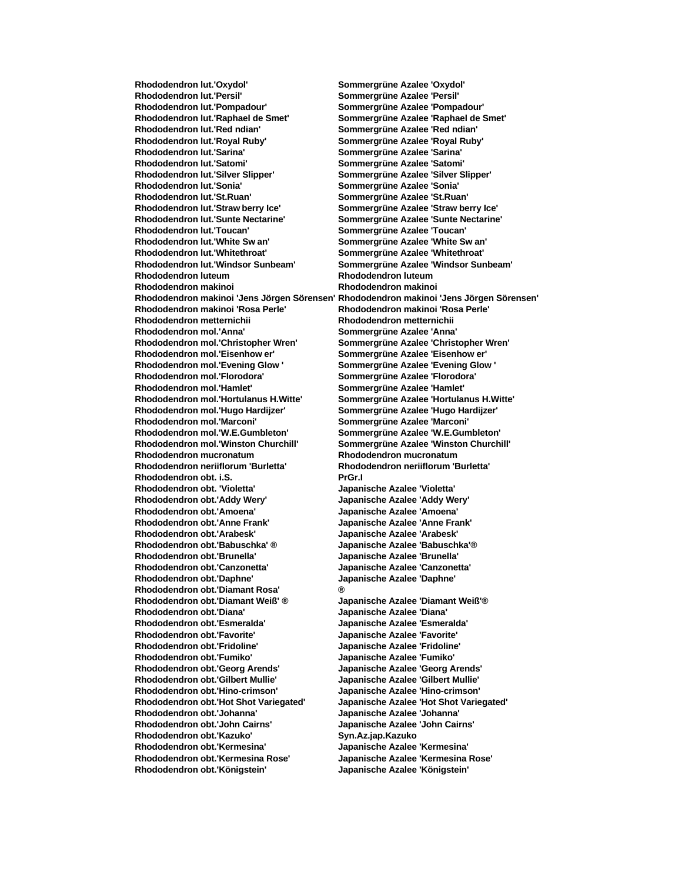| | |
|---|---|
| **Rhododendron lut.'Oxydol'** | **Sommergrüne Azalee 'Oxydol'** |
| **Rhododendron lut.'Persil'** | **Sommergrüne Azalee 'Persil'** |
| **Rhododendron lut.'Pompadour'** | **Sommergrüne Azalee 'Pompadour'** |
| **Rhododendron lut.'Raphael de Smet'** | **Sommergrüne Azalee 'Raphael de Smet'** |
| **Rhododendron lut.'Red ndian'** | **Sommergrüne Azalee 'Red ndian'** |
| **Rhododendron lut.'Royal Ruby'** | **Sommergrüne Azalee 'Royal Ruby'** |
| **Rhododendron lut.'Sarina'** | **Sommergrüne Azalee 'Sarina'** |
| **Rhododendron lut.'Satomi'** | **Sommergrüne Azalee 'Satomi'** |
| **Rhododendron lut.'Silver Slipper'** | **Sommergrüne Azalee 'Silver Slipper'** |
| **Rhododendron lut.'Sonia'** | **Sommergrüne Azalee 'Sonia'** |
| **Rhododendron lut.'St.Ruan'** | **Sommergrüne Azalee 'St.Ruan'** |
| **Rhododendron lut.'Straw berry Ice'** | **Sommergrüne Azalee 'Straw berry Ice'** |
| **Rhododendron lut.'Sunte Nectarine'** | **Sommergrüne Azalee 'Sunte Nectarine'** |
| **Rhododendron lut.'Toucan'** | **Sommergrüne Azalee 'Toucan'** |
| **Rhododendron lut.'White Sw an'** | **Sommergrüne Azalee 'White Sw an'** |
| **Rhododendron lut.'Whitethroat'** | **Sommergrüne Azalee 'Whitethroat'** |
| **Rhododendron lut.'Windsor Sunbeam'** | **Sommergrüne Azalee 'Windsor Sunbeam'** |
| **Rhododendron luteum** | **Rhododendron luteum** |
| **Rhododendron makinoi** | **Rhododendron makinoi** |
| **Rhododendron makinoi 'Jens Jörgen Sörensen'** | **Rhododendron makinoi 'Jens Jörgen Sörensen'** |
| **Rhododendron makinoi 'Rosa Perle'** | **Rhododendron makinoi 'Rosa Perle'** |
| **Rhododendron metternichii** | **Rhododendron metternichii** |
| **Rhododendron mol.'Anna'** | **Sommergrüne Azalee 'Anna'** |
| **Rhododendron mol.'Christopher Wren'** | **Sommergrüne Azalee 'Christopher Wren'** |
| **Rhododendron mol.'Eisenhow er'** | **Sommergrüne Azalee 'Eisenhow er'** |
| **Rhododendron mol.'Evening Glow '** | **Sommergrüne Azalee 'Evening Glow '** |
| **Rhododendron mol.'Florodora'** | **Sommergrüne Azalee 'Florodora'** |
| **Rhododendron mol.'Hamlet'** | **Sommergrüne Azalee 'Hamlet'** |
| **Rhododendron mol.'Hortulanus H.Witte'** | **Sommergrüne Azalee 'Hortulanus H.Witte'** |
| **Rhododendron mol.'Hugo Hardijzer'** | **Sommergrüne Azalee 'Hugo Hardijzer'** |
| **Rhododendron mol.'Marconi'** | **Sommergrüne Azalee 'Marconi'** |
| **Rhododendron mol.'W.E.Gumbleton'** | **Sommergrüne Azalee 'W.E.Gumbleton'** |
| **Rhododendron mol.'Winston Churchill'** | **Sommergrüne Azalee 'Winston Churchill'** |
| **Rhododendron mucronatum** | **Rhododendron mucronatum** |
| **Rhododendron neriiflorum 'Burletta'** | **Rhododendron neriiflorum 'Burletta'** |
| **Rhododendron obt. i.S.** | **PrGr.I** |
| **Rhododendron obt. 'Violetta'** | **Japanische Azalee 'Violetta'** |
| **Rhododendron obt.'Addy Wery'** | **Japanische Azalee 'Addy Wery'** |
| **Rhododendron obt.'Amoena'** | **Japanische Azalee 'Amoena'** |
| **Rhododendron obt.'Anne Frank'** | **Japanische Azalee 'Anne Frank'** |
| **Rhododendron obt.'Arabesk'** | **Japanische Azalee 'Arabesk'** |
| **Rhododendron obt.'Babuschka' ®** | **Japanische Azalee 'Babuschka'®** |
| **Rhododendron obt.'Brunella'** | **Japanische Azalee 'Brunella'** |
| **Rhododendron obt.'Canzonetta'** | **Japanische Azalee 'Canzonetta'** |
| **Rhododendron obt.'Daphne'** | **Japanische Azalee 'Daphne'** |
| **Rhododendron obt.'Diamant Rosa'** | **®** |
| **Rhododendron obt.'Diamant Weiß' ®** | **Japanische Azalee 'Diamant Weiß'®** |
| **Rhododendron obt.'Diana'** | **Japanische Azalee 'Diana'** |
| **Rhododendron obt.'Esmeralda'** | **Japanische Azalee 'Esmeralda'** |
| **Rhododendron obt.'Favorite'** | **Japanische Azalee 'Favorite'** |
| **Rhododendron obt.'Fridoline'** | **Japanische Azalee 'Fridoline'** |
| **Rhododendron obt.'Fumiko'** | **Japanische Azalee 'Fumiko'** |
| **Rhododendron obt.'Georg Arends'** | **Japanische Azalee 'Georg Arends'** |
| **Rhododendron obt.'Gilbert Mullie'** | **Japanische Azalee 'Gilbert Mullie'** |
| **Rhododendron obt.'Hino-crimson'** | **Japanische Azalee 'Hino-crimson'** |
| **Rhododendron obt.'Hot Shot Variegated'** | **Japanische Azalee 'Hot Shot Variegated'** |
| **Rhododendron obt.'Johanna'** | **Japanische Azalee 'Johanna'** |
| **Rhododendron obt.'John Cairns'** | **Japanische Azalee 'John Cairns'** |
| **Rhododendron obt.'Kazuko'** | **Syn.Az.jap.Kazuko** |
| **Rhododendron obt.'Kermesina'** | **Japanische Azalee 'Kermesina'** |
| **Rhododendron obt.'Kermesina Rose'** | **Japanische Azalee 'Kermesina Rose'** |
| **Rhododendron obt.'Königstein'** | **Japanische Azalee 'Königstein'** |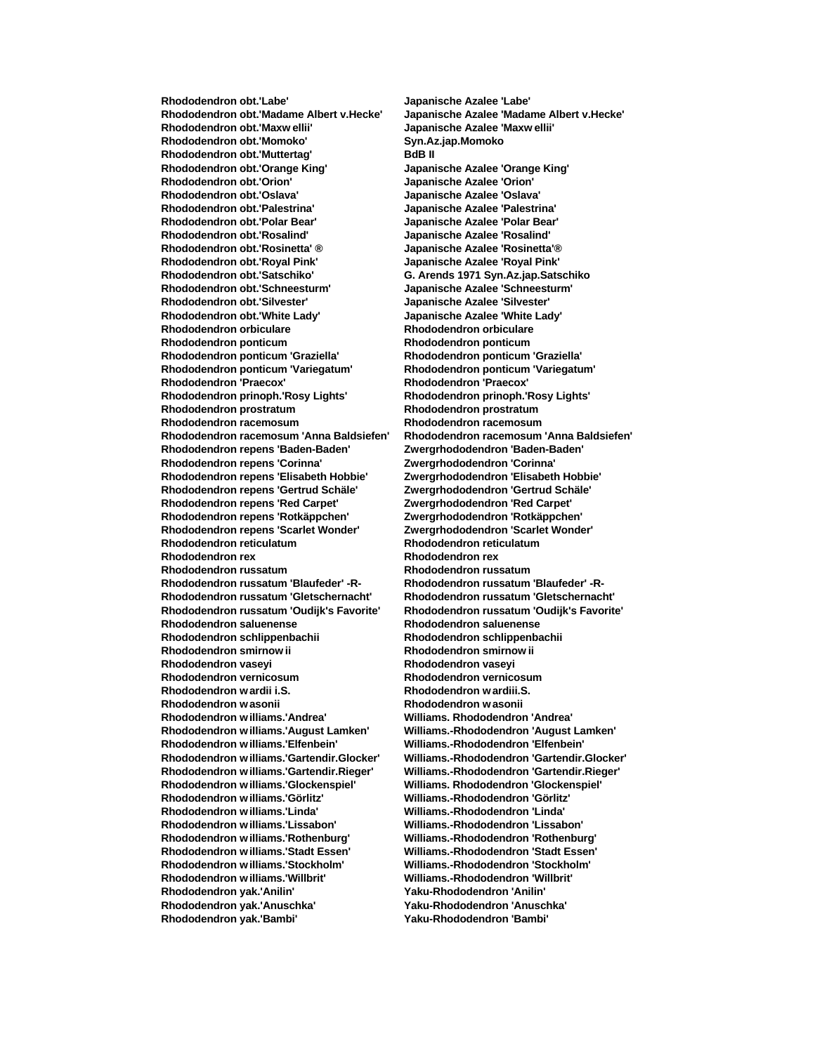| | |
|---|---|
| **Rhododendron obt.'Labe'** | **Japanische Azalee 'Labe'** |
| **Rhododendron obt.'Madame Albert v.Hecke'** | **Japanische Azalee 'Madame Albert v.Hecke'** |
| **Rhododendron obt.'Maxw ellii'** | **Japanische Azalee 'Maxw ellii'** |
| **Rhododendron obt.'Momoko'** | **Syn.Az.jap.Momoko** |
| **Rhododendron obt.'Muttertag'** | **BdB II** |
| **Rhododendron obt.'Orange King'** | **Japanische Azalee 'Orange King'** |
| **Rhododendron obt.'Orion'** | **Japanische Azalee 'Orion'** |
| **Rhododendron obt.'Oslava'** | **Japanische Azalee 'Oslava'** |
| **Rhododendron obt.'Palestrina'** | **Japanische Azalee 'Palestrina'** |
| **Rhododendron obt.'Polar Bear'** | **Japanische Azalee 'Polar Bear'** |
| **Rhododendron obt.'Rosalind'** | **Japanische Azalee 'Rosalind'** |
| **Rhododendron obt.'Rosinetta' ®** | **Japanische Azalee 'Rosinetta'®** |
| **Rhododendron obt.'Royal Pink'** | **Japanische Azalee 'Royal Pink'** |
| **Rhododendron obt.'Satschiko'** | **G. Arends 1971 Syn.Az.jap.Satschiko** |
| **Rhododendron obt.'Schneesturm'** | **Japanische Azalee 'Schneesturm'** |
| **Rhododendron obt.'Silvester'** | **Japanische Azalee 'Silvester'** |
| **Rhododendron obt.'White Lady'** | **Japanische Azalee 'White Lady'** |
| **Rhododendron orbiculare** | **Rhododendron orbiculare** |
| **Rhododendron ponticum** | **Rhododendron ponticum** |
| **Rhododendron ponticum 'Graziella'** | **Rhododendron ponticum 'Graziella'** |
| **Rhododendron ponticum 'Variegatum'** | **Rhododendron ponticum 'Variegatum'** |
| **Rhododendron 'Praecox'** | **Rhododendron 'Praecox'** |
| **Rhododendron prinoph.'Rosy Lights'** | **Rhododendron prinoph.'Rosy Lights'** |
| **Rhododendron prostratum** | **Rhododendron prostratum** |
| **Rhododendron racemosum** | **Rhododendron racemosum** |
| **Rhododendron racemosum 'Anna Baldsiefen'** | **Rhododendron racemosum 'Anna Baldsiefen'** |
| **Rhododendron repens 'Baden-Baden'** | **Zwergrhododendron 'Baden-Baden'** |
| **Rhododendron repens 'Corinna'** | **Zwergrhododendron 'Corinna'** |
| **Rhododendron repens 'Elisabeth Hobbie'** | **Zwergrhododendron 'Elisabeth Hobbie'** |
| **Rhododendron repens 'Gertrud Schäle'** | **Zwergrhododendron 'Gertrud Schäle'** |
| **Rhododendron repens 'Red Carpet'** | **Zwergrhododendron 'Red Carpet'** |
| **Rhododendron repens 'Rotkäppchen'** | **Zwergrhododendron 'Rotkäppchen'** |
| **Rhododendron repens 'Scarlet Wonder'** | **Zwergrhododendron 'Scarlet Wonder'** |
| **Rhododendron reticulatum** | **Rhododendron reticulatum** |
| **Rhododendron rex** | **Rhododendron rex** |
| **Rhododendron russatum** | **Rhododendron russatum** |
| **Rhododendron russatum 'Blaufeder' -R-** | **Rhododendron russatum 'Blaufeder' -R-** |
| **Rhododendron russatum 'Gletschernacht'** | **Rhododendron russatum 'Gletschernacht'** |
| **Rhododendron russatum 'Oudijk's Favorite'** | **Rhododendron russatum 'Oudijk's Favorite'** |
| **Rhododendron saluenense** | **Rhododendron saluenense** |
| **Rhododendron schlippenbachii** | **Rhododendron schlippenbachii** |
| **Rhododendron smirnow ii** | **Rhododendron smirnow ii** |
| **Rhododendron vaseyi** | **Rhododendron vaseyi** |
| **Rhododendron vernicosum** | **Rhododendron vernicosum** |
| **Rhododendron w ardii i.S.** | **Rhododendron w ardiii.S.** |
| **Rhododendron w asonii** | **Rhododendron w asonii** |
| **Rhododendron w illiams.'Andrea'** | **Williams. Rhododendron 'Andrea'** |
| **Rhododendron w illiams.'August Lamken'** | **Williams.-Rhododendron 'August Lamken'** |
| **Rhododendron w illiams.'Elfenbein'** | **Williams.-Rhododendron 'Elfenbein'** |
| **Rhododendron w illiams.'Gartendir.Glocker'** | **Williams.-Rhododendron 'Gartendir.Glocker'** |
| **Rhododendron w illiams.'Gartendir.Rieger'** | **Williams.-Rhododendron 'Gartendir.Rieger'** |
| **Rhododendron w illiams.'Glockenspiel'** | **Williams. Rhododendron 'Glockenspiel'** |
| **Rhododendron w illiams.'Görlitz'** | **Williams.-Rhododendron 'Görlitz'** |
| **Rhododendron w illiams.'Linda'** | **Williams.-Rhododendron 'Linda'** |
| **Rhododendron w illiams.'Lissabon'** | **Williams.-Rhododendron 'Lissabon'** |
| **Rhododendron w illiams.'Rothenburg'** | **Williams.-Rhododendron 'Rothenburg'** |
| **Rhododendron w illiams.'Stadt Essen'** | **Williams.-Rhododendron 'Stadt Essen'** |
| **Rhododendron w illiams.'Stockholm'** | **Williams.-Rhododendron 'Stockholm'** |
| **Rhododendron w illiams.'Willbrit'** | **Williams.-Rhododendron 'Willbrit'** |
| **Rhododendron yak.'Anilin'** | **Yaku-Rhododendron 'Anilin'** |
| **Rhododendron yak.'Anuschka'** | **Yaku-Rhododendron 'Anuschka'** |
| **Rhododendron yak.'Bambi'** | **Yaku-Rhododendron 'Bambi'** |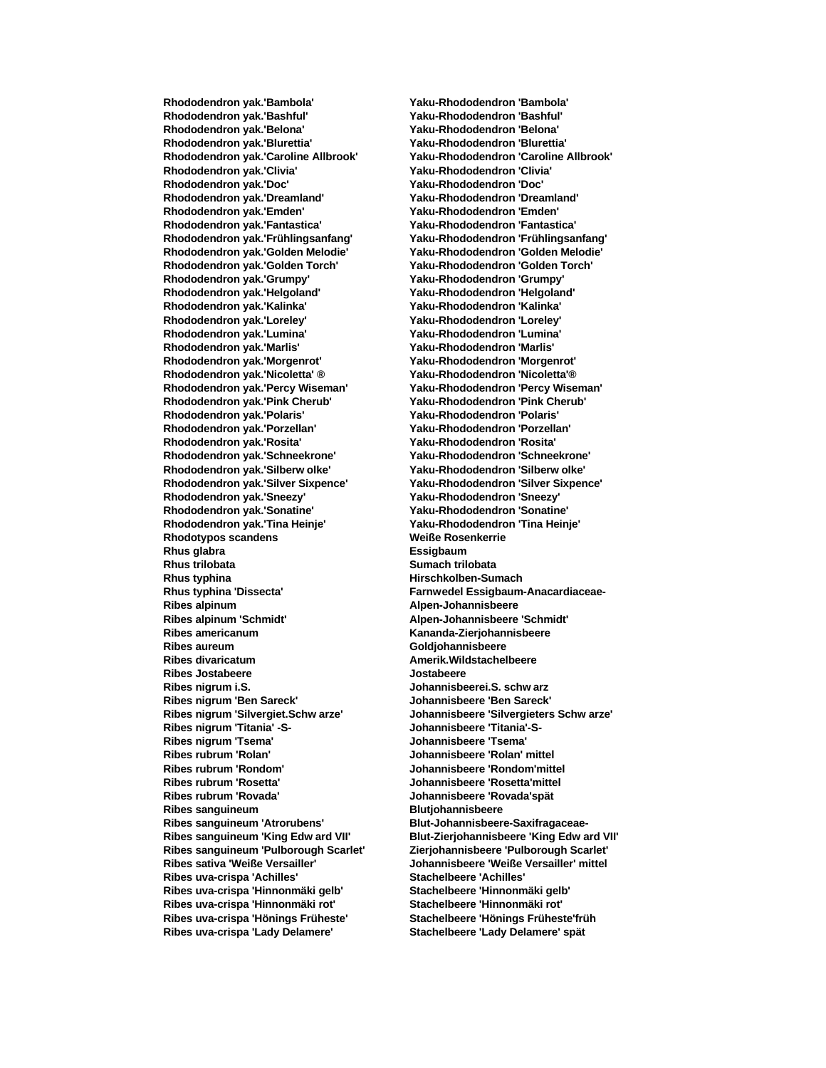| | |
|---|---|
| **Rhododendron yak.'Bambola'** | **Yaku-Rhododendron 'Bambola'** |
| **Rhododendron yak.'Bashful'** | **Yaku-Rhododendron 'Bashful'** |
| **Rhododendron yak.'Belona'** | **Yaku-Rhododendron 'Belona'** |
| **Rhododendron yak.'Blurettia'** | **Yaku-Rhododendron 'Blurettia'** |
| **Rhododendron yak.'Caroline Allbrook'** | **Yaku-Rhododendron 'Caroline Allbrook'** |
| **Rhododendron yak.'Clivia'** | **Yaku-Rhododendron 'Clivia'** |
| **Rhododendron yak.'Doc'** | **Yaku-Rhododendron 'Doc'** |
| **Rhododendron yak.'Dreamland'** | **Yaku-Rhododendron 'Dreamland'** |
| **Rhododendron yak.'Emden'** | **Yaku-Rhododendron 'Emden'** |
| **Rhododendron yak.'Fantastica'** | **Yaku-Rhododendron 'Fantastica'** |
| **Rhododendron yak.'Frühlingsanfang'** | **Yaku-Rhododendron 'Frühlingsanfang'** |
| **Rhododendron yak.'Golden Melodie'** | **Yaku-Rhododendron 'Golden Melodie'** |
| **Rhododendron yak.'Golden Torch'** | **Yaku-Rhododendron 'Golden Torch'** |
| **Rhododendron yak.'Grumpy'** | **Yaku-Rhododendron 'Grumpy'** |
| **Rhododendron yak.'Helgoland'** | **Yaku-Rhododendron 'Helgoland'** |
| **Rhododendron yak.'Kalinka'** | **Yaku-Rhododendron 'Kalinka'** |
| **Rhododendron yak.'Loreley'** | **Yaku-Rhododendron 'Loreley'** |
| **Rhododendron yak.'Lumina'** | **Yaku-Rhododendron 'Lumina'** |
| **Rhododendron yak.'Marlis'** | **Yaku-Rhododendron 'Marlis'** |
| **Rhododendron yak.'Morgenrot'** | **Yaku-Rhododendron 'Morgenrot'** |
| **Rhododendron yak.'Nicoletta' ®** | **Yaku-Rhododendron 'Nicoletta'®** |
| **Rhododendron yak.'Percy Wiseman'** | **Yaku-Rhododendron 'Percy Wiseman'** |
| **Rhododendron yak.'Pink Cherub'** | **Yaku-Rhododendron 'Pink Cherub'** |
| **Rhododendron yak.'Polaris'** | **Yaku-Rhododendron 'Polaris'** |
| **Rhododendron yak.'Porzellan'** | **Yaku-Rhododendron 'Porzellan'** |
| **Rhododendron yak.'Rosita'** | **Yaku-Rhododendron 'Rosita'** |
| **Rhododendron yak.'Schneekrone'** | **Yaku-Rhododendron 'Schneekrone'** |
| **Rhododendron yak.'Silberw olke'** | **Yaku-Rhododendron 'Silberw olke'** |
| **Rhododendron yak.'Silver Sixpence'** | **Yaku-Rhododendron 'Silver Sixpence'** |
| **Rhododendron yak.'Sneezy'** | **Yaku-Rhododendron 'Sneezy'** |
| **Rhododendron yak.'Sonatine'** | **Yaku-Rhododendron 'Sonatine'** |
| **Rhododendron yak.'Tina Heinje'** | **Yaku-Rhododendron 'Tina Heinje'** |
| **Rhodotypos scandens** | **Weiße Rosenkerrie** |
| **Rhus glabra** | **Essigbaum** |
| **Rhus trilobata** | **Sumach trilobata** |
| **Rhus typhina** | **Hirschkolben-Sumach** |
| **Rhus typhina 'Dissecta'** | **Farnwedel Essigbaum-Anacardiaceae-** |
| **Ribes alpinum** | **Alpen-Johannisbeere** |
| **Ribes alpinum 'Schmidt'** | **Alpen-Johannisbeere 'Schmidt'** |
| **Ribes americanum** | **Kananda-Zierjohannisbeere** |
| **Ribes aureum** | **Goldjohannisbeere** |
| **Ribes divaricatum** | **Amerik.Wildstachelbeere** |
| **Ribes Jostabeere** | **Jostabeere** |
| **Ribes nigrum i.S.** | **Johannisbeerei.S. schw arz** |
| **Ribes nigrum 'Ben Sareck'** | **Johannisbeere 'Ben Sareck'** |
| **Ribes nigrum 'Silvergiet.Schw arze'** | **Johannisbeere 'Silvergieters Schw arze'** |
| **Ribes nigrum 'Titania' -S-** | **Johannisbeere 'Titania'-S-** |
| **Ribes nigrum 'Tsema'** | **Johannisbeere 'Tsema'** |
| **Ribes rubrum 'Rolan'** | **Johannisbeere 'Rolan' mittel** |
| **Ribes rubrum 'Rondom'** | **Johannisbeere 'Rondom'mittel** |
| **Ribes rubrum 'Rosetta'** | **Johannisbeere 'Rosetta'mittel** |
| **Ribes rubrum 'Rovada'** | **Johannisbeere 'Rovada'spät** |
| **Ribes sanguineum** | **Blutjohannisbeere** |
| **Ribes sanguineum 'Atrorubens'** | **Blut-Johannisbeere-Saxifragaceae-** |
| **Ribes sanguineum 'King Edw ard VII'** | **Blut-Zierjohannisbeere 'King Edw ard VII'** |
| **Ribes sanguineum 'Pulborough Scarlet'** | **Zierjohannisbeere 'Pulborough Scarlet'** |
| **Ribes sativa 'Weiße Versailler'** | **Johannisbeere 'Weiße Versailler' mittel** |
| **Ribes uva-crispa 'Achilles'** | **Stachelbeere 'Achilles'** |
| **Ribes uva-crispa 'Hinnonmäki gelb'** | **Stachelbeere 'Hinnonmäki gelb'** |
| **Ribes uva-crispa 'Hinnonmäki rot'** | **Stachelbeere 'Hinnonmäki rot'** |
| **Ribes uva-crispa 'Hönings Früheste'** | **Stachelbeere 'Hönings Früheste'früh** |
| **Ribes uva-crispa 'Lady Delamere'** | **Stachelbeere 'Lady Delamere' spät** |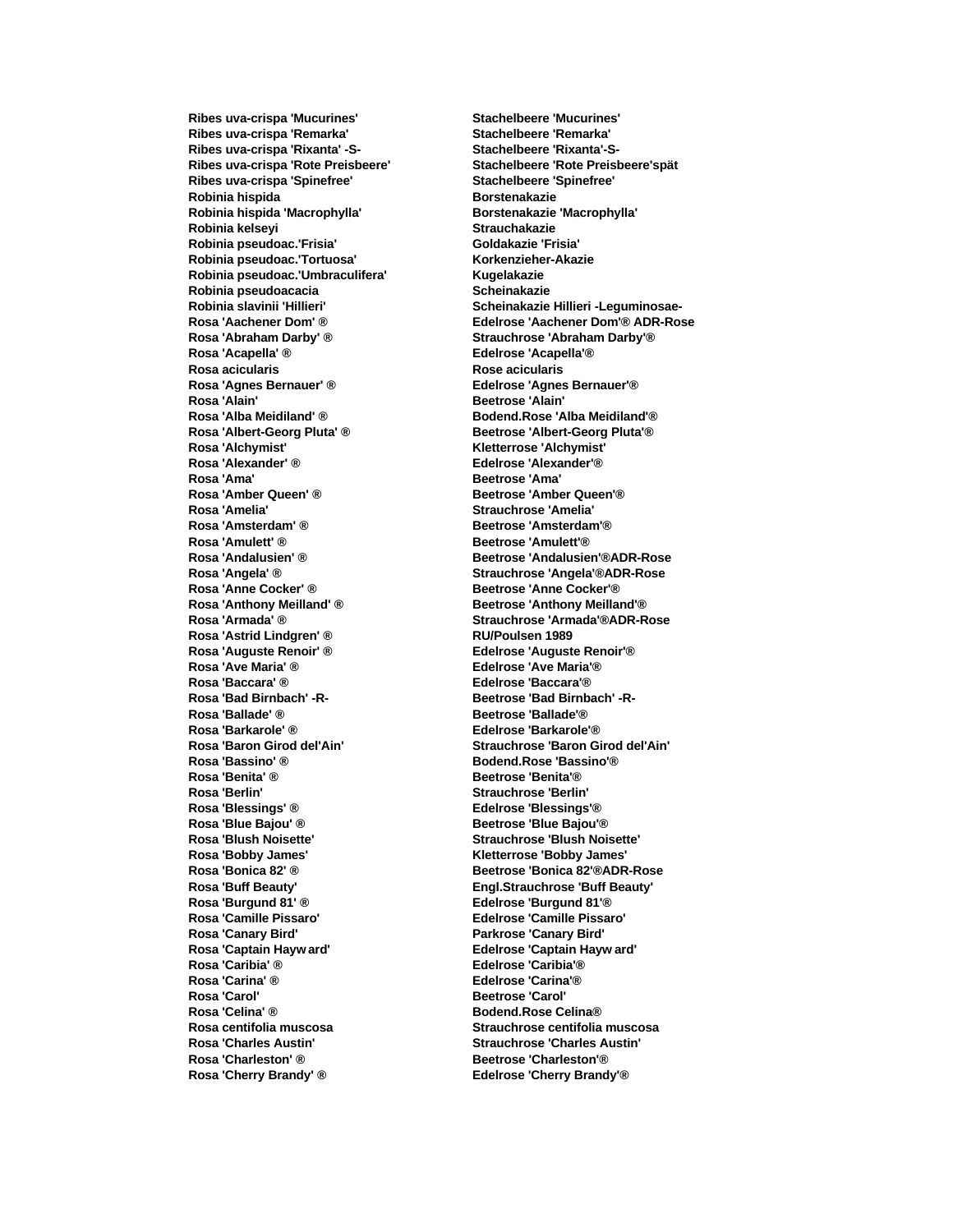| | |
|---|---|
| **Ribes uva-crispa 'Mucurines'** | **Stachelbeere 'Mucurines'** |
| **Ribes uva-crispa 'Remarka'** | **Stachelbeere 'Remarka'** |
| **Ribes uva-crispa 'Rixanta' -S-** | **Stachelbeere 'Rixanta'-S-** |
| **Ribes uva-crispa 'Rote Preisbeere'** | **Stachelbeere 'Rote Preisbeere'spät** |
| **Ribes uva-crispa 'Spinefree'** | **Stachelbeere 'Spinefree'** |
| **Robinia hispida** | **Borstenakazie** |
| **Robinia hispida 'Macrophylla'** | **Borstenakazie 'Macrophylla'** |
| **Robinia kelseyi** | **Strauchakazie** |
| **Robinia pseudoac.'Frisia'** | **Goldakazie 'Frisia'** |
| **Robinia pseudoac.'Tortuosa'** | **Korkenzieher-Akazie** |
| **Robinia pseudoac.'Umbraculifera'** | **Kugelakazie** |
| **Robinia pseudoacacia** | **Scheinakazie** |
| **Robinia slavinii 'Hillieri'** | **Scheinakazie Hillieri -Leguminosae-** |
| **Rosa 'Aachener Dom' ®** | **Edelrose 'Aachener Dom'® ADR-Rose** |
| **Rosa 'Abraham Darby' ®** | **Strauchrose 'Abraham Darby'®** |
| **Rosa 'Acapella' ®** | **Edelrose 'Acapella'®** |
| **Rosa acicularis** | **Rose acicularis** |
| **Rosa 'Agnes Bernauer' ®** | **Edelrose 'Agnes Bernauer'®** |
| **Rosa 'Alain'** | **Beetrose 'Alain'** |
| **Rosa 'Alba Meidiland' ®** | **Bodend.Rose 'Alba Meidiland'®** |
| **Rosa 'Albert-Georg Pluta' ®** | **Beetrose 'Albert-Georg Pluta'®** |
| **Rosa 'Alchymist'** | **Kletterrose 'Alchymist'** |
| **Rosa 'Alexander' ®** | **Edelrose 'Alexander'®** |
| **Rosa 'Ama'** | **Beetrose 'Ama'** |
| **Rosa 'Amber Queen' ®** | **Beetrose 'Amber Queen'®** |
| **Rosa 'Amelia'** | **Strauchrose 'Amelia'** |
| **Rosa 'Amsterdam' ®** | **Beetrose 'Amsterdam'®** |
| **Rosa 'Amulett' ®** | **Beetrose 'Amulett'®** |
| **Rosa 'Andalusien' ®** | **Beetrose 'Andalusien'®ADR-Rose** |
| **Rosa 'Angela' ®** | **Strauchrose 'Angela'®ADR-Rose** |
| **Rosa 'Anne Cocker' ®** | **Beetrose 'Anne Cocker'®** |
| **Rosa 'Anthony Meilland' ®** | **Beetrose 'Anthony Meilland'®** |
| **Rosa 'Armada' ®** | **Strauchrose 'Armada'®ADR-Rose** |
| **Rosa 'Astrid Lindgren' ®** | **RU/Poulsen 1989** |
| **Rosa 'Auguste Renoir' ®** | **Edelrose 'Auguste Renoir'®** |
| **Rosa 'Ave Maria' ®** | **Edelrose 'Ave Maria'®** |
| **Rosa 'Baccara' ®** | **Edelrose 'Baccara'®** |
| **Rosa 'Bad Birnbach' -R-** | **Beetrose 'Bad Birnbach' -R-** |
| **Rosa 'Ballade' ®** | **Beetrose 'Ballade'®** |
| **Rosa 'Barkarole' ®** | **Edelrose 'Barkarole'®** |
| **Rosa 'Baron Girod del'Ain'** | **Strauchrose 'Baron Girod del'Ain'** |
| **Rosa 'Bassino' ®** | **Bodend.Rose 'Bassino'®** |
| **Rosa 'Benita' ®** | **Beetrose 'Benita'®** |
| **Rosa 'Berlin'** | **Strauchrose 'Berlin'** |
| **Rosa 'Blessings' ®** | **Edelrose 'Blessings'®** |
| **Rosa 'Blue Bajou' ®** | **Beetrose 'Blue Bajou'®** |
| **Rosa 'Blush Noisette'** | **Strauchrose 'Blush Noisette'** |
| **Rosa 'Bobby James'** | **Kletterrose 'Bobby James'** |
| **Rosa 'Bonica 82' ®** | **Beetrose 'Bonica 82'®ADR-Rose** |
| **Rosa 'Buff Beauty'** | **Engl.Strauchrose 'Buff Beauty'** |
| **Rosa 'Burgund 81' ®** | **Edelrose 'Burgund 81'®** |
| **Rosa 'Camille Pissaro'** | **Edelrose 'Camille Pissaro'** |
| **Rosa 'Canary Bird'** | **Parkrose 'Canary Bird'** |
| **Rosa 'Captain Hayw ard'** | **Edelrose 'Captain Hayw ard'** |
| **Rosa 'Caribia' ®** | **Edelrose 'Caribia'®** |
| **Rosa 'Carina' ®** | **Edelrose 'Carina'®** |
| **Rosa 'Carol'** | **Beetrose 'Carol'** |
| **Rosa 'Celina' ®** | **Bodend.Rose Celina®** |
| **Rosa centifolia muscosa** | **Strauchrose centifolia muscosa** |
| **Rosa 'Charles Austin'** | **Strauchrose 'Charles Austin'** |
| **Rosa 'Charleston' ®** | **Beetrose 'Charleston'®** |
| **Rosa 'Cherry Brandy' ®** | **Edelrose 'Cherry Brandy'®** |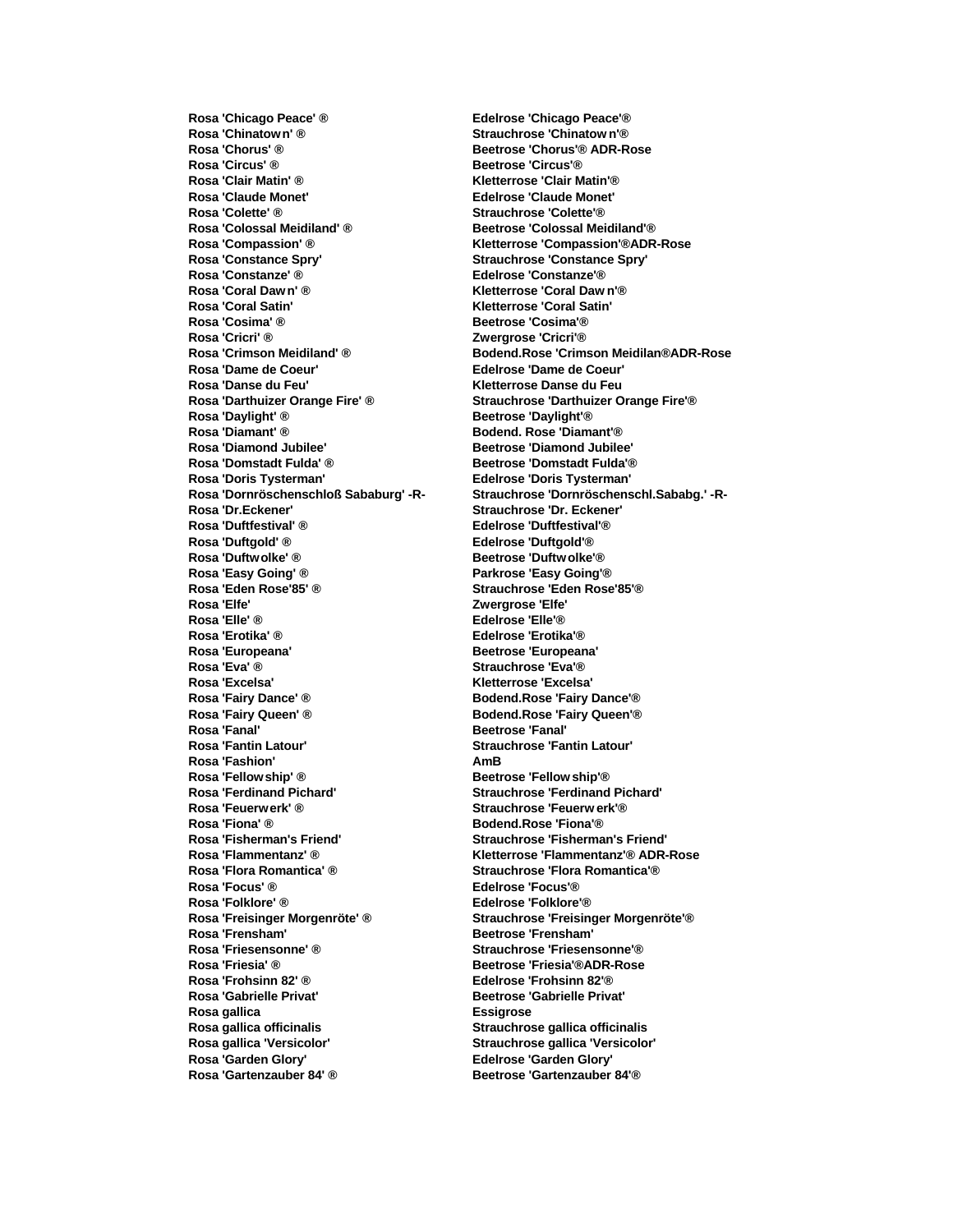| | |
|---|---|
| **Rosa 'Chicago Peace' ®** | **Edelrose 'Chicago Peace'®** |
| **Rosa 'Chinatown' ®** | **Strauchrose 'Chinatow n'®** |
| **Rosa 'Chorus' ®** | **Beetrose 'Chorus'® ADR-Rose** |
| **Rosa 'Circus' ®** | **Beetrose 'Circus'®** |
| **Rosa 'Clair Matin' ®** | **Kletterrose 'Clair Matin'®** |
| **Rosa 'Claude Monet'** | **Edelrose 'Claude Monet'** |
| **Rosa 'Colette' ®** | **Strauchrose 'Colette'®** |
| **Rosa 'Colossal Meidiland' ®** | **Beetrose 'Colossal Meidiland'®** |
| **Rosa 'Compassion' ®** | **Kletterrose 'Compassion'®ADR-Rose** |
| **Rosa 'Constance Spry'** | **Strauchrose 'Constance Spry'** |
| **Rosa 'Constanze' ®** | **Edelrose 'Constanze'®** |
| **Rosa 'Coral Dawn' ®** | **Kletterrose 'Coral Daw n'®** |
| **Rosa 'Coral Satin'** | **Kletterrose 'Coral Satin'** |
| **Rosa 'Cosima' ®** | **Beetrose 'Cosima'®** |
| **Rosa 'Cricri' ®** | **Zwergrose 'Cricri'®** |
| **Rosa 'Crimson Meidiland' ®** | **Bodend.Rose 'Crimson Meidilan®ADR-Rose** |
| **Rosa 'Dame de Coeur'** | **Edelrose 'Dame de Coeur'** |
| **Rosa 'Danse du Feu'** | **Kletterrose Danse du Feu** |
| **Rosa 'Darthuizer Orange Fire' ®** | **Strauchrose 'Darthuizer Orange Fire'®** |
| **Rosa 'Daylight' ®** | **Beetrose 'Daylight'®** |
| **Rosa 'Diamant' ®** | **Bodend. Rose 'Diamant'®** |
| **Rosa 'Diamond Jubilee'** | **Beetrose 'Diamond Jubilee'** |
| **Rosa 'Domstadt Fulda' ®** | **Beetrose 'Domstadt Fulda'®** |
| **Rosa 'Doris Tysterman'** | **Edelrose 'Doris Tysterman'** |
| **Rosa 'Dornröschenschloß Sababurg' -R-** | **Strauchrose 'Dornröschenschl.Sababg.' -R-** |
| **Rosa 'Dr.Eckener'** | **Strauchrose 'Dr. Eckener'** |
| **Rosa 'Duftfestival' ®** | **Edelrose 'Duftfestival'®** |
| **Rosa 'Duftgold' ®** | **Edelrose 'Duftgold'®** |
| **Rosa 'Duftwolke' ®** | **Beetrose 'Duftw olke'®** |
| **Rosa 'Easy Going' ®** | **Parkrose 'Easy Going'®** |
| **Rosa 'Eden Rose'85' ®** | **Strauchrose 'Eden Rose'85'®** |
| **Rosa 'Elfe'** | **Zwergrose 'Elfe'** |
| **Rosa 'Elle' ®** | **Edelrose 'Elle'®** |
| **Rosa 'Erotika' ®** | **Edelrose 'Erotika'®** |
| **Rosa 'Europeana'** | **Beetrose 'Europeana'** |
| **Rosa 'Eva' ®** | **Strauchrose 'Eva'®** |
| **Rosa 'Excelsa'** | **Kletterrose 'Excelsa'** |
| **Rosa 'Fairy Dance' ®** | **Bodend.Rose 'Fairy Dance'®** |
| **Rosa 'Fairy Queen' ®** | **Bodend.Rose 'Fairy Queen'®** |
| **Rosa 'Fanal'** | **Beetrose 'Fanal'** |
| **Rosa 'Fantin Latour'** | **Strauchrose 'Fantin Latour'** |
| **Rosa 'Fashion'** | **AmB** |
| **Rosa 'Fellowship' ®** | **Beetrose 'Fellow ship'®** |
| **Rosa 'Ferdinand Pichard'** | **Strauchrose 'Ferdinand Pichard'** |
| **Rosa 'Feuerwerk' ®** | **Strauchrose 'Feuerw erk'®** |
| **Rosa 'Fiona' ®** | **Bodend.Rose 'Fiona'®** |
| **Rosa 'Fisherman's Friend'** | **Strauchrose 'Fisherman's Friend'** |
| **Rosa 'Flammentanz' ®** | **Kletterrose 'Flammentanz'® ADR-Rose** |
| **Rosa 'Flora Romantica' ®** | **Strauchrose 'Flora Romantica'®** |
| **Rosa 'Focus' ®** | **Edelrose 'Focus'®** |
| **Rosa 'Folklore' ®** | **Edelrose 'Folklore'®** |
| **Rosa 'Freisinger Morgenröte' ®** | **Strauchrose 'Freisinger Morgenröte'®** |
| **Rosa 'Frensham'** | **Beetrose 'Frensham'** |
| **Rosa 'Friesensonne' ®** | **Strauchrose 'Friesensonne'®** |
| **Rosa 'Friesia' ®** | **Beetrose 'Friesia'®ADR-Rose** |
| **Rosa 'Frohsinn 82' ®** | **Edelrose 'Frohsinn 82'®** |
| **Rosa 'Gabrielle Privat'** | **Beetrose 'Gabrielle Privat'** |
| **Rosa gallica** | **Essigrose** |
| **Rosa gallica officinalis** | **Strauchrose gallica officinalis** |
| **Rosa gallica 'Versicolor'** | **Strauchrose gallica 'Versicolor'** |
| **Rosa 'Garden Glory'** | **Edelrose 'Garden Glory'** |
| **Rosa 'Gartenzauber 84' ®** | **Beetrose 'Gartenzauber 84'®** |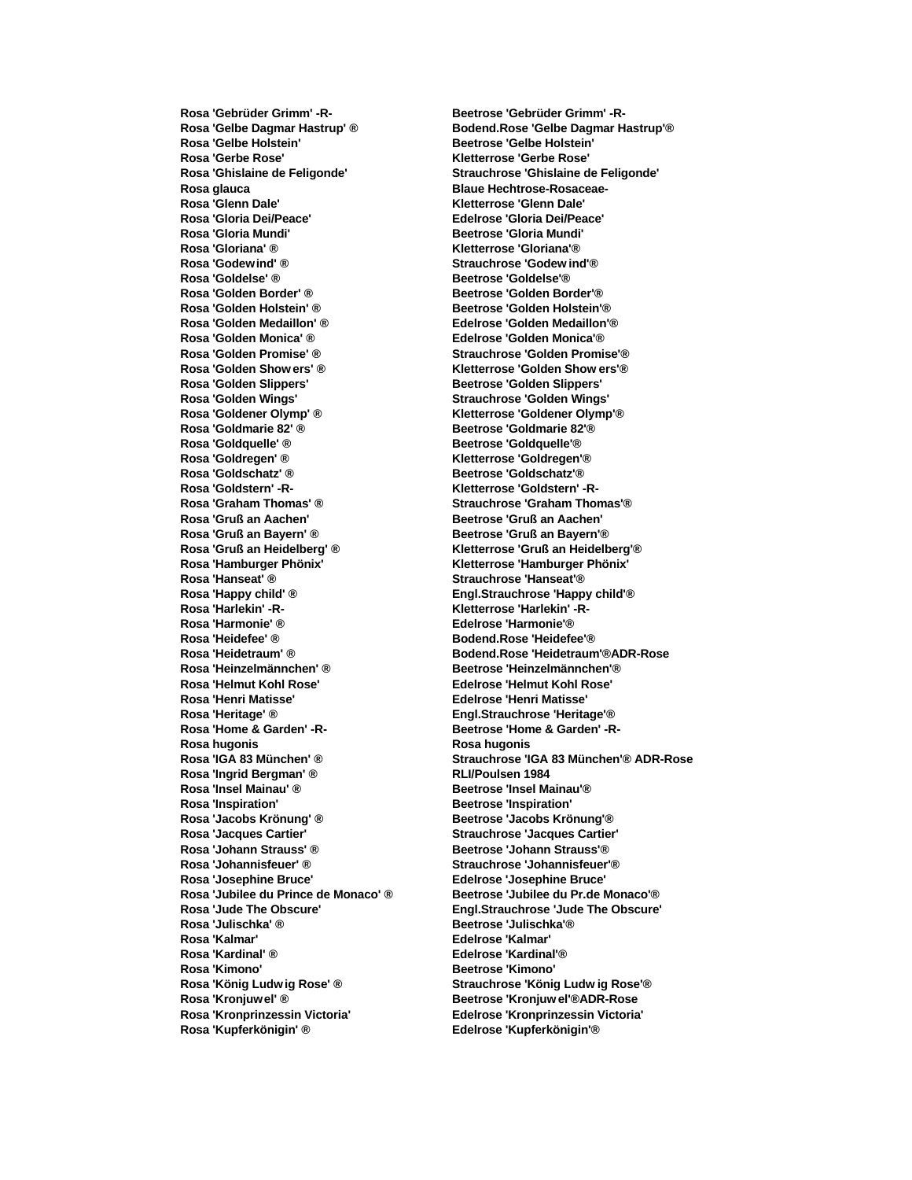| | |
|---|---|
| **Rosa 'Gebrüder Grimm' -R-** | **Beetrose 'Gebrüder Grimm' -R-** |
| **Rosa 'Gelbe Dagmar Hastrup' ®** | **Bodend.Rose 'Gelbe Dagmar Hastrup'®** |
| **Rosa 'Gelbe Holstein'** | **Beetrose 'Gelbe Holstein'** |
| **Rosa 'Gerbe Rose'** | **Kletterrose 'Gerbe Rose'** |
| **Rosa 'Ghislaine de Feligonde'** | **Strauchrose 'Ghislaine de Feligonde'** |
| **Rosa glauca** | **Blaue Hechtrose-Rosaceae-** |
| **Rosa 'Glenn Dale'** | **Kletterrose 'Glenn Dale'** |
| **Rosa 'Gloria Dei/Peace'** | **Edelrose 'Gloria Dei/Peace'** |
| **Rosa 'Gloria Mundi'** | **Beetrose 'Gloria Mundi'** |
| **Rosa 'Gloriana' ®** | **Kletterrose 'Gloriana'®** |
| **Rosa 'Godewind' ®** | **Strauchrose 'Godewind'®** |
| **Rosa 'Goldelse' ®** | **Beetrose 'Goldelse'®** |
| **Rosa 'Golden Border' ®** | **Beetrose 'Golden Border'®** |
| **Rosa 'Golden Holstein' ®** | **Beetrose 'Golden Holstein'®** |
| **Rosa 'Golden Medaillon' ®** | **Edelrose 'Golden Medaillon'®** |
| **Rosa 'Golden Monica' ®** | **Edelrose 'Golden Monica'®** |
| **Rosa 'Golden Promise' ®** | **Strauchrose 'Golden Promise'®** |
| **Rosa 'Golden Showers' ®** | **Kletterrose 'Golden Showers'®** |
| **Rosa 'Golden Slippers'** | **Beetrose 'Golden Slippers'** |
| **Rosa 'Golden Wings'** | **Strauchrose 'Golden Wings'** |
| **Rosa 'Goldener Olymp' ®** | **Kletterrose 'Goldener Olymp'®** |
| **Rosa 'Goldmarie 82' ®** | **Beetrose 'Goldmarie 82'®** |
| **Rosa 'Goldquelle' ®** | **Beetrose 'Goldquelle'®** |
| **Rosa 'Goldregen' ®** | **Kletterrose 'Goldregen'®** |
| **Rosa 'Goldschatz' ®** | **Beetrose 'Goldschatz'®** |
| **Rosa 'Goldstern' -R-** | **Kletterrose 'Goldstern' -R-** |
| **Rosa 'Graham Thomas' ®** | **Strauchrose 'Graham Thomas'®** |
| **Rosa 'Gruß an Aachen'** | **Beetrose 'Gruß an Aachen'** |
| **Rosa 'Gruß an Bayern' ®** | **Beetrose 'Gruß an Bayern'®** |
| **Rosa 'Gruß an Heidelberg' ®** | **Kletterrose 'Gruß an Heidelberg'®** |
| **Rosa 'Hamburger Phönix'** | **Kletterrose 'Hamburger Phönix'** |
| **Rosa 'Hanseat' ®** | **Strauchrose 'Hanseat'®** |
| **Rosa 'Happy child' ®** | **Engl.Strauchrose 'Happy child'®** |
| **Rosa 'Harlekin' -R-** | **Kletterrose 'Harlekin' -R-** |
| **Rosa 'Harmonie' ®** | **Edelrose 'Harmonie'®** |
| **Rosa 'Heidefee' ®** | **Bodend.Rose 'Heidefee'®** |
| **Rosa 'Heidetraum' ®** | **Bodend.Rose 'Heidetraum'®ADR-Rose** |
| **Rosa 'Heinzelmännchen' ®** | **Beetrose 'Heinzelmännchen'®** |
| **Rosa 'Helmut Kohl Rose'** | **Edelrose 'Helmut Kohl Rose'** |
| **Rosa 'Henri Matisse'** | **Edelrose 'Henri Matisse'** |
| **Rosa 'Heritage' ®** | **Engl.Strauchrose 'Heritage'®** |
| **Rosa 'Home & Garden' -R-** | **Beetrose 'Home & Garden' -R-** |
| **Rosa hugonis** | **Rosa hugonis** |
| **Rosa 'IGA 83 München' ®** | **Strauchrose 'IGA 83 München'® ADR-Rose** |
| **Rosa 'Ingrid Bergman' ®** | **RLI/Poulsen 1984** |
| **Rosa 'Insel Mainau' ®** | **Beetrose 'Insel Mainau'®** |
| **Rosa 'Inspiration'** | **Beetrose 'Inspiration'** |
| **Rosa 'Jacobs Krönung' ®** | **Beetrose 'Jacobs Krönung'®** |
| **Rosa 'Jacques Cartier'** | **Strauchrose 'Jacques Cartier'** |
| **Rosa 'Johann Strauss' ®** | **Beetrose 'Johann Strauss'®** |
| **Rosa 'Johannisfeuer' ®** | **Strauchrose 'Johannisfeuer'®** |
| **Rosa 'Josephine Bruce'** | **Edelrose 'Josephine Bruce'** |
| **Rosa 'Jubilee du Prince de Monaco' ®** | **Beetrose 'Jubilee du Pr.de Monaco'®** |
| **Rosa 'Jude The Obscure'** | **Engl.Strauchrose 'Jude The Obscure'** |
| **Rosa 'Julischka' ®** | **Beetrose 'Julischka'®** |
| **Rosa 'Kalmar'** | **Edelrose 'Kalmar'** |
| **Rosa 'Kardinal' ®** | **Edelrose 'Kardinal'®** |
| **Rosa 'Kimono'** | **Beetrose 'Kimono'** |
| **Rosa 'König Ludwig Rose' ®** | **Strauchrose 'König Ludwig Rose'®** |
| **Rosa 'Kronjuwel' ®** | **Beetrose 'Kronjuwel'®ADR-Rose** |
| **Rosa 'Kronprinzessin Victoria'** | **Edelrose 'Kronprinzessin Victoria'** |
| **Rosa 'Kupferkönigin' ®** | **Edelrose 'Kupferkönigin'®** |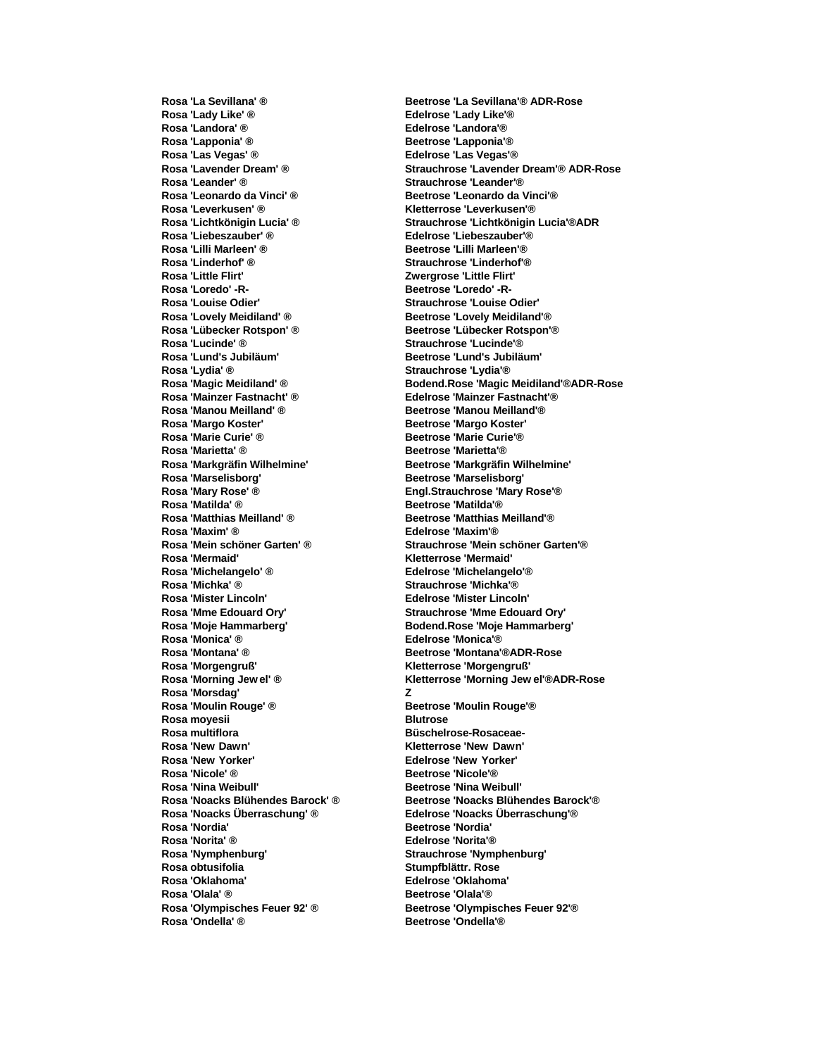| | |
|---|---|
| **Rosa 'La Sevillana' ®** | **Beetrose 'La Sevillana'® ADR-Rose** |
| **Rosa 'Lady Like' ®** | **Edelrose 'Lady Like'®** |
| **Rosa 'Landora' ®** | **Edelrose 'Landora'®** |
| **Rosa 'Lapponia' ®** | **Beetrose 'Lapponia'®** |
| **Rosa 'Las Vegas' ®** | **Edelrose 'Las Vegas'®** |
| **Rosa 'Lavender Dream' ®** | **Strauchrose 'Lavender Dream'® ADR-Rose** |
| **Rosa 'Leander' ®** | **Strauchrose 'Leander'®** |
| **Rosa 'Leonardo da Vinci' ®** | **Beetrose 'Leonardo da Vinci'®** |
| **Rosa 'Leverkusen' ®** | **Kletterrose 'Leverkusen'®** |
| **Rosa 'Lichtkönigin Lucia' ®** | **Strauchrose 'Lichtkönigin Lucia'®ADR** |
| **Rosa 'Liebeszauber' ®** | **Edelrose 'Liebeszauber'®** |
| **Rosa 'Lilli Marleen' ®** | **Beetrose 'Lilli Marleen'®** |
| **Rosa 'Linderhof' ®** | **Strauchrose 'Linderhof'®** |
| **Rosa 'Little Flirt'** | **Zwergrose 'Little Flirt'** |
| **Rosa 'Loredo' -R-** | **Beetrose 'Loredo' -R-** |
| **Rosa 'Louise Odier'** | **Strauchrose 'Louise Odier'** |
| **Rosa 'Lovely Meidiland' ®** | **Beetrose 'Lovely Meidiland'®** |
| **Rosa 'Lübecker Rotspon' ®** | **Beetrose 'Lübecker Rotspon'®** |
| **Rosa 'Lucinde' ®** | **Strauchrose 'Lucinde'®** |
| **Rosa 'Lund's Jubiläum'** | **Beetrose 'Lund's Jubiläum'** |
| **Rosa 'Lydia' ®** | **Strauchrose 'Lydia'®** |
| **Rosa 'Magic Meidiland' ®** | **Bodend.Rose 'Magic Meidiland'®ADR-Rose** |
| **Rosa 'Mainzer Fastnacht' ®** | **Edelrose 'Mainzer Fastnacht'®** |
| **Rosa 'Manou Meilland' ®** | **Beetrose 'Manou Meilland'®** |
| **Rosa 'Margo Koster'** | **Beetrose 'Margo Koster'** |
| **Rosa 'Marie Curie' ®** | **Beetrose 'Marie Curie'®** |
| **Rosa 'Marietta' ®** | **Beetrose 'Marietta'®** |
| **Rosa 'Markgräfin Wilhelmine'** | **Beetrose 'Markgräfin Wilhelmine'** |
| **Rosa 'Marselisborg'** | **Beetrose 'Marselisborg'** |
| **Rosa 'Mary Rose' ®** | **Engl.Strauchrose 'Mary Rose'®** |
| **Rosa 'Matilda' ®** | **Beetrose 'Matilda'®** |
| **Rosa 'Matthias Meilland' ®** | **Beetrose 'Matthias Meilland'®** |
| **Rosa 'Maxim' ®** | **Edelrose 'Maxim'®** |
| **Rosa 'Mein schöner Garten' ®** | **Strauchrose 'Mein schöner Garten'®** |
| **Rosa 'Mermaid'** | **Kletterrose 'Mermaid'** |
| **Rosa 'Michelangelo' ®** | **Edelrose 'Michelangelo'®** |
| **Rosa 'Michka' ®** | **Strauchrose 'Michka'®** |
| **Rosa 'Mister Lincoln'** | **Edelrose 'Mister Lincoln'** |
| **Rosa 'Mme Edouard Ory'** | **Strauchrose 'Mme Edouard Ory'** |
| **Rosa 'Moje Hammarberg'** | **Bodend.Rose 'Moje Hammarberg'** |
| **Rosa 'Monica' ®** | **Edelrose 'Monica'®** |
| **Rosa 'Montana' ®** | **Beetrose 'Montana'®ADR-Rose** |
| **Rosa 'Morgengruß'** | **Kletterrose 'Morgengruß'** |
| **Rosa 'Morning Jewel' ®** | **Kletterrose 'Morning Jewel'®ADR-Rose** |
| **Rosa 'Morsdag'** | **Z** |
| **Rosa 'Moulin Rouge' ®** | **Beetrose 'Moulin Rouge'®** |
| **Rosa moyesii** | **Blutrose** |
| **Rosa multiflora** | **Büschelrose-Rosaceae-** |
| **Rosa 'New Dawn'** | **Kletterrose 'New Dawn'** |
| **Rosa 'New Yorker'** | **Edelrose 'New Yorker'** |
| **Rosa 'Nicole' ®** | **Beetrose 'Nicole'®** |
| **Rosa 'Nina Weibull'** | **Beetrose 'Nina Weibull'** |
| **Rosa 'Noacks Blühendes Barock' ®** | **Beetrose 'Noacks Blühendes Barock'®** |
| **Rosa 'Noacks Überraschung' ®** | **Edelrose 'Noacks Überraschung'®** |
| **Rosa 'Nordia'** | **Beetrose 'Nordia'** |
| **Rosa 'Norita' ®** | **Edelrose 'Norita'®** |
| **Rosa 'Nymphenburg'** | **Strauchrose 'Nymphenburg'** |
| **Rosa obtusifolia** | **Stumpfblättr. Rose** |
| **Rosa 'Oklahoma'** | **Edelrose 'Oklahoma'** |
| **Rosa 'Olala' ®** | **Beetrose 'Olala'®** |
| **Rosa 'Olympisches Feuer 92' ®** | **Beetrose 'Olympisches Feuer 92'®** |
| **Rosa 'Ondella' ®** | **Beetrose 'Ondella'®** |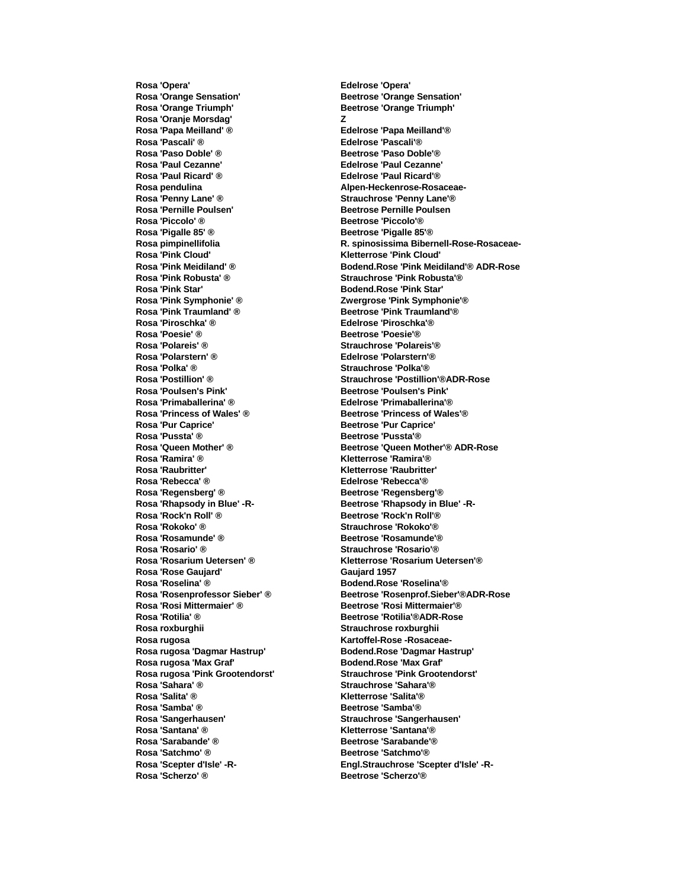| | |
|---|---|
| **Rosa 'Opera'** | **Edelrose 'Opera'** |
| **Rosa 'Orange Sensation'** | **Beetrose 'Orange Sensation'** |
| **Rosa 'Orange Triumph'** | **Beetrose 'Orange Triumph'** |
| **Rosa 'Oranje Morsdag'** | **Z** |
| **Rosa 'Papa Meilland' ®** | **Edelrose 'Papa Meilland'®** |
| **Rosa 'Pascali' ®** | **Edelrose 'Pascali'®** |
| **Rosa 'Paso Doble' ®** | **Beetrose 'Paso Doble'®** |
| **Rosa 'Paul Cezanne'** | **Edelrose 'Paul Cezanne'** |
| **Rosa 'Paul Ricard' ®** | **Edelrose 'Paul Ricard'®** |
| **Rosa pendulina** | **Alpen-Heckenrose-Rosaceae-** |
| **Rosa 'Penny Lane' ®** | **Strauchrose 'Penny Lane'®** |
| **Rosa 'Pernille Poulsen'** | **Beetrose Pernille Poulsen** |
| **Rosa 'Piccolo' ®** | **Beetrose 'Piccolo'®** |
| **Rosa 'Pigalle 85' ®** | **Beetrose 'Pigalle 85'®** |
| **Rosa pimpinellifolia** | **R. spinosissima Bibernell-Rose-Rosaceae-** |
| **Rosa 'Pink Cloud'** | **Kletterrose 'Pink Cloud'** |
| **Rosa 'Pink Meidiland' ®** | **Bodend.Rose 'Pink Meidiland'® ADR-Rose** |
| **Rosa 'Pink Robusta' ®** | **Strauchrose 'Pink Robusta'®** |
| **Rosa 'Pink Star'** | **Bodend.Rose 'Pink Star'** |
| **Rosa 'Pink Symphonie' ®** | **Zwergrose 'Pink Symphonie'®** |
| **Rosa 'Pink Traumland' ®** | **Beetrose 'Pink Traumland'®** |
| **Rosa 'Piroschka' ®** | **Edelrose 'Piroschka'®** |
| **Rosa 'Poesie' ®** | **Beetrose 'Poesie'®** |
| **Rosa 'Polareis' ®** | **Strauchrose 'Polareis'®** |
| **Rosa 'Polarstern' ®** | **Edelrose 'Polarstern'®** |
| **Rosa 'Polka' ®** | **Strauchrose 'Polka'®** |
| **Rosa 'Postillion' ®** | **Strauchrose 'Postillion'®ADR-Rose** |
| **Rosa 'Poulsen's Pink'** | **Beetrose 'Poulsen's Pink'** |
| **Rosa 'Primaballerina' ®** | **Edelrose 'Primaballerina'®** |
| **Rosa 'Princess of Wales' ®** | **Beetrose 'Princess of Wales'®** |
| **Rosa 'Pur Caprice'** | **Beetrose 'Pur Caprice'** |
| **Rosa 'Pussta' ®** | **Beetrose 'Pussta'®** |
| **Rosa 'Queen Mother' ®** | **Beetrose 'Queen Mother'® ADR-Rose** |
| **Rosa 'Ramira' ®** | **Kletterrose 'Ramira'®** |
| **Rosa 'Raubritter'** | **Kletterrose 'Raubritter'** |
| **Rosa 'Rebecca' ®** | **Edelrose 'Rebecca'®** |
| **Rosa 'Regensberg' ®** | **Beetrose 'Regensberg'®** |
| **Rosa 'Rhapsody in Blue' -R-** | **Beetrose 'Rhapsody in Blue' -R-** |
| **Rosa 'Rock'n Roll' ®** | **Beetrose 'Rock'n Roll'®** |
| **Rosa 'Rokoko' ®** | **Strauchrose 'Rokoko'®** |
| **Rosa 'Rosamunde' ®** | **Beetrose 'Rosamunde'®** |
| **Rosa 'Rosario' ®** | **Strauchrose 'Rosario'®** |
| **Rosa 'Rosarium Uetersen' ®** | **Kletterrose 'Rosarium Uetersen'®** |
| **Rosa 'Rose Gaujard'** | **Gaujard 1957** |
| **Rosa 'Roselina' ®** | **Bodend.Rose 'Roselina'®** |
| **Rosa 'Rosenprofessor Sieber' ®** | **Beetrose 'Rosenprof.Sieber'®ADR-Rose** |
| **Rosa 'Rosi Mittermaier' ®** | **Beetrose 'Rosi Mittermaier'®** |
| **Rosa 'Rotilia' ®** | **Beetrose 'Rotilia'®ADR-Rose** |
| **Rosa roxburghii** | **Strauchrose roxburghii** |
| **Rosa rugosa** | **Kartoffel-Rose -Rosaceae-** |
| **Rosa rugosa 'Dagmar Hastrup'** | **Bodend.Rose 'Dagmar Hastrup'** |
| **Rosa rugosa 'Max Graf'** | **Bodend.Rose 'Max Graf'** |
| **Rosa rugosa 'Pink Grootendorst'** | **Strauchrose 'Pink Grootendorst'** |
| **Rosa 'Sahara' ®** | **Strauchrose 'Sahara'®** |
| **Rosa 'Salita' ®** | **Kletterrose 'Salita'®** |
| **Rosa 'Samba' ®** | **Beetrose 'Samba'®** |
| **Rosa 'Sangerhausen'** | **Strauchrose 'Sangerhausen'** |
| **Rosa 'Santana' ®** | **Kletterrose 'Santana'®** |
| **Rosa 'Sarabande' ®** | **Beetrose 'Sarabande'®** |
| **Rosa 'Satchmo' ®** | **Beetrose 'Satchmo'®** |
| **Rosa 'Scepter d'Isle' -R-** | **Engl.Strauchrose 'Scepter d'Isle' -R-** |
| **Rosa 'Scherzo' ®** | **Beetrose 'Scherzo'®** |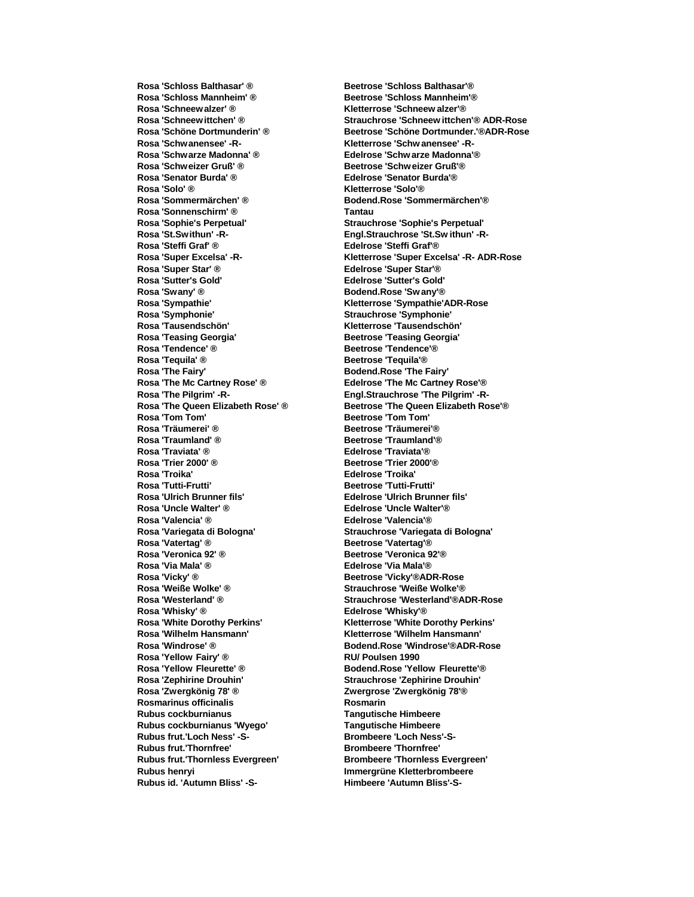| | |
|---|---|
| **Rosa 'Schloss Balthasar' ®** | **Beetrose 'Schloss Balthasar'®** |
| **Rosa 'Schloss Mannheim' ®** | **Beetrose 'Schloss Mannheim'®** |
| **Rosa 'Schneewalzer' ®** | **Kletterrose 'Schneew alzer'®** |
| **Rosa 'Schneewittchen' ®** | **Strauchrose 'Schneew ittchen'® ADR-Rose** |
| **Rosa 'Schöne Dortmunderin' ®** | **Beetrose 'Schöne Dortmunder.'®ADR-Rose** |
| **Rosa 'Schwanensee' -R-** | **Kletterrose 'Schw anensee' -R-** |
| **Rosa 'Schwarze Madonna' ®** | **Edelrose 'Schw arze Madonna'®** |
| **Rosa 'Schweizer Gruß' ®** | **Beetrose 'Schw eizer Gruß'®** |
| **Rosa 'Senator Burda' ®** | **Edelrose 'Senator Burda'®** |
| **Rosa 'Solo' ®** | **Kletterrose 'Solo'®** |
| **Rosa 'Sommermärchen' ®** | **Bodend.Rose 'Sommermärchen'®** |
| **Rosa 'Sonnenschirm' ®** | **Tantau** |
| **Rosa 'Sophie's Perpetual'** | **Strauchrose 'Sophie's Perpetual'** |
| **Rosa 'St.Swithun' -R-** | **Engl.Strauchrose 'St.Sw ithun' -R-** |
| **Rosa 'Steffi Graf' ®** | **Edelrose 'Steffi Graf'®** |
| **Rosa 'Super Excelsa' -R-** | **Kletterrose 'Super Excelsa' -R- ADR-Rose** |
| **Rosa 'Super Star' ®** | **Edelrose 'Super Star'®** |
| **Rosa 'Sutter's Gold'** | **Edelrose 'Sutter's Gold'** |
| **Rosa 'Swany' ®** | **Bodend.Rose 'Sw any'®** |
| **Rosa 'Sympathie'** | **Kletterrose 'Sympathie'ADR-Rose** |
| **Rosa 'Symphonie'** | **Strauchrose 'Symphonie'** |
| **Rosa 'Tausendschön'** | **Kletterrose 'Tausendschön'** |
| **Rosa 'Teasing Georgia'** | **Beetrose 'Teasing Georgia'** |
| **Rosa 'Tendence' ®** | **Beetrose 'Tendence'®** |
| **Rosa 'Tequila' ®** | **Beetrose 'Tequila'®** |
| **Rosa 'The Fairy'** | **Bodend.Rose 'The Fairy'** |
| **Rosa 'The Mc Cartney Rose' ®** | **Edelrose 'The Mc Cartney Rose'®** |
| **Rosa 'The Pilgrim' -R-** | **Engl.Strauchrose 'The Pilgrim' -R-** |
| **Rosa 'The Queen Elizabeth Rose' ®** | **Beetrose 'The Queen Elizabeth Rose'®** |
| **Rosa 'Tom Tom'** | **Beetrose 'Tom Tom'** |
| **Rosa 'Träumerei' ®** | **Beetrose 'Träumerei'®** |
| **Rosa 'Traumland' ®** | **Beetrose 'Traumland'®** |
| **Rosa 'Traviata' ®** | **Edelrose 'Traviata'®** |
| **Rosa 'Trier 2000' ®** | **Beetrose 'Trier 2000'®** |
| **Rosa 'Troika'** | **Edelrose 'Troika'** |
| **Rosa 'Tutti-Frutti'** | **Beetrose 'Tutti-Frutti'** |
| **Rosa 'Ulrich Brunner fils'** | **Edelrose 'Ulrich Brunner fils'** |
| **Rosa 'Uncle Walter' ®** | **Edelrose 'Uncle Walter'®** |
| **Rosa 'Valencia' ®** | **Edelrose 'Valencia'®** |
| **Rosa 'Variegata di Bologna'** | **Strauchrose 'Variegata di Bologna'** |
| **Rosa 'Vatertag' ®** | **Beetrose 'Vatertag'®** |
| **Rosa 'Veronica 92' ®** | **Beetrose 'Veronica 92'®** |
| **Rosa 'Via Mala' ®** | **Edelrose 'Via Mala'®** |
| **Rosa 'Vicky' ®** | **Beetrose 'Vicky'®ADR-Rose** |
| **Rosa 'Weiße Wolke' ®** | **Strauchrose 'Weiße Wolke'®** |
| **Rosa 'Westerland' ®** | **Strauchrose 'Westerland'®ADR-Rose** |
| **Rosa 'Whisky' ®** | **Edelrose 'Whisky'®** |
| **Rosa 'White Dorothy Perkins'** | **Kletterrose 'White Dorothy Perkins'** |
| **Rosa 'Wilhelm Hansmann'** | **Kletterrose 'Wilhelm Hansmann'** |
| **Rosa 'Windrose' ®** | **Bodend.Rose 'Windrose'®ADR-Rose** |
| **Rosa 'Yellow Fairy' ®** | **RU/ Poulsen 1990** |
| **Rosa 'Yellow Fleurette' ®** | **Bodend.Rose 'Yellow Fleurette'®** |
| **Rosa 'Zephirine Drouhin'** | **Strauchrose 'Zephirine Drouhin'** |
| **Rosa 'Zwergkönig 78' ®** | **Zwergrose 'Zwergkönig 78'®** |
| **Rosmarinus officinalis** | **Rosmarin** |
| **Rubus cockburnianus** | **Tangutische Himbeere** |
| **Rubus cockburnianus 'Wyego'** | **Tangutische Himbeere** |
| **Rubus frut.'Loch Ness' -S-** | **Brombeere 'Loch Ness'-S-** |
| **Rubus frut.'Thornfree'** | **Brombeere 'Thornfree'** |
| **Rubus frut.'Thornless Evergreen'** | **Brombeere 'Thornless Evergreen'** |
| **Rubus henryi** | **Immergrüne Kletterbrombeere** |
| **Rubus id. 'Autumn Bliss' -S-** | **Himbeere 'Autumn Bliss'-S-** |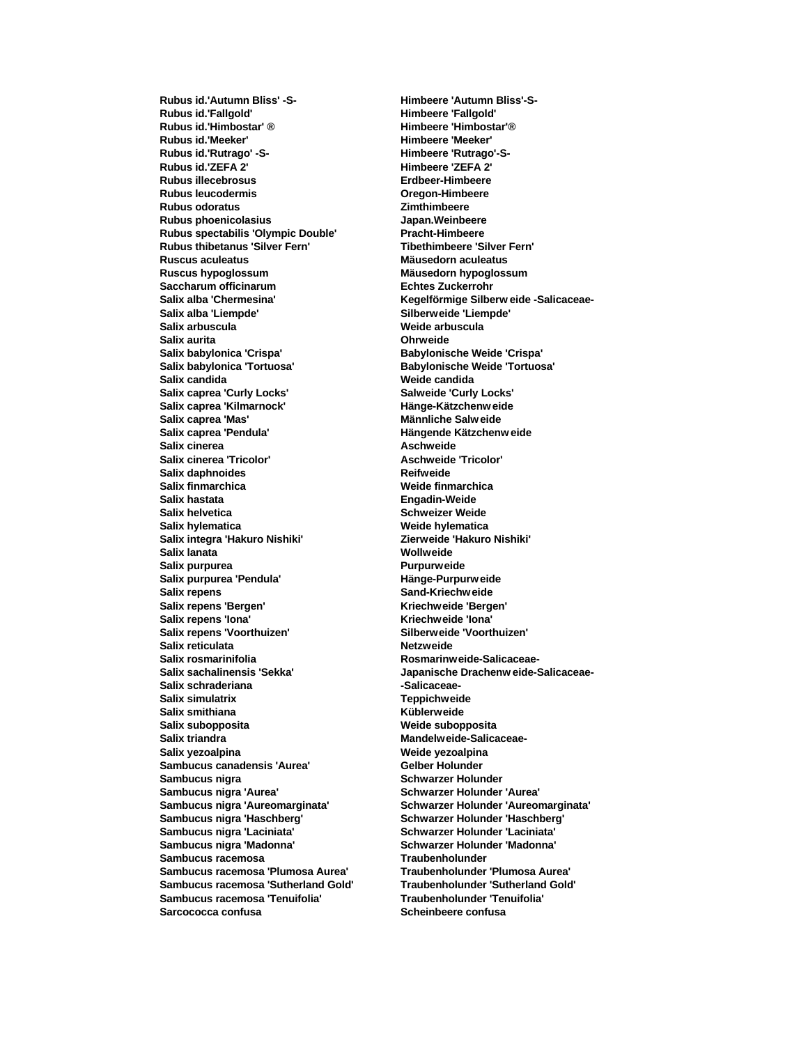| | |
|---|---|
| **Rubus id.'Autumn Bliss' -S-** | **Himbeere 'Autumn Bliss'-S-** |
| **Rubus id.'Fallgold'** | **Himbeere 'Fallgold'** |
| **Rubus id.'Himbostar' ®** | **Himbeere 'Himbostar'®** |
| **Rubus id.'Meeker'** | **Himbeere 'Meeker'** |
| **Rubus id.'Rutrago' -S-** | **Himbeere 'Rutrago'-S-** |
| **Rubus id.'ZEFA 2'** | **Himbeere 'ZEFA 2'** |
| **Rubus illecebrosus** | **Erdbeer-Himbeere** |
| **Rubus leucodermis** | **Oregon-Himbeere** |
| **Rubus odoratus** | **Zimthimbeere** |
| **Rubus phoenicolasius** | **Japan.Weinbeere** |
| **Rubus spectabilis 'Olympic Double'** | **Pracht-Himbeere** |
| **Rubus thibetanus 'Silver Fern'** | **Tibethimbeere 'Silver Fern'** |
| **Ruscus aculeatus** | **Mäusedorn aculeatus** |
| **Ruscus hypoglossum** | **Mäusedorn hypoglossum** |
| **Saccharum officinarum** | **Echtes Zuckerrohr** |
| **Salix alba 'Chermesina'** | **Kegelförmige Silberweide -Salicaceae-** |
| **Salix alba 'Liempde'** | **Silberweide 'Liempde'** |
| **Salix arbuscula** | **Weide arbuscula** |
| **Salix aurita** | **Ohrweide** |
| **Salix babylonica 'Crispa'** | **Babylonische Weide 'Crispa'** |
| **Salix babylonica 'Tortuosa'** | **Babylonische Weide 'Tortuosa'** |
| **Salix candida** | **Weide candida** |
| **Salix caprea 'Curly Locks'** | **Salweide 'Curly Locks'** |
| **Salix caprea 'Kilmarnock'** | **Hänge-Kätzchenweide** |
| **Salix caprea 'Mas'** | **Männliche Salweide** |
| **Salix caprea 'Pendula'** | **Hängende Kätzchenweide** |
| **Salix cinerea** | **Aschweide** |
| **Salix cinerea 'Tricolor'** | **Aschweide 'Tricolor'** |
| **Salix daphnoides** | **Reifweide** |
| **Salix finmarchica** | **Weide finmarchica** |
| **Salix hastata** | **Engadin-Weide** |
| **Salix helvetica** | **Schweizer Weide** |
| **Salix hylematica** | **Weide hylematica** |
| **Salix integra 'Hakuro Nishiki'** | **Zierweide 'Hakuro Nishiki'** |
| **Salix lanata** | **Wollweide** |
| **Salix purpurea** | **Purpurweide** |
| **Salix purpurea 'Pendula'** | **Hänge-Purpurweide** |
| **Salix repens** | **Sand-Kriechweide** |
| **Salix repens 'Bergen'** | **Kriechweide 'Bergen'** |
| **Salix repens 'Iona'** | **Kriechweide 'Iona'** |
| **Salix repens 'Voorthuizen'** | **Silberweide 'Voorthuizen'** |
| **Salix reticulata** | **Netzweide** |
| **Salix rosmarinifolia** | **Rosmarinweide-Salicaceae-** |
| **Salix sachalinensis 'Sekka'** | **Japanische Drachenweide-Salicaceae-** |
| **Salix schraderiana** | **-Salicaceae-** |
| **Salix simulatrix** | **Teppichweide** |
| **Salix smithiana** | **Küblerweide** |
| **Salix subopposita** | **Weide subopposita** |
| **Salix triandra** | **Mandelweide-Salicaceae-** |
| **Salix yezoalpina** | **Weide yezoalpina** |
| **Sambucus canadensis 'Aurea'** | **Gelber Holunder** |
| **Sambucus nigra** | **Schwarzer Holunder** |
| **Sambucus nigra 'Aurea'** | **Schwarzer Holunder 'Aurea'** |
| **Sambucus nigra 'Aureomarginata'** | **Schwarzer Holunder 'Aureomarginata'** |
| **Sambucus nigra 'Haschberg'** | **Schwarzer Holunder 'Haschberg'** |
| **Sambucus nigra 'Laciniata'** | **Schwarzer Holunder 'Laciniata'** |
| **Sambucus nigra 'Madonna'** | **Schwarzer Holunder 'Madonna'** |
| **Sambucus racemosa** | **Traubenholunder** |
| **Sambucus racemosa 'Plumosa Aurea'** | **Traubenholunder 'Plumosa Aurea'** |
| **Sambucus racemosa 'Sutherland Gold'** | **Traubenholunder 'Sutherland Gold'** |
| **Sambucus racemosa 'Tenuifolia'** | **Traubenholunder 'Tenuifolia'** |
| **Sarcococca confusa** | **Scheinbeere confusa** |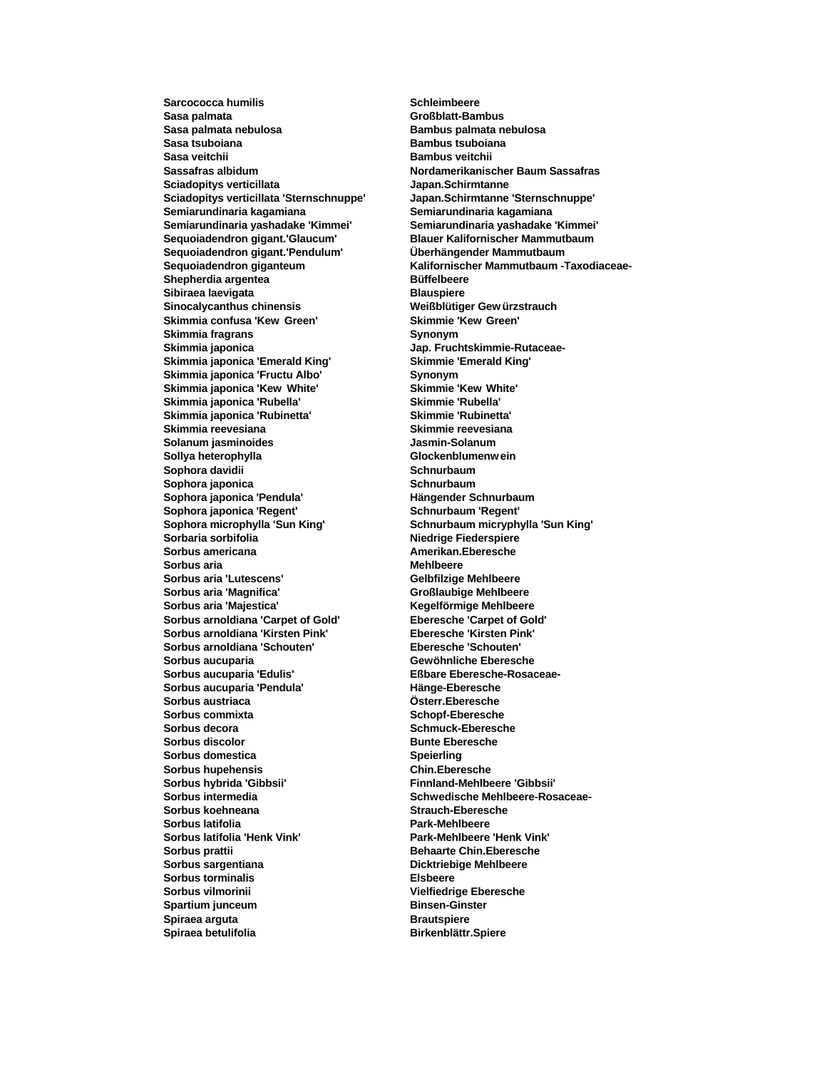| | |
|---|---|
| **Sarcococca humilis** | **Schleimbeere** |
| **Sasa palmata** | **Großblatt-Bambus** |
| **Sasa palmata nebulosa** | **Bambus palmata nebulosa** |
| **Sasa tsuboiana** | **Bambus tsuboiana** |
| **Sasa veitchii** | **Bambus veitchii** |
| **Sassafras albidum** | **Nordamerikanischer Baum Sassafras** |
| **Sciadopitys verticillata** | **Japan.Schirmtanne** |
| **Sciadopitys verticillata 'Sternschnuppe'** | **Japan.Schirmtanne 'Sternschnuppe'** |
| **Semiarundinaria kagamiana** | **Semiarundinaria kagamiana** |
| **Semiarundinaria yashadake 'Kimmei'** | **Semiarundinaria yashadake 'Kimmei'** |
| **Sequoiadendron gigant.'Glaucum'** | **Blauer Kalifornischer Mammutbaum** |
| **Sequoiadendron gigant.'Pendulum'** | **Überhängender Mammutbaum** |
| **Sequoiadendron giganteum** | **Kalifornischer Mammutbaum -Taxodiaceae-** |
| **Shepherdia argentea** | **Büffelbeere** |
| **Sibiraea laevigata** | **Blauspiere** |
| **Sinocalycanthus chinensis** | **Weißblütiger Gewürzstrauch** |
| **Skimmia confusa 'Kew Green'** | **Skimmie 'Kew Green'** |
| **Skimmia fragrans** | **Synonym** |
| **Skimmia japonica** | **Jap. Fruchtskimmie-Rutaceae-** |
| **Skimmia japonica 'Emerald King'** | **Skimmie 'Emerald King'** |
| **Skimmia japonica 'Fructu Albo'** | **Synonym** |
| **Skimmia japonica 'Kew White'** | **Skimmie 'Kew White'** |
| **Skimmia japonica 'Rubella'** | **Skimmie 'Rubella'** |
| **Skimmia japonica 'Rubinetta'** | **Skimmie 'Rubinetta'** |
| **Skimmia reevesiana** | **Skimmie reevesiana** |
| **Solanum jasminoides** | **Jasmin-Solanum** |
| **Sollya heterophylla** | **Glockenblumenwein** |
| **Sophora davidii** | **Schnurbaum** |
| **Sophora japonica** | **Schnurbaum** |
| **Sophora japonica 'Pendula'** | **Hängender Schnurbaum** |
| **Sophora japonica 'Regent'** | **Schnurbaum 'Regent'** |
| **Sophora microphylla 'Sun King'** | **Schnurbaum micryphylla 'Sun King'** |
| **Sorbaria sorbifolia** | **Niedrige Fiederspiere** |
| **Sorbus americana** | **Amerikan.Eberesche** |
| **Sorbus aria** | **Mehlbeere** |
| **Sorbus aria 'Lutescens'** | **Gelbfilzige Mehlbeere** |
| **Sorbus aria 'Magnifica'** | **Großlaubige Mehlbeere** |
| **Sorbus aria 'Majestica'** | **Kegelförmige Mehlbeere** |
| **Sorbus arnoldiana 'Carpet of Gold'** | **Eberesche 'Carpet of Gold'** |
| **Sorbus arnoldiana 'Kirsten Pink'** | **Eberesche 'Kirsten Pink'** |
| **Sorbus arnoldiana 'Schouten'** | **Eberesche 'Schouten'** |
| **Sorbus aucuparia** | **Gewöhnliche Eberesche** |
| **Sorbus aucuparia 'Edulis'** | **Eßbare Eberesche-Rosaceae-** |
| **Sorbus aucuparia 'Pendula'** | **Hänge-Eberesche** |
| **Sorbus austriaca** | **Österr.Eberesche** |
| **Sorbus commixta** | **Schopf-Eberesche** |
| **Sorbus decora** | **Schmuck-Eberesche** |
| **Sorbus discolor** | **Bunte Eberesche** |
| **Sorbus domestica** | **Speierling** |
| **Sorbus hupehensis** | **Chin.Eberesche** |
| **Sorbus hybrida 'Gibbsii'** | **Finnland-Mehlbeere 'Gibbsii'** |
| **Sorbus intermedia** | **Schwedische Mehlbeere-Rosaceae-** |
| **Sorbus koehneana** | **Strauch-Eberesche** |
| **Sorbus latifolia** | **Park-Mehlbeere** |
| **Sorbus latifolia 'Henk Vink'** | **Park-Mehlbeere 'Henk Vink'** |
| **Sorbus prattii** | **Behaarte Chin.Eberesche** |
| **Sorbus sargentiana** | **Dicktriebige Mehlbeere** |
| **Sorbus torminalis** | **Elsbeere** |
| **Sorbus vilmorinii** | **Vielfiedrige Eberesche** |
| **Spartium junceum** | **Binsen-Ginster** |
| **Spiraea arguta** | **Brautspiere** |
| **Spiraea betulifolia** | **Birkenblättr.Spiere** |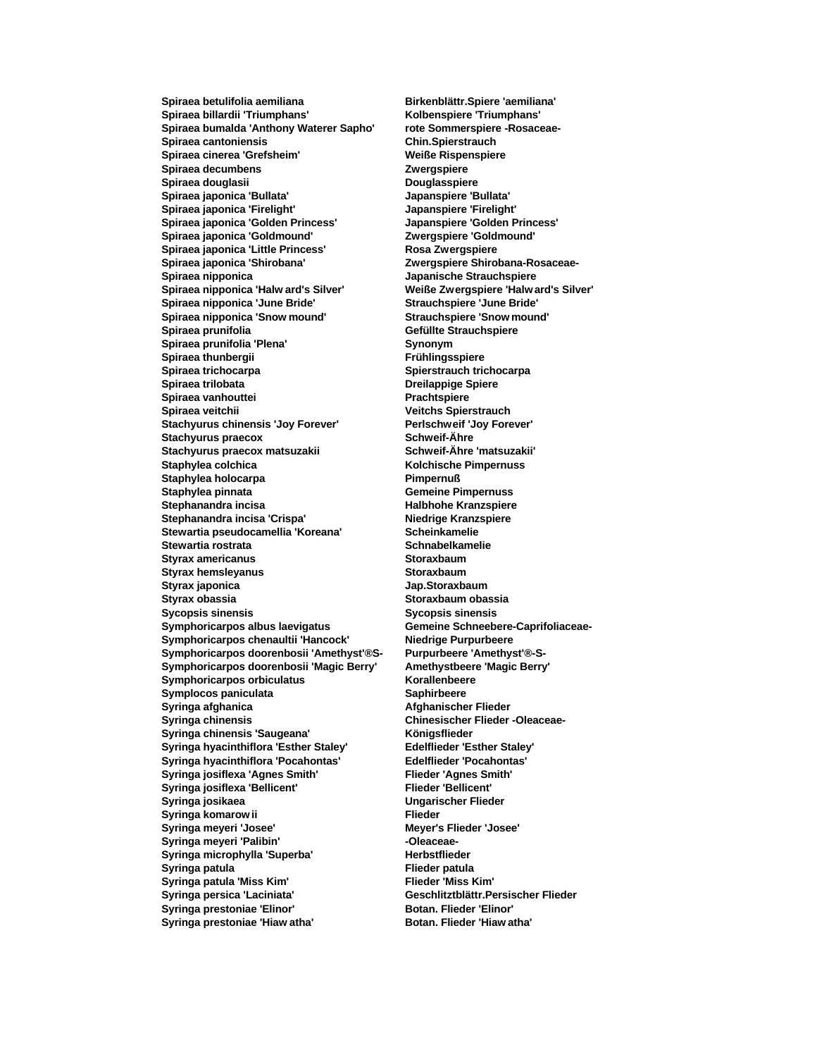| | |
|---|---|
| **Spiraea betulifolia aemiliana** | **Birkenblättr.Spiere 'aemiliana'** |
| **Spiraea billardii 'Triumphans'** | **Kolbenspiere 'Triumphans'** |
| **Spiraea bumalda 'Anthony Waterer Sapho'** | **rote Sommerspiere -Rosaceae-** |
| **Spiraea cantoniensis** | **Chin.Spierstrauch** |
| **Spiraea cinerea 'Grefsheim'** | **Weiße Rispenspiere** |
| **Spiraea decumbens** | **Zwergspiere** |
| **Spiraea douglasii** | **Douglasspiere** |
| **Spiraea japonica 'Bullata'** | **Japanspiere 'Bullata'** |
| **Spiraea japonica 'Firelight'** | **Japanspiere 'Firelight'** |
| **Spiraea japonica 'Golden Princess'** | **Japanspiere 'Golden Princess'** |
| **Spiraea japonica 'Goldmound'** | **Zwergspiere 'Goldmound'** |
| **Spiraea japonica 'Little Princess'** | **Rosa Zwergspiere** |
| **Spiraea japonica 'Shirobana'** | **Zwergspiere Shirobana-Rosaceae-** |
| **Spiraea nipponica** | **Japanische Strauchspiere** |
| **Spiraea nipponica 'Halw ard's Silver'** | **Weiße Zwergspiere 'Halw ard's Silver'** |
| **Spiraea nipponica 'June Bride'** | **Strauchspiere 'June Bride'** |
| **Spiraea nipponica 'Snow mound'** | **Strauchspiere 'Snow mound'** |
| **Spiraea prunifolia** | **Gefüllte Strauchspiere** |
| **Spiraea prunifolia 'Plena'** | **Synonym** |
| **Spiraea thunbergii** | **Frühlingsspiere** |
| **Spiraea trichocarpa** | **Spierstrauch trichocarpa** |
| **Spiraea trilobata** | **Dreilappige Spiere** |
| **Spiraea vanhouttei** | **Prachtspiere** |
| **Spiraea veitchii** | **Veitchs Spierstrauch** |
| **Stachyurus chinensis 'Joy Forever'** | **Perlschweif 'Joy Forever'** |
| **Stachyurus praecox** | **Schweif-Ähre** |
| **Stachyurus praecox matsuzakii** | **Schweif-Ähre 'matsuzakii'** |
| **Staphylea colchica** | **Kolchische Pimpernuss** |
| **Staphylea holocarpa** | **Pimpernuß** |
| **Staphylea pinnata** | **Gemeine Pimpernuss** |
| **Stephanandra incisa** | **Halbhohe Kranzspiere** |
| **Stephanandra incisa 'Crispa'** | **Niedrige Kranzspiere** |
| **Stewartia pseudocamellia 'Koreana'** | **Scheinkamelie** |
| **Stewartia rostrata** | **Schnabelkamelie** |
| **Styrax americanus** | **Storaxbaum** |
| **Styrax hemsleyanus** | **Storaxbaum** |
| **Styrax japonica** | **Jap.Storaxbaum** |
| **Styrax obassia** | **Storaxbaum obassia** |
| **Sycopsis sinensis** | **Sycopsis sinensis** |
| **Symphoricarpos albus laevigatus** | **Gemeine Schneebere-Caprifoliaceae-** |
| **Symphoricarpos chenaultii 'Hancock'** | **Niedrige Purpurbeere** |
| **Symphoricarpos doorenbosii 'Amethyst'®S-** | **Purpurbeere 'Amethyst'®-S-** |
| **Symphoricarpos doorenbosii 'Magic Berry'** | **Amethystbeere 'Magic Berry'** |
| **Symphoricarpos orbiculatus** | **Korallenbeere** |
| **Symplocos paniculata** | **Saphirbeere** |
| **Syringa afghanica** | **Afghanischer Flieder** |
| **Syringa chinensis** | **Chinesischer Flieder -Oleaceae-** |
| **Syringa chinensis 'Saugeana'** | **Königsflieder** |
| **Syringa hyacinthiflora 'Esther Staley'** | **Edelflieder 'Esther Staley'** |
| **Syringa hyacinthiflora 'Pocahontas'** | **Edelflieder 'Pocahontas'** |
| **Syringa josiflexa 'Agnes Smith'** | **Flieder 'Agnes Smith'** |
| **Syringa josiflexa 'Bellicent'** | **Flieder 'Bellicent'** |
| **Syringa josikaea** | **Ungarischer Flieder** |
| **Syringa komarow ii** | **Flieder** |
| **Syringa meyeri 'Josee'** | **Meyer's Flieder 'Josee'** |
| **Syringa meyeri 'Palibin'** | **-Oleaceae-** |
| **Syringa microphylla 'Superba'** | **Herbstflieder** |
| **Syringa patula** | **Flieder patula** |
| **Syringa patula 'Miss Kim'** | **Flieder 'Miss Kim'** |
| **Syringa persica 'Laciniata'** | **Geschlitztblättr.Persischer Flieder** |
| **Syringa prestoniae 'Elinor'** | **Botan. Flieder 'Elinor'** |
| **Syringa prestoniae 'Hiaw atha'** | **Botan. Flieder 'Hiaw atha'** |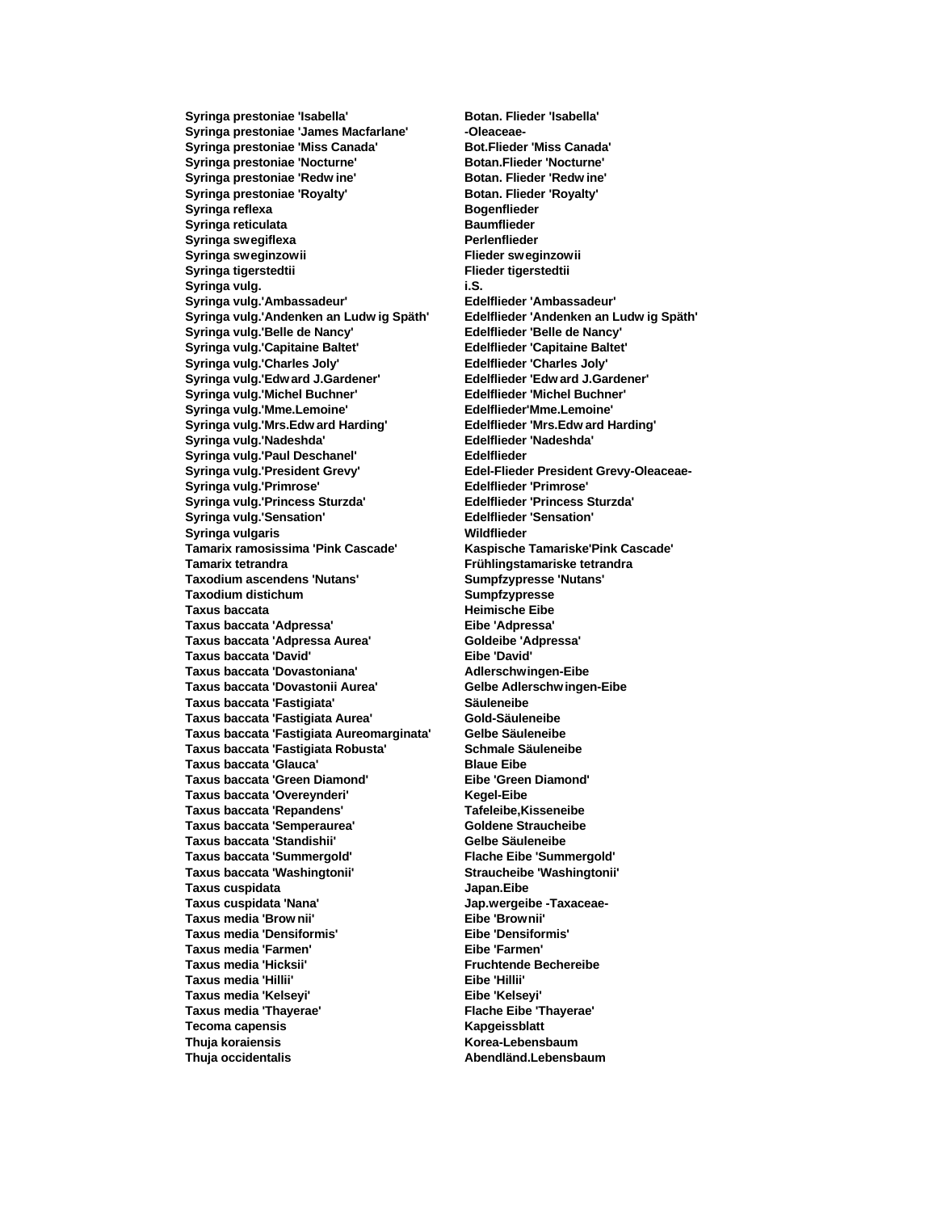| | |
|---|---|
| **Syringa prestoniae 'Isabella'** | **Botan. Flieder 'Isabella'** |
| **Syringa prestoniae 'James Macfarlane'** | **-Oleaceae-** |
| **Syringa prestoniae 'Miss Canada'** | **Bot.Flieder 'Miss Canada'** |
| **Syringa prestoniae 'Nocturne'** | **Botan.Flieder 'Nocturne'** |
| **Syringa prestoniae 'Redw ine'** | **Botan. Flieder 'Redw ine'** |
| **Syringa prestoniae 'Royalty'** | **Botan. Flieder 'Royalty'** |
| **Syringa reflexa** | **Bogenflieder** |
| **Syringa reticulata** | **Baumflieder** |
| **Syringa swegiflexa** | **Perlenflieder** |
| **Syringa sweginzowii** | **Flieder sweginzowii** |
| **Syringa tigerstedtii** | **Flieder tigerstedtii** |
| **Syringa vulg.** | **i.S.** |
| **Syringa vulg.'Ambassadeur'** | **Edelflieder 'Ambassadeur'** |
| **Syringa vulg.'Andenken an Ludw ig Späth'** | **Edelflieder 'Andenken an Ludw ig Späth'** |
| **Syringa vulg.'Belle de Nancy'** | **Edelflieder 'Belle de Nancy'** |
| **Syringa vulg.'Capitaine Baltet'** | **Edelflieder 'Capitaine Baltet'** |
| **Syringa vulg.'Charles Joly'** | **Edelflieder 'Charles Joly'** |
| **Syringa vulg.'Edw ard J.Gardener'** | **Edelflieder 'Edw ard J.Gardener'** |
| **Syringa vulg.'Michel Buchner'** | **Edelflieder 'Michel Buchner'** |
| **Syringa vulg.'Mme.Lemoine'** | **Edelflieder'Mme.Lemoine'** |
| **Syringa vulg.'Mrs.Edw ard Harding'** | **Edelflieder 'Mrs.Edw ard Harding'** |
| **Syringa vulg.'Nadeshda'** | **Edelflieder 'Nadeshda'** |
| **Syringa vulg.'Paul Deschanel'** | **Edelflieder** |
| **Syringa vulg.'President Grevy'** | **Edel-Flieder President Grevy-Oleaceae-** |
| **Syringa vulg.'Primrose'** | **Edelflieder 'Primrose'** |
| **Syringa vulg.'Princess Sturzda'** | **Edelflieder 'Princess Sturzda'** |
| **Syringa vulg.'Sensation'** | **Edelflieder 'Sensation'** |
| **Syringa vulgaris** | **Wildflieder** |
| **Tamarix ramosissima 'Pink Cascade'** | **Kaspische Tamariske'Pink Cascade'** |
| **Tamarix tetrandra** | **Frühlingstamariske tetrandra** |
| **Taxodium ascendens 'Nutans'** | **Sumpfzypresse 'Nutans'** |
| **Taxodium distichum** | **Sumpfzypresse** |
| **Taxus baccata** | **Heimische Eibe** |
| **Taxus baccata 'Adpressa'** | **Eibe 'Adpressa'** |
| **Taxus baccata 'Adpressa Aurea'** | **Goldeibe 'Adpressa'** |
| **Taxus baccata 'David'** | **Eibe 'David'** |
| **Taxus baccata 'Dovastoniana'** | **Adlerschwingen-Eibe** |
| **Taxus baccata 'Dovastonii Aurea'** | **Gelbe Adlerschw ingen-Eibe** |
| **Taxus baccata 'Fastigiata'** | **Säuleneibe** |
| **Taxus baccata 'Fastigiata Aurea'** | **Gold-Säuleneibe** |
| **Taxus baccata 'Fastigiata Aureomarginata'** | **Gelbe Säuleneibe** |
| **Taxus baccata 'Fastigiata Robusta'** | **Schmale Säuleneibe** |
| **Taxus baccata 'Glauca'** | **Blaue Eibe** |
| **Taxus baccata 'Green Diamond'** | **Eibe 'Green Diamond'** |
| **Taxus baccata 'Overeynderi'** | **Kegel-Eibe** |
| **Taxus baccata 'Repandens'** | **Tafeleibe,Kisseneibe** |
| **Taxus baccata 'Semperaurea'** | **Goldene Straucheibe** |
| **Taxus baccata 'Standishii'** | **Gelbe Säuleneibe** |
| **Taxus baccata 'Summergold'** | **Flache Eibe 'Summergold'** |
| **Taxus baccata 'Washingtonii'** | **Straucheibe 'Washingtonii'** |
| **Taxus cuspidata** | **Japan.Eibe** |
| **Taxus cuspidata 'Nana'** | **Jap.wergeibe -Taxaceae-** |
| **Taxus media 'Brow nii'** | **Eibe 'Brownii'** |
| **Taxus media 'Densiformis'** | **Eibe 'Densiformis'** |
| **Taxus media 'Farmen'** | **Eibe 'Farmen'** |
| **Taxus media 'Hicksii'** | **Fruchtende Bechereibe** |
| **Taxus media 'Hillii'** | **Eibe 'Hillii'** |
| **Taxus media 'Kelseyi'** | **Eibe 'Kelseyi'** |
| **Taxus media 'Thayerae'** | **Flache Eibe 'Thayerae'** |
| **Tecoma capensis** | **Kapgeissblatt** |
| **Thuja koraiensis** | **Korea-Lebensbaum** |
| **Thuja occidentalis** | **Abendländ.Lebensbaum** |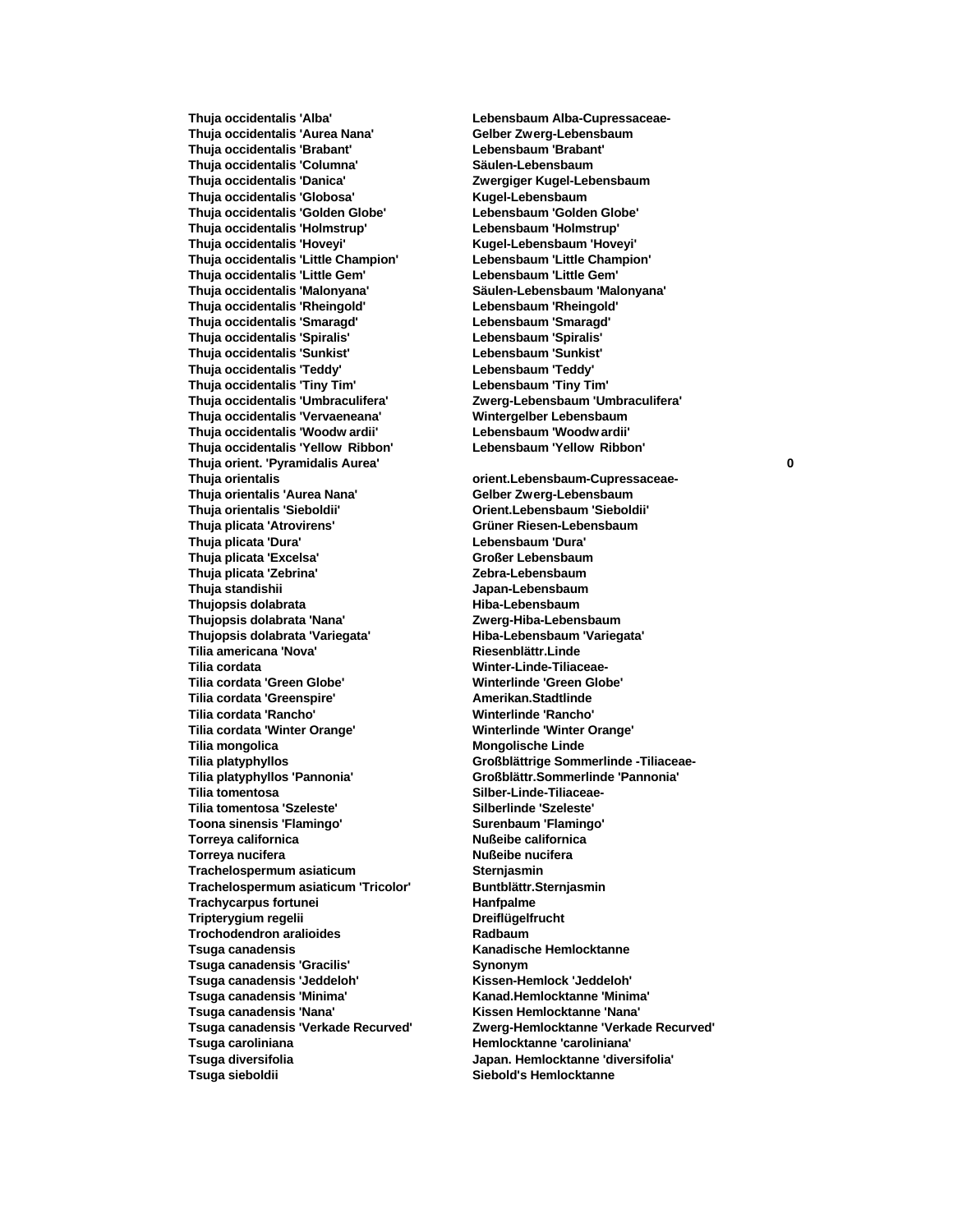| | | |
|---|---|---|
| **Thuja occidentalis 'Alba'** | **Lebensbaum Alba-Cupressaceae-** | |
| **Thuja occidentalis 'Aurea Nana'** | **Gelber Zwerg-Lebensbaum** | |
| **Thuja occidentalis 'Brabant'** | **Lebensbaum 'Brabant'** | |
| **Thuja occidentalis 'Columna'** | **Säulen-Lebensbaum** | |
| **Thuja occidentalis 'Danica'** | **Zwergiger Kugel-Lebensbaum** | |
| **Thuja occidentalis 'Globosa'** | **Kugel-Lebensbaum** | |
| **Thuja occidentalis 'Golden Globe'** | **Lebensbaum 'Golden Globe'** | |
| **Thuja occidentalis 'Holmstrup'** | **Lebensbaum 'Holmstrup'** | |
| **Thuja occidentalis 'Hoveyi'** | **Kugel-Lebensbaum 'Hoveyi'** | |
| **Thuja occidentalis 'Little Champion'** | **Lebensbaum 'Little Champion'** | |
| **Thuja occidentalis 'Little Gem'** | **Lebensbaum 'Little Gem'** | |
| **Thuja occidentalis 'Malonyana'** | **Säulen-Lebensbaum 'Malonyana'** | |
| **Thuja occidentalis 'Rheingold'** | **Lebensbaum 'Rheingold'** | |
| **Thuja occidentalis 'Smaragd'** | **Lebensbaum 'Smaragd'** | |
| **Thuja occidentalis 'Spiralis'** | **Lebensbaum 'Spiralis'** | |
| **Thuja occidentalis 'Sunkist'** | **Lebensbaum 'Sunkist'** | |
| **Thuja occidentalis 'Teddy'** | **Lebensbaum 'Teddy'** | |
| **Thuja occidentalis 'Tiny Tim'** | **Lebensbaum 'Tiny Tim'** | |
| **Thuja occidentalis 'Umbraculifera'** | **Zwerg-Lebensbaum 'Umbraculifera'** | |
| **Thuja occidentalis 'Vervaeneana'** | **Wintergelber Lebensbaum** | |
| **Thuja occidentalis 'Woodwardii'** | **Lebensbaum 'Woodwardii'** | |
| **Thuja occidentalis 'Yellow Ribbon'** | **Lebensbaum 'Yellow Ribbon'** | |
| **Thuja orient. 'Pyramidalis Aurea'** | | **0** |
| **Thuja orientalis** | **orient.Lebensbaum-Cupressaceae-** | |
| **Thuja orientalis 'Aurea Nana'** | **Gelber Zwerg-Lebensbaum** | |
| **Thuja orientalis 'Sieboldii'** | **Orient.Lebensbaum 'Sieboldii'** | |
| **Thuja plicata 'Atrovirens'** | **Grüner Riesen-Lebensbaum** | |
| **Thuja plicata 'Dura'** | **Lebensbaum 'Dura'** | |
| **Thuja plicata 'Excelsa'** | **Großer Lebensbaum** | |
| **Thuja plicata 'Zebrina'** | **Zebra-Lebensbaum** | |
| **Thuja standishii** | **Japan-Lebensbaum** | |
| **Thujopsis dolabrata** | **Hiba-Lebensbaum** | |
| **Thujopsis dolabrata 'Nana'** | **Zwerg-Hiba-Lebensbaum** | |
| **Thujopsis dolabrata 'Variegata'** | **Hiba-Lebensbaum 'Variegata'** | |
| **Tilia americana 'Nova'** | **Riesenblättr.Linde** | |
| **Tilia cordata** | **Winter-Linde-Tiliaceae-** | |
| **Tilia cordata 'Green Globe'** | **Winterlinde 'Green Globe'** | |
| **Tilia cordata 'Greenspire'** | **Amerikan.Stadtlinde** | |
| **Tilia cordata 'Rancho'** | **Winterlinde 'Rancho'** | |
| **Tilia cordata 'Winter Orange'** | **Winterlinde 'Winter Orange'** | |
| **Tilia mongolica** | **Mongolische Linde** | |
| **Tilia platyphyllos** | **Großblättrige Sommerlinde -Tiliaceae-** | |
| **Tilia platyphyllos 'Pannonia'** | **Großblättr.Sommerlinde 'Pannonia'** | |
| **Tilia tomentosa** | **Silber-Linde-Tiliaceae-** | |
| **Tilia tomentosa 'Szeleste'** | **Silberlinde 'Szeleste'** | |
| **Toona sinensis 'Flamingo'** | **Surenbaum 'Flamingo'** | |
| **Torreya californica** | **Nußeibe californica** | |
| **Torreya nucifera** | **Nußeibe nucifera** | |
| **Trachelospermum asiaticum** | **Sternjasmin** | |
| **Trachelospermum asiaticum 'Tricolor'** | **Buntblättr.Sternjasmin** | |
| **Trachycarpus fortunei** | **Hanfpalme** | |
| **Tripterygium regelii** | **Dreiflügelfrucht** | |
| **Trochodendron aralioides** | **Radbaum** | |
| **Tsuga canadensis** | **Kanadische Hemlocktanne** | |
| **Tsuga canadensis 'Gracilis'** | **Synonym** | |
| **Tsuga canadensis 'Jeddeloh'** | **Kissen-Hemlock 'Jeddeloh'** | |
| **Tsuga canadensis 'Minima'** | **Kanad.Hemlocktanne 'Minima'** | |
| **Tsuga canadensis 'Nana'** | **Kissen Hemlocktanne 'Nana'** | |
| **Tsuga canadensis 'Verkade Recurved'** | **Zwerg-Hemlocktanne 'Verkade Recurved'** | |
| **Tsuga caroliniana** | **Hemlocktanne 'caroliniana'** | |
| **Tsuga diversifolia** | **Japan. Hemlocktanne 'diversifolia'** | |
| **Tsuga sieboldii** | **Siebold's Hemlocktanne** | |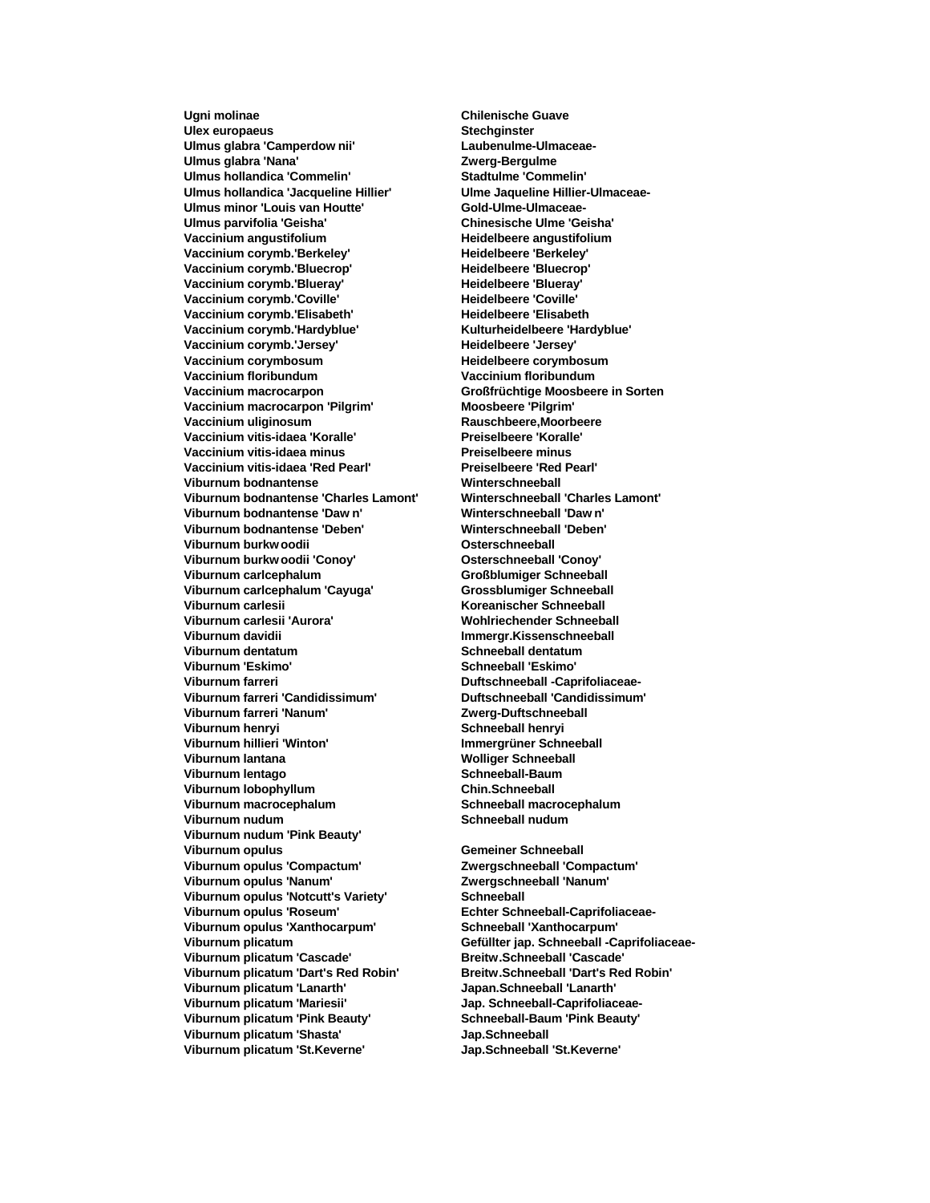| | |
|---|---|
| **Ugni molinae** | **Chilenische Guave** |
| **Ulex europaeus** | **Stechginster** |
| **Ulmus glabra 'Camperdow nii'** | **Laubenulme-Ulmaceae-** |
| **Ulmus glabra 'Nana'** | **Zwerg-Bergulme** |
| **Ulmus hollandica 'Commelin'** | **Stadtulme 'Commelin'** |
| **Ulmus hollandica 'Jacqueline Hillier'** | **Ulme Jaqueline Hillier-Ulmaceae-** |
| **Ulmus minor 'Louis van Houtte'** | **Gold-Ulme-Ulmaceae-** |
| **Ulmus parvifolia 'Geisha'** | **Chinesische Ulme 'Geisha'** |
| **Vaccinium angustifolium** | **Heidelbeere angustifolium** |
| **Vaccinium corymb.'Berkeley'** | **Heidelbeere 'Berkeley'** |
| **Vaccinium corymb.'Bluecrop'** | **Heidelbeere 'Bluecrop'** |
| **Vaccinium corymb.'Blueray'** | **Heidelbeere 'Blueray'** |
| **Vaccinium corymb.'Coville'** | **Heidelbeere 'Coville'** |
| **Vaccinium corymb.'Elisabeth'** | **Heidelbeere 'Elisabeth** |
| **Vaccinium corymb.'Hardyblue'** | **Kulturheidelbeere 'Hardyblue'** |
| **Vaccinium corymb.'Jersey'** | **Heidelbeere 'Jersey'** |
| **Vaccinium corymbosum** | **Heidelbeere corymbosum** |
| **Vaccinium floribundum** | **Vaccinium floribundum** |
| **Vaccinium macrocarpon** | **Großfrüchtige Moosbeere in Sorten** |
| **Vaccinium macrocarpon 'Pilgrim'** | **Moosbeere 'Pilgrim'** |
| **Vaccinium uliginosum** | **Rauschbeere,Moorbeere** |
| **Vaccinium vitis-idaea 'Koralle'** | **Preiselbeere 'Koralle'** |
| **Vaccinium vitis-idaea minus** | **Preiselbeere minus** |
| **Vaccinium vitis-idaea 'Red Pearl'** | **Preiselbeere 'Red Pearl'** |
| **Viburnum bodnantense** | **Winterschneeball** |
| **Viburnum bodnantense 'Charles Lamont'** | **Winterschneeball 'Charles Lamont'** |
| **Viburnum bodnantense 'Daw n'** | **Winterschneeball 'Daw n'** |
| **Viburnum bodnantense 'Deben'** | **Winterschneeball 'Deben'** |
| **Viburnum burkw oodii** | **Osterschneeball** |
| **Viburnum burkw oodii 'Conoy'** | **Osterschneeball 'Conoy'** |
| **Viburnum carlcephalum** | **Großblumiger Schneeball** |
| **Viburnum carlcephalum 'Cayuga'** | **Grossblumiger Schneeball** |
| **Viburnum carlesii** | **Koreanischer Schneeball** |
| **Viburnum carlesii 'Aurora'** | **Wohlriechender Schneeball** |
| **Viburnum davidii** | **Immergr.Kissenschneeball** |
| **Viburnum dentatum** | **Schneeball dentatum** |
| **Viburnum 'Eskimo'** | **Schneeball 'Eskimo'** |
| **Viburnum farreri** | **Duftschneeball -Caprifoliaceae-** |
| **Viburnum farreri 'Candidissimum'** | **Duftschneeball 'Candidissimum'** |
| **Viburnum farreri 'Nanum'** | **Zwerg-Duftschneeball** |
| **Viburnum henryi** | **Schneeball henryi** |
| **Viburnum hillieri 'Winton'** | **Immergrüner Schneeball** |
| **Viburnum lantana** | **Wolliger Schneeball** |
| **Viburnum lentago** | **Schneeball-Baum** |
| **Viburnum lobophyllum** | **Chin.Schneeball** |
| **Viburnum macrocephalum** | **Schneeball macrocephalum** |
| **Viburnum nudum** | **Schneeball nudum** |
| **Viburnum nudum 'Pink Beauty'** | |
| **Viburnum opulus** | **Gemeiner Schneeball** |
| **Viburnum opulus 'Compactum'** | **Zwergschneeball 'Compactum'** |
| **Viburnum opulus 'Nanum'** | **Zwergschneeball 'Nanum'** |
| **Viburnum opulus 'Notcutt's Variety'** | **Schneeball** |
| **Viburnum opulus 'Roseum'** | **Echter Schneeball-Caprifoliaceae-** |
| **Viburnum opulus 'Xanthocarpum'** | **Schneeball 'Xanthocarpum'** |
| **Viburnum plicatum** | **Gefüllter jap. Schneeball -Caprifoliaceae-** |
| **Viburnum plicatum 'Cascade'** | **Breitw.Schneeball 'Cascade'** |
| **Viburnum plicatum 'Dart's Red Robin'** | **Breitw.Schneeball 'Dart's Red Robin'** |
| **Viburnum plicatum 'Lanarth'** | **Japan.Schneeball 'Lanarth'** |
| **Viburnum plicatum 'Mariesii'** | **Jap. Schneeball-Caprifoliaceae-** |
| **Viburnum plicatum 'Pink Beauty'** | **Schneeball-Baum 'Pink Beauty'** |
| **Viburnum plicatum 'Shasta'** | **Jap.Schneeball** |
| **Viburnum plicatum 'St.Keverne'** | **Jap.Schneeball 'St.Keverne'** |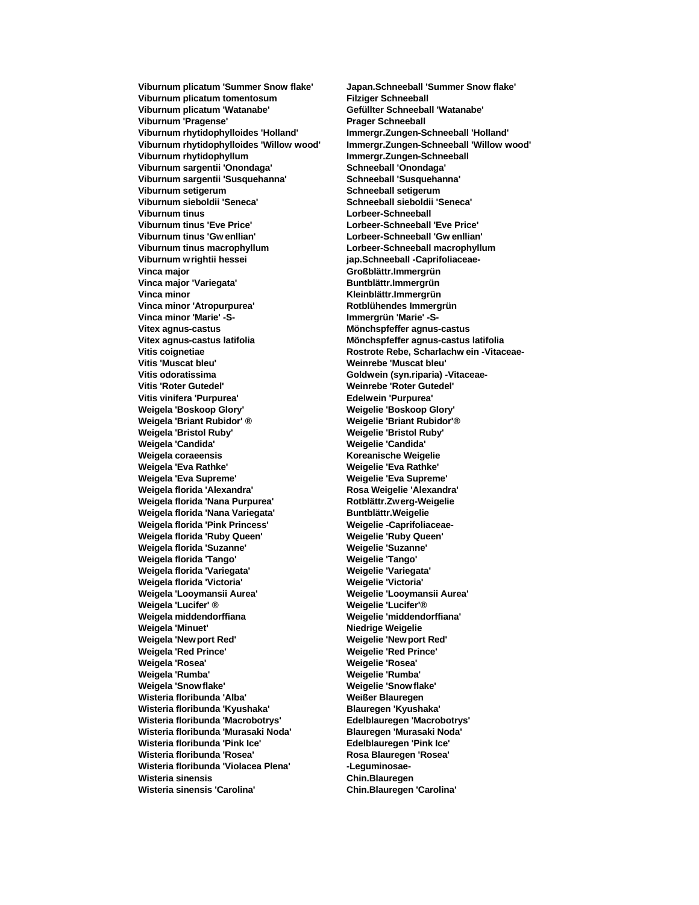| | |
|---|---|
| **Viburnum plicatum 'Summer Snow flake'** | **Japan.Schneeball 'Summer Snow flake'** |
| **Viburnum plicatum tomentosum** | **Filziger Schneeball** |
| **Viburnum plicatum 'Watanabe'** | **Gefüllter Schneeball 'Watanabe'** |
| **Viburnum 'Pragense'** | **Prager Schneeball** |
| **Viburnum rhytidophylloides 'Holland'** | **Immergr.Zungen-Schneeball 'Holland'** |
| **Viburnum rhytidophylloides 'Willow wood'** | **Immergr.Zungen-Schneeball 'Willow wood'** |
| **Viburnum rhytidophyllum** | **Immergr.Zungen-Schneeball** |
| **Viburnum sargentii 'Onondaga'** | **Schneeball 'Onondaga'** |
| **Viburnum sargentii 'Susquehanna'** | **Schneeball 'Susquehanna'** |
| **Viburnum setigerum** | **Schneeball setigerum** |
| **Viburnum sieboldii 'Seneca'** | **Schneeball sieboldii 'Seneca'** |
| **Viburnum tinus** | **Lorbeer-Schneeball** |
| **Viburnum tinus 'Eve Price'** | **Lorbeer-Schneeball 'Eve Price'** |
| **Viburnum tinus 'Gw enllian'** | **Lorbeer-Schneeball 'Gw enllian'** |
| **Viburnum tinus macrophyllum** | **Lorbeer-Schneeball macrophyllum** |
| **Viburnum w rightii hessei** | **jap.Schneeball -Caprifoliaceae-** |
| **Vinca major** | **Großblättr.Immergrün** |
| **Vinca major 'Variegata'** | **Buntblättr.Immergrün** |
| **Vinca minor** | **Kleinblättr.Immergrün** |
| **Vinca minor 'Atropurpurea'** | **Rotblühendes Immergrün** |
| **Vinca minor 'Marie' -S-** | **Immergrün 'Marie' -S-** |
| **Vitex agnus-castus** | **Mönchspfeffer agnus-castus** |
| **Vitex agnus-castus latifolia** | **Mönchspfeffer agnus-castus latifolia** |
| **Vitis coignetiae** | **Rostrote Rebe, Scharlachw ein -Vitaceae-** |
| **Vitis 'Muscat bleu'** | **Weinrebe 'Muscat bleu'** |
| **Vitis odoratissima** | **Goldwein (syn.riparia) -Vitaceae-** |
| **Vitis 'Roter Gutedel'** | **Weinrebe 'Roter Gutedel'** |
| **Vitis vinifera 'Purpurea'** | **Edelwein 'Purpurea'** |
| **Weigela 'Boskoop Glory'** | **Weigelie 'Boskoop Glory'** |
| **Weigela 'Briant Rubidor' ®** | **Weigelie 'Briant Rubidor'®** |
| **Weigela 'Bristol Ruby'** | **Weigelie 'Bristol Ruby'** |
| **Weigela 'Candida'** | **Weigelie 'Candida'** |
| **Weigela coraeensis** | **Koreanische Weigelie** |
| **Weigela 'Eva Rathke'** | **Weigelie 'Eva Rathke'** |
| **Weigela 'Eva Supreme'** | **Weigelie 'Eva Supreme'** |
| **Weigela florida 'Alexandra'** | **Rosa Weigelie 'Alexandra'** |
| **Weigela florida 'Nana Purpurea'** | **Rotblättr.Zw erg-Weigelie** |
| **Weigela florida 'Nana Variegata'** | **Buntblättr.Weigelie** |
| **Weigela florida 'Pink Princess'** | **Weigelie -Caprifoliaceae-** |
| **Weigela florida 'Ruby Queen'** | **Weigelie 'Ruby Queen'** |
| **Weigela florida 'Suzanne'** | **Weigelie 'Suzanne'** |
| **Weigela florida 'Tango'** | **Weigelie 'Tango'** |
| **Weigela florida 'Variegata'** | **Weigelie 'Variegata'** |
| **Weigela florida 'Victoria'** | **Weigelie 'Victoria'** |
| **Weigela 'Looymansii Aurea'** | **Weigelie 'Looymansii Aurea'** |
| **Weigela 'Lucifer' ®** | **Weigelie 'Lucifer'®** |
| **Weigela middendorffiana** | **Weigelie 'middendorffiana'** |
| **Weigela 'Minuet'** | **Niedrige Weigelie** |
| **Weigela 'New port Red'** | **Weigelie 'New port Red'** |
| **Weigela 'Red Prince'** | **Weigelie 'Red Prince'** |
| **Weigela 'Rosea'** | **Weigelie 'Rosea'** |
| **Weigela 'Rumba'** | **Weigelie 'Rumba'** |
| **Weigela 'Snow flake'** | **Weigelie 'Snow flake'** |
| **Wisteria floribunda 'Alba'** | **Weißer Blauregen** |
| **Wisteria floribunda 'Kyushaka'** | **Blauregen 'Kyushaka'** |
| **Wisteria floribunda 'Macrobotrys'** | **Edelblauregen 'Macrobotrys'** |
| **Wisteria floribunda 'Murasaki Noda'** | **Blauregen 'Murasaki Noda'** |
| **Wisteria floribunda 'Pink Ice'** | **Edelblauregen 'Pink Ice'** |
| **Wisteria floribunda 'Rosea'** | **Rosa Blauregen 'Rosea'** |
| **Wisteria floribunda 'Violacea Plena'** | **-Leguminosae-** |
| **Wisteria sinensis** | **Chin.Blauregen** |
| **Wisteria sinensis 'Carolina'** | **Chin.Blauregen 'Carolina'** |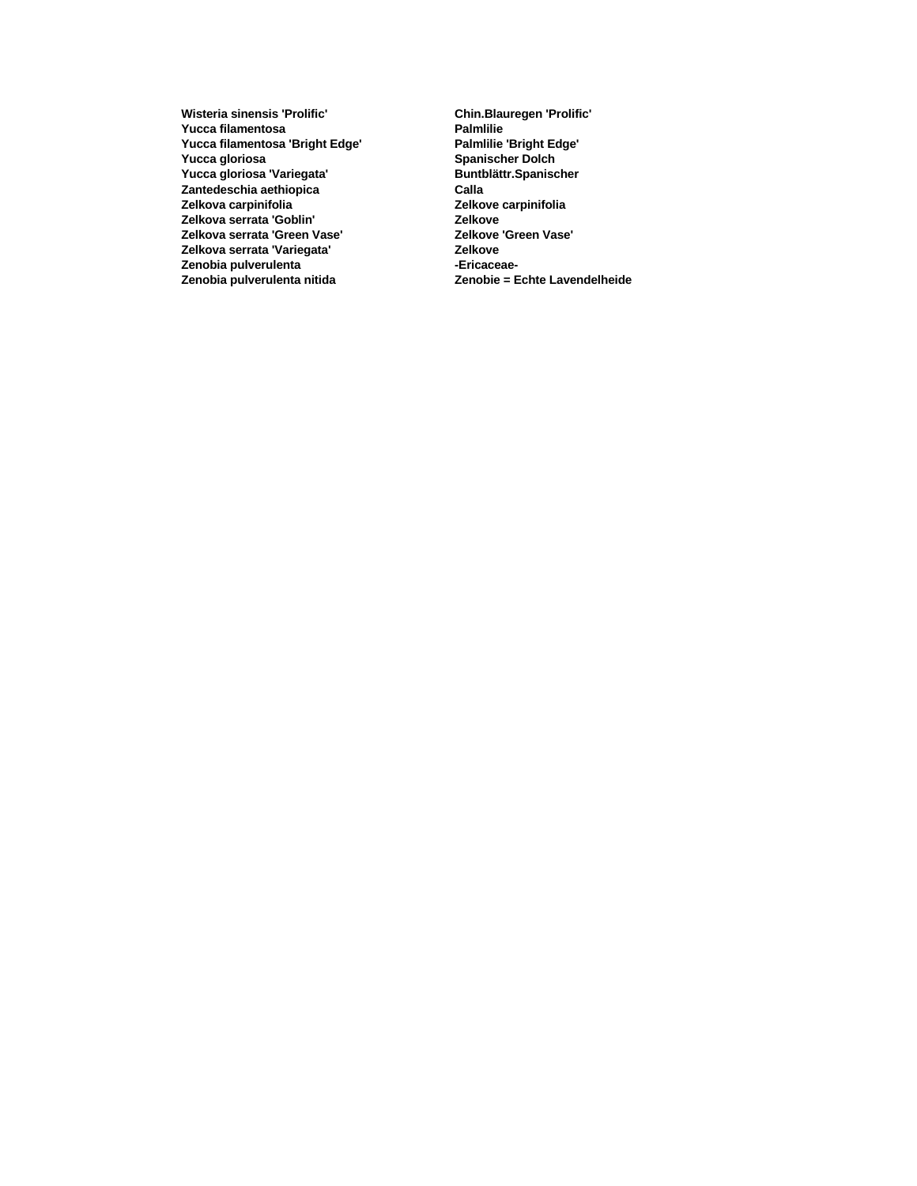| | |
|---|---|
| **Wisteria sinensis 'Prolific'** | **Chin.Blauregen 'Prolific'** |
| **Yucca filamentosa** | **Palmlilie** |
| **Yucca filamentosa 'Bright Edge'** | **Palmlilie 'Bright Edge'** |
| **Yucca gloriosa** | **Spanischer Dolch** |
| **Yucca gloriosa 'Variegata'** | **Buntblättr.Spanischer** |
| **Zantedeschia aethiopica** | **Calla** |
| **Zelkova carpinifolia** | **Zelkove carpinifolia** |
| **Zelkova serrata 'Goblin'** | **Zelkove** |
| **Zelkova serrata 'Green Vase'** | **Zelkove 'Green Vase'** |
| **Zelkova serrata 'Variegata'** | **Zelkove** |
| **Zenobia pulverulenta** | **-Ericaceae-** |
| **Zenobia pulverulenta nitida** | **Zenobie = Echte Lavendelheide** |